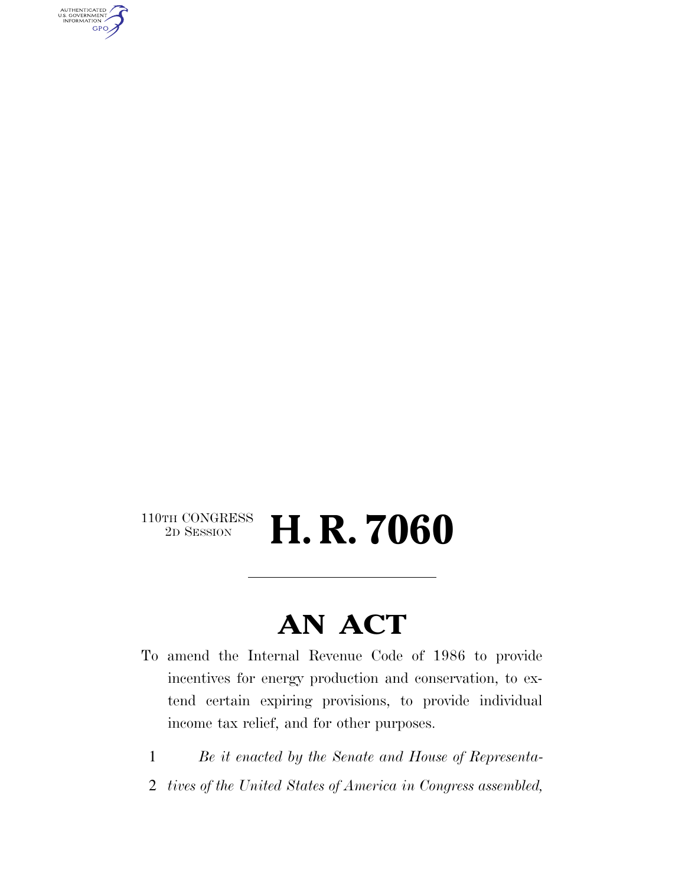110TH CONGRESS
2D SESSION

# H. R. 7060

## AN ACT

To amend the Internal Revenue Code of 1986 to provide incentives for energy production and conservation, to extend certain expiring provisions, to provide individual income tax relief, and for other purposes.

1 *Be it enacted by the Senate and House of Representa-*
2 *tives of the United States of America in Congress assembled,*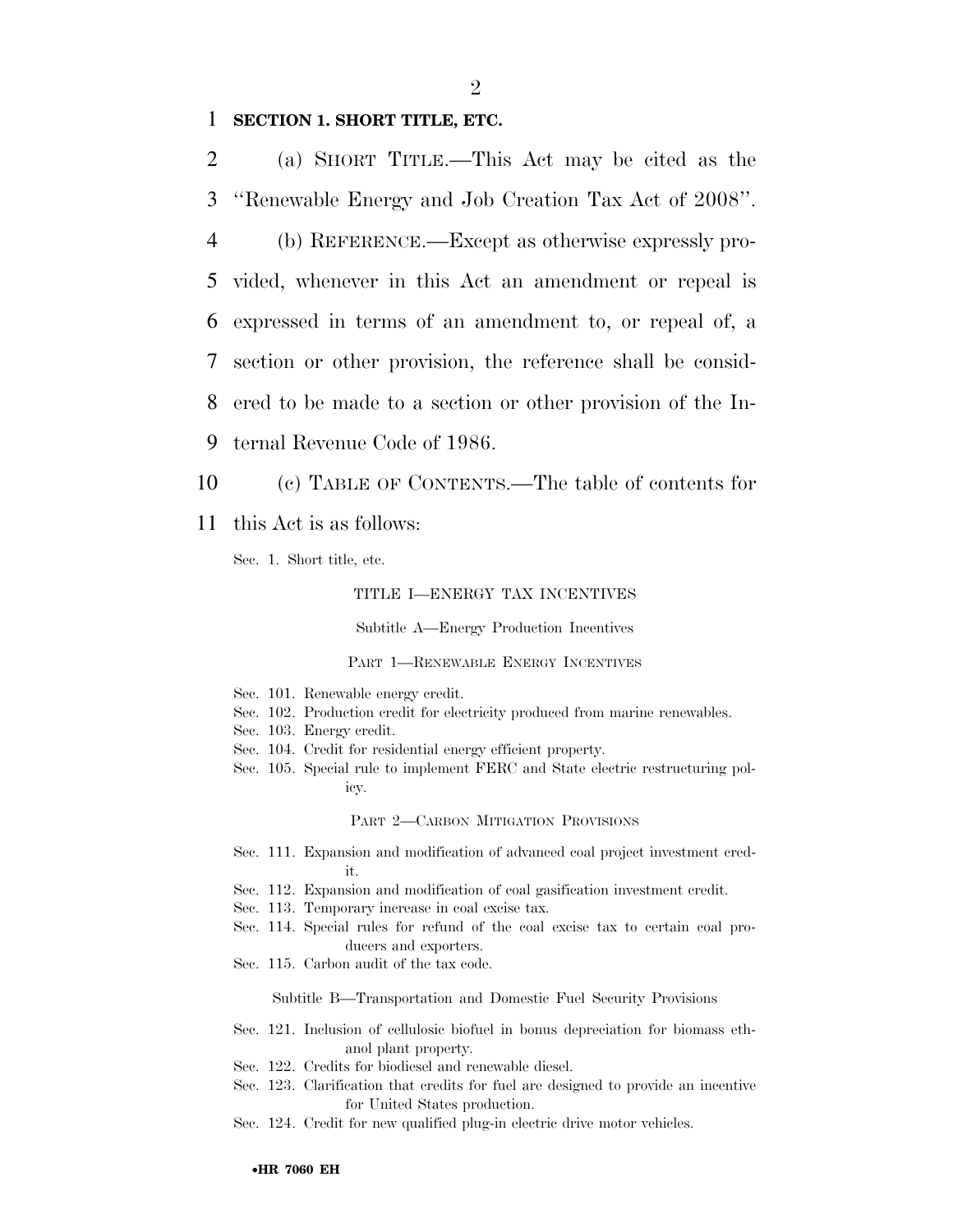**SECTION 1. SHORT TITLE, ETC.**

(a) SHORT TITLE.—This Act may be cited as the "Renewable Energy and Job Creation Tax Act of 2008".

(b) REFERENCE.—Except as otherwise expressly provided, whenever in this Act an amendment or repeal is expressed in terms of an amendment to, or repeal of, a section or other provision, the reference shall be considered to be made to a section or other provision of the Internal Revenue Code of 1986.

(c) TABLE OF CONTENTS.—The table of contents for this Act is as follows:

Sec. 1. Short title, etc.

TITLE I—ENERGY TAX INCENTIVES

Subtitle A—Energy Production Incentives

PART 1—RENEWABLE ENERGY INCENTIVES

Sec. 101. Renewable energy credit.
Sec. 102. Production credit for electricity produced from marine renewables.
Sec. 103. Energy credit.
Sec. 104. Credit for residential energy efficient property.
Sec. 105. Special rule to implement FERC and State electric restructuring policy.

PART 2—CARBON MITIGATION PROVISIONS

Sec. 111. Expansion and modification of advanced coal project investment credit.
Sec. 112. Expansion and modification of coal gasification investment credit.
Sec. 113. Temporary increase in coal excise tax.
Sec. 114. Special rules for refund of the coal excise tax to certain coal producers and exporters.
Sec. 115. Carbon audit of the tax code.

Subtitle B—Transportation and Domestic Fuel Security Provisions

Sec. 121. Inclusion of cellulosic biofuel in bonus depreciation for biomass ethanol plant property.
Sec. 122. Credits for biodiesel and renewable diesel.
Sec. 123. Clarification that credits for fuel are designed to provide an incentive for United States production.
Sec. 124. Credit for new qualified plug-in electric drive motor vehicles.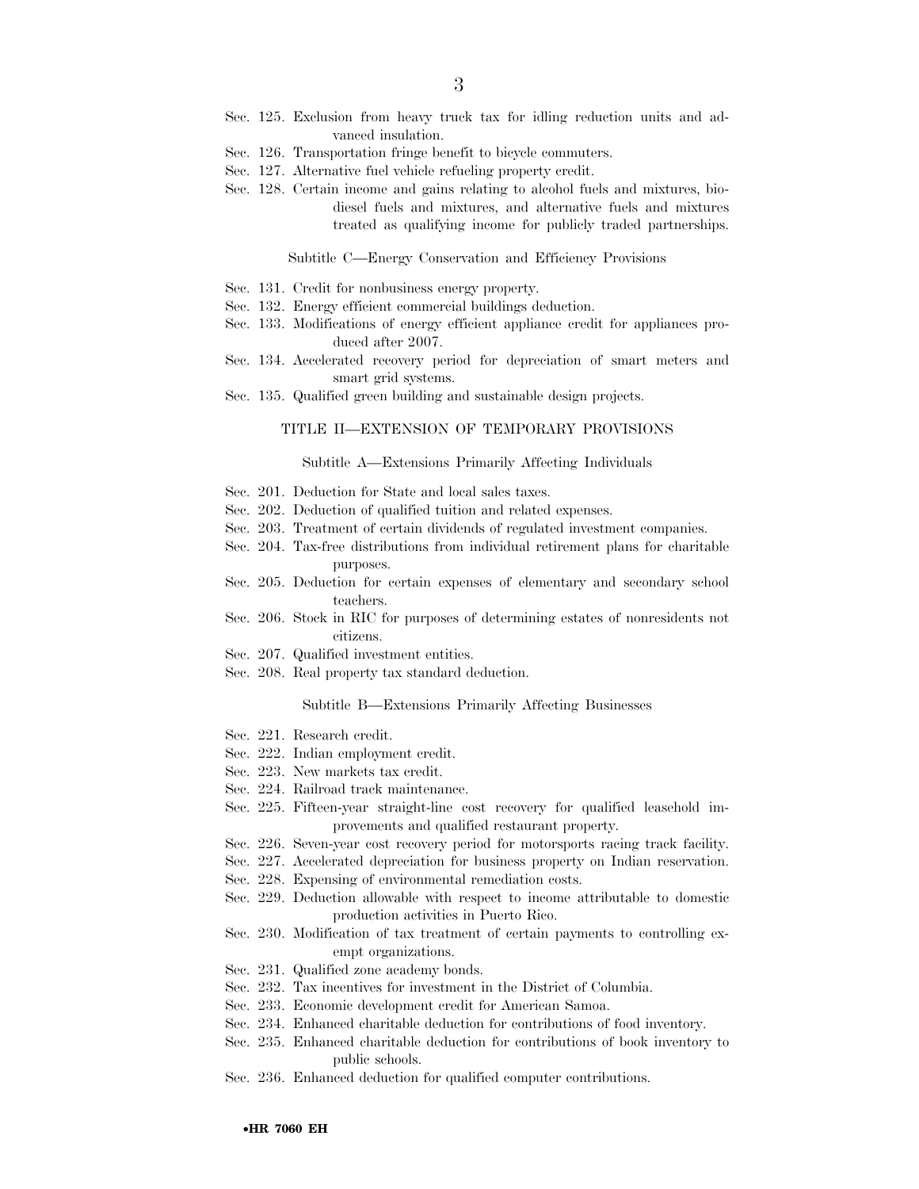Sec. 125. Exclusion from heavy truck tax for idling reduction units and advanced insulation.

Sec. 126. Transportation fringe benefit to bicycle commuters.

Sec. 127. Alternative fuel vehicle refueling property credit.

Sec. 128. Certain income and gains relating to alcohol fuels and mixtures, biodiesel fuels and mixtures, and alternative fuels and mixtures treated as qualifying income for publicly traded partnerships.

### Subtitle C—Energy Conservation and Efficiency Provisions

Sec. 131. Credit for nonbusiness energy property.

Sec. 132. Energy efficient commercial buildings deduction.

Sec. 133. Modifications of energy efficient appliance credit for appliances produced after 2007.

Sec. 134. Accelerated recovery period for depreciation of smart meters and smart grid systems.

Sec. 135. Qualified green building and sustainable design projects.

## TITLE II—EXTENSION OF TEMPORARY PROVISIONS

### Subtitle A—Extensions Primarily Affecting Individuals

Sec. 201. Deduction for State and local sales taxes.

Sec. 202. Deduction of qualified tuition and related expenses.

Sec. 203. Treatment of certain dividends of regulated investment companies.

Sec. 204. Tax-free distributions from individual retirement plans for charitable purposes.

Sec. 205. Deduction for certain expenses of elementary and secondary school teachers.

Sec. 206. Stock in RIC for purposes of determining estates of nonresidents not citizens.

Sec. 207. Qualified investment entities.

Sec. 208. Real property tax standard deduction.

### Subtitle B—Extensions Primarily Affecting Businesses

Sec. 221. Research credit.

Sec. 222. Indian employment credit.

Sec. 223. New markets tax credit.

Sec. 224. Railroad track maintenance.

Sec. 225. Fifteen-year straight-line cost recovery for qualified leasehold improvements and qualified restaurant property.

Sec. 226. Seven-year cost recovery period for motorsports racing track facility.

Sec. 227. Accelerated depreciation for business property on Indian reservation.

Sec. 228. Expensing of environmental remediation costs.

Sec. 229. Deduction allowable with respect to income attributable to domestic production activities in Puerto Rico.

Sec. 230. Modification of tax treatment of certain payments to controlling exempt organizations.

Sec. 231. Qualified zone academy bonds.

Sec. 232. Tax incentives for investment in the District of Columbia.

Sec. 233. Economic development credit for American Samoa.

Sec. 234. Enhanced charitable deduction for contributions of food inventory.

Sec. 235. Enhanced charitable deduction for contributions of book inventory to public schools.

Sec. 236. Enhanced deduction for qualified computer contributions.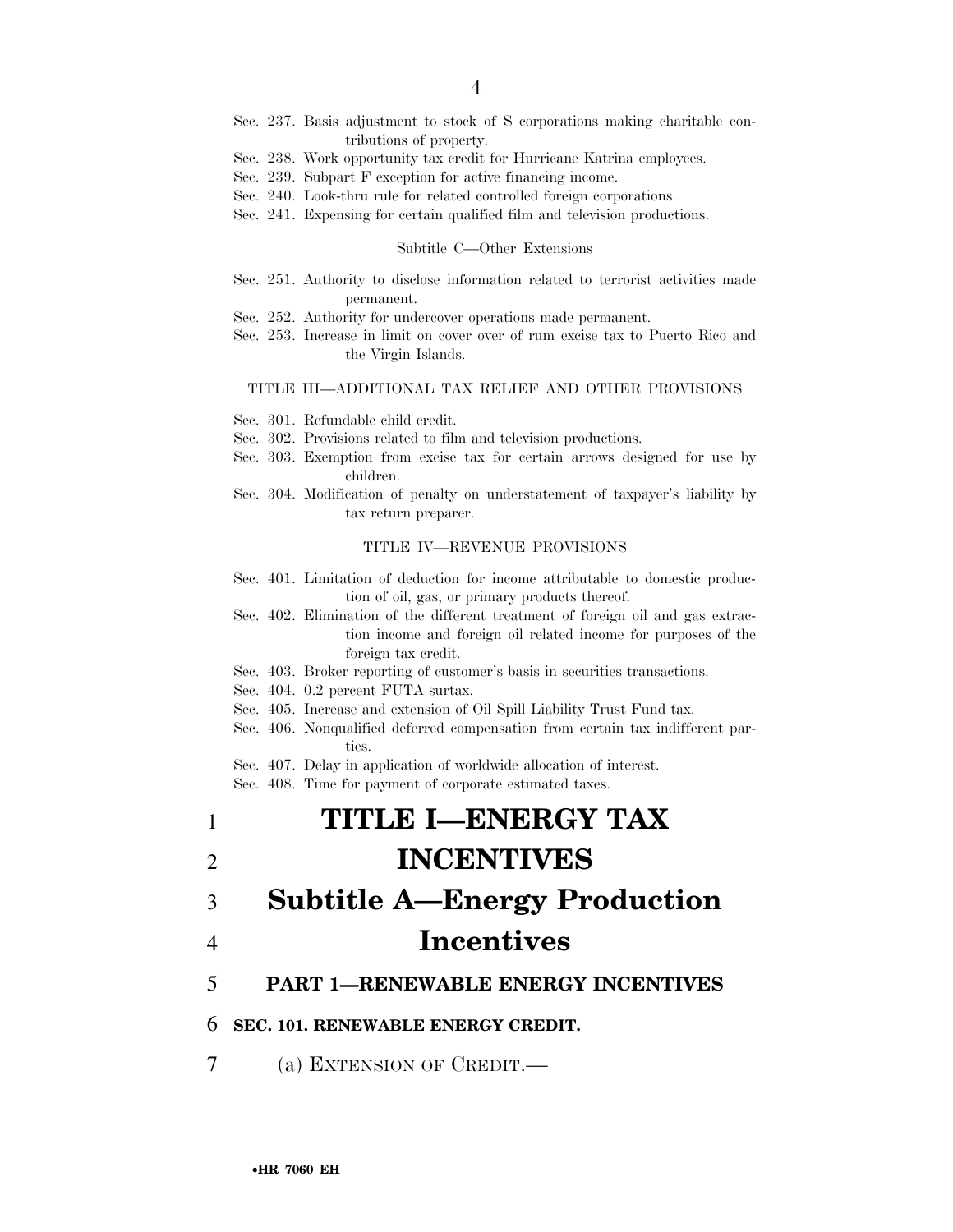Sec. 237. Basis adjustment to stock of S corporations making charitable contributions of property.
Sec. 238. Work opportunity tax credit for Hurricane Katrina employees.
Sec. 239. Subpart F exception for active financing income.
Sec. 240. Look-thru rule for related controlled foreign corporations.
Sec. 241. Expensing for certain qualified film and television productions.

Subtitle C—Other Extensions

Sec. 251. Authority to disclose information related to terrorist activities made permanent.
Sec. 252. Authority for undercover operations made permanent.
Sec. 253. Increase in limit on cover over of rum excise tax to Puerto Rico and the Virgin Islands.

TITLE III—ADDITIONAL TAX RELIEF AND OTHER PROVISIONS

Sec. 301. Refundable child credit.
Sec. 302. Provisions related to film and television productions.
Sec. 303. Exemption from excise tax for certain arrows designed for use by children.
Sec. 304. Modification of penalty on understatement of taxpayer's liability by tax return preparer.

TITLE IV—REVENUE PROVISIONS

Sec. 401. Limitation of deduction for income attributable to domestic production of oil, gas, or primary products thereof.
Sec. 402. Elimination of the different treatment of foreign oil and gas extraction income and foreign oil related income for purposes of the foreign tax credit.
Sec. 403. Broker reporting of customer's basis in securities transactions.
Sec. 404. 0.2 percent FUTA surtax.
Sec. 405. Increase and extension of Oil Spill Liability Trust Fund tax.
Sec. 406. Nonqualified deferred compensation from certain tax indifferent parties.
Sec. 407. Delay in application of worldwide allocation of interest.
Sec. 408. Time for payment of corporate estimated taxes.

# TITLE I—ENERGY TAX INCENTIVES

# Subtitle A—Energy Production Incentives

## PART 1—RENEWABLE ENERGY INCENTIVES

### SEC. 101. RENEWABLE ENERGY CREDIT.

(a) EXTENSION OF CREDIT.—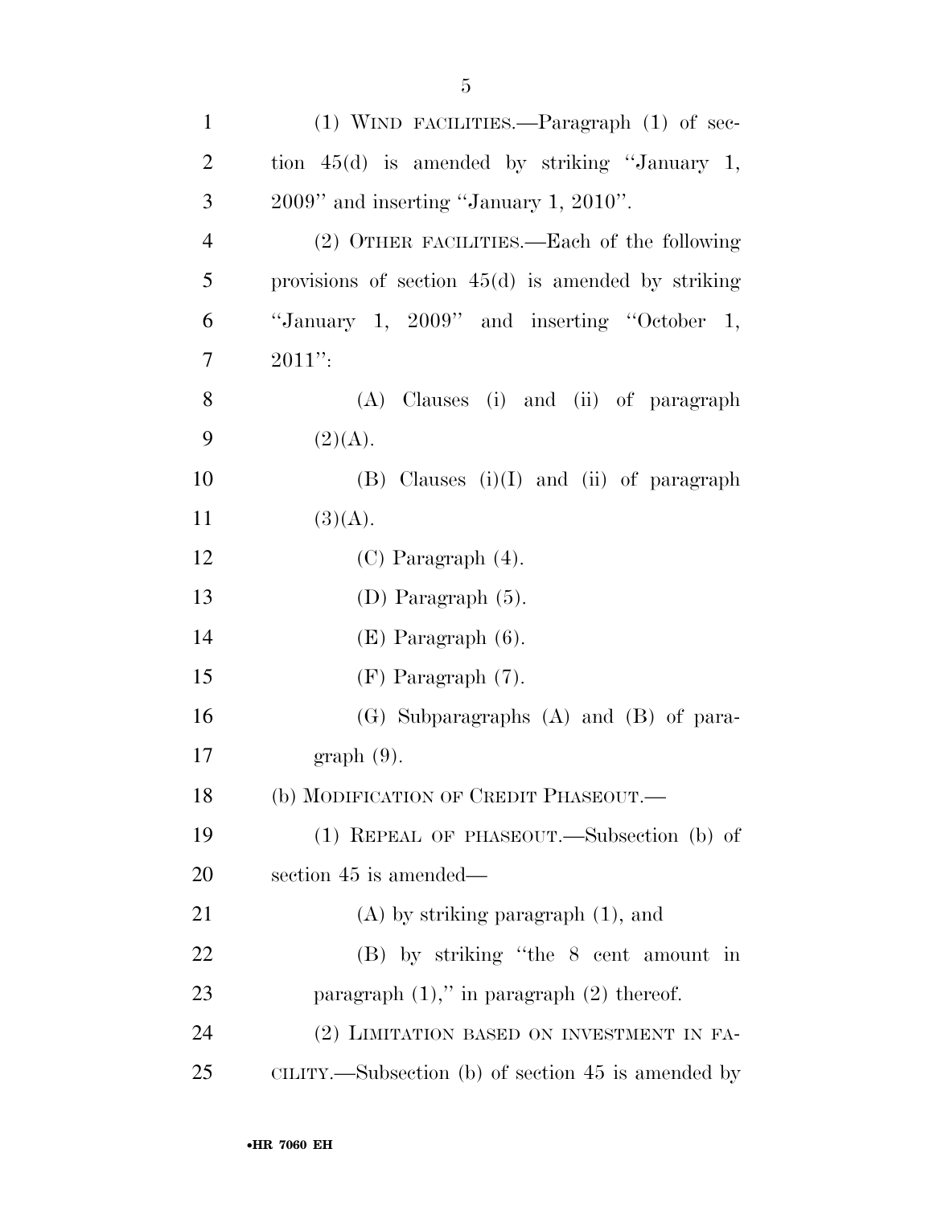(1) WIND FACILITIES.—Paragraph (1) of section 45(d) is amended by striking "January 1, 2009" and inserting "January 1, 2010".

(2) OTHER FACILITIES.—Each of the following provisions of section 45(d) is amended by striking "January 1, 2009" and inserting "October 1, 2011":

(A) Clauses (i) and (ii) of paragraph (2)(A).

(B) Clauses (i)(I) and (ii) of paragraph (3)(A).

(C) Paragraph (4).

(D) Paragraph (5).

(E) Paragraph (6).

(F) Paragraph (7).

(G) Subparagraphs (A) and (B) of paragraph (9).

(b) MODIFICATION OF CREDIT PHASEOUT.—

(1) REPEAL OF PHASEOUT.—Subsection (b) of section 45 is amended—

(A) by striking paragraph (1), and

(B) by striking "the 8 cent amount in paragraph (1)," in paragraph (2) thereof.

(2) LIMITATION BASED ON INVESTMENT IN FACILITY.—Subsection (b) of section 45 is amended by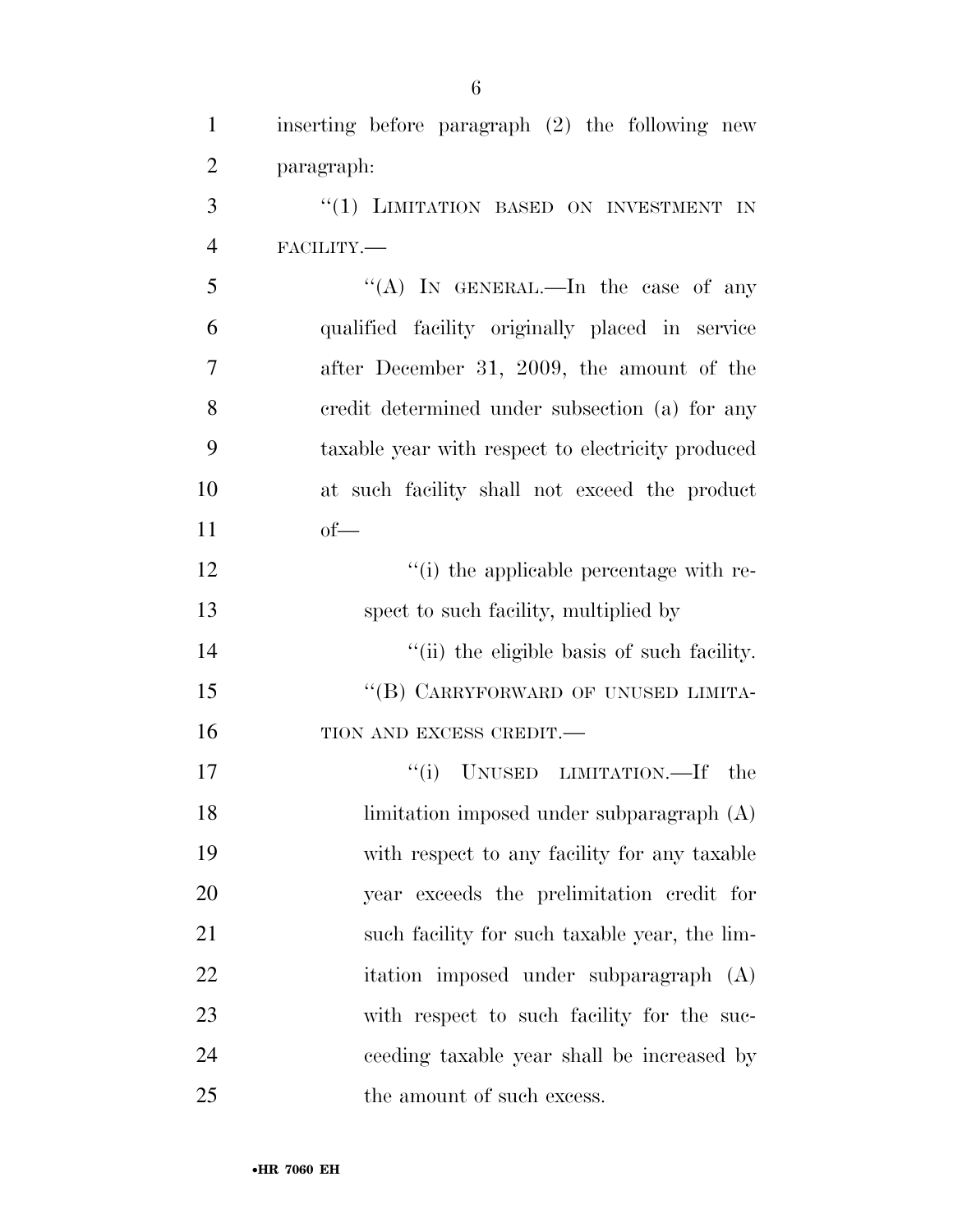inserting before paragraph (2) the following new paragraph:

"(1) LIMITATION BASED ON INVESTMENT IN FACILITY.—

"(A) IN GENERAL.—In the case of any qualified facility originally placed in service after December 31, 2009, the amount of the credit determined under subsection (a) for any taxable year with respect to electricity produced at such facility shall not exceed the product of—

"(i) the applicable percentage with respect to such facility, multiplied by

"(ii) the eligible basis of such facility.

"(B) CARRYFORWARD OF UNUSED LIMITATION AND EXCESS CREDIT.—

"(i) UNUSED LIMITATION.—If the limitation imposed under subparagraph (A) with respect to any facility for any taxable year exceeds the prelimitation credit for such facility for such taxable year, the limitation imposed under subparagraph (A) with respect to such facility for the succeeding taxable year shall be increased by the amount of such excess.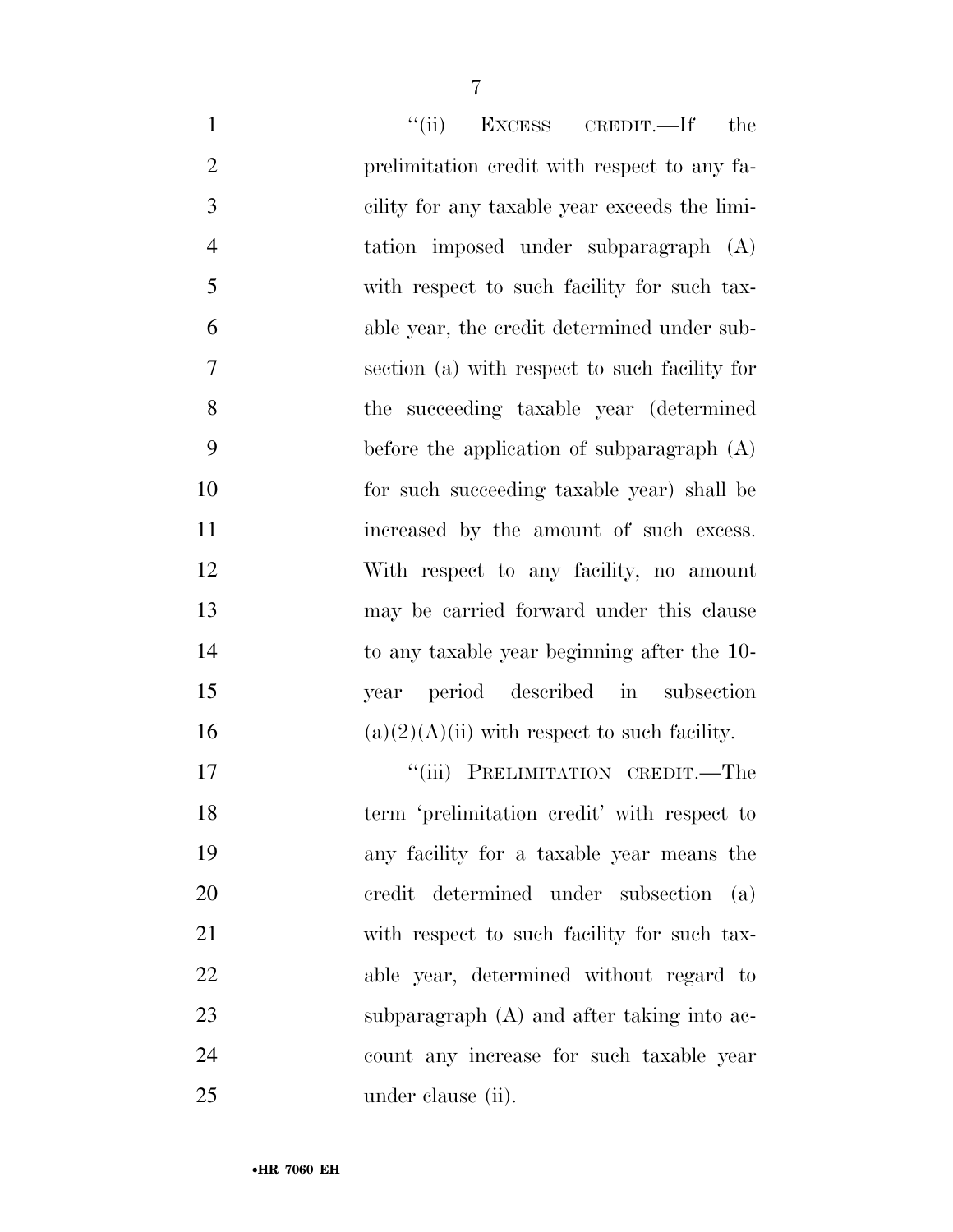"(ii) Excess credit.—If the prelimitation credit with respect to any facility for any taxable year exceeds the limitation imposed under subparagraph (A) with respect to such facility for such taxable year, the credit determined under subsection (a) with respect to such facility for the succeeding taxable year (determined before the application of subparagraph (A) for such succeeding taxable year) shall be increased by the amount of such excess. With respect to any facility, no amount may be carried forward under this clause to any taxable year beginning after the 10-year period described in subsection (a)(2)(A)(ii) with respect to such facility.

"(iii) Prelimitation credit.—The term 'prelimitation credit' with respect to any facility for a taxable year means the credit determined under subsection (a) with respect to such facility for such taxable year, determined without regard to subparagraph (A) and after taking into account any increase for such taxable year under clause (ii).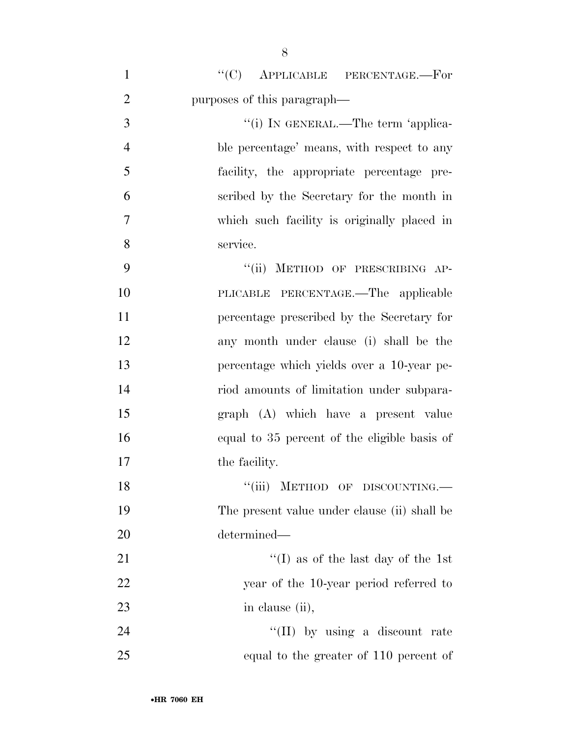"(C) APPLICABLE PERCENTAGE.—For purposes of this paragraph—

"(i) IN GENERAL.—The term 'applicable percentage' means, with respect to any facility, the appropriate percentage prescribed by the Secretary for the month in which such facility is originally placed in service.

"(ii) METHOD OF PRESCRIBING APPLICABLE PERCENTAGE.—The applicable percentage prescribed by the Secretary for any month under clause (i) shall be the percentage which yields over a 10-year period amounts of limitation under subparagraph (A) which have a present value equal to 35 percent of the eligible basis of the facility.

"(iii) METHOD OF DISCOUNTING.—The present value under clause (ii) shall be determined—

"(I) as of the last day of the 1st year of the 10-year period referred to in clause (ii),

"(II) by using a discount rate equal to the greater of 110 percent of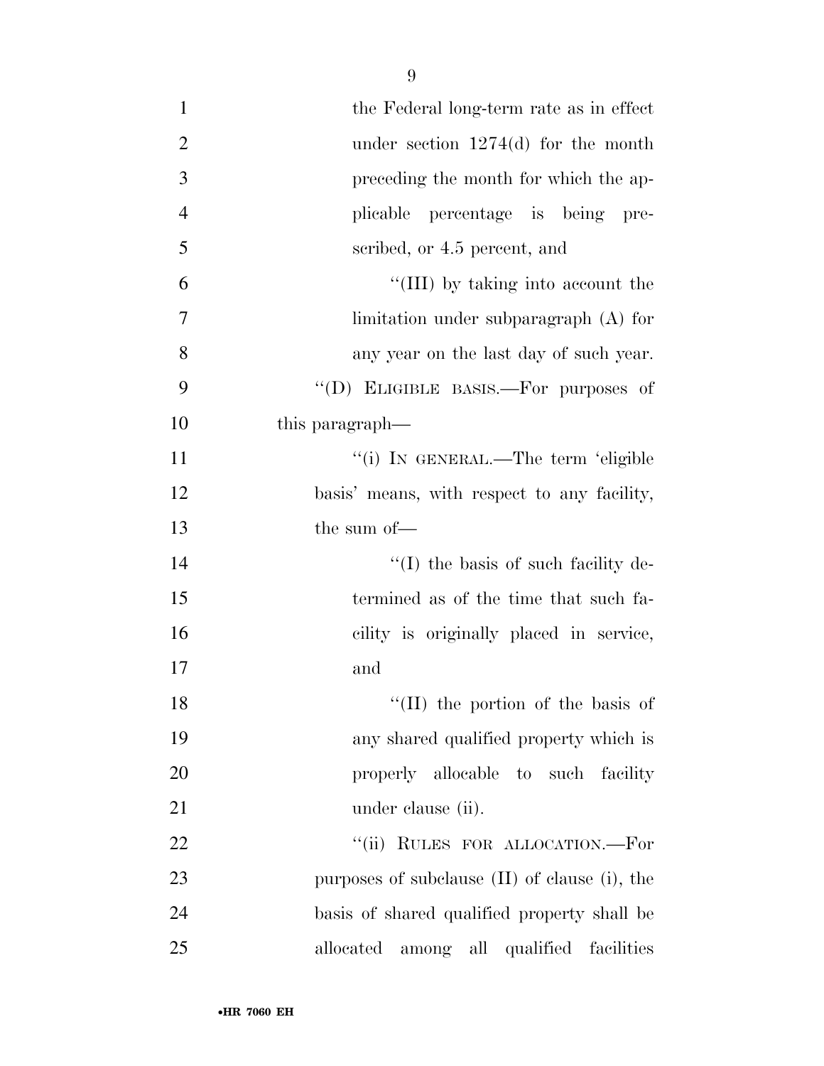the Federal long-term rate as in effect under section 1274(d) for the month preceding the month for which the applicable percentage is being prescribed, or 4.5 percent, and

"(III) by taking into account the limitation under subparagraph (A) for any year on the last day of such year.

"(D) ELIGIBLE BASIS.—For purposes of this paragraph—

"(i) IN GENERAL.—The term 'eligible basis' means, with respect to any facility, the sum of—

"(I) the basis of such facility determined as of the time that such facility is originally placed in service, and

"(II) the portion of the basis of any shared qualified property which is properly allocable to such facility under clause (ii).

"(ii) RULES FOR ALLOCATION.—For purposes of subclause (II) of clause (i), the basis of shared qualified property shall be allocated among all qualified facilities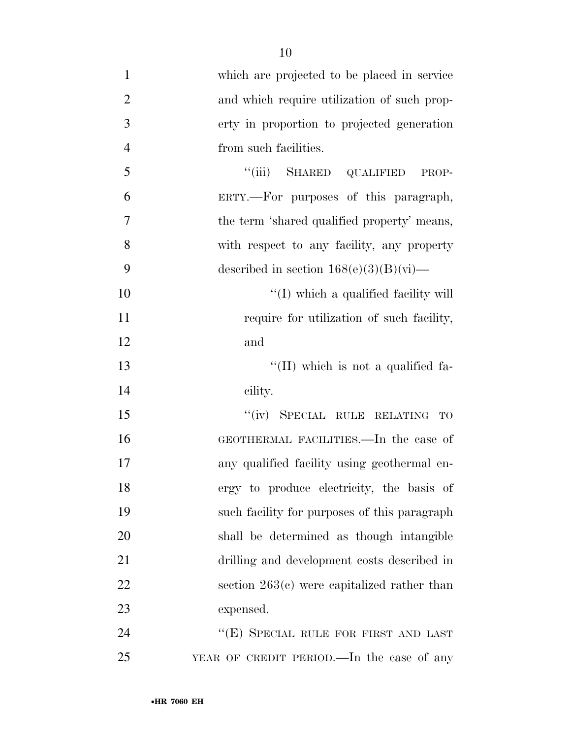which are projected to be placed in service and which require utilization of such property in proportion to projected generation from such facilities.

"(iii) SHARED QUALIFIED PROPERTY.—For purposes of this paragraph, the term 'shared qualified property' means, with respect to any facility, any property described in section 168(e)(3)(B)(vi)—

"(I) which a qualified facility will require for utilization of such facility, and

"(II) which is not a qualified facility.

"(iv) SPECIAL RULE RELATING TO GEOTHERMAL FACILITIES.—In the case of any qualified facility using geothermal energy to produce electricity, the basis of such facility for purposes of this paragraph shall be determined as though intangible drilling and development costs described in section 263(c) were capitalized rather than expensed.

"(E) SPECIAL RULE FOR FIRST AND LAST YEAR OF CREDIT PERIOD.—In the case of any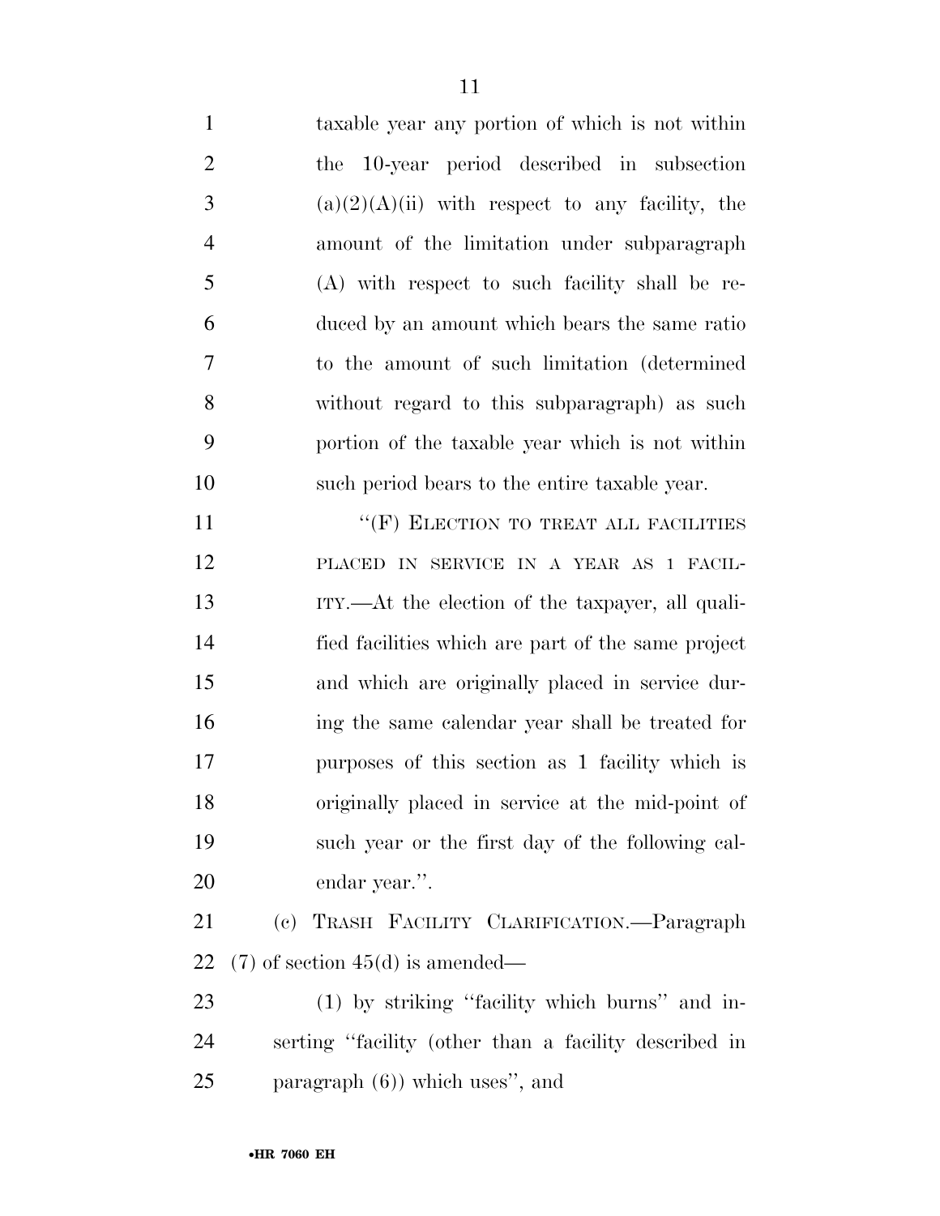taxable year any portion of which is not within the 10-year period described in subsection (a)(2)(A)(ii) with respect to any facility, the amount of the limitation under subparagraph (A) with respect to such facility shall be reduced by an amount which bears the same ratio to the amount of such limitation (determined without regard to this subparagraph) as such portion of the taxable year which is not within such period bears to the entire taxable year.

''(F) ELECTION TO TREAT ALL FACILITIES PLACED IN SERVICE IN A YEAR AS 1 FACILITY.—At the election of the taxpayer, all qualified facilities which are part of the same project and which are originally placed in service during the same calendar year shall be treated for purposes of this section as 1 facility which is originally placed in service at the mid-point of such year or the first day of the following calendar year.''.

(c) TRASH FACILITY CLARIFICATION.—Paragraph (7) of section 45(d) is amended—

(1) by striking ''facility which burns'' and inserting ''facility (other than a facility described in paragraph (6)) which uses'', and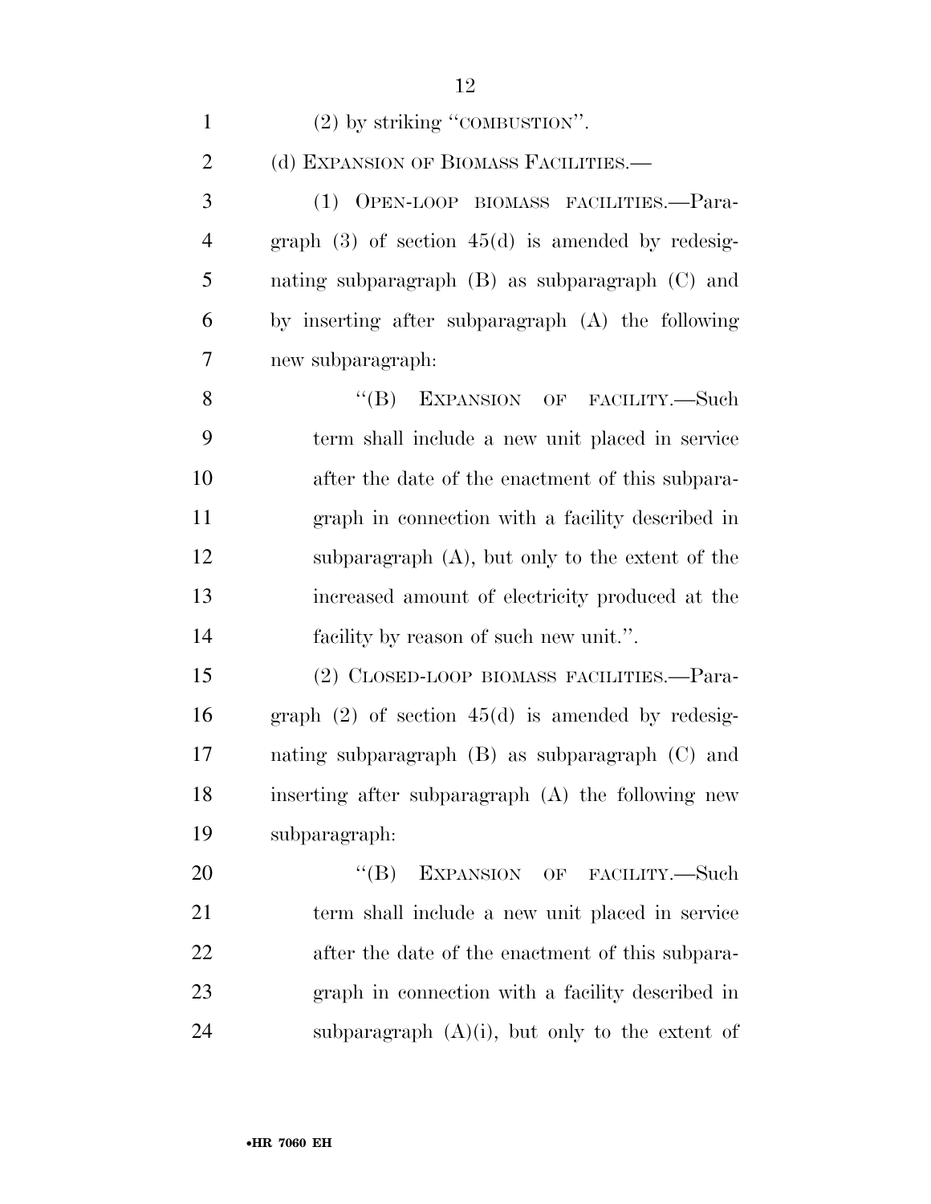(2) by striking "COMBUSTION".

(d) EXPANSION OF BIOMASS FACILITIES.—

(1) OPEN-LOOP BIOMASS FACILITIES.—Paragraph (3) of section 45(d) is amended by redesignating subparagraph (B) as subparagraph (C) and by inserting after subparagraph (A) the following new subparagraph:

"(B) EXPANSION OF FACILITY.—Such term shall include a new unit placed in service after the date of the enactment of this subparagraph in connection with a facility described in subparagraph (A), but only to the extent of the increased amount of electricity produced at the facility by reason of such new unit.".

(2) CLOSED-LOOP BIOMASS FACILITIES.—Paragraph (2) of section 45(d) is amended by redesignating subparagraph (B) as subparagraph (C) and inserting after subparagraph (A) the following new subparagraph:

"(B) EXPANSION OF FACILITY.—Such term shall include a new unit placed in service after the date of the enactment of this subparagraph in connection with a facility described in subparagraph (A)(i), but only to the extent of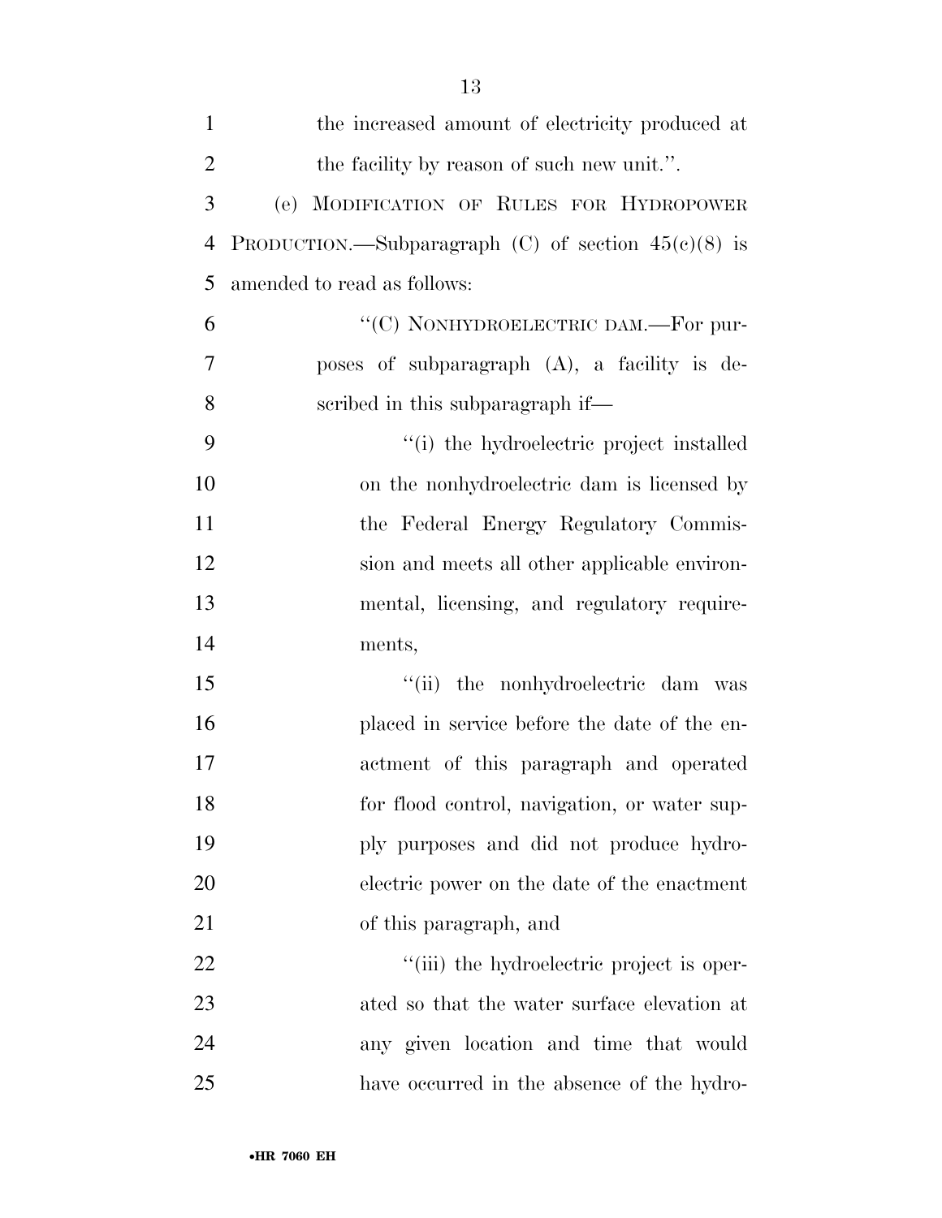the increased amount of electricity produced at the facility by reason of such new unit.''.

(e) MODIFICATION OF RULES FOR HYDROPOWER PRODUCTION.—Subparagraph (C) of section 45(c)(8) is amended to read as follows:

''(C) NONHYDROELECTRIC DAM.—For purposes of subparagraph (A), a facility is described in this subparagraph if—

''(i) the hydroelectric project installed on the nonhydroelectric dam is licensed by the Federal Energy Regulatory Commission and meets all other applicable environmental, licensing, and regulatory requirements,

''(ii) the nonhydroelectric dam was placed in service before the date of the enactment of this paragraph and operated for flood control, navigation, or water supply purposes and did not produce hydroelectric power on the date of the enactment of this paragraph, and

''(iii) the hydroelectric project is operated so that the water surface elevation at any given location and time that would have occurred in the absence of the hydro-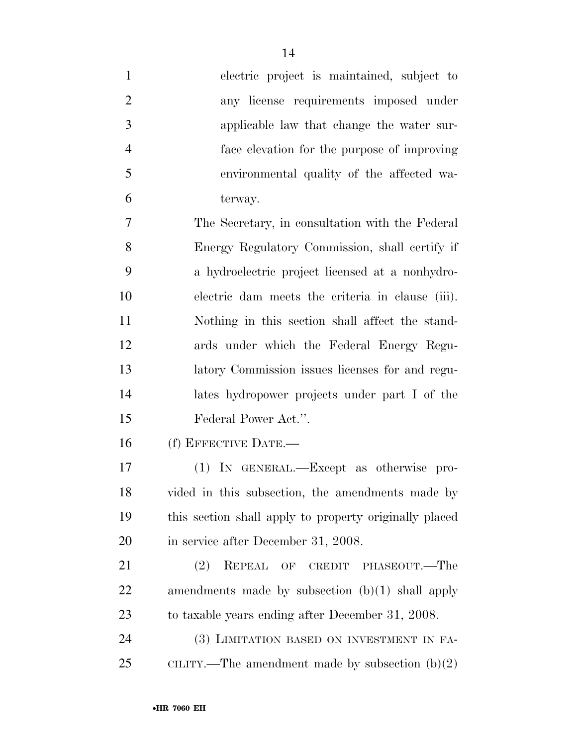electric project is maintained, subject to any license requirements imposed under applicable law that change the water surface elevation for the purpose of improving environmental quality of the affected waterway.

The Secretary, in consultation with the Federal Energy Regulatory Commission, shall certify if a hydroelectric project licensed at a nonhydroelectric dam meets the criteria in clause (iii). Nothing in this section shall affect the standards under which the Federal Energy Regulatory Commission issues licenses for and regulates hydropower projects under part I of the Federal Power Act.''.

(f) EFFECTIVE DATE.—

(1) IN GENERAL.—Except as otherwise provided in this subsection, the amendments made by this section shall apply to property originally placed in service after December 31, 2008.

(2) REPEAL OF CREDIT PHASEOUT.—The amendments made by subsection (b)(1) shall apply to taxable years ending after December 31, 2008.

(3) LIMITATION BASED ON INVESTMENT IN FACILITY.—The amendment made by subsection (b)(2)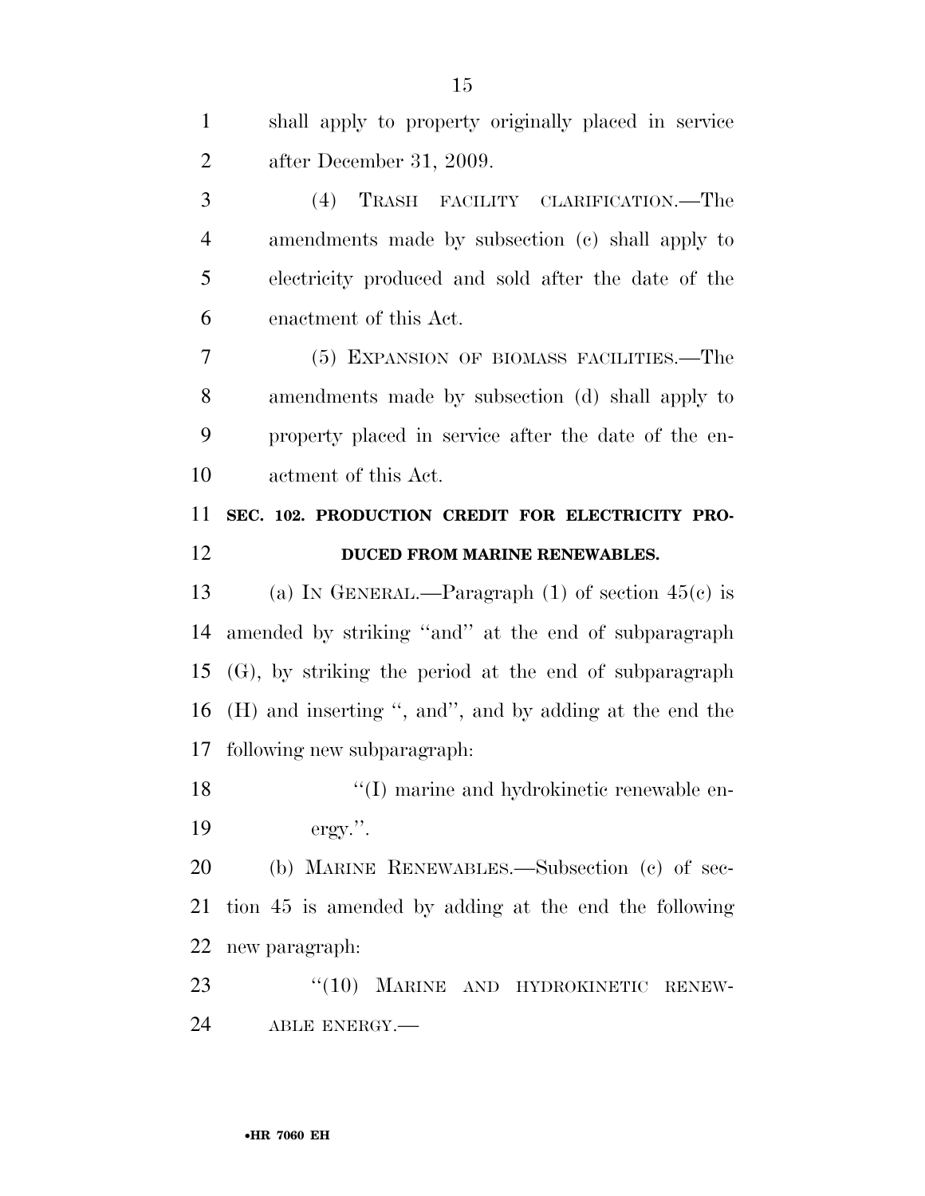shall apply to property originally placed in service after December 31, 2009.

(4) TRASH FACILITY CLARIFICATION.—The amendments made by subsection (c) shall apply to electricity produced and sold after the date of the enactment of this Act.

(5) EXPANSION OF BIOMASS FACILITIES.—The amendments made by subsection (d) shall apply to property placed in service after the date of the enactment of this Act.

**SEC. 102. PRODUCTION CREDIT FOR ELECTRICITY PRODUCED FROM MARINE RENEWABLES.**

(a) IN GENERAL.—Paragraph (1) of section 45(c) is amended by striking ''and'' at the end of subparagraph (G), by striking the period at the end of subparagraph (H) and inserting '', and'', and by adding at the end the following new subparagraph:

''(I) marine and hydrokinetic renewable energy.''.

(b) MARINE RENEWABLES.—Subsection (c) of section 45 is amended by adding at the end the following new paragraph:

''(10) MARINE AND HYDROKINETIC RENEWABLE ENERGY.—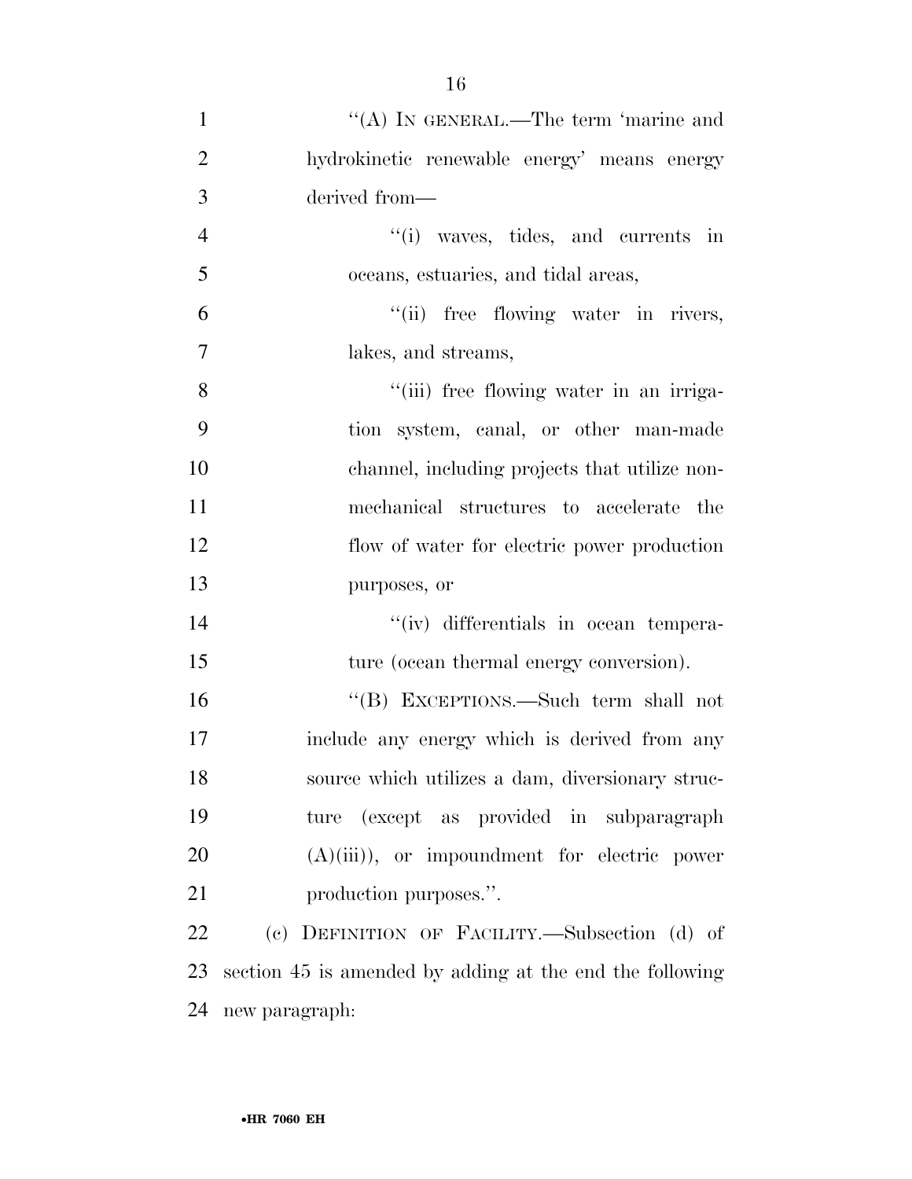''(A) IN GENERAL.—The term 'marine and hydrokinetic renewable energy' means energy derived from—

''(i) waves, tides, and currents in oceans, estuaries, and tidal areas,

''(ii) free flowing water in rivers, lakes, and streams,

''(iii) free flowing water in an irrigation system, canal, or other man-made channel, including projects that utilize nonmechanical structures to accelerate the flow of water for electric power production purposes, or

''(iv) differentials in ocean temperature (ocean thermal energy conversion).

''(B) EXCEPTIONS.—Such term shall not include any energy which is derived from any source which utilizes a dam, diversionary structure (except as provided in subparagraph (A)(iii)), or impoundment for electric power production purposes.''.

(c) DEFINITION OF FACILITY.—Subsection (d) of section 45 is amended by adding at the end the following new paragraph: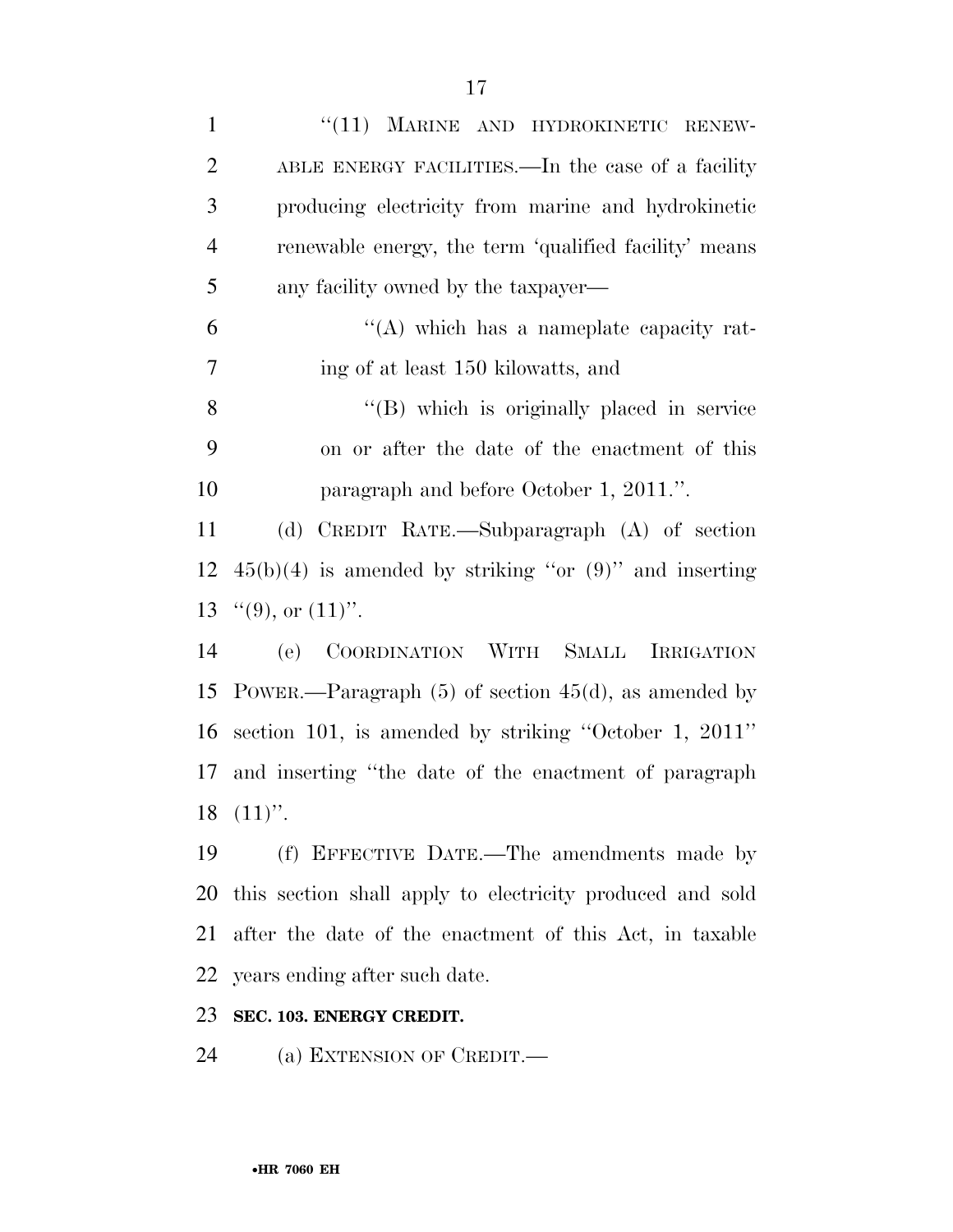"(11) MARINE AND HYDROKINETIC RENEWABLE ENERGY FACILITIES.—In the case of a facility producing electricity from marine and hydrokinetic renewable energy, the term 'qualified facility' means any facility owned by the taxpayer—

"(A) which has a nameplate capacity rating of at least 150 kilowatts, and

"(B) which is originally placed in service on or after the date of the enactment of this paragraph and before October 1, 2011.".

(d) CREDIT RATE.—Subparagraph (A) of section 45(b)(4) is amended by striking "or (9)" and inserting "(9), or (11)".

(e) COORDINATION WITH SMALL IRRIGATION POWER.—Paragraph (5) of section 45(d), as amended by section 101, is amended by striking "October 1, 2011" and inserting "the date of the enactment of paragraph (11)".

(f) EFFECTIVE DATE.—The amendments made by this section shall apply to electricity produced and sold after the date of the enactment of this Act, in taxable years ending after such date.

**SEC. 103. ENERGY CREDIT.**

(a) EXTENSION OF CREDIT.—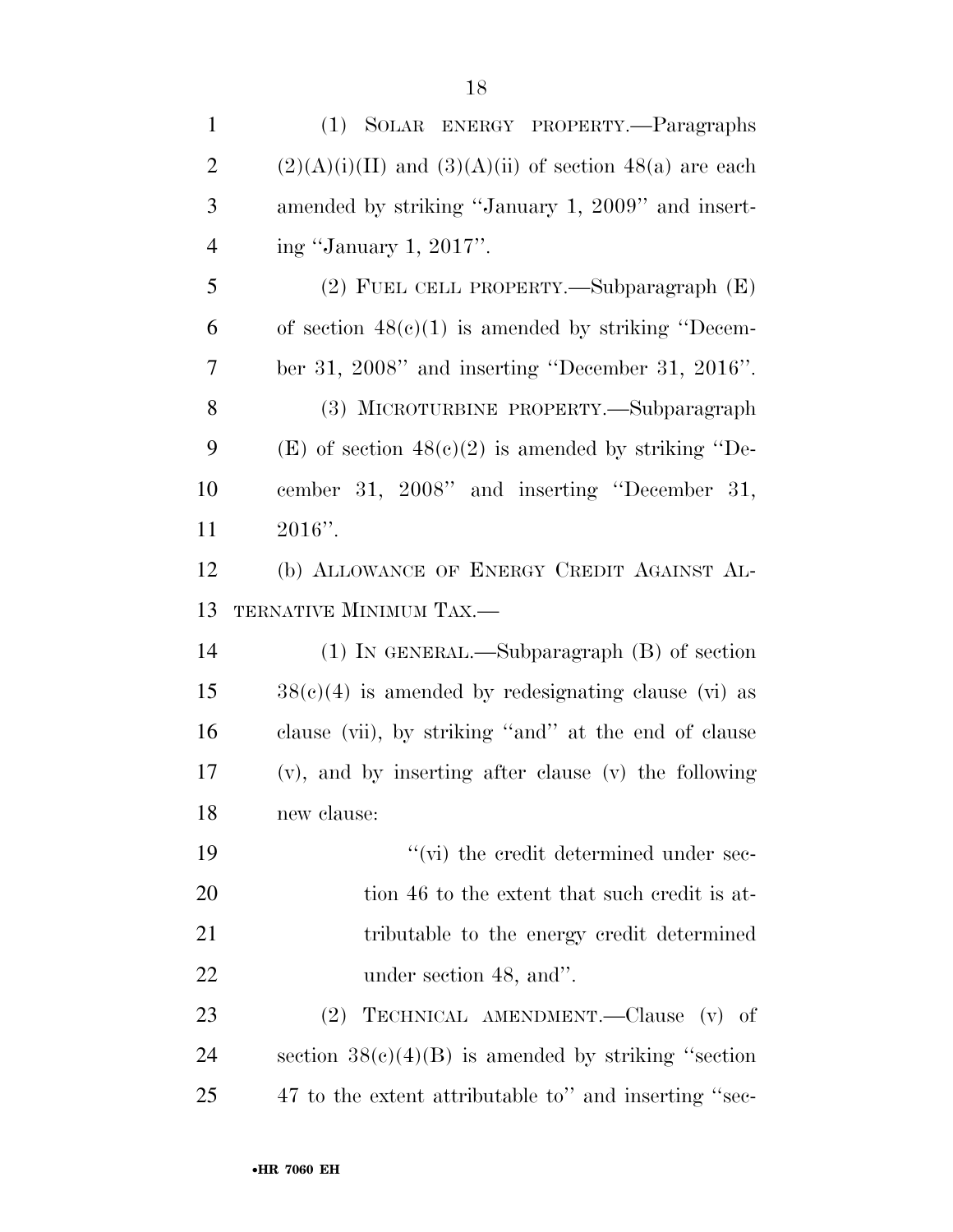(1) SOLAR ENERGY PROPERTY.—Paragraphs (2)(A)(i)(II) and (3)(A)(ii) of section 48(a) are each amended by striking ''January 1, 2009'' and inserting ''January 1, 2017''.

(2) FUEL CELL PROPERTY.—Subparagraph (E) of section 48(c)(1) is amended by striking ''December 31, 2008'' and inserting ''December 31, 2016''.

(3) MICROTURBINE PROPERTY.—Subparagraph (E) of section 48(c)(2) is amended by striking ''December 31, 2008'' and inserting ''December 31, 2016''.

(b) ALLOWANCE OF ENERGY CREDIT AGAINST ALTERNATIVE MINIMUM TAX.—

(1) IN GENERAL.—Subparagraph (B) of section 38(c)(4) is amended by redesignating clause (vi) as clause (vii), by striking ''and'' at the end of clause (v), and by inserting after clause (v) the following new clause:

''(vi) the credit determined under section 46 to the extent that such credit is attributable to the energy credit determined under section 48, and''.

(2) TECHNICAL AMENDMENT.—Clause (v) of section 38(c)(4)(B) is amended by striking ''section 47 to the extent attributable to'' and inserting ''sec-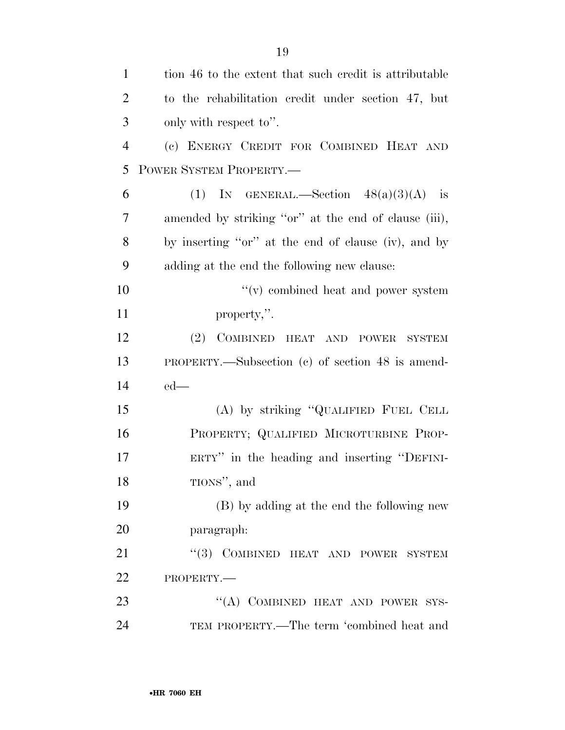tion 46 to the extent that such credit is attributable to the rehabilitation credit under section 47, but only with respect to''.

(c) ENERGY CREDIT FOR COMBINED HEAT AND POWER SYSTEM PROPERTY.—

(1) IN GENERAL.—Section 48(a)(3)(A) is amended by striking ''or'' at the end of clause (iii), by inserting ''or'' at the end of clause (iv), and by adding at the end the following new clause:

''(v) combined heat and power system property,''.

(2) COMBINED HEAT AND POWER SYSTEM PROPERTY.—Subsection (c) of section 48 is amended—

(A) by striking ''QUALIFIED FUEL CELL PROPERTY; QUALIFIED MICROTURBINE PROPERTY'' in the heading and inserting ''DEFINITIONS'', and

(B) by adding at the end the following new paragraph:

''(3) COMBINED HEAT AND POWER SYSTEM PROPERTY.—

''(A) COMBINED HEAT AND POWER SYSTEM PROPERTY.—The term 'combined heat and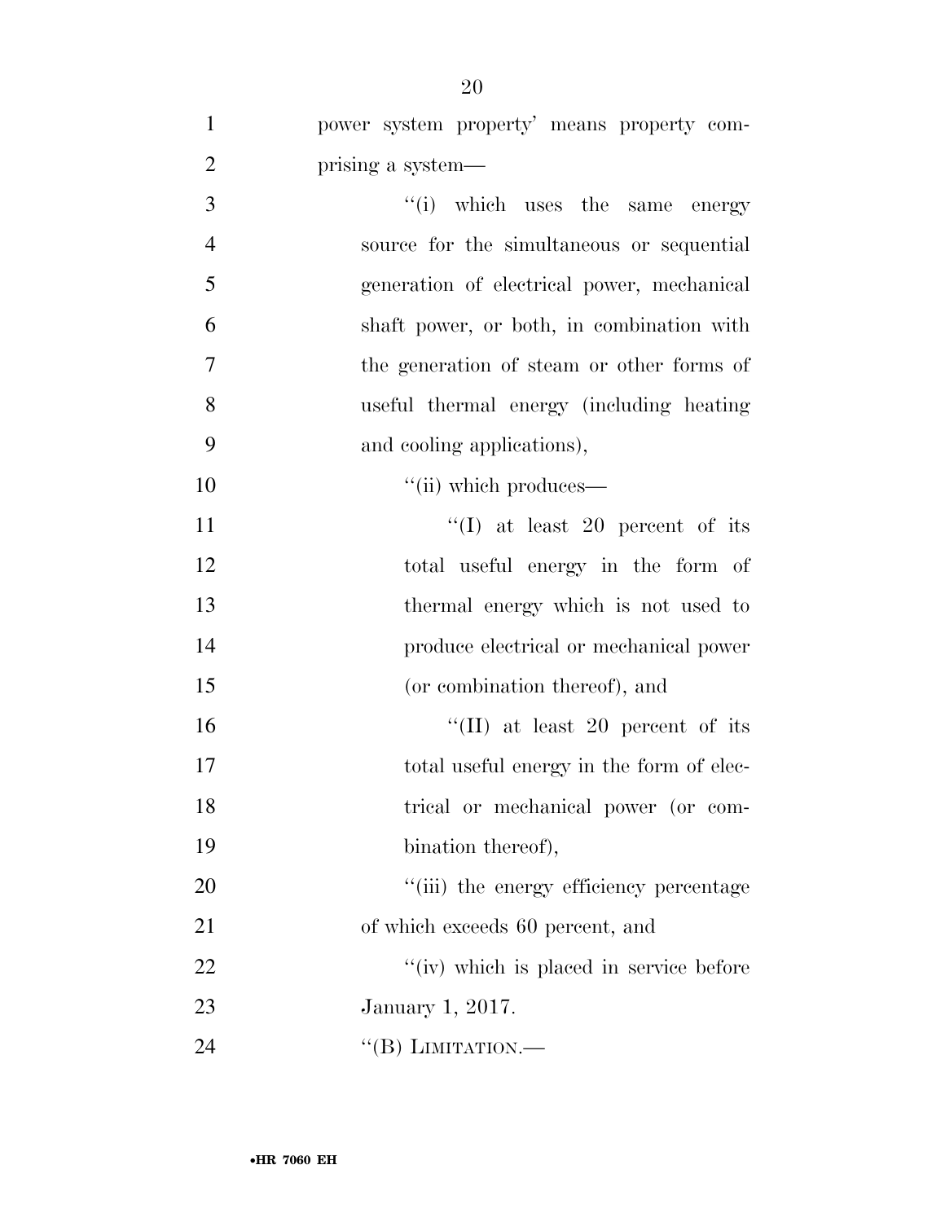power system property' means property comprising a system—

''(i) which uses the same energy source for the simultaneous or sequential generation of electrical power, mechanical shaft power, or both, in combination with the generation of steam or other forms of useful thermal energy (including heating and cooling applications),

''(ii) which produces—

''(I) at least 20 percent of its total useful energy in the form of thermal energy which is not used to produce electrical or mechanical power (or combination thereof), and

''(II) at least 20 percent of its total useful energy in the form of electrical or mechanical power (or combination thereof),

''(iii) the energy efficiency percentage of which exceeds 60 percent, and

''(iv) which is placed in service before January 1, 2017.

''(B) LIMITATION.—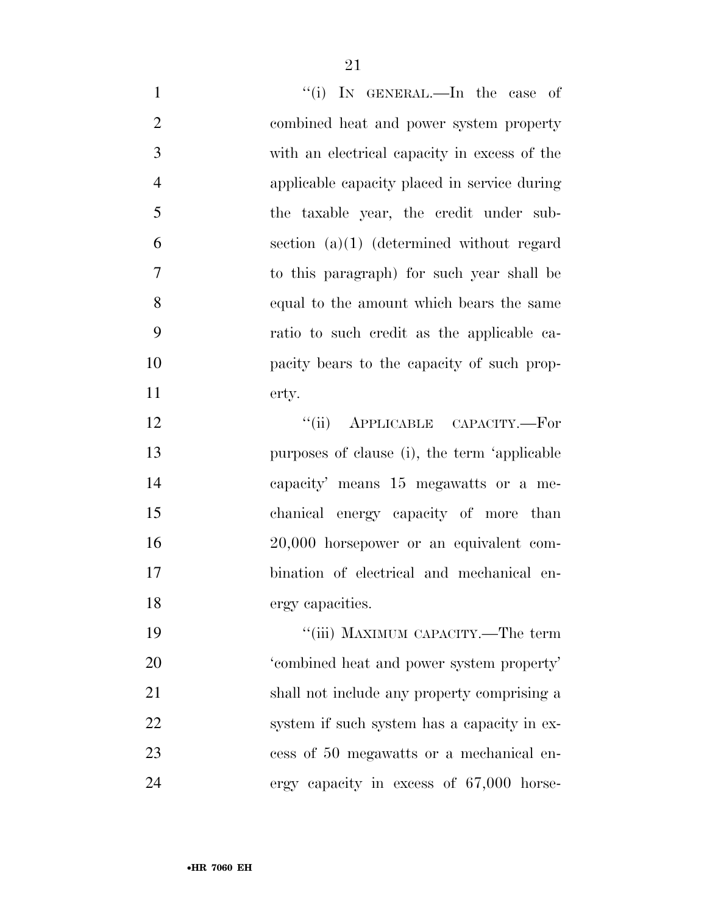"(i) IN GENERAL.—In the case of combined heat and power system property with an electrical capacity in excess of the applicable capacity placed in service during the taxable year, the credit under subsection (a)(1) (determined without regard to this paragraph) for such year shall be equal to the amount which bears the same ratio to such credit as the applicable capacity bears to the capacity of such property.

"(ii) APPLICABLE CAPACITY.—For purposes of clause (i), the term 'applicable capacity' means 15 megawatts or a mechanical energy capacity of more than 20,000 horsepower or an equivalent combination of electrical and mechanical energy capacities.

"(iii) MAXIMUM CAPACITY.—The term 'combined heat and power system property' shall not include any property comprising a system if such system has a capacity in excess of 50 megawatts or a mechanical energy capacity in excess of 67,000 horse-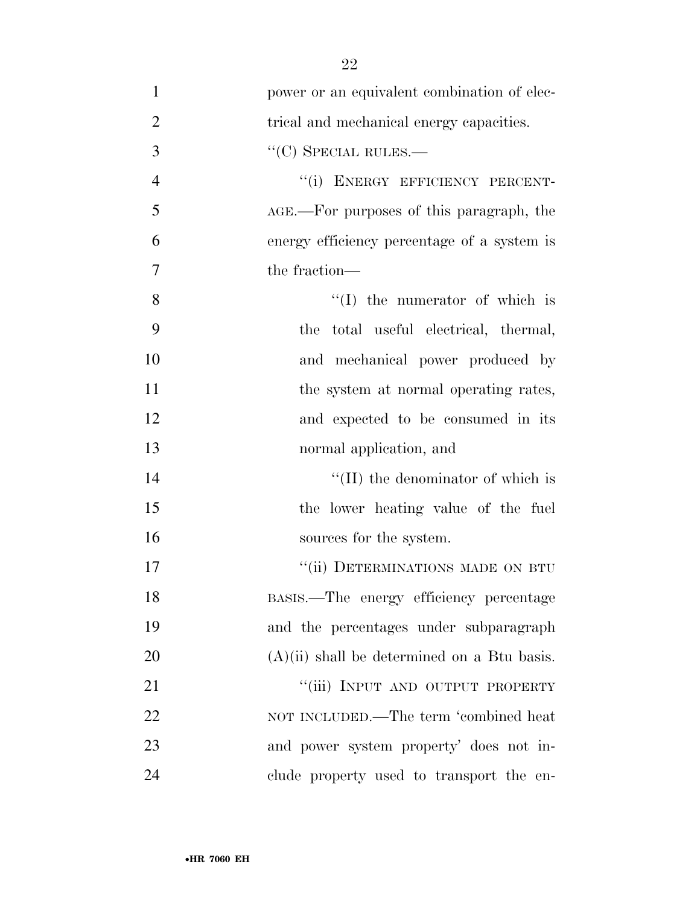power or an equivalent combination of electrical and mechanical energy capacities.

''(C) SPECIAL RULES.—

''(i) ENERGY EFFICIENCY PERCENTAGE.—For purposes of this paragraph, the energy efficiency percentage of a system is the fraction—

''(I) the numerator of which is the total useful electrical, thermal, and mechanical power produced by the system at normal operating rates, and expected to be consumed in its normal application, and

''(II) the denominator of which is the lower heating value of the fuel sources for the system.

''(ii) DETERMINATIONS MADE ON BTU BASIS.—The energy efficiency percentage and the percentages under subparagraph (A)(ii) shall be determined on a Btu basis.

''(iii) INPUT AND OUTPUT PROPERTY NOT INCLUDED.—The term 'combined heat and power system property' does not include property used to transport the en-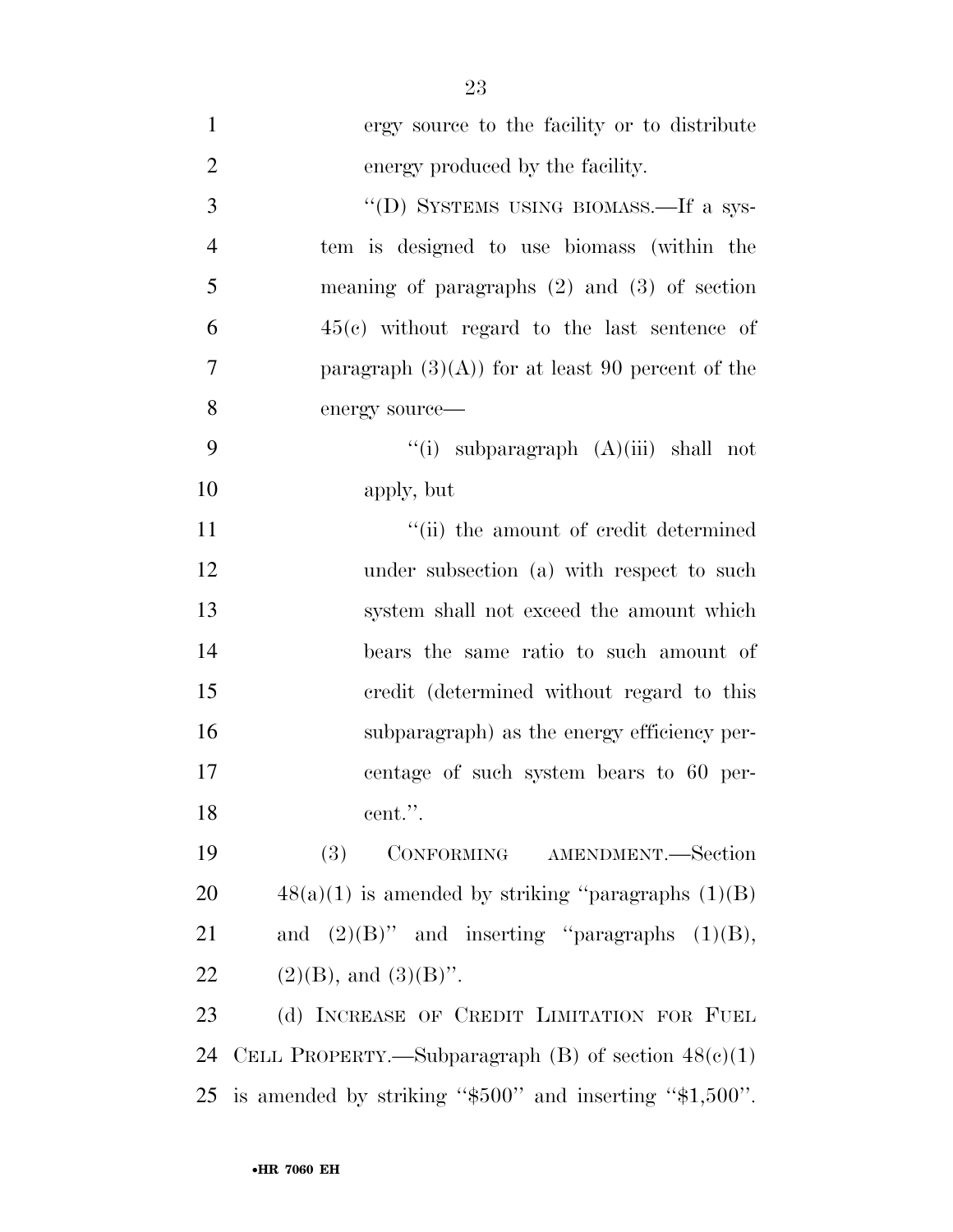ergy source to the facility or to distribute energy produced by the facility.

"(D) SYSTEMS USING BIOMASS.—If a system is designed to use biomass (within the meaning of paragraphs (2) and (3) of section 45(c) without regard to the last sentence of paragraph (3)(A)) for at least 90 percent of the energy source—

"(i) subparagraph (A)(iii) shall not apply, but

"(ii) the amount of credit determined under subsection (a) with respect to such system shall not exceed the amount which bears the same ratio to such amount of credit (determined without regard to this subparagraph) as the energy efficiency percentage of such system bears to 60 percent.".

(3) CONFORMING AMENDMENT.—Section 48(a)(1) is amended by striking "paragraphs (1)(B) and (2)(B)" and inserting "paragraphs (1)(B), (2)(B), and (3)(B)".

(d) INCREASE OF CREDIT LIMITATION FOR FUEL CELL PROPERTY.—Subparagraph (B) of section 48(c)(1) is amended by striking "$500" and inserting "$1,500".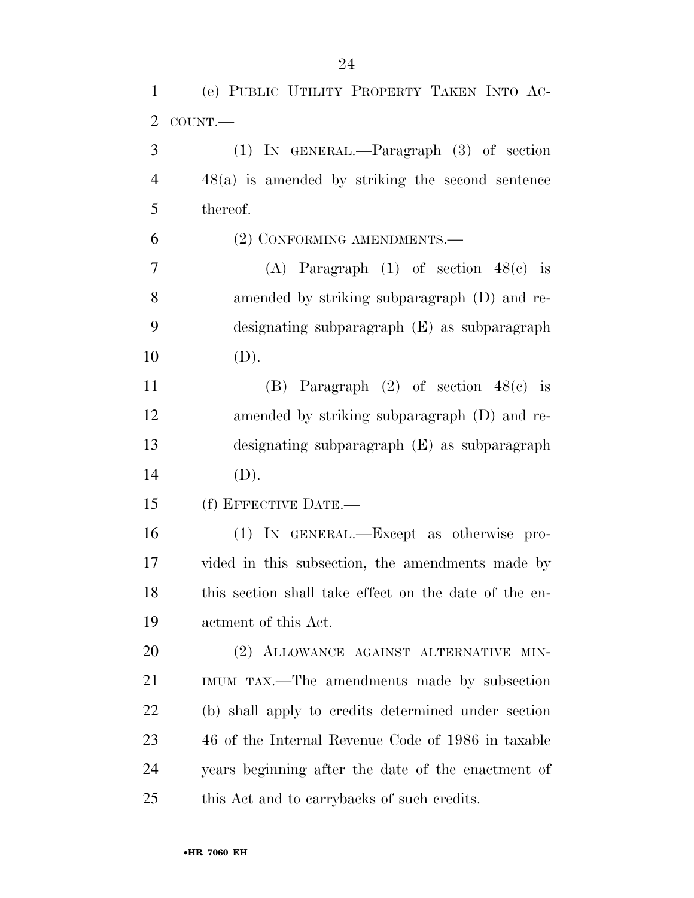(e) PUBLIC UTILITY PROPERTY TAKEN INTO ACCOUNT.—

(1) IN GENERAL.—Paragraph (3) of section 48(a) is amended by striking the second sentence thereof.

(2) CONFORMING AMENDMENTS.—

(A) Paragraph (1) of section 48(c) is amended by striking subparagraph (D) and redesignating subparagraph (E) as subparagraph (D).

(B) Paragraph (2) of section 48(c) is amended by striking subparagraph (D) and redesignating subparagraph (E) as subparagraph (D).

(f) EFFECTIVE DATE.—

(1) IN GENERAL.—Except as otherwise provided in this subsection, the amendments made by this section shall take effect on the date of the enactment of this Act.

(2) ALLOWANCE AGAINST ALTERNATIVE MINIMUM TAX.—The amendments made by subsection (b) shall apply to credits determined under section 46 of the Internal Revenue Code of 1986 in taxable years beginning after the date of the enactment of this Act and to carrybacks of such credits.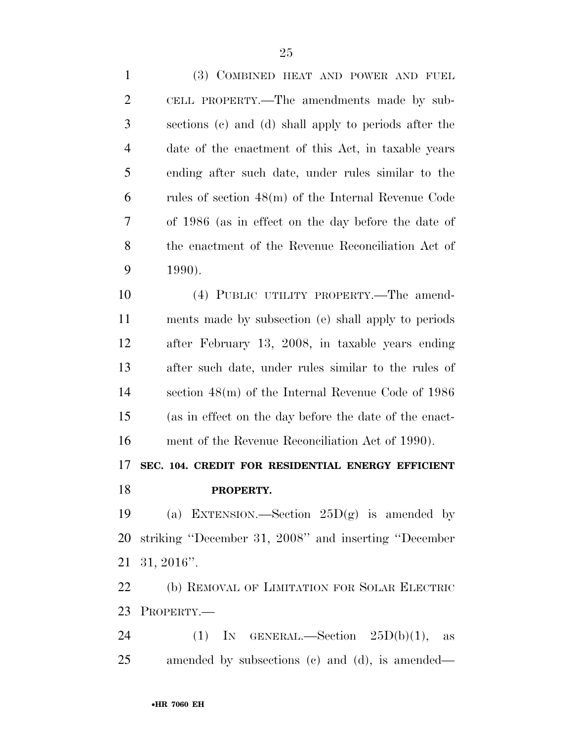(3) COMBINED HEAT AND POWER AND FUEL CELL PROPERTY.—The amendments made by subsections (c) and (d) shall apply to periods after the date of the enactment of this Act, in taxable years ending after such date, under rules similar to the rules of section 48(m) of the Internal Revenue Code of 1986 (as in effect on the day before the date of the enactment of the Revenue Reconciliation Act of 1990).

(4) PUBLIC UTILITY PROPERTY.—The amendments made by subsection (e) shall apply to periods after February 13, 2008, in taxable years ending after such date, under rules similar to the rules of section 48(m) of the Internal Revenue Code of 1986 (as in effect on the day before the date of the enactment of the Revenue Reconciliation Act of 1990).

**SEC. 104. CREDIT FOR RESIDENTIAL ENERGY EFFICIENT PROPERTY.**

(a) EXTENSION.—Section 25D(g) is amended by striking ''December 31, 2008'' and inserting ''December 31, 2016''.

(b) REMOVAL OF LIMITATION FOR SOLAR ELECTRIC PROPERTY.—

(1) IN GENERAL.—Section 25D(b)(1), as amended by subsections (c) and (d), is amended—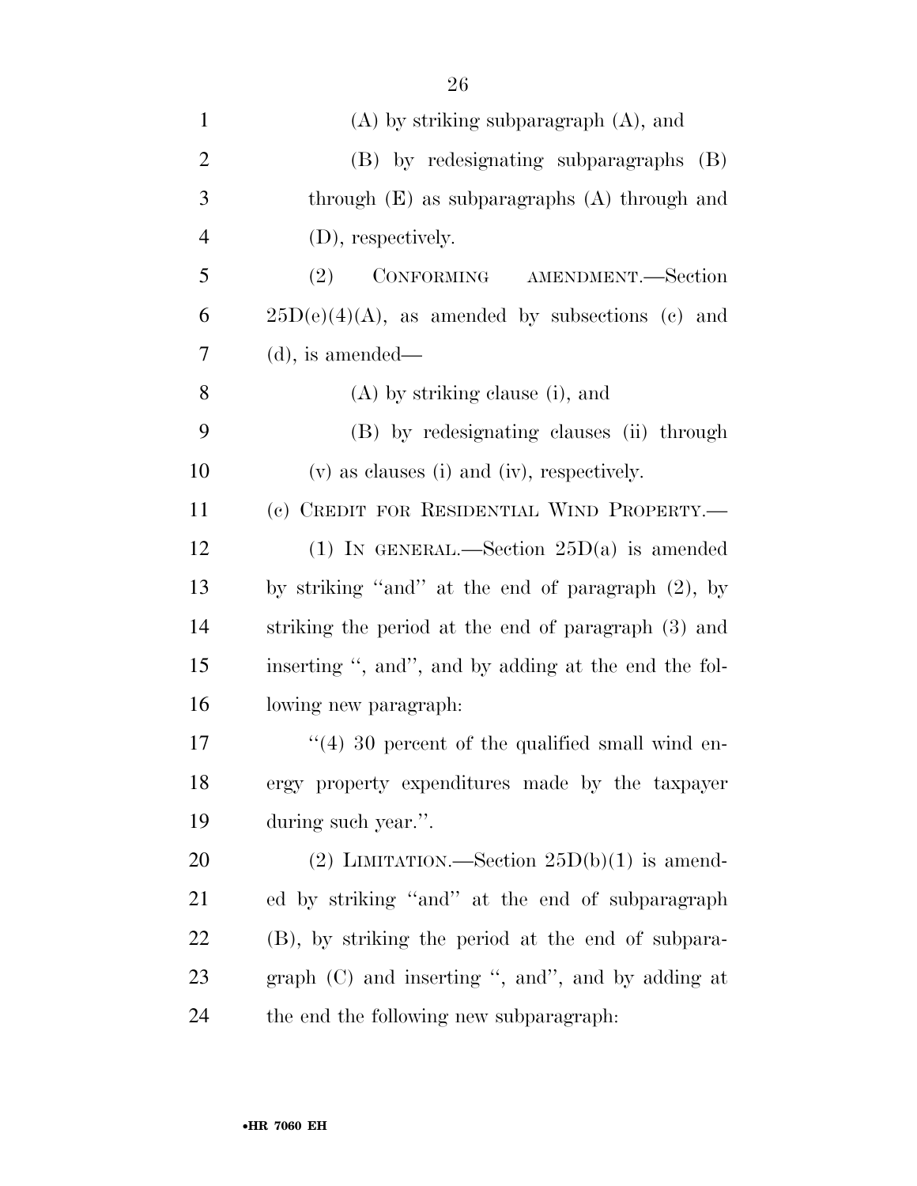(A) by striking subparagraph (A), and

(B) by redesignating subparagraphs (B) through (E) as subparagraphs (A) through and (D), respectively.

(2) CONFORMING AMENDMENT.—Section 25D(e)(4)(A), as amended by subsections (c) and (d), is amended—

(A) by striking clause (i), and

(B) by redesignating clauses (ii) through (v) as clauses (i) and (iv), respectively.

(c) CREDIT FOR RESIDENTIAL WIND PROPERTY.—

(1) IN GENERAL.—Section 25D(a) is amended by striking ''and'' at the end of paragraph (2), by striking the period at the end of paragraph (3) and inserting '', and'', and by adding at the end the following new paragraph:

''(4) 30 percent of the qualified small wind energy property expenditures made by the taxpayer during such year.''.

(2) LIMITATION.—Section 25D(b)(1) is amended by striking ''and'' at the end of subparagraph (B), by striking the period at the end of subparagraph (C) and inserting '', and'', and by adding at the end the following new subparagraph: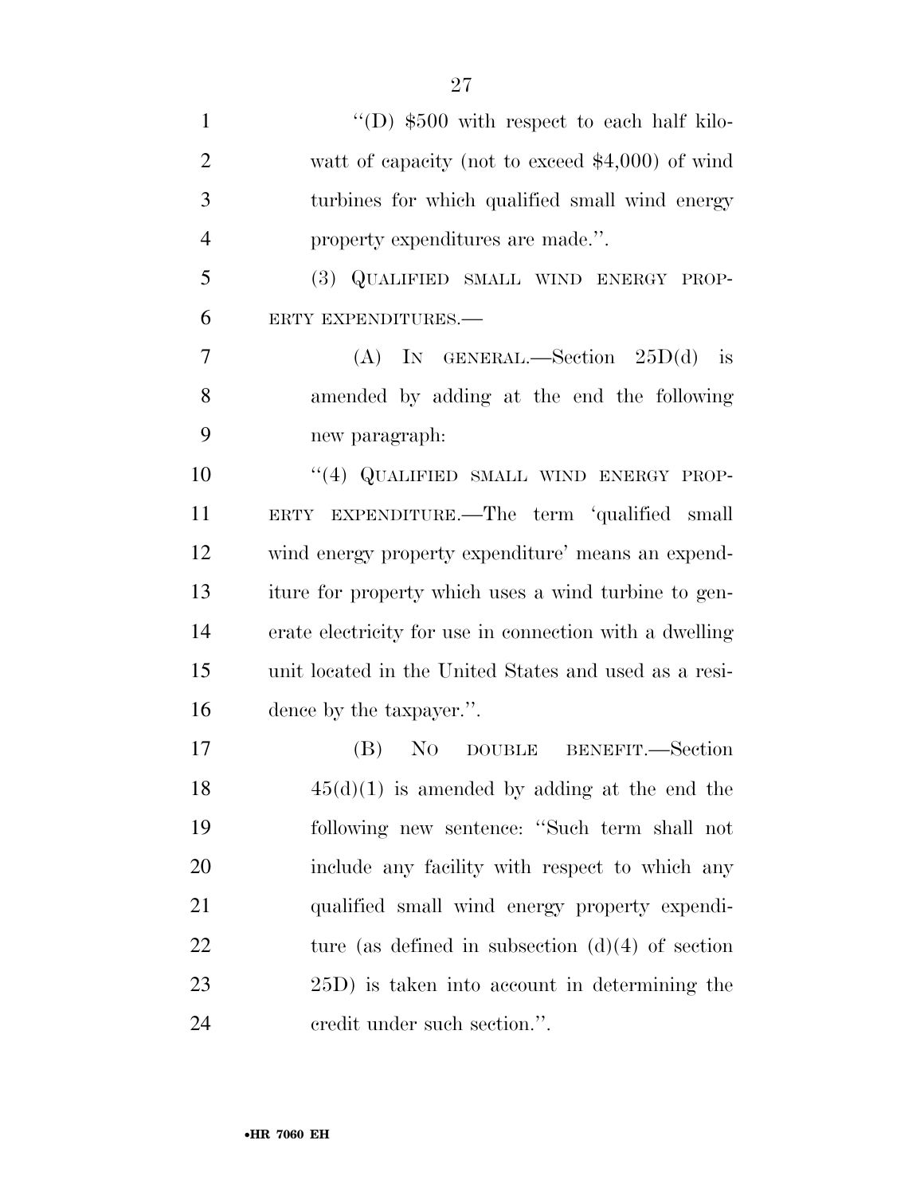"(D) $500 with respect to each half kilowatt of capacity (not to exceed $4,000) of wind turbines for which qualified small wind energy property expenditures are made.".

(3) QUALIFIED SMALL WIND ENERGY PROPERTY EXPENDITURES.—

(A) IN GENERAL.—Section 25D(d) is amended by adding at the end the following new paragraph:

"(4) QUALIFIED SMALL WIND ENERGY PROPERTY EXPENDITURE.—The term 'qualified small wind energy property expenditure' means an expenditure for property which uses a wind turbine to generate electricity for use in connection with a dwelling unit located in the United States and used as a residence by the taxpayer.".

(B) NO DOUBLE BENEFIT.—Section 45(d)(1) is amended by adding at the end the following new sentence: "Such term shall not include any facility with respect to which any qualified small wind energy property expenditure (as defined in subsection (d)(4) of section 25D) is taken into account in determining the credit under such section.".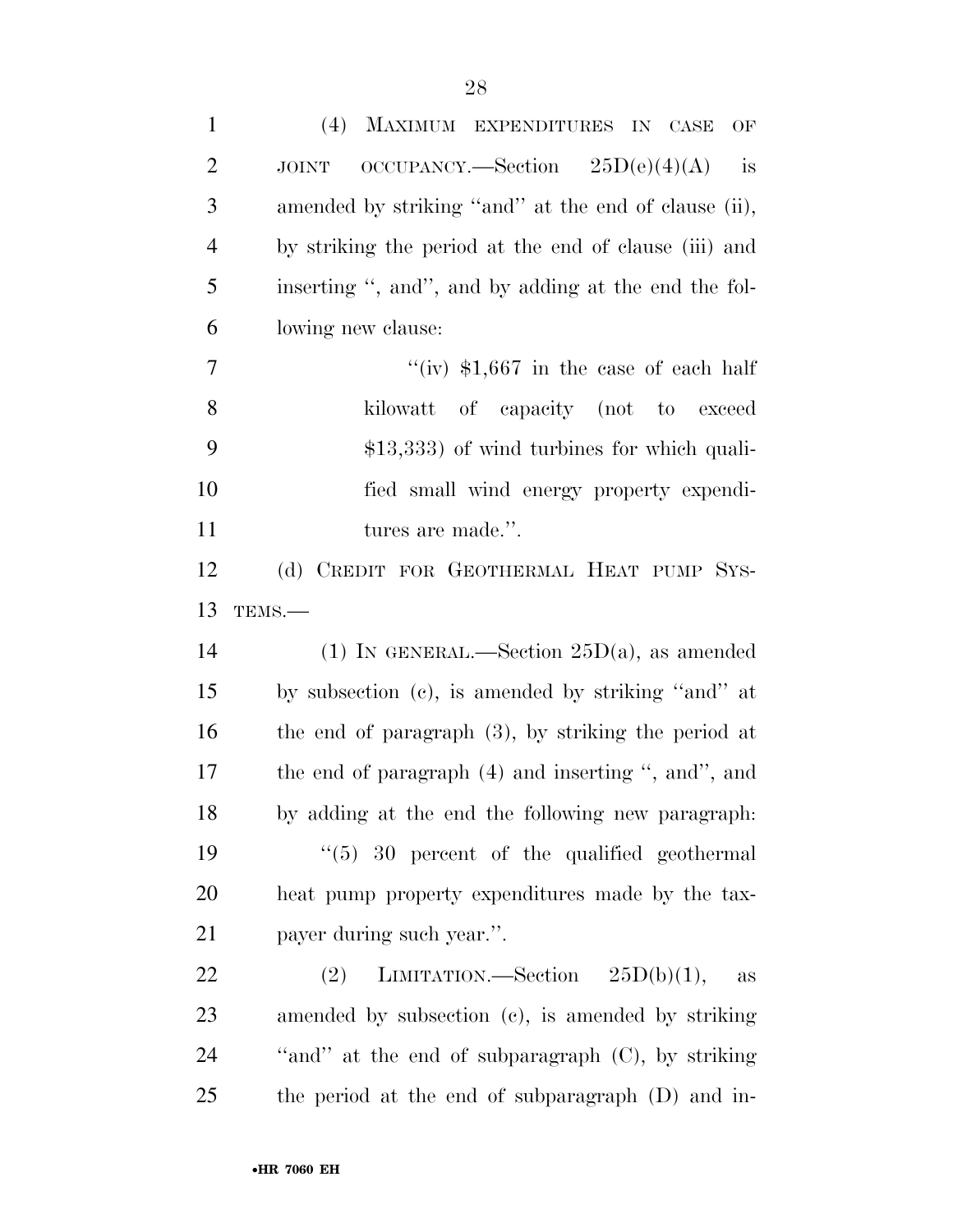(4) MAXIMUM EXPENDITURES IN CASE OF JOINT OCCUPANCY.—Section 25D(e)(4)(A) is amended by striking ''and'' at the end of clause (ii), by striking the period at the end of clause (iii) and inserting '', and'', and by adding at the end the following new clause:

''(iv) $1,667 in the case of each half kilowatt of capacity (not to exceed $13,333) of wind turbines for which qualified small wind energy property expenditures are made.''.

(d) CREDIT FOR GEOTHERMAL HEAT PUMP SYSTEMS.—

(1) IN GENERAL.—Section 25D(a), as amended by subsection (c), is amended by striking ''and'' at the end of paragraph (3), by striking the period at the end of paragraph (4) and inserting '', and'', and by adding at the end the following new paragraph:

''(5) 30 percent of the qualified geothermal heat pump property expenditures made by the taxpayer during such year.''.

(2) LIMITATION.—Section 25D(b)(1), as amended by subsection (c), is amended by striking ''and'' at the end of subparagraph (C), by striking the period at the end of subparagraph (D) and in-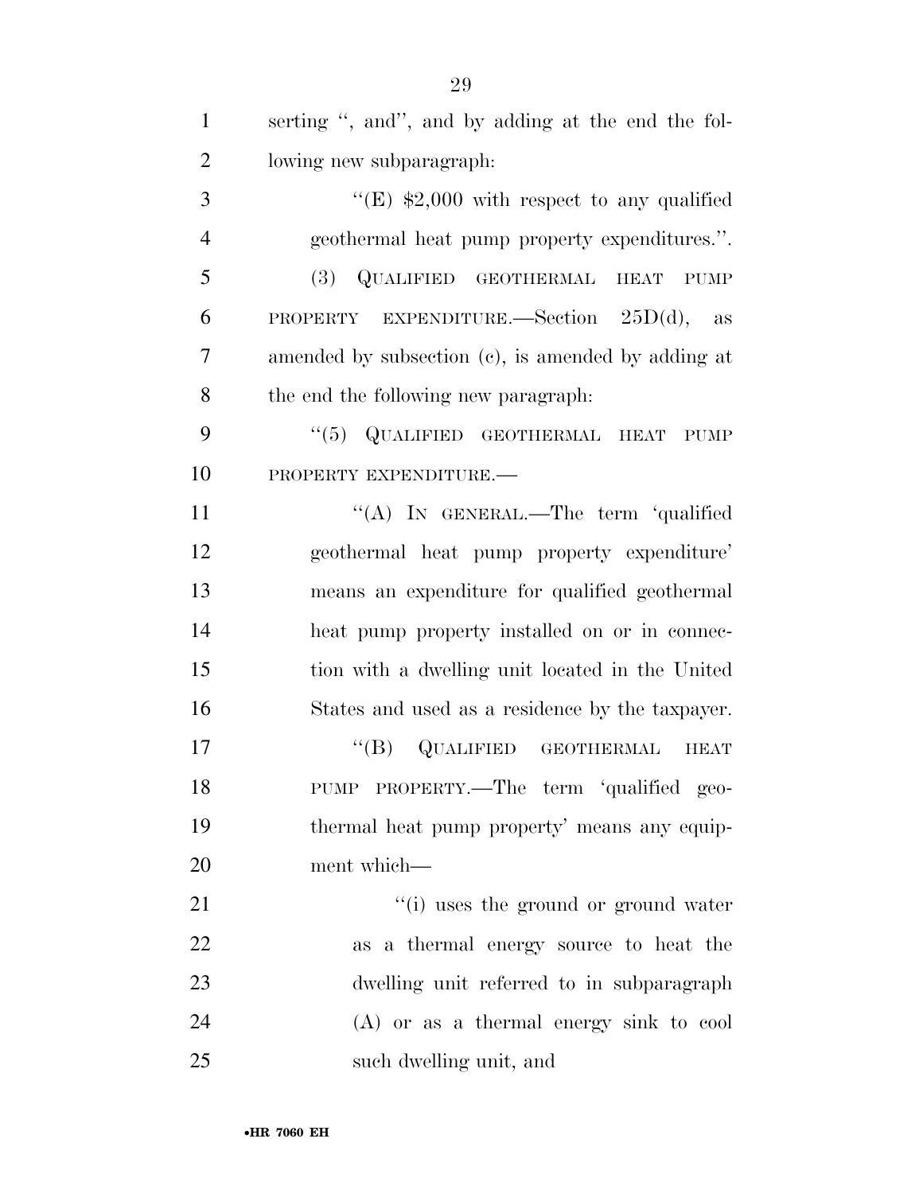serting ", and", and by adding at the end the following new subparagraph:

"(E) $2,000 with respect to any qualified geothermal heat pump property expenditures.".

(3) QUALIFIED GEOTHERMAL HEAT PUMP PROPERTY EXPENDITURE.—Section 25D(d), as amended by subsection (c), is amended by adding at the end the following new paragraph:

"(5) QUALIFIED GEOTHERMAL HEAT PUMP PROPERTY EXPENDITURE.—

"(A) IN GENERAL.—The term 'qualified geothermal heat pump property expenditure' means an expenditure for qualified geothermal heat pump property installed on or in connection with a dwelling unit located in the United States and used as a residence by the taxpayer.

"(B) QUALIFIED GEOTHERMAL HEAT PUMP PROPERTY.—The term 'qualified geothermal heat pump property' means any equipment which—

"(i) uses the ground or ground water as a thermal energy source to heat the dwelling unit referred to in subparagraph (A) or as a thermal energy sink to cool such dwelling unit, and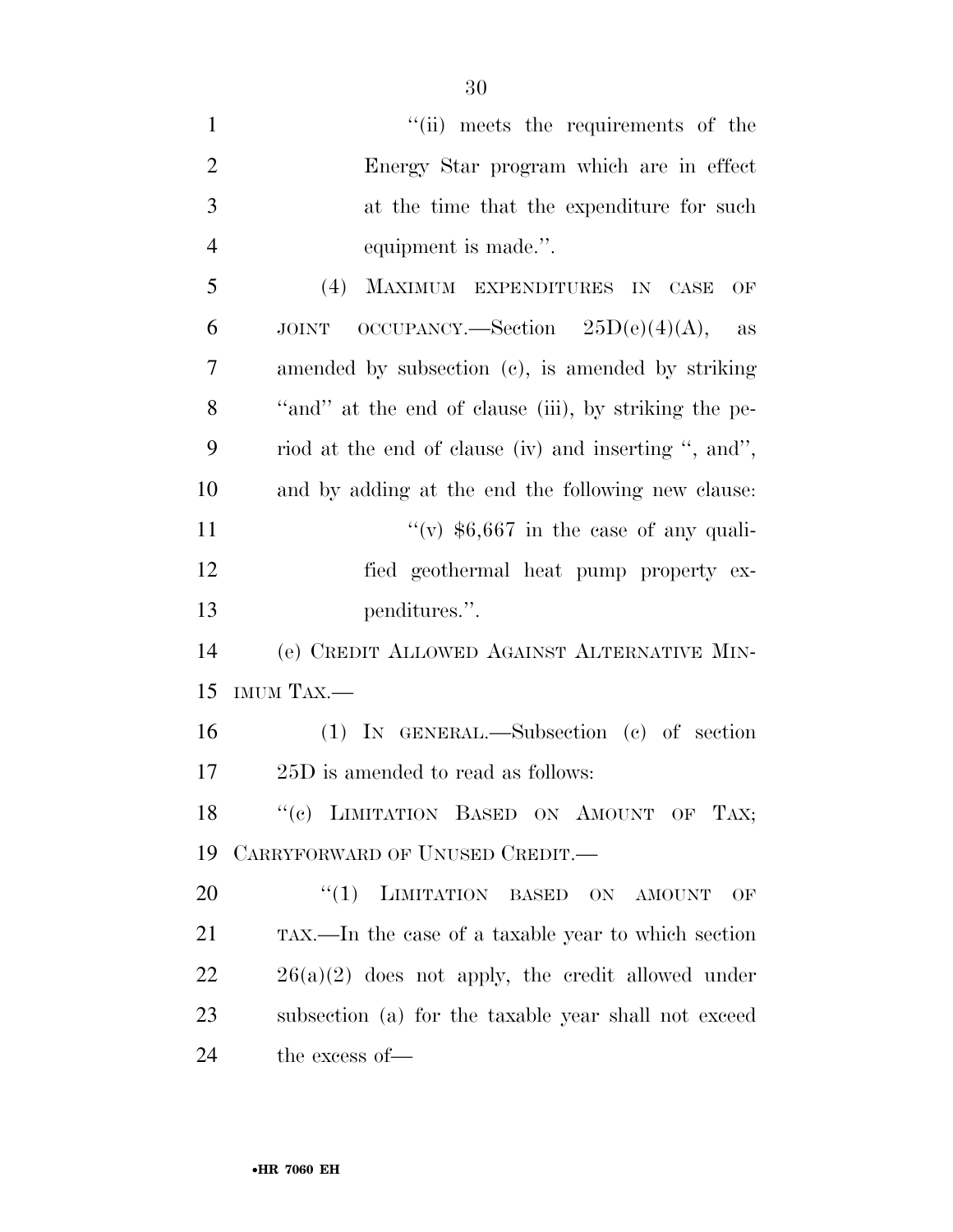"(ii) meets the requirements of the Energy Star program which are in effect at the time that the expenditure for such equipment is made.".

(4) MAXIMUM EXPENDITURES IN CASE OF JOINT OCCUPANCY.—Section 25D(e)(4)(A), as amended by subsection (c), is amended by striking "and" at the end of clause (iii), by striking the period at the end of clause (iv) and inserting ", and", and by adding at the end the following new clause:

"(v) $6,667 in the case of any qualified geothermal heat pump property expenditures.".

(e) CREDIT ALLOWED AGAINST ALTERNATIVE MINIMUM TAX.—

(1) IN GENERAL.—Subsection (c) of section 25D is amended to read as follows:

"(c) LIMITATION BASED ON AMOUNT OF TAX; CARRYFORWARD OF UNUSED CREDIT.—

"(1) LIMITATION BASED ON AMOUNT OF TAX.—In the case of a taxable year to which section 26(a)(2) does not apply, the credit allowed under subsection (a) for the taxable year shall not exceed the excess of—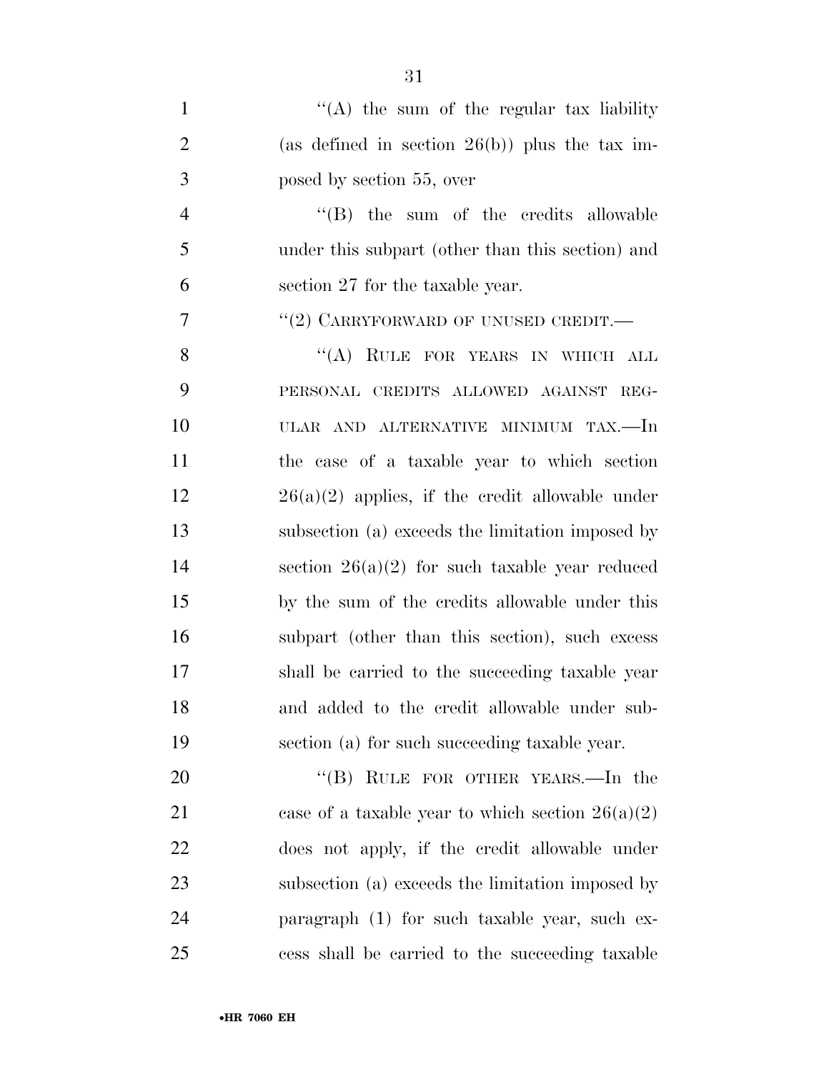"(A) the sum of the regular tax liability (as defined in section 26(b)) plus the tax imposed by section 55, over

"(B) the sum of the credits allowable under this subpart (other than this section) and section 27 for the taxable year.

"(2) CARRYFORWARD OF UNUSED CREDIT.—

"(A) RULE FOR YEARS IN WHICH ALL PERSONAL CREDITS ALLOWED AGAINST REGULAR AND ALTERNATIVE MINIMUM TAX.—In the case of a taxable year to which section 26(a)(2) applies, if the credit allowable under subsection (a) exceeds the limitation imposed by section 26(a)(2) for such taxable year reduced by the sum of the credits allowable under this subpart (other than this section), such excess shall be carried to the succeeding taxable year and added to the credit allowable under subsection (a) for such succeeding taxable year.

"(B) RULE FOR OTHER YEARS.—In the case of a taxable year to which section 26(a)(2) does not apply, if the credit allowable under subsection (a) exceeds the limitation imposed by paragraph (1) for such taxable year, such excess shall be carried to the succeeding taxable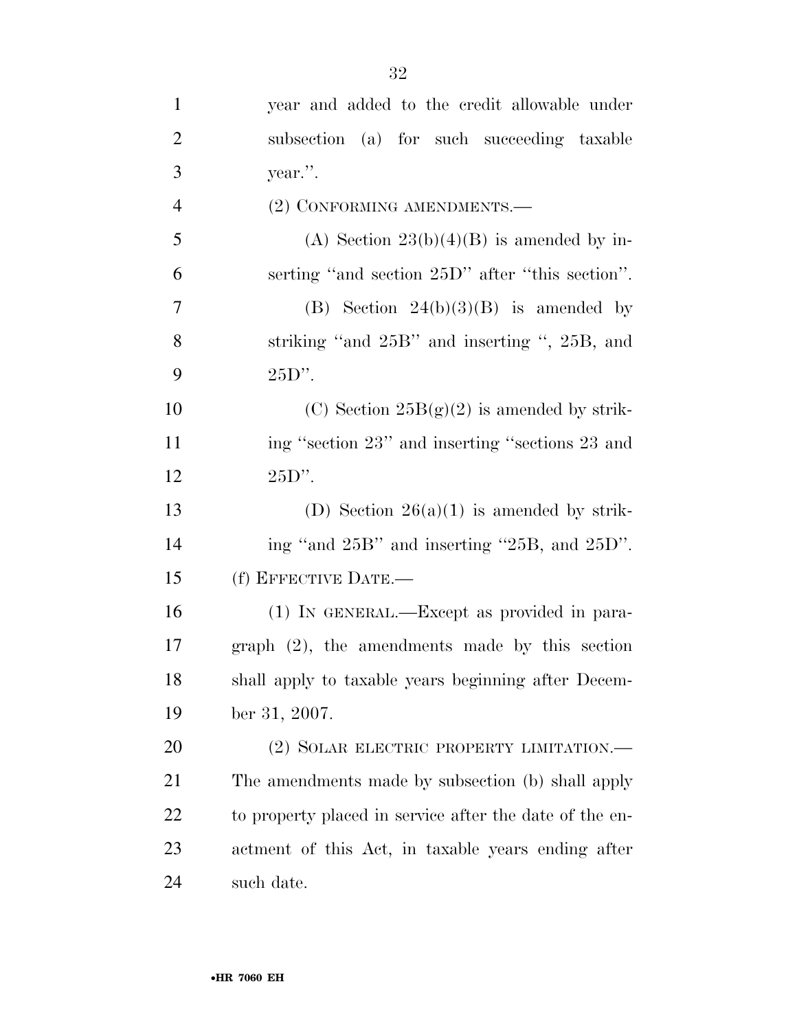year and added to the credit allowable under subsection (a) for such succeeding taxable year.''.

(2) CONFORMING AMENDMENTS.—

(A) Section 23(b)(4)(B) is amended by inserting ''and section 25D'' after ''this section''.

(B) Section 24(b)(3)(B) is amended by striking ''and 25B'' and inserting '', 25B, and 25D''.

(C) Section 25B(g)(2) is amended by striking ''section 23'' and inserting ''sections 23 and 25D''.

(D) Section 26(a)(1) is amended by striking ''and 25B'' and inserting ''25B, and 25D''.

(f) EFFECTIVE DATE.—

(1) IN GENERAL.—Except as provided in paragraph (2), the amendments made by this section shall apply to taxable years beginning after December 31, 2007.

(2) SOLAR ELECTRIC PROPERTY LIMITATION.—The amendments made by subsection (b) shall apply to property placed in service after the date of the enactment of this Act, in taxable years ending after such date.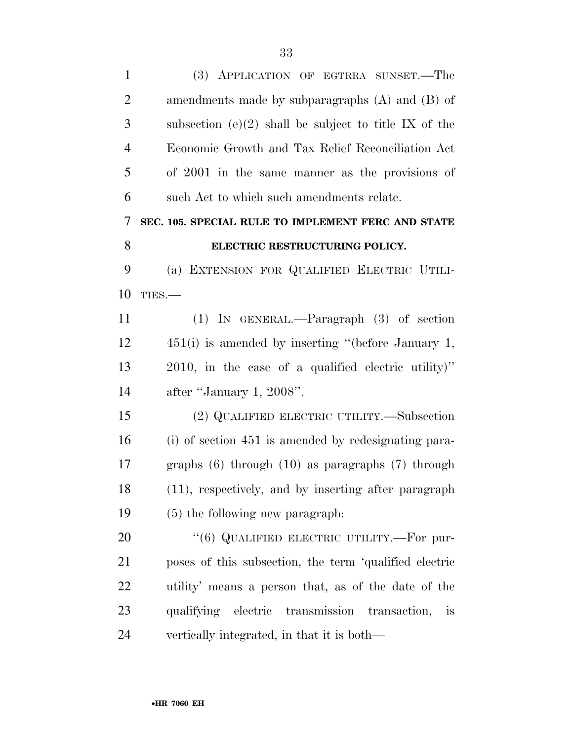(3) APPLICATION OF EGTRRA SUNSET.—The amendments made by subparagraphs (A) and (B) of subsection (e)(2) shall be subject to title IX of the Economic Growth and Tax Relief Reconciliation Act of 2001 in the same manner as the provisions of such Act to which such amendments relate.

## SEC. 105. SPECIAL RULE TO IMPLEMENT FERC AND STATE ELECTRIC RESTRUCTURING POLICY.

(a) EXTENSION FOR QUALIFIED ELECTRIC UTILITIES.—

(1) IN GENERAL.—Paragraph (3) of section 451(i) is amended by inserting "(before January 1, 2010, in the case of a qualified electric utility)" after "January 1, 2008".

(2) QUALIFIED ELECTRIC UTILITY.—Subsection (i) of section 451 is amended by redesignating paragraphs (6) through (10) as paragraphs (7) through (11), respectively, and by inserting after paragraph (5) the following new paragraph:

"(6) QUALIFIED ELECTRIC UTILITY.—For purposes of this subsection, the term 'qualified electric utility' means a person that, as of the date of the qualifying electric transmission transaction, is vertically integrated, in that it is both—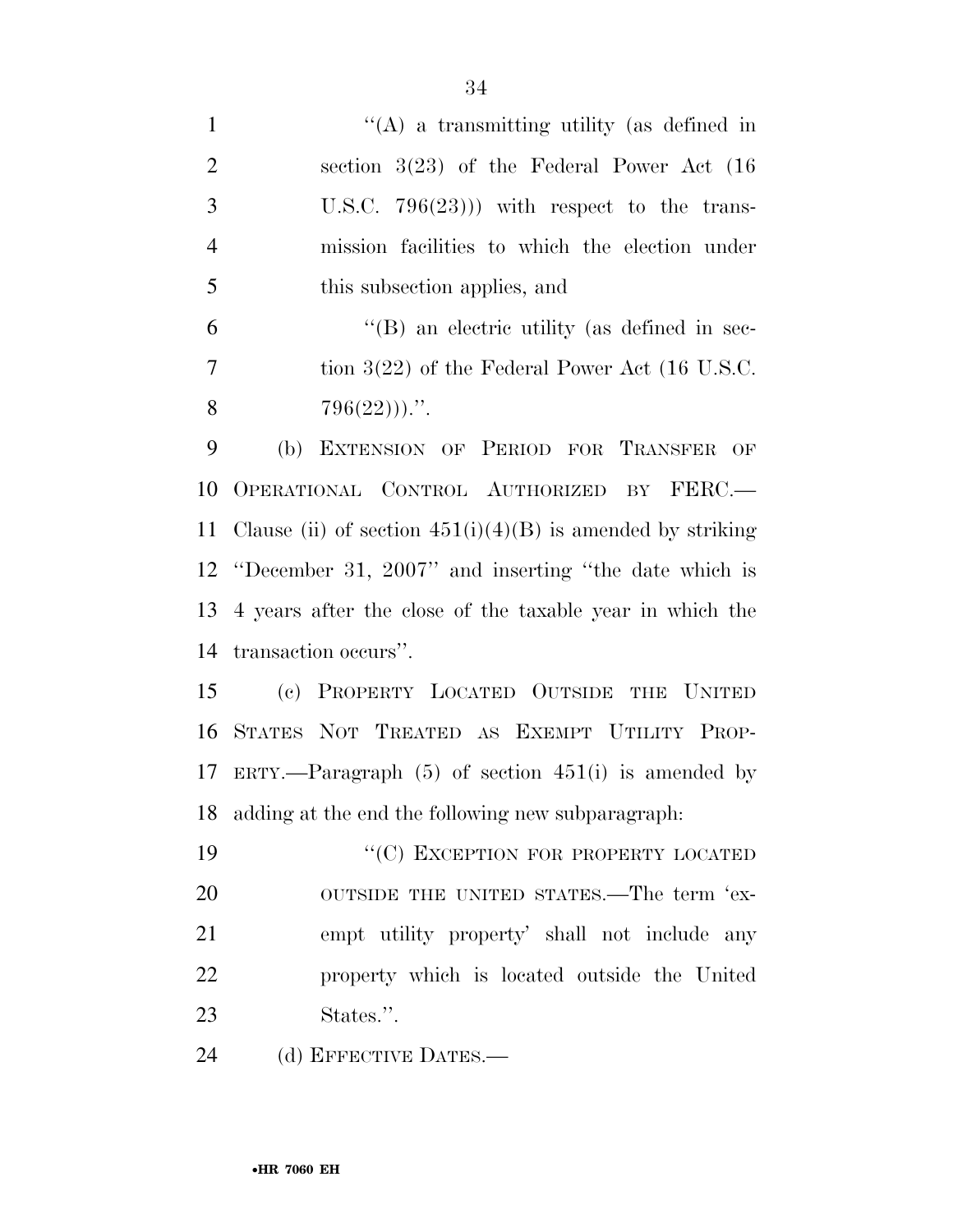"(A) a transmitting utility (as defined in section 3(23) of the Federal Power Act (16 U.S.C. 796(23))) with respect to the transmission facilities to which the election under this subsection applies, and

"(B) an electric utility (as defined in section 3(22) of the Federal Power Act (16 U.S.C. 796(22)))."

(b) EXTENSION OF PERIOD FOR TRANSFER OF OPERATIONAL CONTROL AUTHORIZED BY FERC.—Clause (ii) of section 451(i)(4)(B) is amended by striking "December 31, 2007" and inserting "the date which is 4 years after the close of the taxable year in which the transaction occurs".

(c) PROPERTY LOCATED OUTSIDE THE UNITED STATES NOT TREATED AS EXEMPT UTILITY PROPERTY.—Paragraph (5) of section 451(i) is amended by adding at the end the following new subparagraph:

"(C) EXCEPTION FOR PROPERTY LOCATED OUTSIDE THE UNITED STATES.—The term 'exempt utility property' shall not include any property which is located outside the United States."

(d) EFFECTIVE DATES.—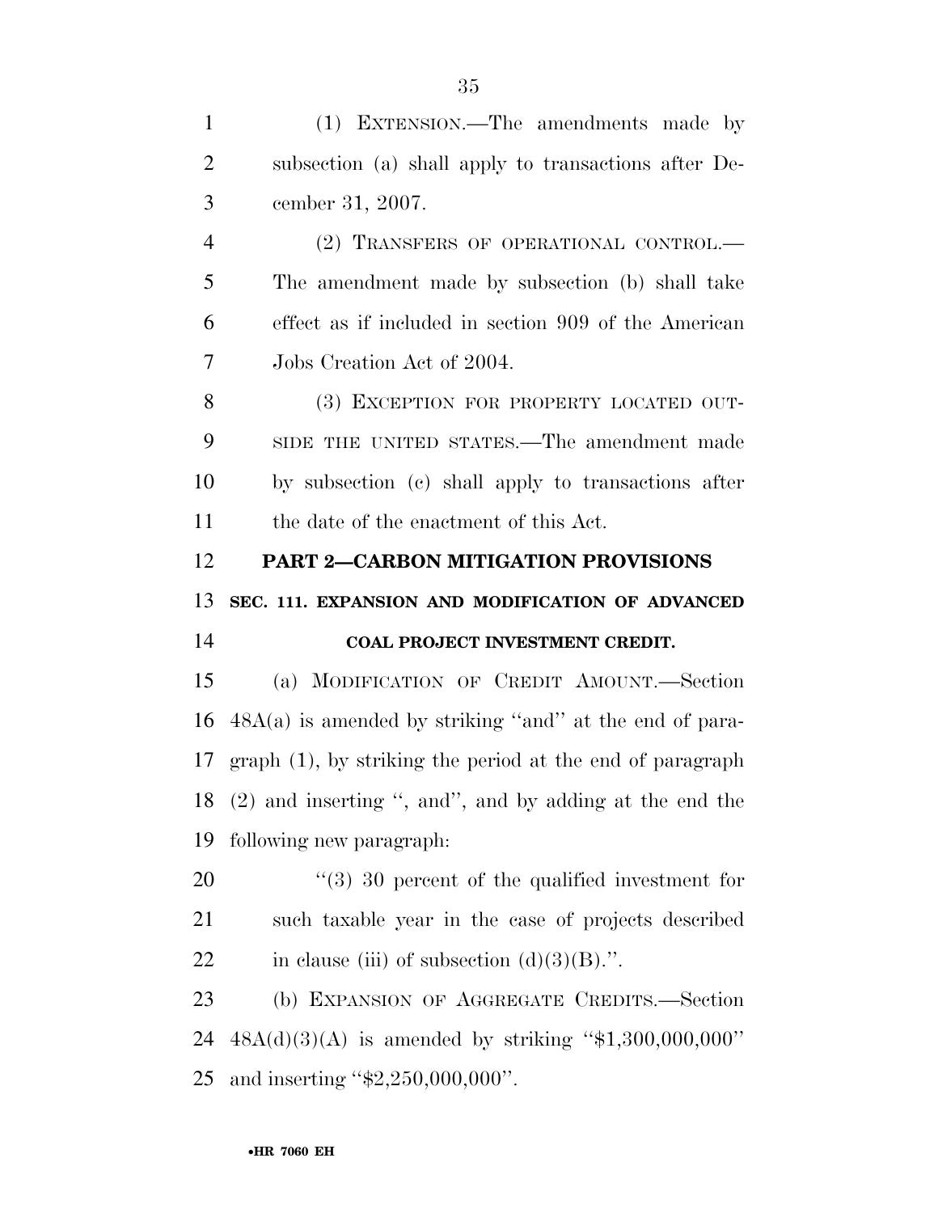(1) EXTENSION.—The amendments made by subsection (a) shall apply to transactions after December 31, 2007.

(2) TRANSFERS OF OPERATIONAL CONTROL.—The amendment made by subsection (b) shall take effect as if included in section 909 of the American Jobs Creation Act of 2004.

(3) EXCEPTION FOR PROPERTY LOCATED OUTSIDE THE UNITED STATES.—The amendment made by subsection (c) shall apply to transactions after the date of the enactment of this Act.

## PART 2—CARBON MITIGATION PROVISIONS

### SEC. 111. EXPANSION AND MODIFICATION OF ADVANCED COAL PROJECT INVESTMENT CREDIT.

(a) MODIFICATION OF CREDIT AMOUNT.—Section 48A(a) is amended by striking ''and'' at the end of paragraph (1), by striking the period at the end of paragraph (2) and inserting '', and'', and by adding at the end the following new paragraph:

''(3) 30 percent of the qualified investment for such taxable year in the case of projects described in clause (iii) of subsection (d)(3)(B).''.

(b) EXPANSION OF AGGREGATE CREDITS.—Section 48A(d)(3)(A) is amended by striking ''$1,300,000,000'' and inserting ''$2,250,000,000''.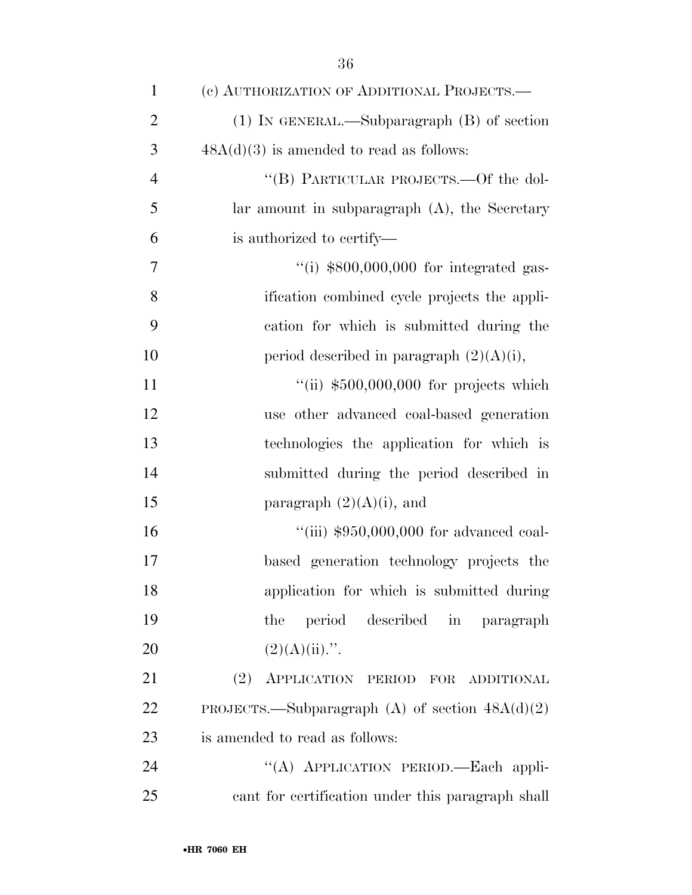(c) AUTHORIZATION OF ADDITIONAL PROJECTS.—

(1) IN GENERAL.—Subparagraph (B) of section 48A(d)(3) is amended to read as follows:

"(B) PARTICULAR PROJECTS.—Of the dollar amount in subparagraph (A), the Secretary is authorized to certify—

"(i) $800,000,000 for integrated gasification combined cycle projects the application for which is submitted during the period described in paragraph (2)(A)(i),

"(ii) $500,000,000 for projects which use other advanced coal-based generation technologies the application for which is submitted during the period described in paragraph (2)(A)(i), and

"(iii) $950,000,000 for advanced coal-based generation technology projects the application for which is submitted during the period described in paragraph (2)(A)(ii).".

(2) APPLICATION PERIOD FOR ADDITIONAL PROJECTS.—Subparagraph (A) of section 48A(d)(2) is amended to read as follows:

"(A) APPLICATION PERIOD.—Each applicant for certification under this paragraph shall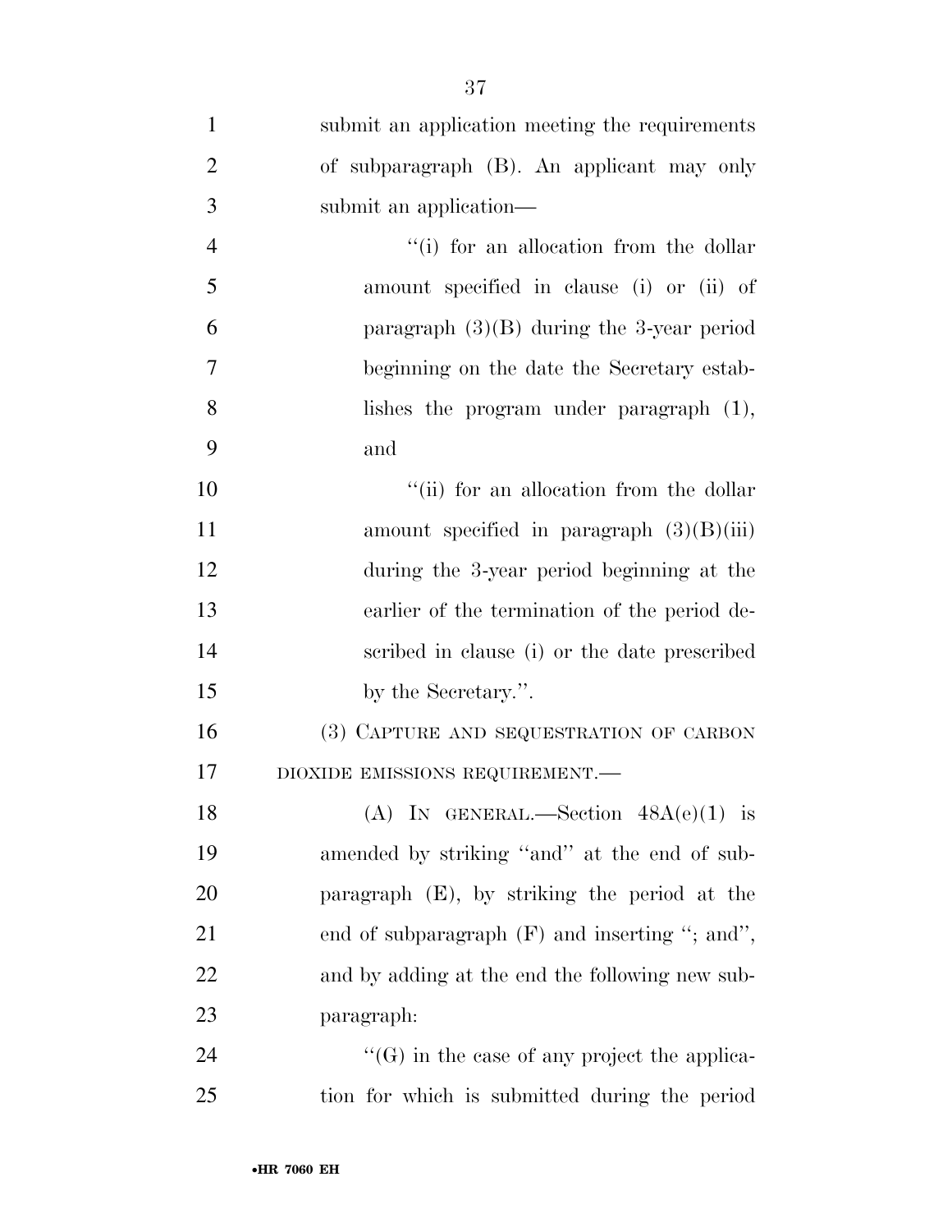submit an application meeting the requirements of subparagraph (B). An applicant may only submit an application—

"(i) for an allocation from the dollar amount specified in clause (i) or (ii) of paragraph (3)(B) during the 3-year period beginning on the date the Secretary establishes the program under paragraph (1), and

"(ii) for an allocation from the dollar amount specified in paragraph (3)(B)(iii) during the 3-year period beginning at the earlier of the termination of the period described in clause (i) or the date prescribed by the Secretary.".

(3) CAPTURE AND SEQUESTRATION OF CARBON DIOXIDE EMISSIONS REQUIREMENT.—

(A) IN GENERAL.—Section 48A(e)(1) is amended by striking "and" at the end of subparagraph (E), by striking the period at the end of subparagraph (F) and inserting "; and", and by adding at the end the following new subparagraph:

"(G) in the case of any project the application for which is submitted during the period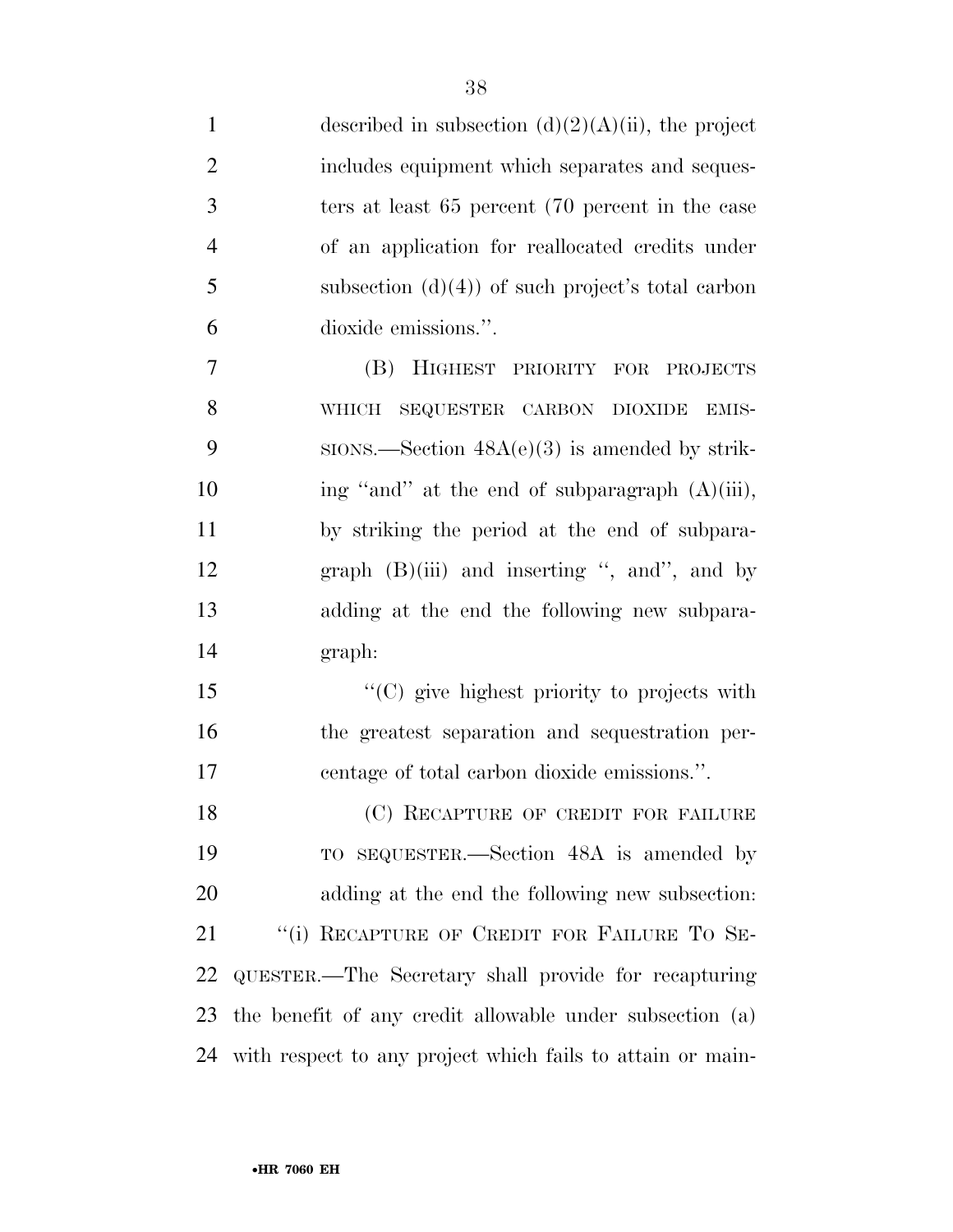described in subsection (d)(2)(A)(ii), the project includes equipment which separates and sequesters at least 65 percent (70 percent in the case of an application for reallocated credits under subsection (d)(4)) of such project's total carbon dioxide emissions.''.

(B) HIGHEST PRIORITY FOR PROJECTS WHICH SEQUESTER CARBON DIOXIDE EMISSIONS.—Section 48A(e)(3) is amended by striking ''and'' at the end of subparagraph (A)(iii), by striking the period at the end of subparagraph (B)(iii) and inserting '', and'', and by adding at the end the following new subparagraph:

''(C) give highest priority to projects with the greatest separation and sequestration percentage of total carbon dioxide emissions.''.

(C) RECAPTURE OF CREDIT FOR FAILURE TO SEQUESTER.—Section 48A is amended by adding at the end the following new subsection:

''(i) RECAPTURE OF CREDIT FOR FAILURE TO SEQUESTER.—The Secretary shall provide for recapturing the benefit of any credit allowable under subsection (a) with respect to any project which fails to attain or main-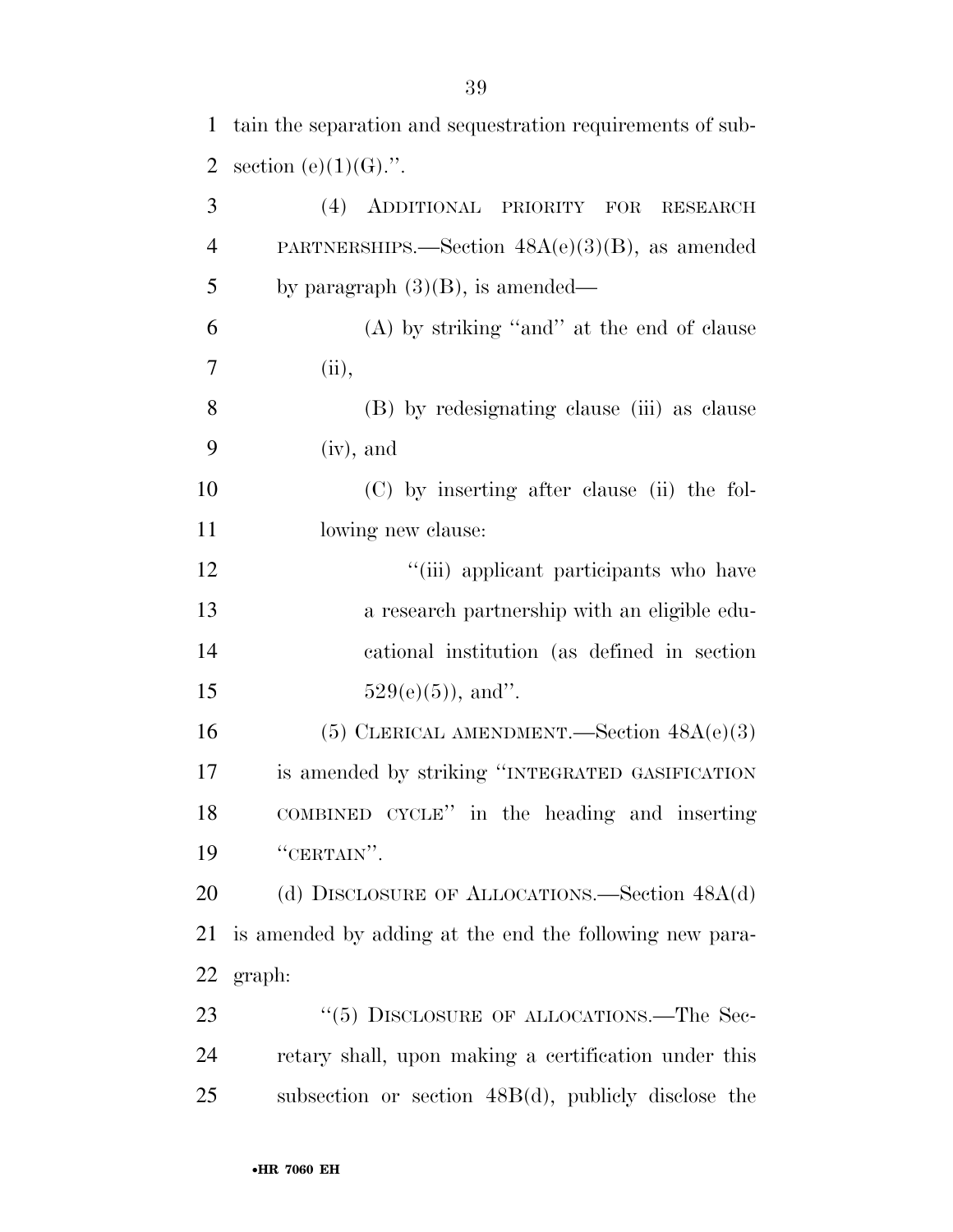tain the separation and sequestration requirements of subsection (e)(1)(G).''.

(4) ADDITIONAL PRIORITY FOR RESEARCH PARTNERSHIPS.—Section 48A(e)(3)(B), as amended by paragraph (3)(B), is amended—

(A) by striking ''and'' at the end of clause (ii),

(B) by redesignating clause (iii) as clause (iv), and

(C) by inserting after clause (ii) the following new clause:

''(iii) applicant participants who have a research partnership with an eligible educational institution (as defined in section 529(e)(5)), and''.

(5) CLERICAL AMENDMENT.—Section 48A(e)(3) is amended by striking ''INTEGRATED GASIFICATION COMBINED CYCLE'' in the heading and inserting ''CERTAIN''.

(d) DISCLOSURE OF ALLOCATIONS.—Section 48A(d) is amended by adding at the end the following new paragraph:

''(5) DISCLOSURE OF ALLOCATIONS.—The Secretary shall, upon making a certification under this subsection or section 48B(d), publicly disclose the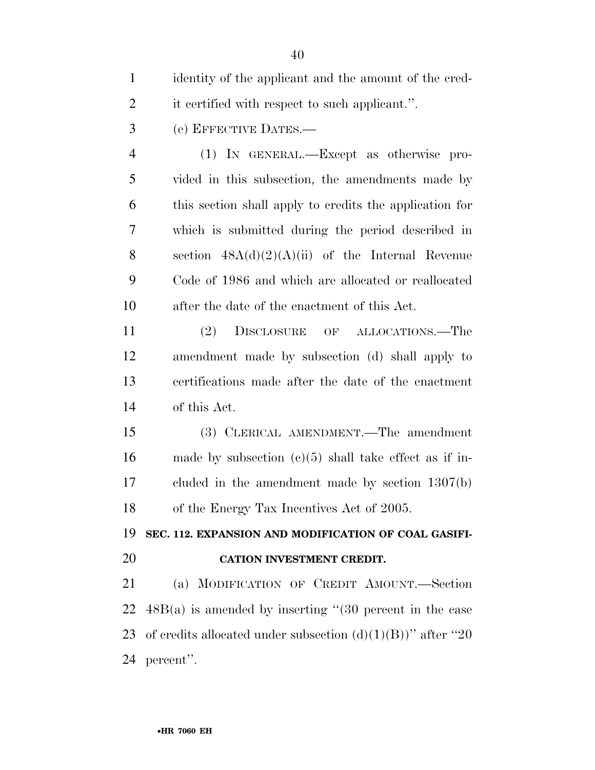identity of the applicant and the amount of the credit certified with respect to such applicant.''.

(e) EFFECTIVE DATES.—

(1) IN GENERAL.—Except as otherwise provided in this subsection, the amendments made by this section shall apply to credits the application for which is submitted during the period described in section 48A(d)(2)(A)(ii) of the Internal Revenue Code of 1986 and which are allocated or reallocated after the date of the enactment of this Act.

(2) DISCLOSURE OF ALLOCATIONS.—The amendment made by subsection (d) shall apply to certifications made after the date of the enactment of this Act.

(3) CLERICAL AMENDMENT.—The amendment made by subsection (c)(5) shall take effect as if included in the amendment made by section 1307(b) of the Energy Tax Incentives Act of 2005.

**SEC. 112. EXPANSION AND MODIFICATION OF COAL GASIFICATION INVESTMENT CREDIT.**

(a) MODIFICATION OF CREDIT AMOUNT.—Section 48B(a) is amended by inserting ''(30 percent in the case of credits allocated under subsection (d)(1)(B))'' after ''20 percent''.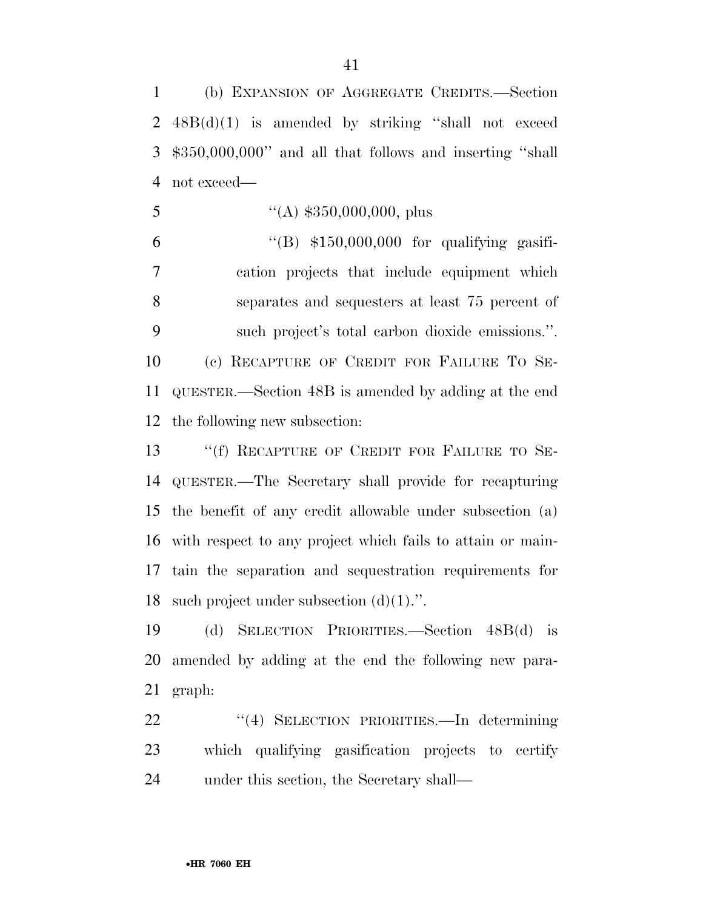(b) EXPANSION OF AGGREGATE CREDITS.—Section 48B(d)(1) is amended by striking ''shall not exceed $350,000,000'' and all that follows and inserting ''shall not exceed—

''(A) $350,000,000, plus

''(B) $150,000,000 for qualifying gasification projects that include equipment which separates and sequesters at least 75 percent of such project's total carbon dioxide emissions.''.

(c) RECAPTURE OF CREDIT FOR FAILURE TO SEQUESTER.—Section 48B is amended by adding at the end the following new subsection:

''(f) RECAPTURE OF CREDIT FOR FAILURE TO SEQUESTER.—The Secretary shall provide for recapturing the benefit of any credit allowable under subsection (a) with respect to any project which fails to attain or maintain the separation and sequestration requirements for such project under subsection (d)(1).''.

(d) SELECTION PRIORITIES.—Section 48B(d) is amended by adding at the end the following new paragraph:

''(4) SELECTION PRIORITIES.—In determining which qualifying gasification projects to certify under this section, the Secretary shall—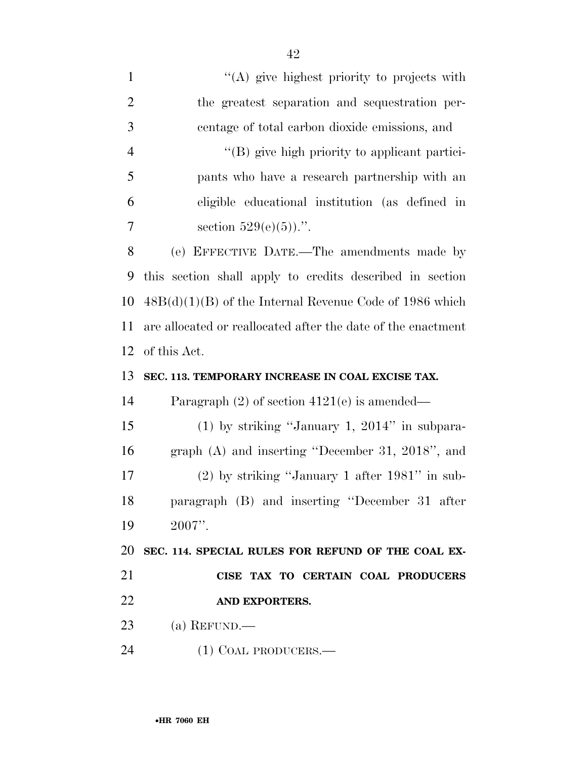''(A) give highest priority to projects with the greatest separation and sequestration percentage of total carbon dioxide emissions, and

''(B) give high priority to applicant participants who have a research partnership with an eligible educational institution (as defined in section 529(e)(5)).''.

(e) EFFECTIVE DATE.—The amendments made by this section shall apply to credits described in section 48B(d)(1)(B) of the Internal Revenue Code of 1986 which are allocated or reallocated after the date of the enactment of this Act.

**SEC. 113. TEMPORARY INCREASE IN COAL EXCISE TAX.**

Paragraph (2) of section 4121(e) is amended—

(1) by striking ''January 1, 2014'' in subparagraph (A) and inserting ''December 31, 2018'', and

(2) by striking ''January 1 after 1981'' in subparagraph (B) and inserting ''December 31 after 2007''.

**SEC. 114. SPECIAL RULES FOR REFUND OF THE COAL EXCISE TAX TO CERTAIN COAL PRODUCERS AND EXPORTERS.**

(a) REFUND.—

(1) COAL PRODUCERS.—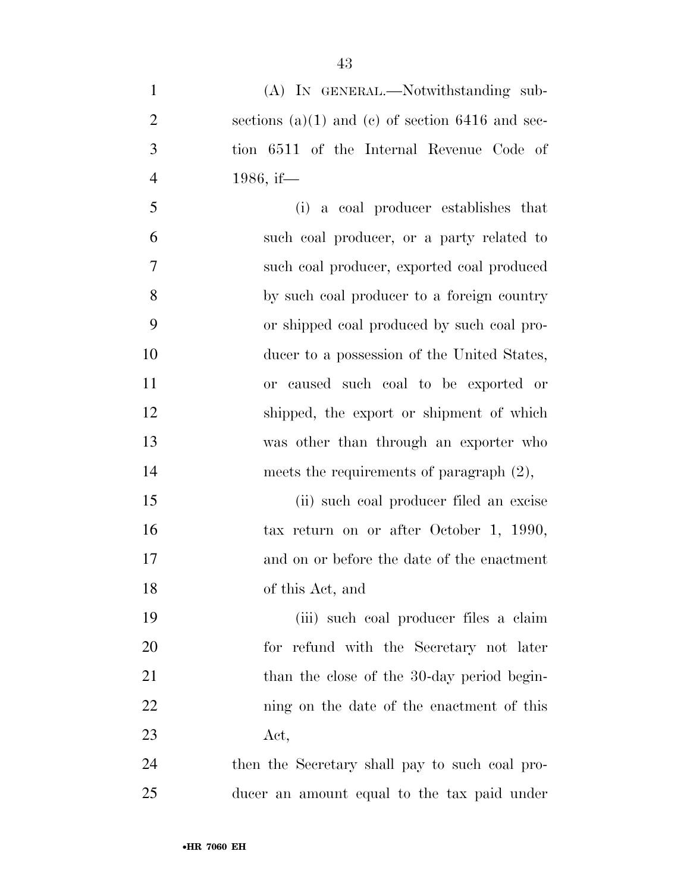(A) IN GENERAL.—Notwithstanding subsections (a)(1) and (c) of section 6416 and section 6511 of the Internal Revenue Code of 1986, if—

(i) a coal producer establishes that such coal producer, or a party related to such coal producer, exported coal produced by such coal producer to a foreign country or shipped coal produced by such coal producer to a possession of the United States, or caused such coal to be exported or shipped, the export or shipment of which was other than through an exporter who meets the requirements of paragraph (2),

(ii) such coal producer filed an excise tax return on or after October 1, 1990, and on or before the date of the enactment of this Act, and

(iii) such coal producer files a claim for refund with the Secretary not later than the close of the 30-day period beginning on the date of the enactment of this Act,

then the Secretary shall pay to such coal producer an amount equal to the tax paid under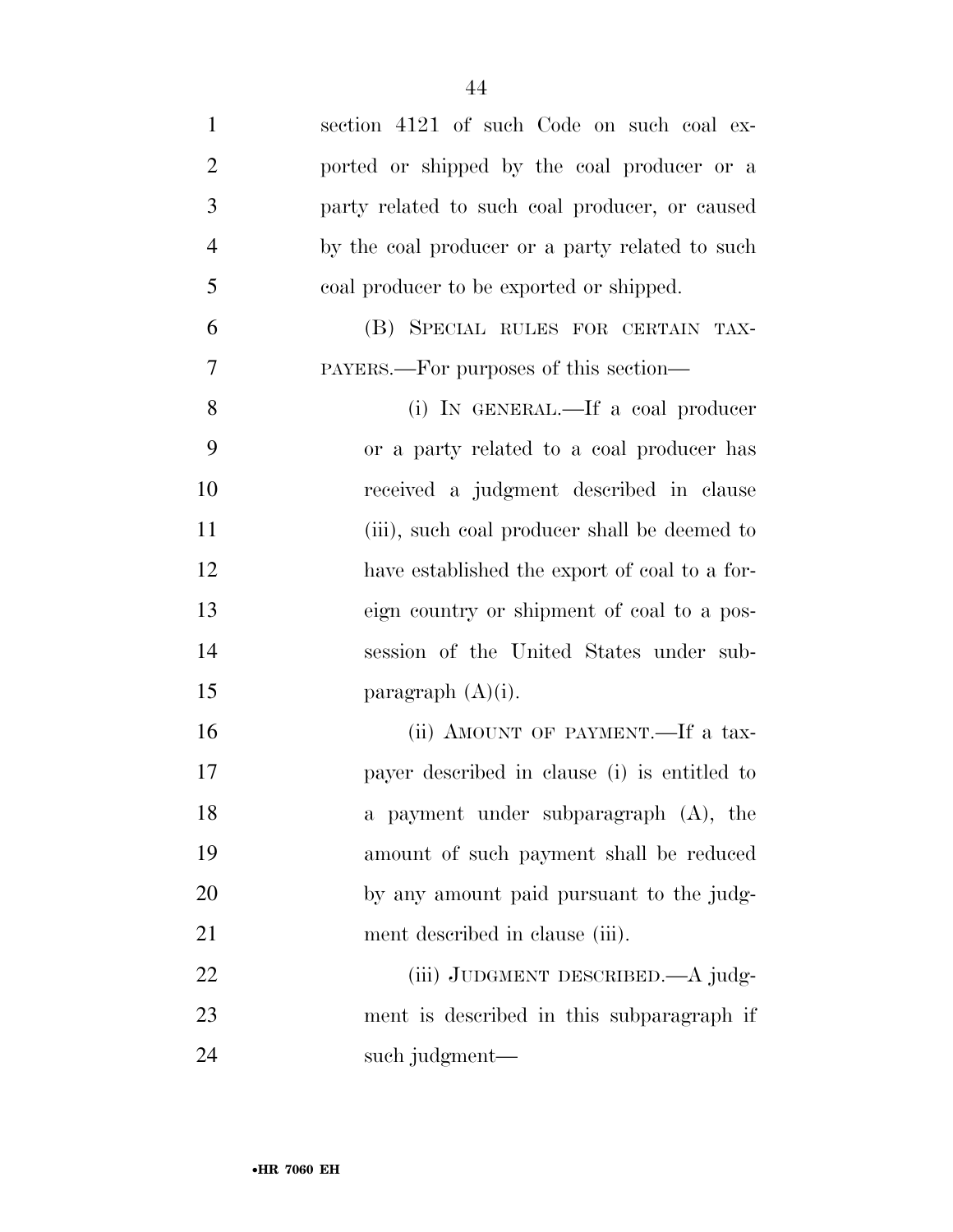section 4121 of such Code on such coal exported or shipped by the coal producer or a party related to such coal producer, or caused by the coal producer or a party related to such coal producer to be exported or shipped.

(B) SPECIAL RULES FOR CERTAIN TAXPAYERS.—For purposes of this section—

(i) IN GENERAL.—If a coal producer or a party related to a coal producer has received a judgment described in clause (iii), such coal producer shall be deemed to have established the export of coal to a foreign country or shipment of coal to a possession of the United States under subparagraph (A)(i).

(ii) AMOUNT OF PAYMENT.—If a taxpayer described in clause (i) is entitled to a payment under subparagraph (A), the amount of such payment shall be reduced by any amount paid pursuant to the judgment described in clause (iii).

(iii) JUDGMENT DESCRIBED.—A judgment is described in this subparagraph if such judgment—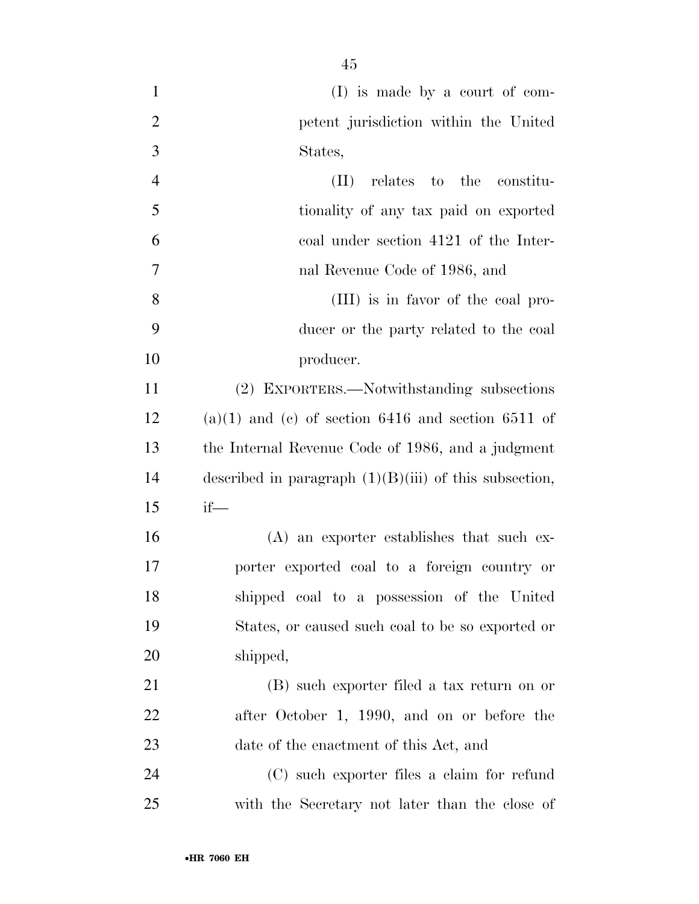(I) is made by a court of competent jurisdiction within the United States,

(II) relates to the constitutionality of any tax paid on exported coal under section 4121 of the Internal Revenue Code of 1986, and

(III) is in favor of the coal producer or the party related to the coal producer.

(2) EXPORTERS.—Notwithstanding subsections (a)(1) and (c) of section 6416 and section 6511 of the Internal Revenue Code of 1986, and a judgment described in paragraph (1)(B)(iii) of this subsection, if—

(A) an exporter establishes that such exporter exported coal to a foreign country or shipped coal to a possession of the United States, or caused such coal to be so exported or shipped,

(B) such exporter filed a tax return on or after October 1, 1990, and on or before the date of the enactment of this Act, and

(C) such exporter files a claim for refund with the Secretary not later than the close of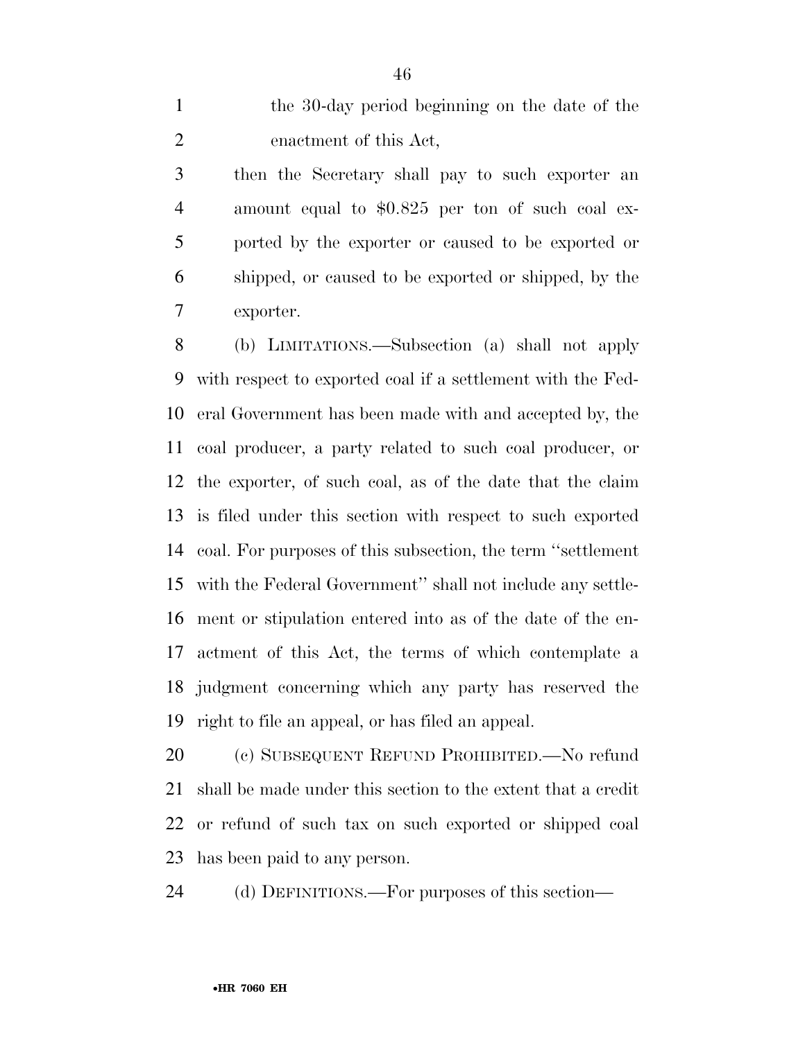the 30-day period beginning on the date of the enactment of this Act,

then the Secretary shall pay to such exporter an amount equal to $0.825 per ton of such coal exported by the exporter or caused to be exported or shipped, or caused to be exported or shipped, by the exporter.

(b) LIMITATIONS.—Subsection (a) shall not apply with respect to exported coal if a settlement with the Federal Government has been made with and accepted by, the coal producer, a party related to such coal producer, or the exporter, of such coal, as of the date that the claim is filed under this section with respect to such exported coal. For purposes of this subsection, the term ''settlement with the Federal Government'' shall not include any settlement or stipulation entered into as of the date of the enactment of this Act, the terms of which contemplate a judgment concerning which any party has reserved the right to file an appeal, or has filed an appeal.

(c) SUBSEQUENT REFUND PROHIBITED.—No refund shall be made under this section to the extent that a credit or refund of such tax on such exported or shipped coal has been paid to any person.

(d) DEFINITIONS.—For purposes of this section—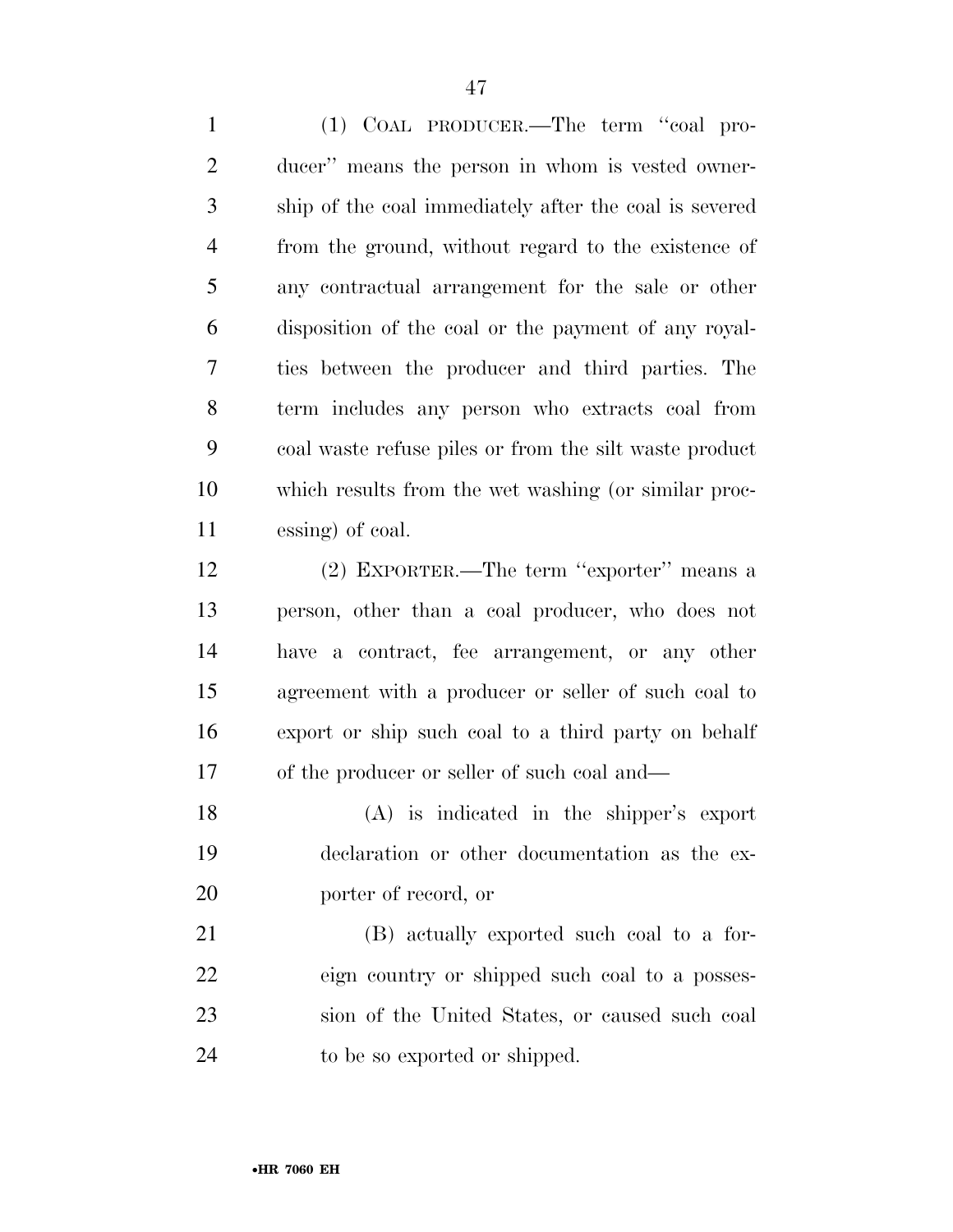(1) COAL PRODUCER.—The term ''coal producer'' means the person in whom is vested ownership of the coal immediately after the coal is severed from the ground, without regard to the existence of any contractual arrangement for the sale or other disposition of the coal or the payment of any royalties between the producer and third parties. The term includes any person who extracts coal from coal waste refuse piles or from the silt waste product which results from the wet washing (or similar processing) of coal.

(2) EXPORTER.—The term ''exporter'' means a person, other than a coal producer, who does not have a contract, fee arrangement, or any other agreement with a producer or seller of such coal to export or ship such coal to a third party on behalf of the producer or seller of such coal and—

(A) is indicated in the shipper's export declaration or other documentation as the exporter of record, or

(B) actually exported such coal to a foreign country or shipped such coal to a possession of the United States, or caused such coal to be so exported or shipped.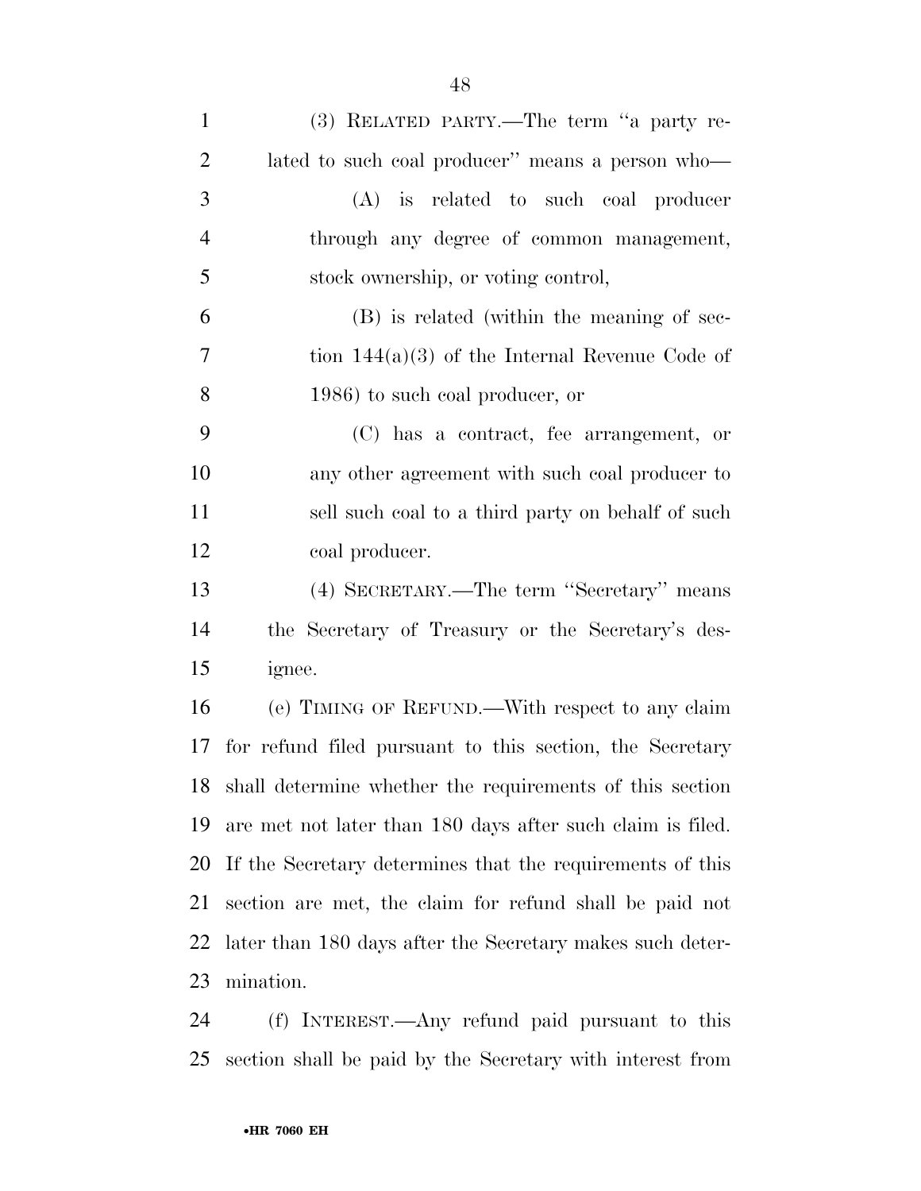(3) RELATED PARTY.—The term "a party related to such coal producer" means a person who—

(A) is related to such coal producer through any degree of common management, stock ownership, or voting control,

(B) is related (within the meaning of section 144(a)(3) of the Internal Revenue Code of 1986) to such coal producer, or

(C) has a contract, fee arrangement, or any other agreement with such coal producer to sell such coal to a third party on behalf of such coal producer.

(4) SECRETARY.—The term "Secretary" means the Secretary of Treasury or the Secretary's designee.

(e) TIMING OF REFUND.—With respect to any claim for refund filed pursuant to this section, the Secretary shall determine whether the requirements of this section are met not later than 180 days after such claim is filed. If the Secretary determines that the requirements of this section are met, the claim for refund shall be paid not later than 180 days after the Secretary makes such determination.

(f) INTEREST.—Any refund paid pursuant to this section shall be paid by the Secretary with interest from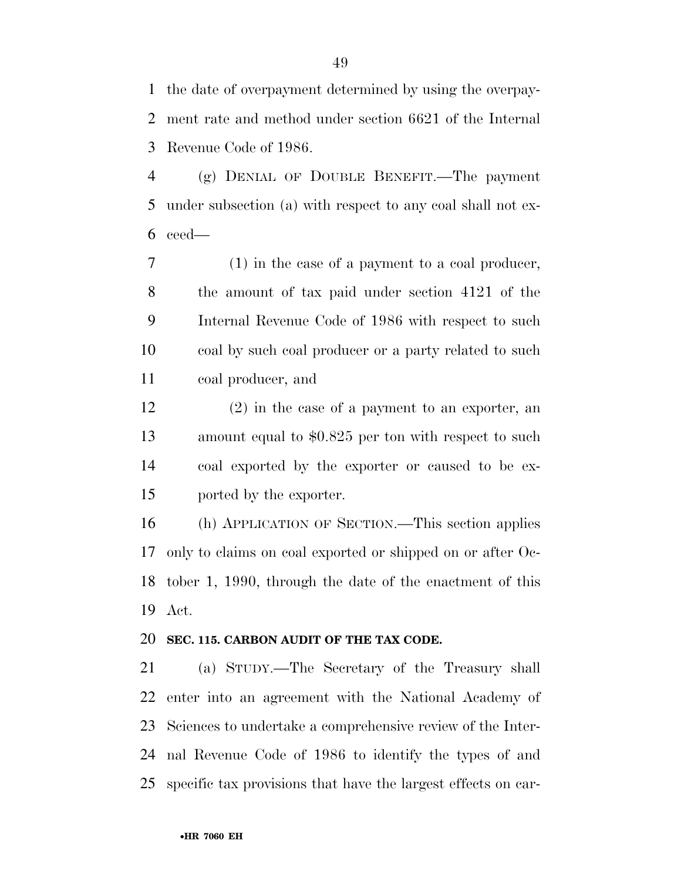the date of overpayment determined by using the overpayment rate and method under section 6621 of the Internal Revenue Code of 1986.

(g) DENIAL OF DOUBLE BENEFIT.—The payment under subsection (a) with respect to any coal shall not exceed—

(1) in the case of a payment to a coal producer, the amount of tax paid under section 4121 of the Internal Revenue Code of 1986 with respect to such coal by such coal producer or a party related to such coal producer, and

(2) in the case of a payment to an exporter, an amount equal to $0.825 per ton with respect to such coal exported by the exporter or caused to be exported by the exporter.

(h) APPLICATION OF SECTION.—This section applies only to claims on coal exported or shipped on or after October 1, 1990, through the date of the enactment of this Act.

**SEC. 115. CARBON AUDIT OF THE TAX CODE.**

(a) STUDY.—The Secretary of the Treasury shall enter into an agreement with the National Academy of Sciences to undertake a comprehensive review of the Internal Revenue Code of 1986 to identify the types of and specific tax provisions that have the largest effects on car-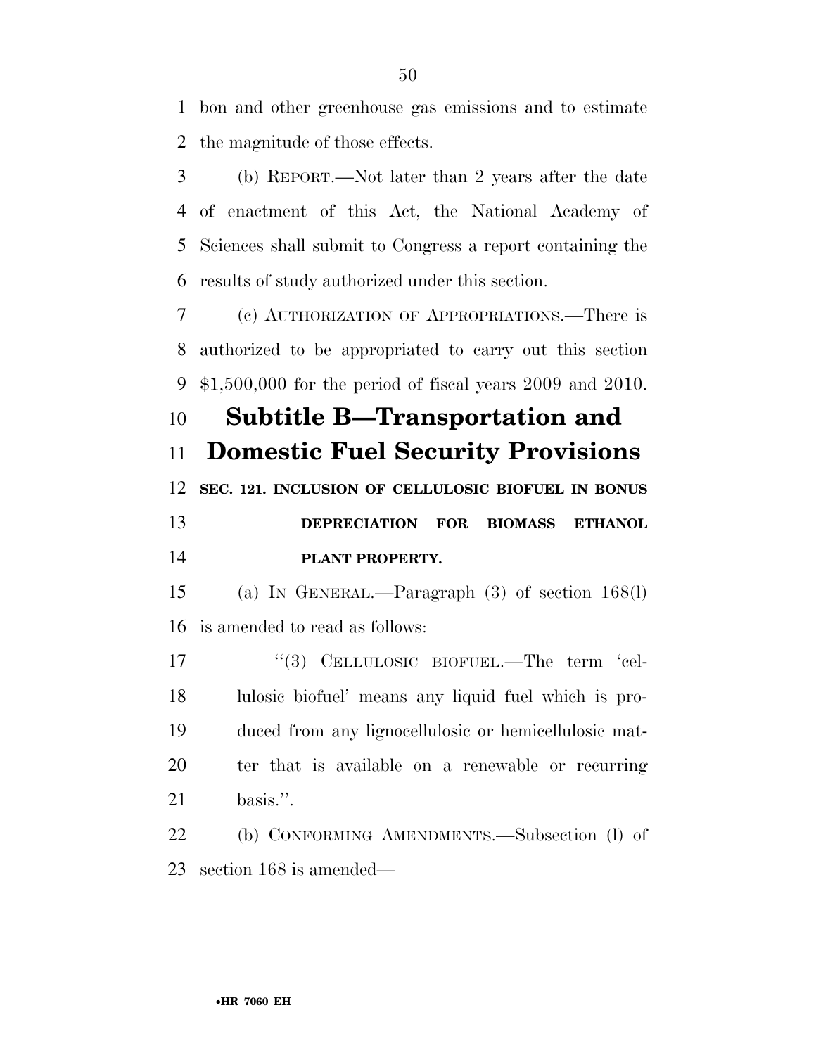bon and other greenhouse gas emissions and to estimate the magnitude of those effects.

(b) REPORT.—Not later than 2 years after the date of enactment of this Act, the National Academy of Sciences shall submit to Congress a report containing the results of study authorized under this section.

(c) AUTHORIZATION OF APPROPRIATIONS.—There is authorized to be appropriated to carry out this section $1,500,000 for the period of fiscal years 2009 and 2010.

## Subtitle B—Transportation and Domestic Fuel Security Provisions

**SEC. 121. INCLUSION OF CELLULOSIC BIOFUEL IN BONUS DEPRECIATION FOR BIOMASS ETHANOL PLANT PROPERTY.**

(a) IN GENERAL.—Paragraph (3) of section 168(l) is amended to read as follows:

"(3) CELLULOSIC BIOFUEL.—The term 'cellulosic biofuel' means any liquid fuel which is produced from any lignocellulosic or hemicellulosic matter that is available on a renewable or recurring basis.".

(b) CONFORMING AMENDMENTS.—Subsection (l) of section 168 is amended—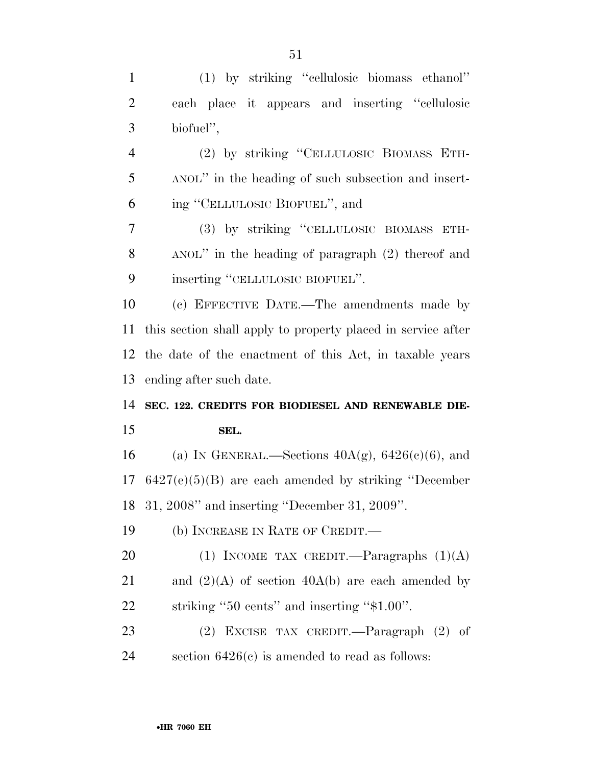(1) by striking "cellulosic biomass ethanol" each place it appears and inserting "cellulosic biofuel",

(2) by striking "CELLULOSIC BIOMASS ETHANOL" in the heading of such subsection and inserting "CELLULOSIC BIOFUEL", and

(3) by striking "CELLULOSIC BIOMASS ETHANOL" in the heading of paragraph (2) thereof and inserting "CELLULOSIC BIOFUEL".

(c) EFFECTIVE DATE.—The amendments made by this section shall apply to property placed in service after the date of the enactment of this Act, in taxable years ending after such date.

**SEC. 122. CREDITS FOR BIODIESEL AND RENEWABLE DIESEL.**

(a) IN GENERAL.—Sections 40A(g), 6426(c)(6), and 6427(e)(5)(B) are each amended by striking "December 31, 2008" and inserting "December 31, 2009".

(b) INCREASE IN RATE OF CREDIT.—

(1) INCOME TAX CREDIT.—Paragraphs (1)(A) and (2)(A) of section 40A(b) are each amended by striking "50 cents" and inserting "$1.00".

(2) EXCISE TAX CREDIT.—Paragraph (2) of section 6426(c) is amended to read as follows: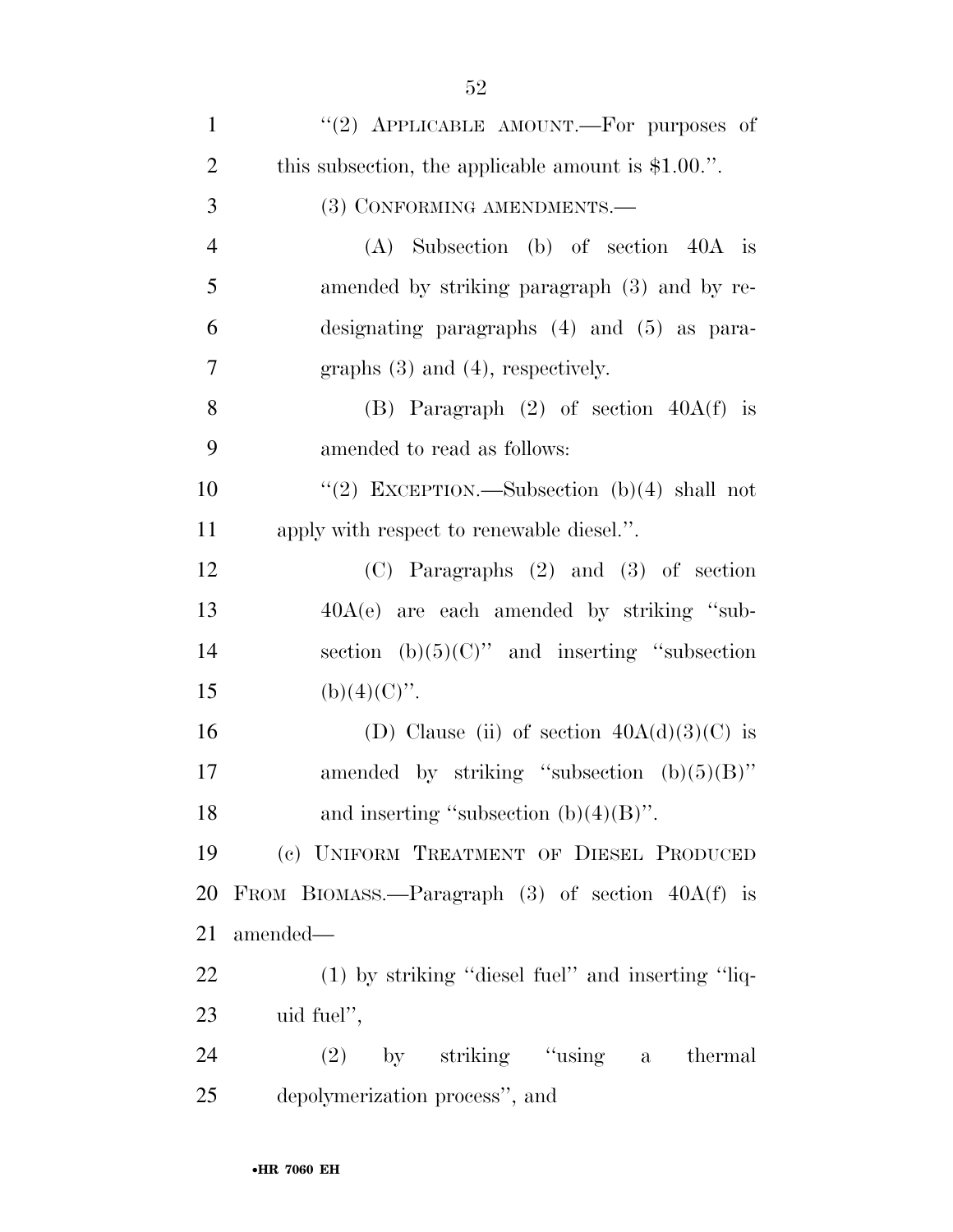"(2) APPLICABLE AMOUNT.—For purposes of this subsection, the applicable amount is $1.00.".

(3) CONFORMING AMENDMENTS.—

(A) Subsection (b) of section 40A is amended by striking paragraph (3) and by redesignating paragraphs (4) and (5) as paragraphs (3) and (4), respectively.

(B) Paragraph (2) of section 40A(f) is amended to read as follows:

"(2) EXCEPTION.—Subsection (b)(4) shall not apply with respect to renewable diesel.".

(C) Paragraphs (2) and (3) of section 40A(e) are each amended by striking "subsection (b)(5)(C)" and inserting "subsection (b)(4)(C)".

(D) Clause (ii) of section 40A(d)(3)(C) is amended by striking "subsection (b)(5)(B)" and inserting "subsection (b)(4)(B)".

(c) UNIFORM TREATMENT OF DIESEL PRODUCED FROM BIOMASS.—Paragraph (3) of section 40A(f) is amended—

(1) by striking "diesel fuel" and inserting "liquid fuel",

(2) by striking "using a thermal depolymerization process", and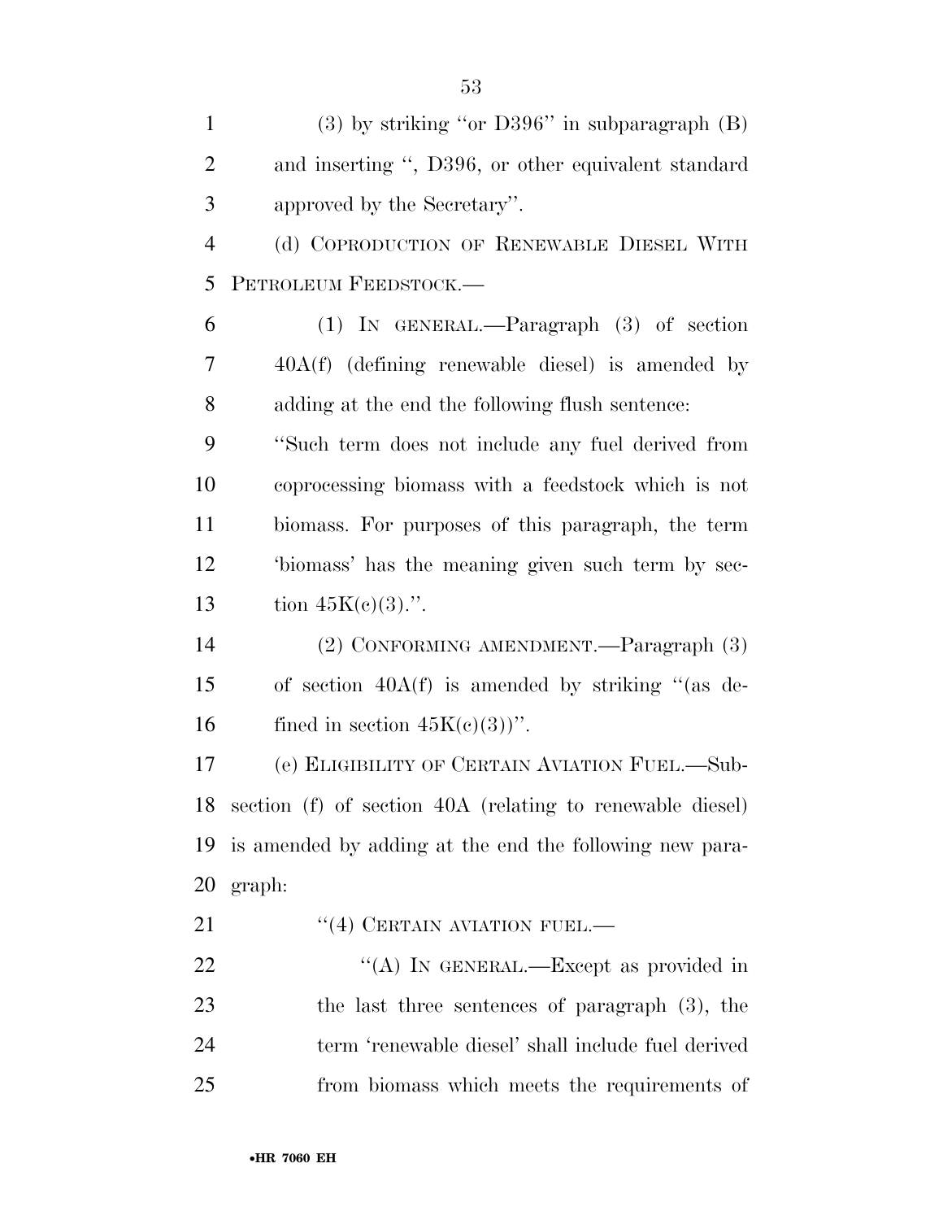(3) by striking "or D396" in subparagraph (B) and inserting ", D396, or other equivalent standard approved by the Secretary".

(d) COPRODUCTION OF RENEWABLE DIESEL WITH PETROLEUM FEEDSTOCK.—

(1) IN GENERAL.—Paragraph (3) of section 40A(f) (defining renewable diesel) is amended by adding at the end the following flush sentence:

"Such term does not include any fuel derived from coprocessing biomass with a feedstock which is not biomass. For purposes of this paragraph, the term 'biomass' has the meaning given such term by section 45K(c)(3).".

(2) CONFORMING AMENDMENT.—Paragraph (3) of section 40A(f) is amended by striking "(as defined in section 45K(c)(3))".

(e) ELIGIBILITY OF CERTAIN AVIATION FUEL.—Subsection (f) of section 40A (relating to renewable diesel) is amended by adding at the end the following new paragraph:

"(4) CERTAIN AVIATION FUEL.—

"(A) IN GENERAL.—Except as provided in the last three sentences of paragraph (3), the term 'renewable diesel' shall include fuel derived from biomass which meets the requirements of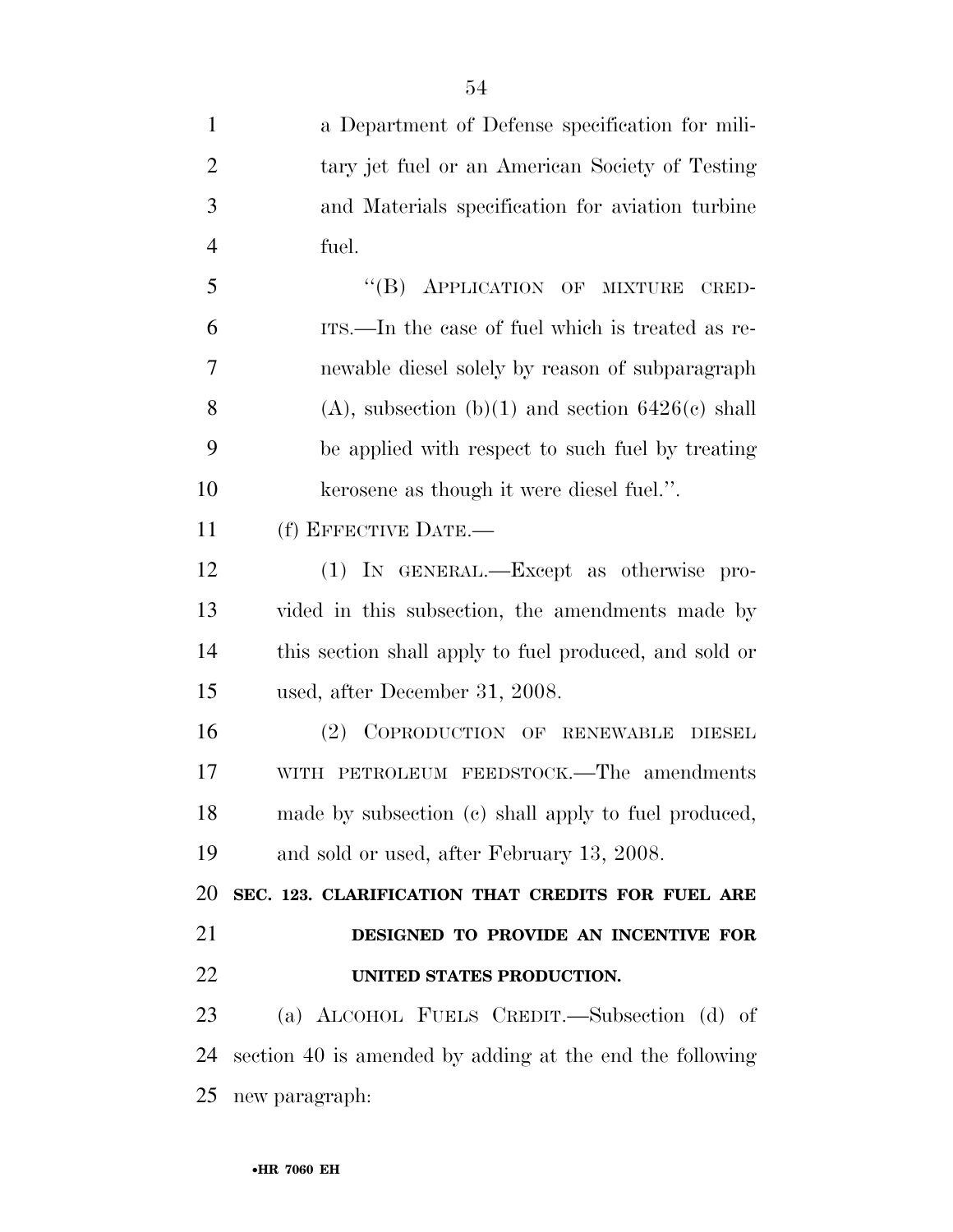a Department of Defense specification for military jet fuel or an American Society of Testing and Materials specification for aviation turbine fuel.

"(B) APPLICATION OF MIXTURE CREDITS.—In the case of fuel which is treated as renewable diesel solely by reason of subparagraph (A), subsection (b)(1) and section 6426(c) shall be applied with respect to such fuel by treating kerosene as though it were diesel fuel.".

(f) EFFECTIVE DATE.—

(1) IN GENERAL.—Except as otherwise provided in this subsection, the amendments made by this section shall apply to fuel produced, and sold or used, after December 31, 2008.

(2) COPRODUCTION OF RENEWABLE DIESEL WITH PETROLEUM FEEDSTOCK.—The amendments made by subsection (c) shall apply to fuel produced, and sold or used, after February 13, 2008.

**SEC. 123. CLARIFICATION THAT CREDITS FOR FUEL ARE DESIGNED TO PROVIDE AN INCENTIVE FOR UNITED STATES PRODUCTION.**

(a) ALCOHOL FUELS CREDIT.—Subsection (d) of section 40 is amended by adding at the end the following new paragraph: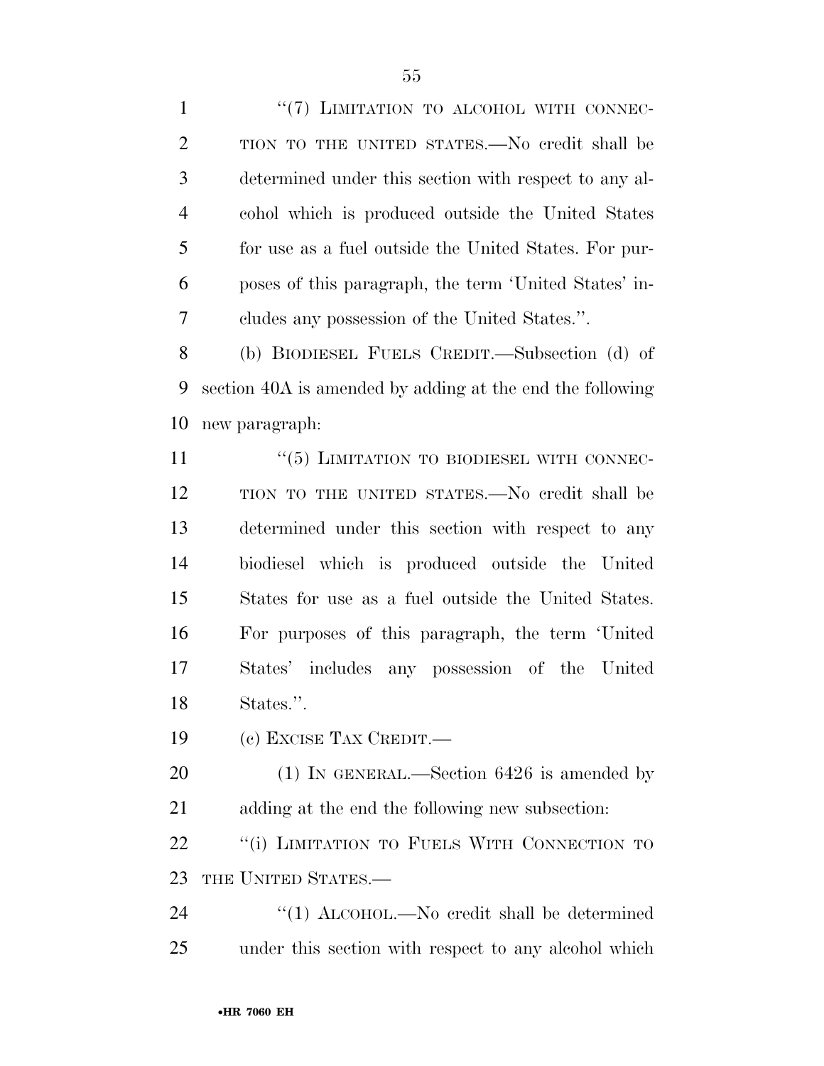"(7) LIMITATION TO ALCOHOL WITH CONNECTION TO THE UNITED STATES.—No credit shall be determined under this section with respect to any alcohol which is produced outside the United States for use as a fuel outside the United States. For purposes of this paragraph, the term 'United States' includes any possession of the United States.".

(b) BIODIESEL FUELS CREDIT.—Subsection (d) of section 40A is amended by adding at the end the following new paragraph:

"(5) LIMITATION TO BIODIESEL WITH CONNECTION TO THE UNITED STATES.—No credit shall be determined under this section with respect to any biodiesel which is produced outside the United States for use as a fuel outside the United States. For purposes of this paragraph, the term 'United States' includes any possession of the United States.".

(c) EXCISE TAX CREDIT.—

(1) IN GENERAL.—Section 6426 is amended by adding at the end the following new subsection:

"(i) LIMITATION TO FUELS WITH CONNECTION TO THE UNITED STATES.—

"(1) ALCOHOL.—No credit shall be determined under this section with respect to any alcohol which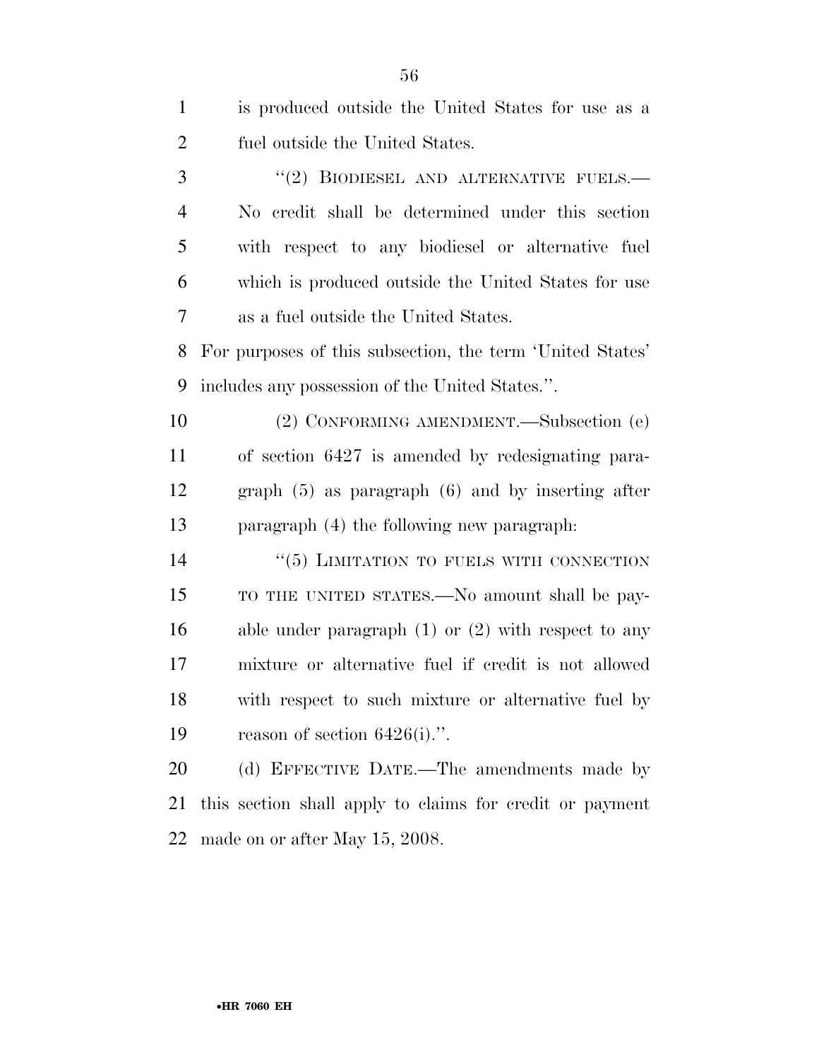is produced outside the United States for use as a fuel outside the United States.

"(2) BIODIESEL AND ALTERNATIVE FUELS.— No credit shall be determined under this section with respect to any biodiesel or alternative fuel which is produced outside the United States for use as a fuel outside the United States.

For purposes of this subsection, the term 'United States' includes any possession of the United States.".

(2) CONFORMING AMENDMENT.—Subsection (e) of section 6427 is amended by redesignating paragraph (5) as paragraph (6) and by inserting after paragraph (4) the following new paragraph:

"(5) LIMITATION TO FUELS WITH CONNECTION TO THE UNITED STATES.—No amount shall be payable under paragraph (1) or (2) with respect to any mixture or alternative fuel if credit is not allowed with respect to such mixture or alternative fuel by reason of section 6426(i).".

(d) EFFECTIVE DATE.—The amendments made by this section shall apply to claims for credit or payment made on or after May 15, 2008.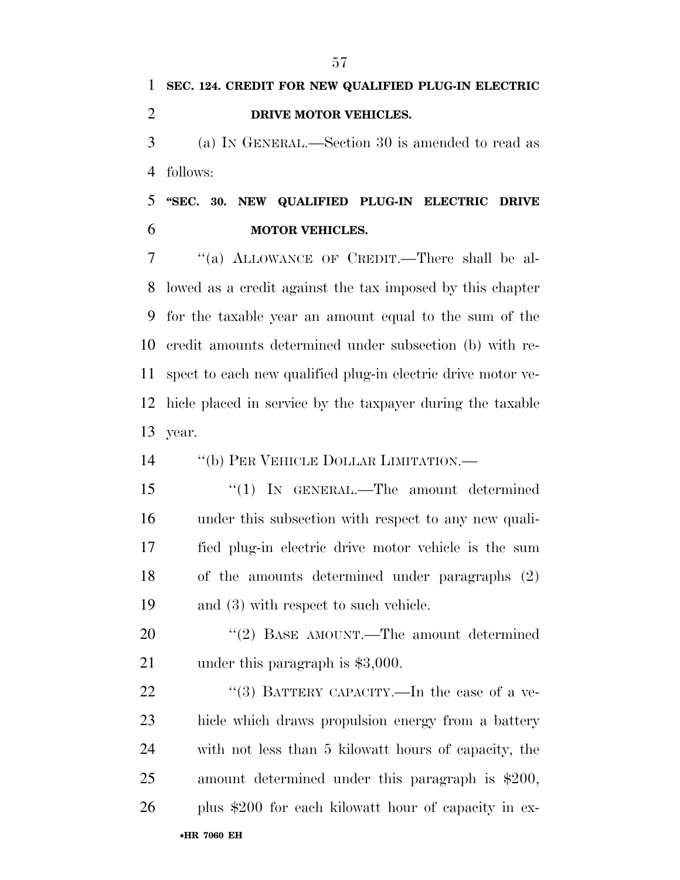**SEC. 124. CREDIT FOR NEW QUALIFIED PLUG-IN ELECTRIC DRIVE MOTOR VEHICLES.**

(a) IN GENERAL.—Section 30 is amended to read as follows:

**"SEC. 30. NEW QUALIFIED PLUG-IN ELECTRIC DRIVE MOTOR VEHICLES.**

"(a) ALLOWANCE OF CREDIT.—There shall be allowed as a credit against the tax imposed by this chapter for the taxable year an amount equal to the sum of the credit amounts determined under subsection (b) with respect to each new qualified plug-in electric drive motor vehicle placed in service by the taxpayer during the taxable year.

"(b) PER VEHICLE DOLLAR LIMITATION.—

"(1) IN GENERAL.—The amount determined under this subsection with respect to any new qualified plug-in electric drive motor vehicle is the sum of the amounts determined under paragraphs (2) and (3) with respect to such vehicle.

"(2) BASE AMOUNT.—The amount determined under this paragraph is $3,000.

"(3) BATTERY CAPACITY.—In the case of a vehicle which draws propulsion energy from a battery with not less than 5 kilowatt hours of capacity, the amount determined under this paragraph is $200, plus $200 for each kilowatt hour of capacity in ex-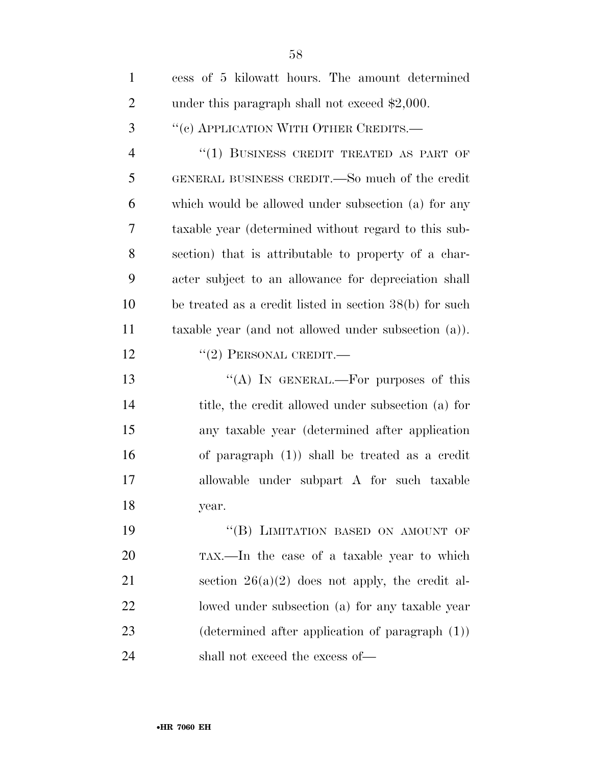cess of 5 kilowatt hours. The amount determined under this paragraph shall not exceed $2,000.

"(c) APPLICATION WITH OTHER CREDITS.—

"(1) BUSINESS CREDIT TREATED AS PART OF GENERAL BUSINESS CREDIT.—So much of the credit which would be allowed under subsection (a) for any taxable year (determined without regard to this subsection) that is attributable to property of a character subject to an allowance for depreciation shall be treated as a credit listed in section 38(b) for such taxable year (and not allowed under subsection (a)).

"(2) PERSONAL CREDIT.—

"(A) IN GENERAL.—For purposes of this title, the credit allowed under subsection (a) for any taxable year (determined after application of paragraph (1)) shall be treated as a credit allowable under subpart A for such taxable year.

"(B) LIMITATION BASED ON AMOUNT OF TAX.—In the case of a taxable year to which section 26(a)(2) does not apply, the credit allowed under subsection (a) for any taxable year (determined after application of paragraph (1)) shall not exceed the excess of—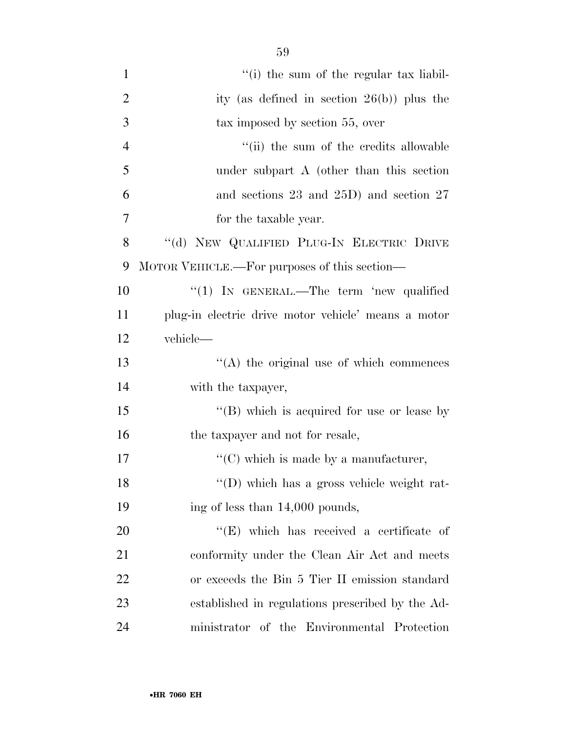''(i) the sum of the regular tax liability (as defined in section 26(b)) plus the tax imposed by section 55, over

''(ii) the sum of the credits allowable under subpart A (other than this section and sections 23 and 25D) and section 27 for the taxable year.

''(d) NEW QUALIFIED PLUG-IN ELECTRIC DRIVE MOTOR VEHICLE.—For purposes of this section—

''(1) IN GENERAL.—The term 'new qualified plug-in electric drive motor vehicle' means a motor vehicle—

''(A) the original use of which commences with the taxpayer,

''(B) which is acquired for use or lease by the taxpayer and not for resale,

''(C) which is made by a manufacturer,

''(D) which has a gross vehicle weight rating of less than 14,000 pounds,

''(E) which has received a certificate of conformity under the Clean Air Act and meets or exceeds the Bin 5 Tier II emission standard established in regulations prescribed by the Administrator of the Environmental Protection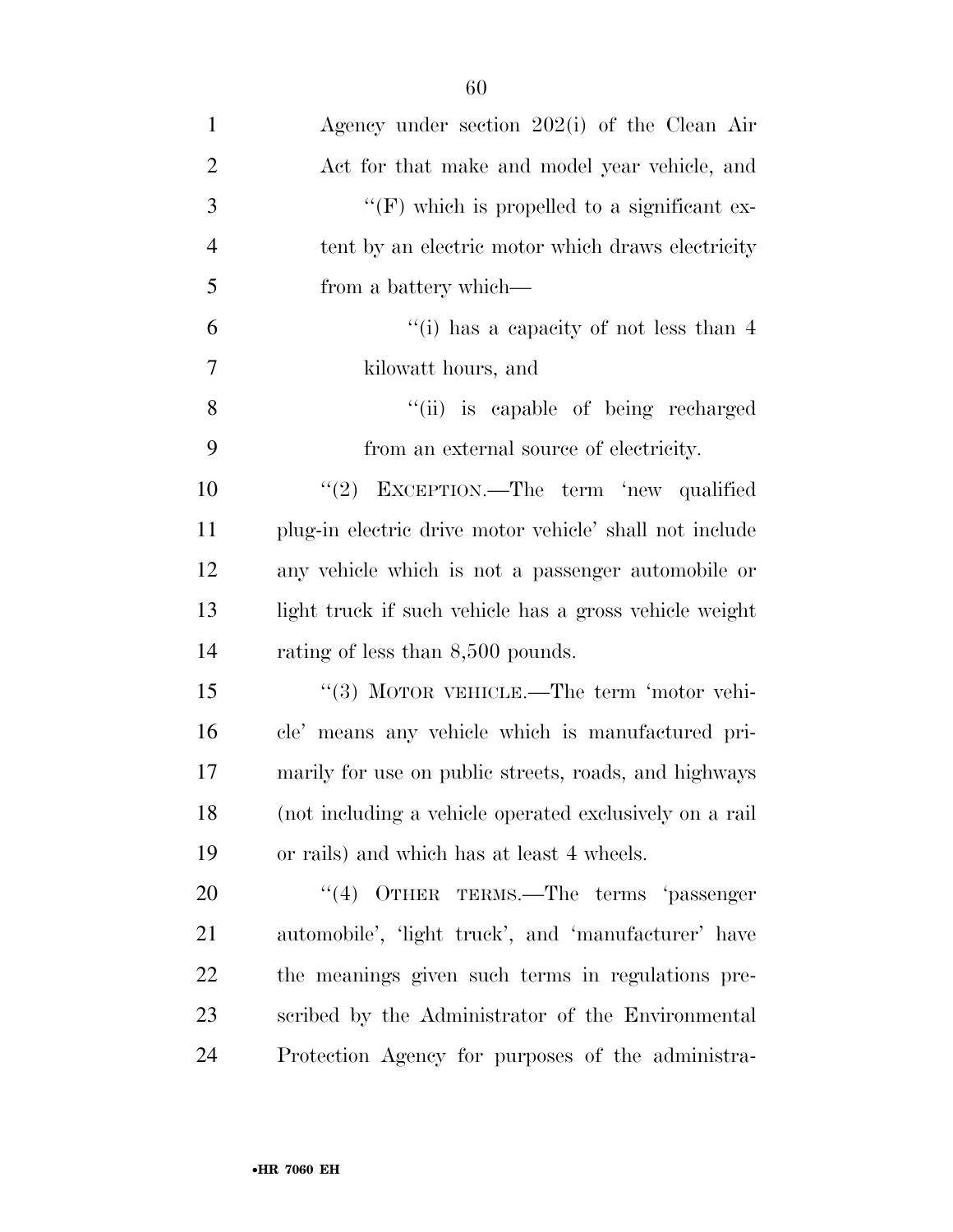Agency under section 202(i) of the Clean Air Act for that make and model year vehicle, and

''(F) which is propelled to a significant extent by an electric motor which draws electricity from a battery which—

''(i) has a capacity of not less than 4 kilowatt hours, and

''(ii) is capable of being recharged from an external source of electricity.

''(2) EXCEPTION.—The term 'new qualified plug-in electric drive motor vehicle' shall not include any vehicle which is not a passenger automobile or light truck if such vehicle has a gross vehicle weight rating of less than 8,500 pounds.

''(3) MOTOR VEHICLE.—The term 'motor vehicle' means any vehicle which is manufactured primarily for use on public streets, roads, and highways (not including a vehicle operated exclusively on a rail or rails) and which has at least 4 wheels.

''(4) OTHER TERMS.—The terms 'passenger automobile', 'light truck', and 'manufacturer' have the meanings given such terms in regulations prescribed by the Administrator of the Environmental Protection Agency for purposes of the administra-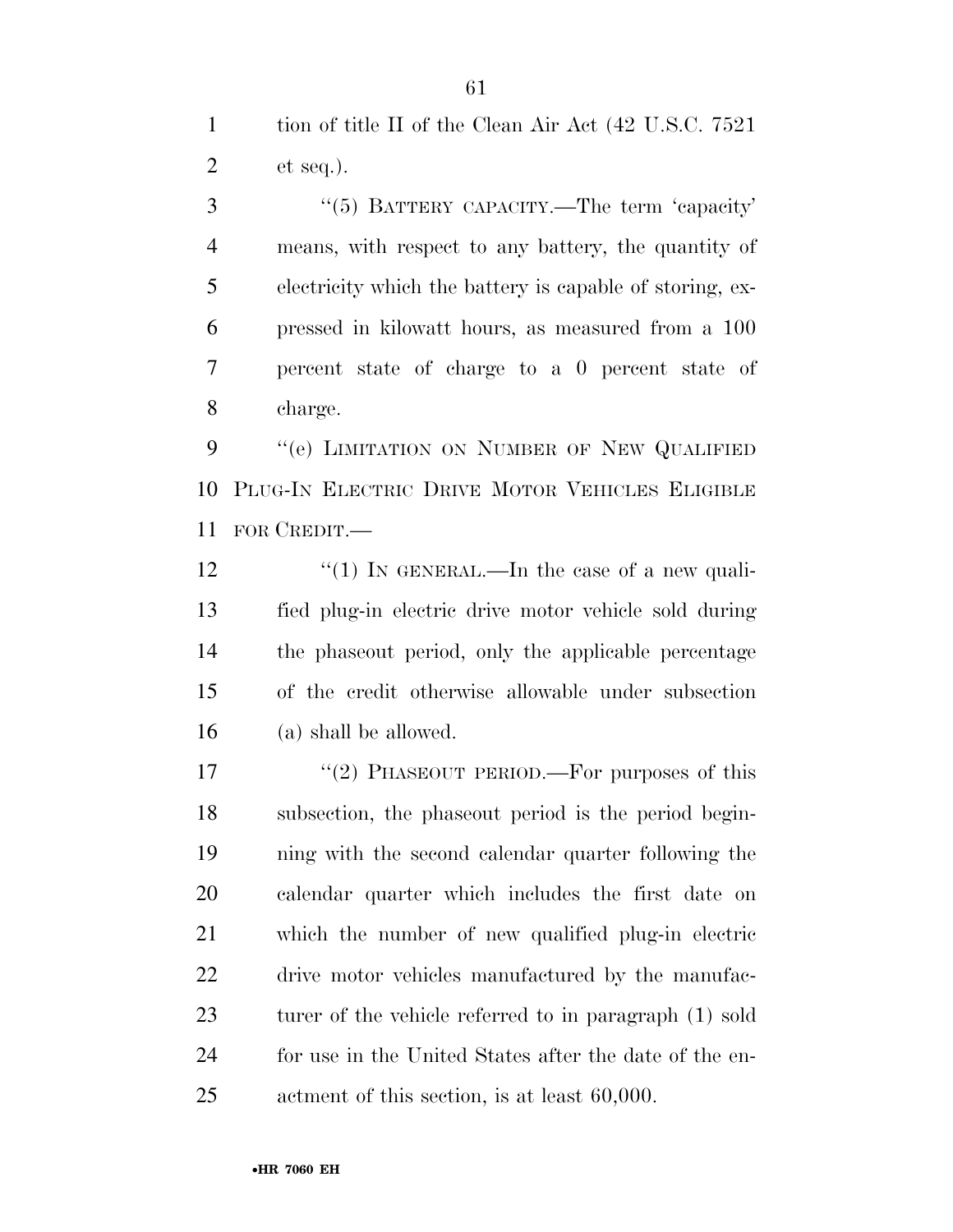tion of title II of the Clean Air Act (42 U.S.C. 7521 et seq.).

"(5) BATTERY CAPACITY.—The term 'capacity' means, with respect to any battery, the quantity of electricity which the battery is capable of storing, expressed in kilowatt hours, as measured from a 100 percent state of charge to a 0 percent state of charge.

"(e) LIMITATION ON NUMBER OF NEW QUALIFIED PLUG-IN ELECTRIC DRIVE MOTOR VEHICLES ELIGIBLE FOR CREDIT.—

"(1) IN GENERAL.—In the case of a new qualified plug-in electric drive motor vehicle sold during the phaseout period, only the applicable percentage of the credit otherwise allowable under subsection (a) shall be allowed.

"(2) PHASEOUT PERIOD.—For purposes of this subsection, the phaseout period is the period beginning with the second calendar quarter following the calendar quarter which includes the first date on which the number of new qualified plug-in electric drive motor vehicles manufactured by the manufacturer of the vehicle referred to in paragraph (1) sold for use in the United States after the date of the enactment of this section, is at least 60,000.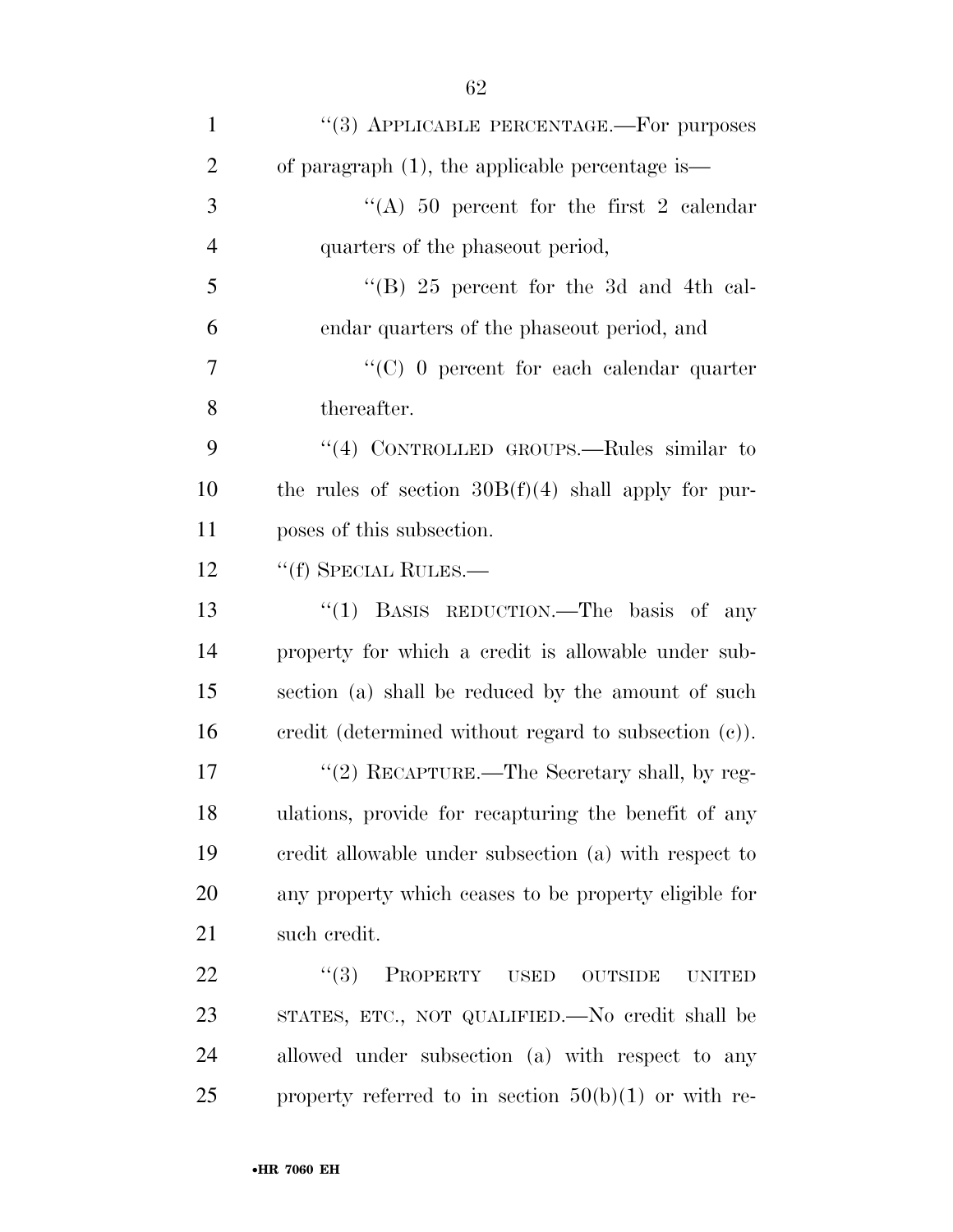"(3) APPLICABLE PERCENTAGE.—For purposes of paragraph (1), the applicable percentage is—

"(A) 50 percent for the first 2 calendar quarters of the phaseout period,

"(B) 25 percent for the 3d and 4th calendar quarters of the phaseout period, and

"(C) 0 percent for each calendar quarter thereafter.

"(4) CONTROLLED GROUPS.—Rules similar to the rules of section 30B(f)(4) shall apply for purposes of this subsection.

"(f) SPECIAL RULES.—

"(1) BASIS REDUCTION.—The basis of any property for which a credit is allowable under subsection (a) shall be reduced by the amount of such credit (determined without regard to subsection (c)).

"(2) RECAPTURE.—The Secretary shall, by regulations, provide for recapturing the benefit of any credit allowable under subsection (a) with respect to any property which ceases to be property eligible for such credit.

"(3) PROPERTY USED OUTSIDE UNITED STATES, ETC., NOT QUALIFIED.—No credit shall be allowed under subsection (a) with respect to any property referred to in section 50(b)(1) or with re-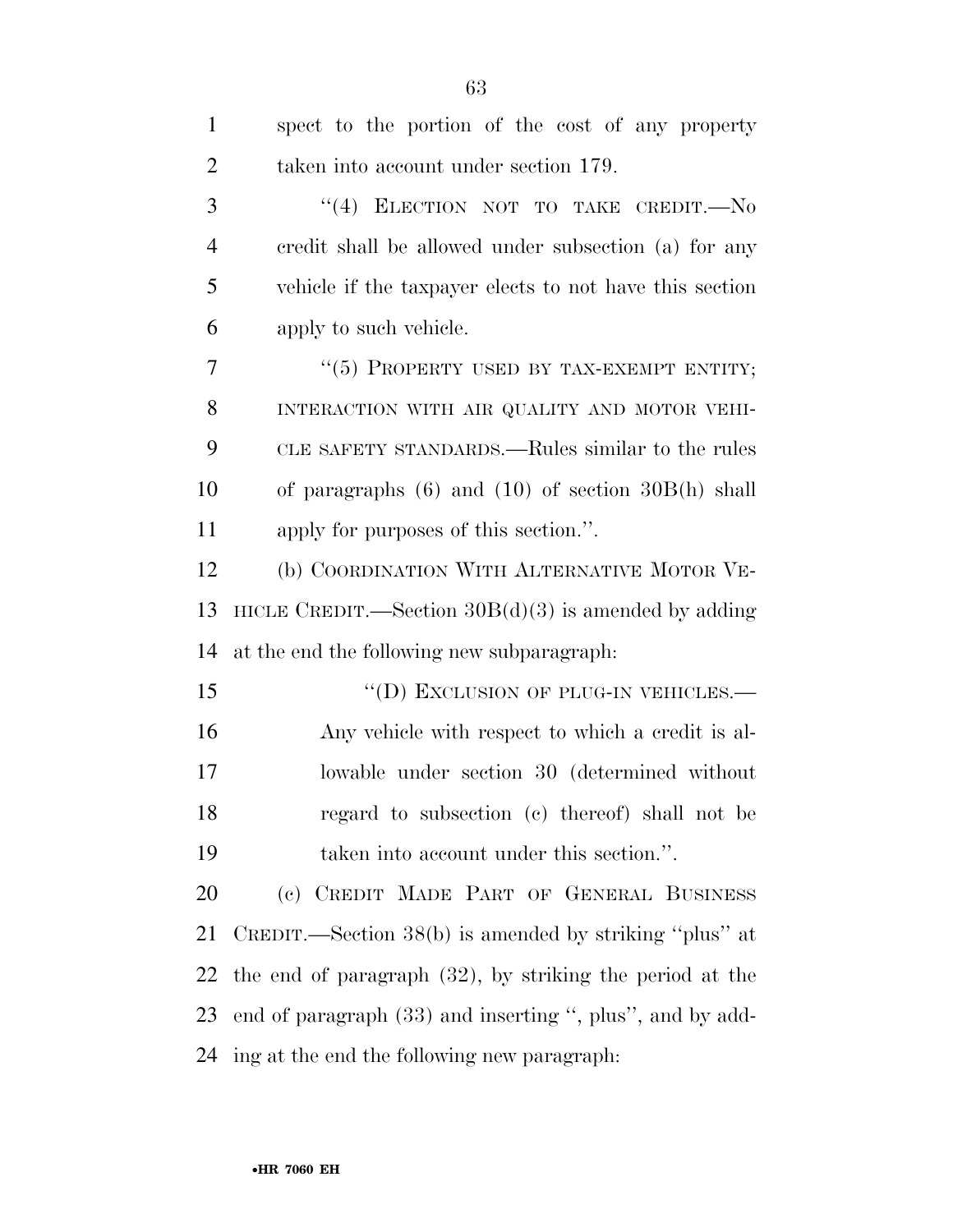spect to the portion of the cost of any property taken into account under section 179.

"(4) ELECTION NOT TO TAKE CREDIT.—No credit shall be allowed under subsection (a) for any vehicle if the taxpayer elects to not have this section apply to such vehicle.

"(5) PROPERTY USED BY TAX-EXEMPT ENTITY; INTERACTION WITH AIR QUALITY AND MOTOR VEHICLE SAFETY STANDARDS.—Rules similar to the rules of paragraphs (6) and (10) of section 30B(h) shall apply for purposes of this section.".

(b) COORDINATION WITH ALTERNATIVE MOTOR VEHICLE CREDIT.—Section 30B(d)(3) is amended by adding at the end the following new subparagraph:

"(D) EXCLUSION OF PLUG-IN VEHICLES.—Any vehicle with respect to which a credit is allowable under section 30 (determined without regard to subsection (c) thereof) shall not be taken into account under this section.".

(c) CREDIT MADE PART OF GENERAL BUSINESS CREDIT.—Section 38(b) is amended by striking "plus" at the end of paragraph (32), by striking the period at the end of paragraph (33) and inserting ", plus", and by adding at the end the following new paragraph: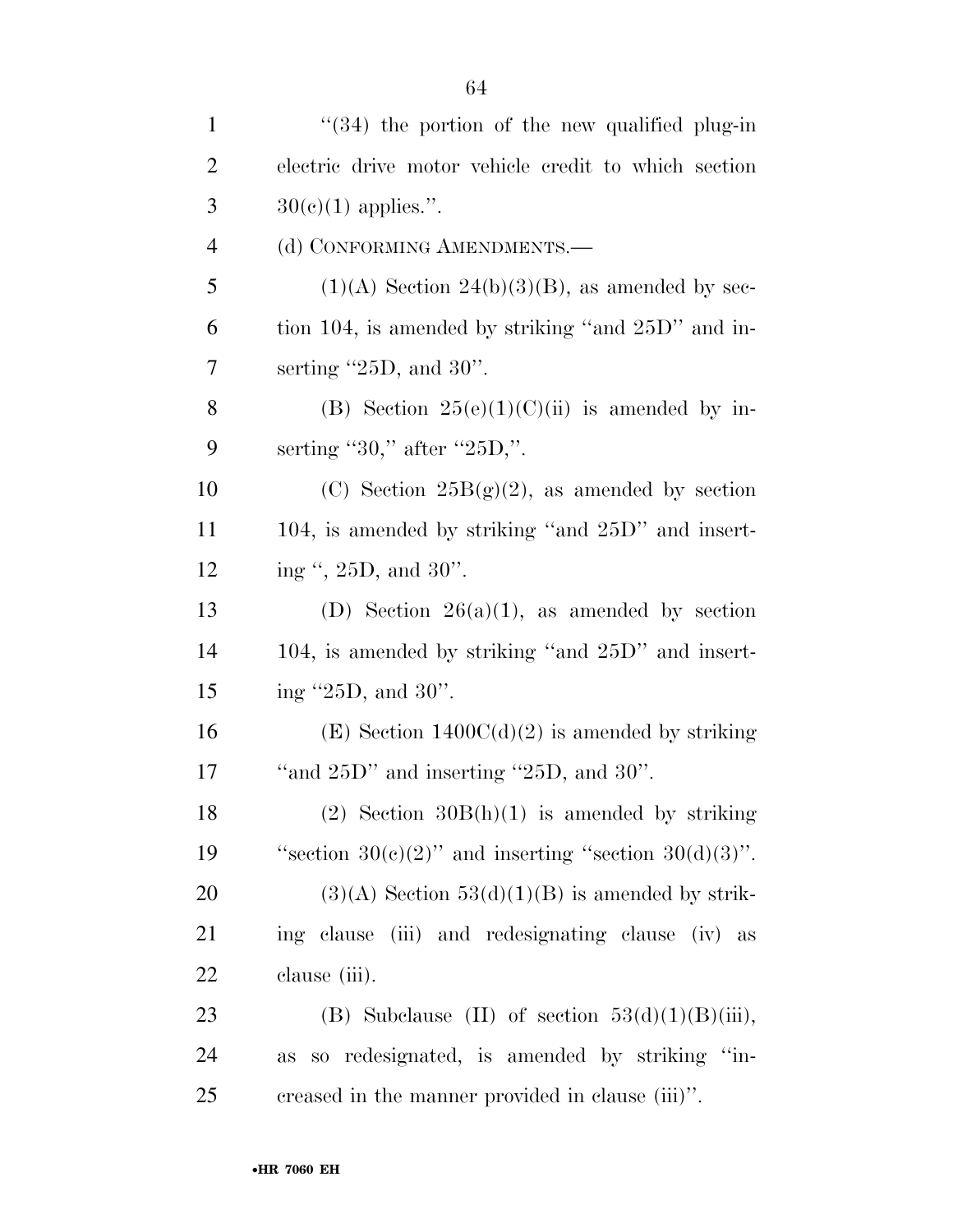"(34) the portion of the new qualified plug-in electric drive motor vehicle credit to which section 30(c)(1) applies.".

(d) CONFORMING AMENDMENTS.—

(1)(A) Section 24(b)(3)(B), as amended by section 104, is amended by striking "and 25D" and inserting "25D, and 30".

(B) Section 25(e)(1)(C)(ii) is amended by inserting "30," after "25D,".

(C) Section 25B(g)(2), as amended by section 104, is amended by striking "and 25D" and inserting ", 25D, and 30".

(D) Section 26(a)(1), as amended by section 104, is amended by striking "and 25D" and inserting "25D, and 30".

(E) Section 1400C(d)(2) is amended by striking "and 25D" and inserting "25D, and 30".

(2) Section 30B(h)(1) is amended by striking "section 30(c)(2)" and inserting "section 30(d)(3)".

(3)(A) Section 53(d)(1)(B) is amended by striking clause (iii) and redesignating clause (iv) as clause (iii).

(B) Subclause (II) of section 53(d)(1)(B)(iii), as so redesignated, is amended by striking "increased in the manner provided in clause (iii)".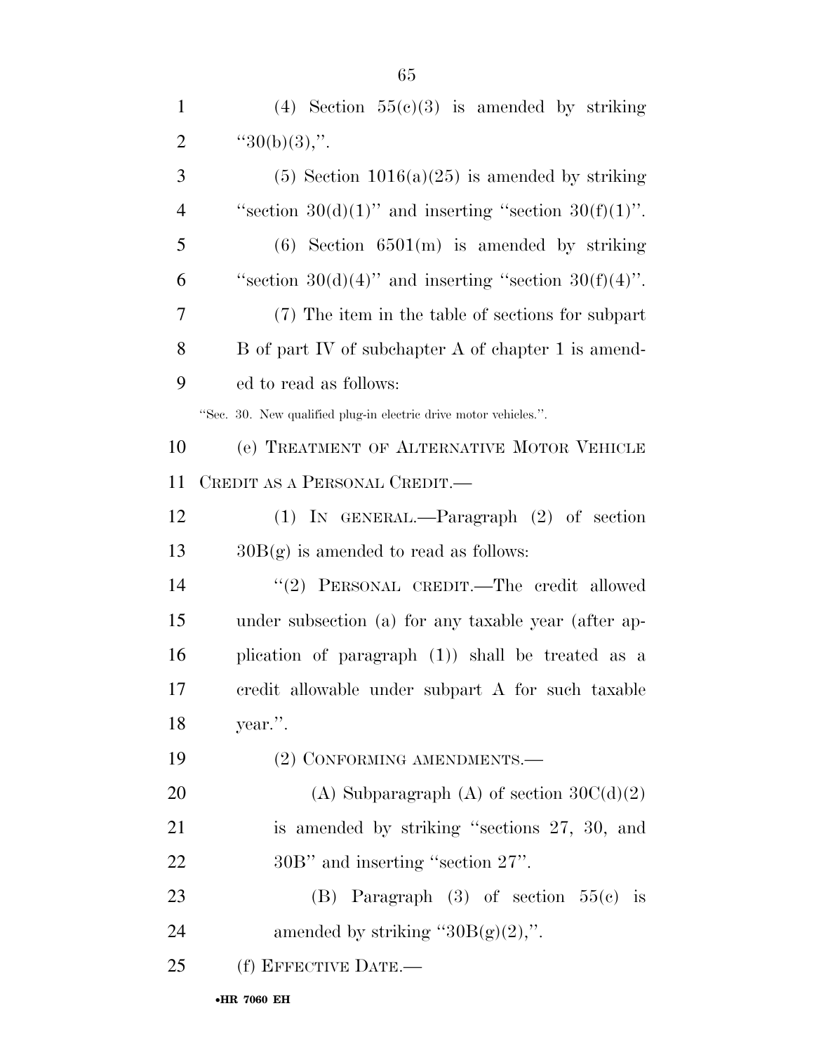(4) Section 55(c)(3) is amended by striking "30(b)(3),".

(5) Section 1016(a)(25) is amended by striking "section 30(d)(1)" and inserting "section 30(f)(1)".

(6) Section 6501(m) is amended by striking "section 30(d)(4)" and inserting "section 30(f)(4)".

(7) The item in the table of sections for subpart B of part IV of subchapter A of chapter 1 is amended to read as follows:

"Sec. 30. New qualified plug-in electric drive motor vehicles.".

(e) TREATMENT OF ALTERNATIVE MOTOR VEHICLE CREDIT AS A PERSONAL CREDIT.—

(1) IN GENERAL.—Paragraph (2) of section 30B(g) is amended to read as follows:

"(2) PERSONAL CREDIT.—The credit allowed under subsection (a) for any taxable year (after application of paragraph (1)) shall be treated as a credit allowable under subpart A for such taxable year.".

(2) CONFORMING AMENDMENTS.—

(A) Subparagraph (A) of section 30C(d)(2) is amended by striking "sections 27, 30, and 30B" and inserting "section 27".

(B) Paragraph (3) of section 55(c) is amended by striking "30B(g)(2),".

(f) EFFECTIVE DATE.—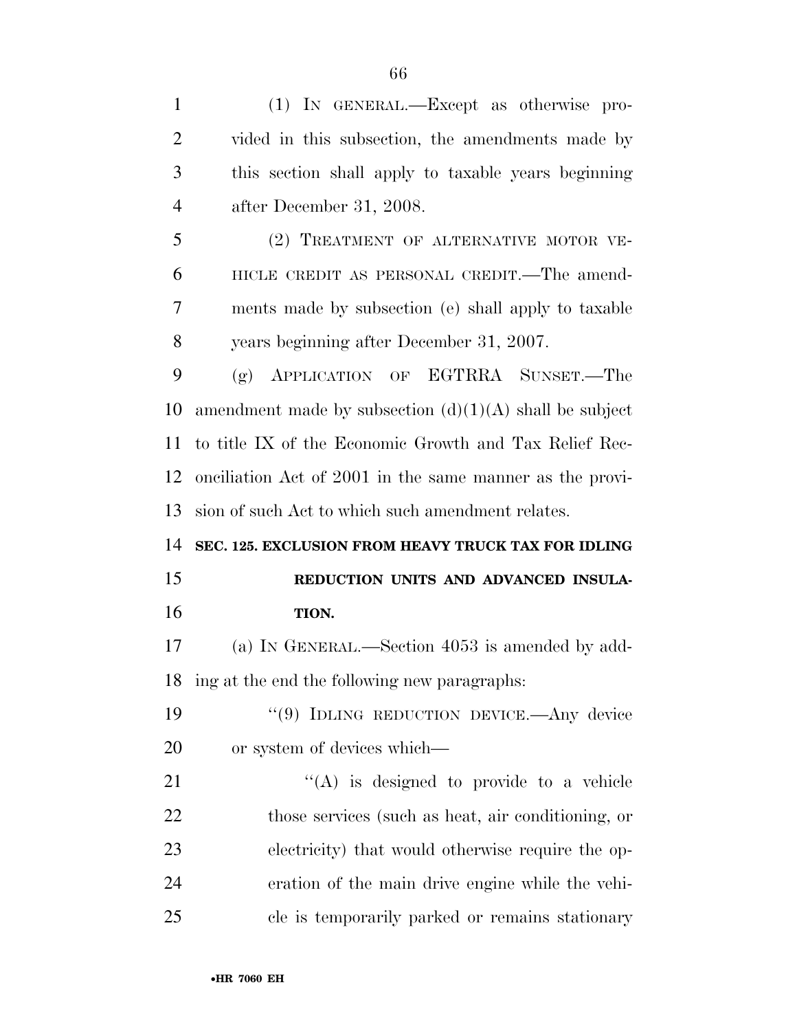(1) IN GENERAL.—Except as otherwise provided in this subsection, the amendments made by this section shall apply to taxable years beginning after December 31, 2008.

(2) TREATMENT OF ALTERNATIVE MOTOR VEHICLE CREDIT AS PERSONAL CREDIT.—The amendments made by subsection (e) shall apply to taxable years beginning after December 31, 2007.

(g) APPLICATION OF EGTRRA SUNSET.—The amendment made by subsection (d)(1)(A) shall be subject to title IX of the Economic Growth and Tax Relief Reconciliation Act of 2001 in the same manner as the provision of such Act to which such amendment relates.

**SEC. 125. EXCLUSION FROM HEAVY TRUCK TAX FOR IDLING REDUCTION UNITS AND ADVANCED INSULATION.**

(a) IN GENERAL.—Section 4053 is amended by adding at the end the following new paragraphs:

"(9) IDLING REDUCTION DEVICE.—Any device or system of devices which—

"(A) is designed to provide to a vehicle those services (such as heat, air conditioning, or electricity) that would otherwise require the operation of the main drive engine while the vehicle is temporarily parked or remains stationary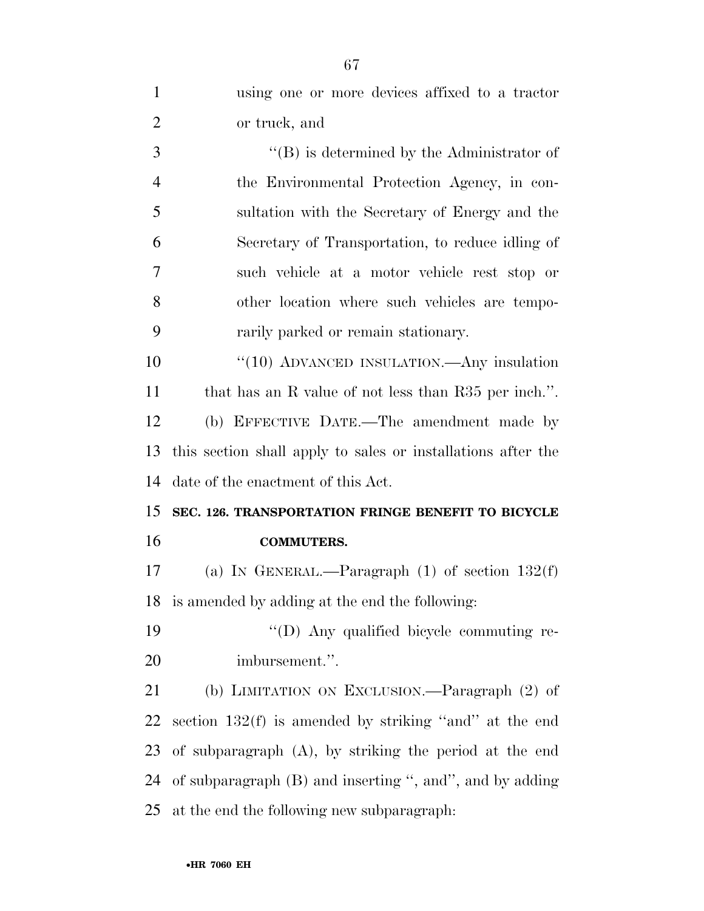using one or more devices affixed to a tractor or truck, and

"(B) is determined by the Administrator of the Environmental Protection Agency, in consultation with the Secretary of Energy and the Secretary of Transportation, to reduce idling of such vehicle at a motor vehicle rest stop or other location where such vehicles are temporarily parked or remain stationary.

"(10) ADVANCED INSULATION.—Any insulation that has an R value of not less than R35 per inch.".

(b) EFFECTIVE DATE.—The amendment made by this section shall apply to sales or installations after the date of the enactment of this Act.

**SEC. 126. TRANSPORTATION FRINGE BENEFIT TO BICYCLE COMMUTERS.**

(a) IN GENERAL.—Paragraph (1) of section 132(f) is amended by adding at the end the following:

"(D) Any qualified bicycle commuting reimbursement.".

(b) LIMITATION ON EXCLUSION.—Paragraph (2) of section 132(f) is amended by striking "and" at the end of subparagraph (A), by striking the period at the end of subparagraph (B) and inserting ", and", and by adding at the end the following new subparagraph: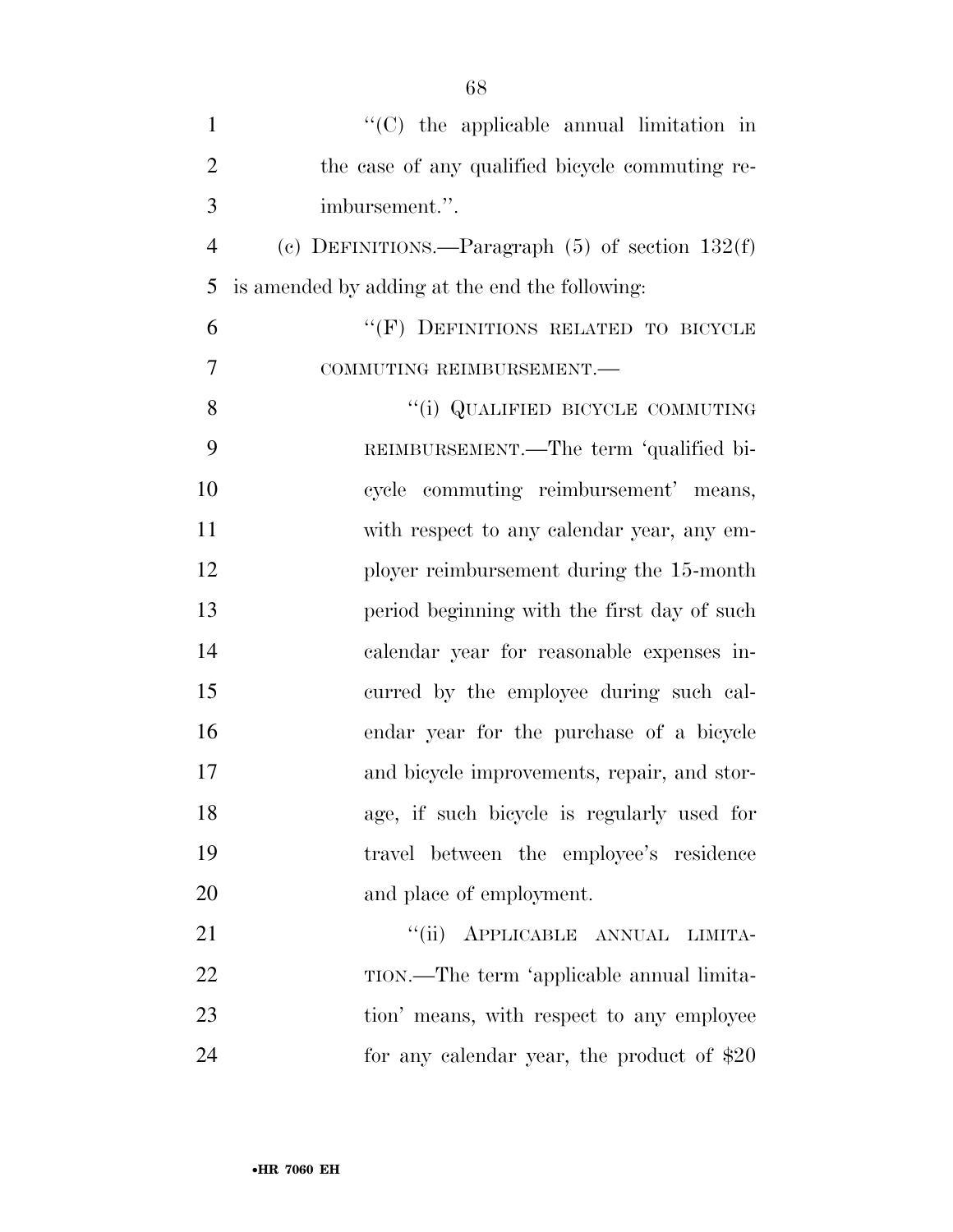"(C) the applicable annual limitation in the case of any qualified bicycle commuting reimbursement.".

(c) DEFINITIONS.—Paragraph (5) of section 132(f) is amended by adding at the end the following:

"(F) DEFINITIONS RELATED TO BICYCLE COMMUTING REIMBURSEMENT.—

"(i) QUALIFIED BICYCLE COMMUTING REIMBURSEMENT.—The term 'qualified bicycle commuting reimbursement' means, with respect to any calendar year, any employer reimbursement during the 15-month period beginning with the first day of such calendar year for reasonable expenses incurred by the employee during such calendar year for the purchase of a bicycle and bicycle improvements, repair, and storage, if such bicycle is regularly used for travel between the employee's residence and place of employment.

"(ii) APPLICABLE ANNUAL LIMITATION.—The term 'applicable annual limitation' means, with respect to any employee for any calendar year, the product of $20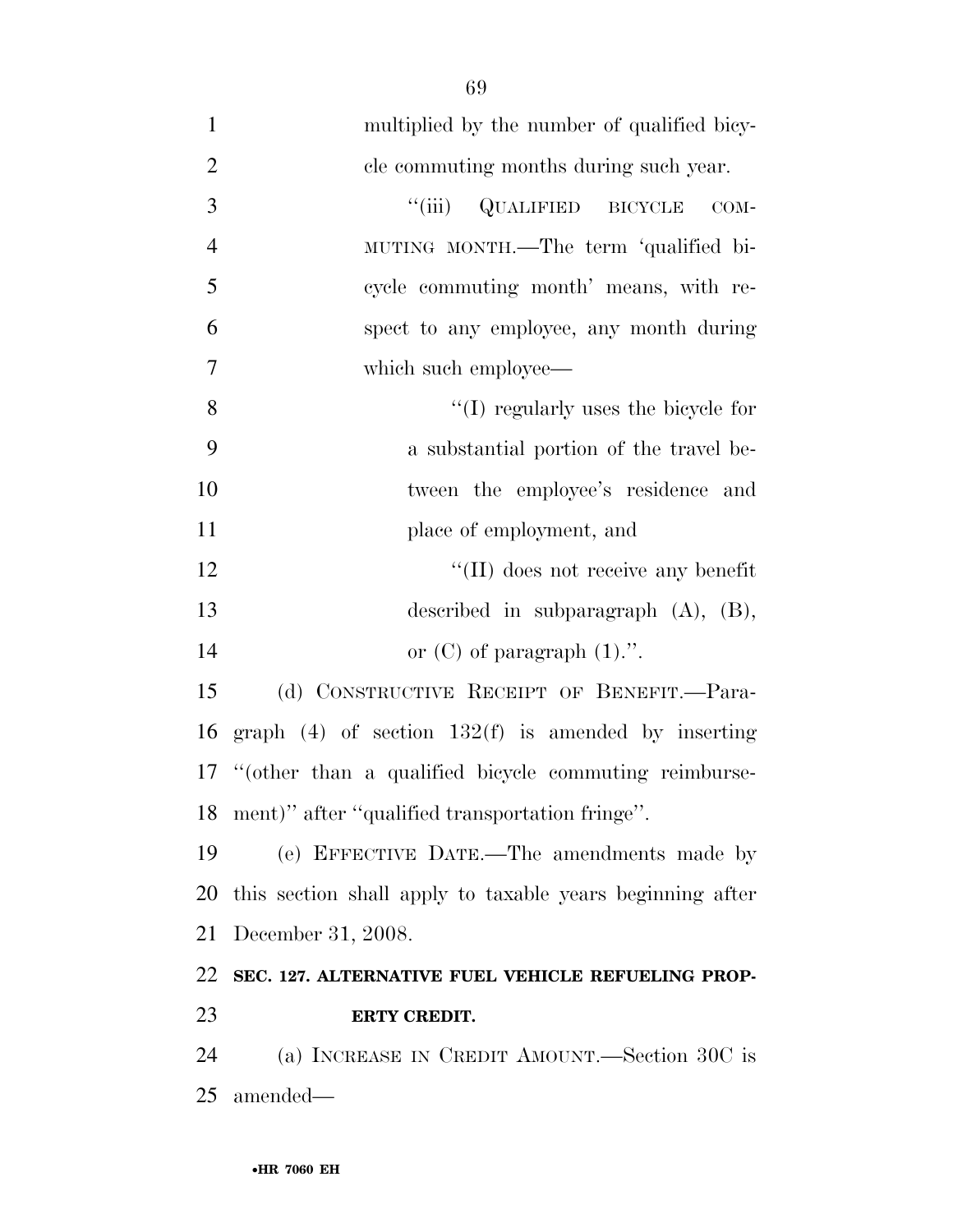multiplied by the number of qualified bicycle commuting months during such year.

"(iii) QUALIFIED BICYCLE COMMUTING MONTH.—The term 'qualified bicycle commuting month' means, with respect to any employee, any month during which such employee—

"(I) regularly uses the bicycle for a substantial portion of the travel between the employee's residence and place of employment, and

"(II) does not receive any benefit described in subparagraph (A), (B), or (C) of paragraph (1).".

(d) CONSTRUCTIVE RECEIPT OF BENEFIT.—Paragraph (4) of section 132(f) is amended by inserting "(other than a qualified bicycle commuting reimbursement)" after "qualified transportation fringe".

(e) EFFECTIVE DATE.—The amendments made by this section shall apply to taxable years beginning after December 31, 2008.

**SEC. 127. ALTERNATIVE FUEL VEHICLE REFUELING PROPERTY CREDIT.**

(a) INCREASE IN CREDIT AMOUNT.—Section 30C is amended—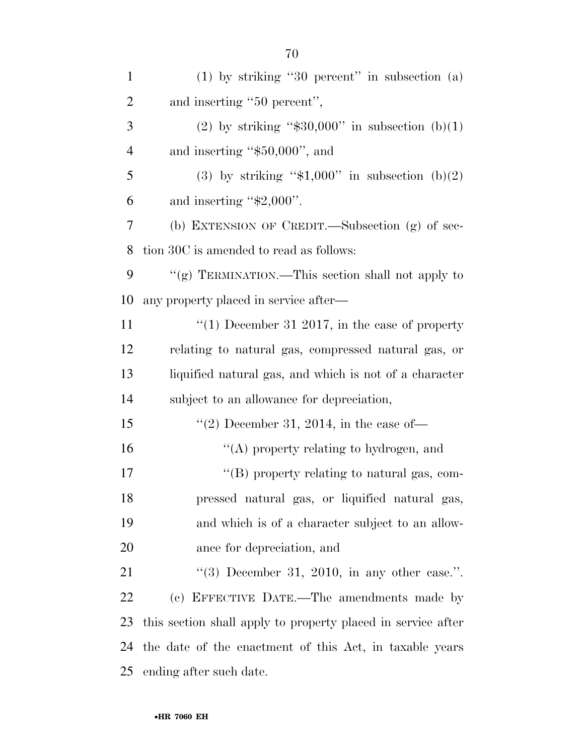(1) by striking "30 percent" in subsection (a) and inserting "50 percent",

(2) by striking "$30,000" in subsection (b)(1) and inserting "$50,000", and

(3) by striking "$1,000" in subsection (b)(2) and inserting "$2,000".

(b) EXTENSION OF CREDIT.—Subsection (g) of section 30C is amended to read as follows:

"(g) TERMINATION.—This section shall not apply to any property placed in service after—

"(1) December 31 2017, in the case of property relating to natural gas, compressed natural gas, or liquified natural gas, and which is not of a character subject to an allowance for depreciation,

"(2) December 31, 2014, in the case of—

"(A) property relating to hydrogen, and

"(B) property relating to natural gas, compressed natural gas, or liquified natural gas, and which is of a character subject to an allowance for depreciation, and

"(3) December 31, 2010, in any other case.".

(c) EFFECTIVE DATE.—The amendments made by this section shall apply to property placed in service after the date of the enactment of this Act, in taxable years ending after such date.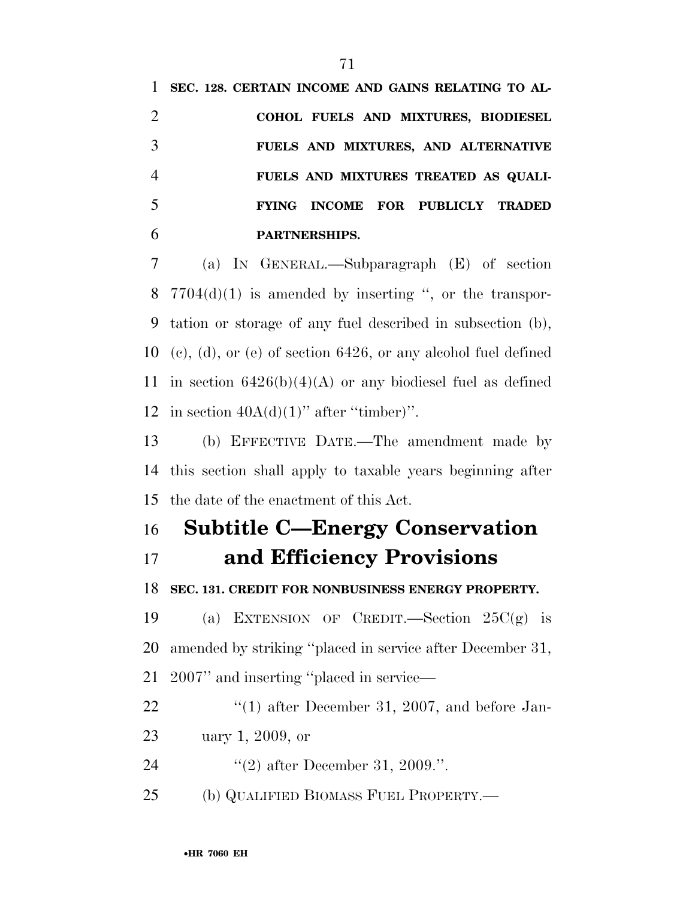**SEC. 128. CERTAIN INCOME AND GAINS RELATING TO ALCOHOL FUELS AND MIXTURES, BIODIESEL FUELS AND MIXTURES, AND ALTERNATIVE FUELS AND MIXTURES TREATED AS QUALIFYING INCOME FOR PUBLICLY TRADED PARTNERSHIPS.**

(a) IN GENERAL.—Subparagraph (E) of section 7704(d)(1) is amended by inserting ", or the transportation or storage of any fuel described in subsection (b), (c), (d), or (e) of section 6426, or any alcohol fuel defined in section 6426(b)(4)(A) or any biodiesel fuel as defined in section 40A(d)(1)" after "timber)".

(b) EFFECTIVE DATE.—The amendment made by this section shall apply to taxable years beginning after the date of the enactment of this Act.

# Subtitle C—Energy Conservation and Efficiency Provisions

**SEC. 131. CREDIT FOR NONBUSINESS ENERGY PROPERTY.**

(a) EXTENSION OF CREDIT.—Section 25C(g) is amended by striking "placed in service after December 31, 2007" and inserting "placed in service—

"(1) after December 31, 2007, and before January 1, 2009, or

"(2) after December 31, 2009.".

(b) QUALIFIED BIOMASS FUEL PROPERTY.—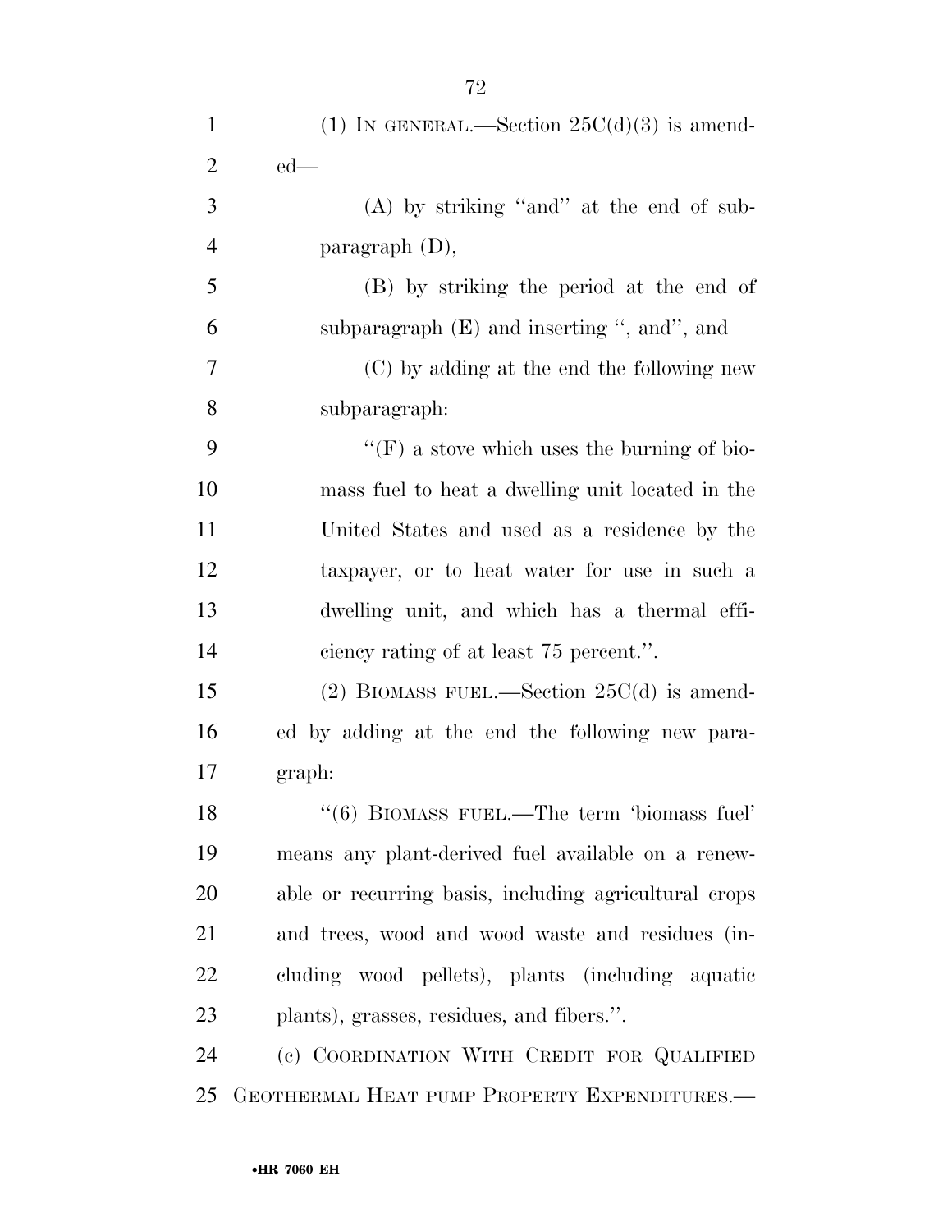(1) IN GENERAL.—Section 25C(d)(3) is amended—

(A) by striking "and" at the end of subparagraph (D),

(B) by striking the period at the end of subparagraph (E) and inserting ", and", and

(C) by adding at the end the following new subparagraph:

"(F) a stove which uses the burning of biomass fuel to heat a dwelling unit located in the United States and used as a residence by the taxpayer, or to heat water for use in such a dwelling unit, and which has a thermal efficiency rating of at least 75 percent.".

(2) BIOMASS FUEL.—Section 25C(d) is amended by adding at the end the following new paragraph:

"(6) BIOMASS FUEL.—The term 'biomass fuel' means any plant-derived fuel available on a renewable or recurring basis, including agricultural crops and trees, wood and wood waste and residues (including wood pellets), plants (including aquatic plants), grasses, residues, and fibers.".

(c) COORDINATION WITH CREDIT FOR QUALIFIED GEOTHERMAL HEAT PUMP PROPERTY EXPENDITURES.—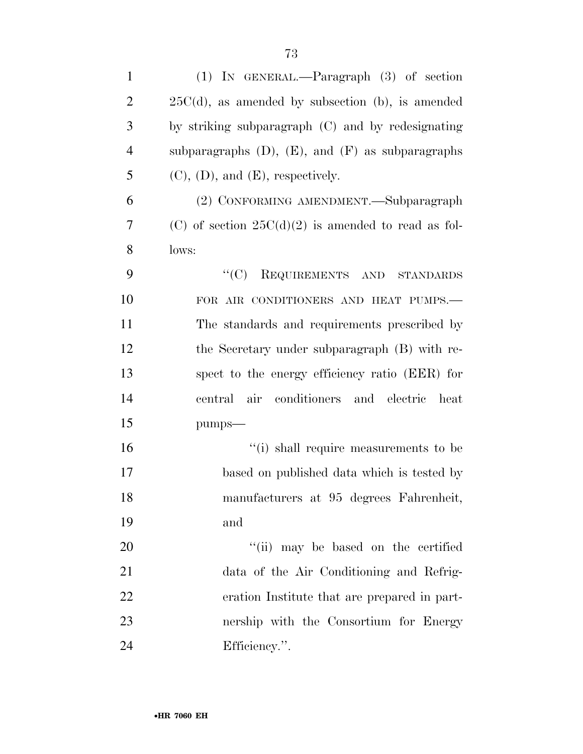(1) IN GENERAL.—Paragraph (3) of section 25C(d), as amended by subsection (b), is amended by striking subparagraph (C) and by redesignating subparagraphs (D), (E), and (F) as subparagraphs (C), (D), and (E), respectively.

(2) CONFORMING AMENDMENT.—Subparagraph (C) of section 25C(d)(2) is amended to read as follows:

> ''(C) REQUIREMENTS AND STANDARDS FOR AIR CONDITIONERS AND HEAT PUMPS.— The standards and requirements prescribed by the Secretary under subparagraph (B) with respect to the energy efficiency ratio (EER) for central air conditioners and electric heat pumps—
>
> ''(i) shall require measurements to be based on published data which is tested by manufacturers at 95 degrees Fahrenheit, and
>
> ''(ii) may be based on the certified data of the Air Conditioning and Refrigeration Institute that are prepared in partnership with the Consortium for Energy Efficiency.''.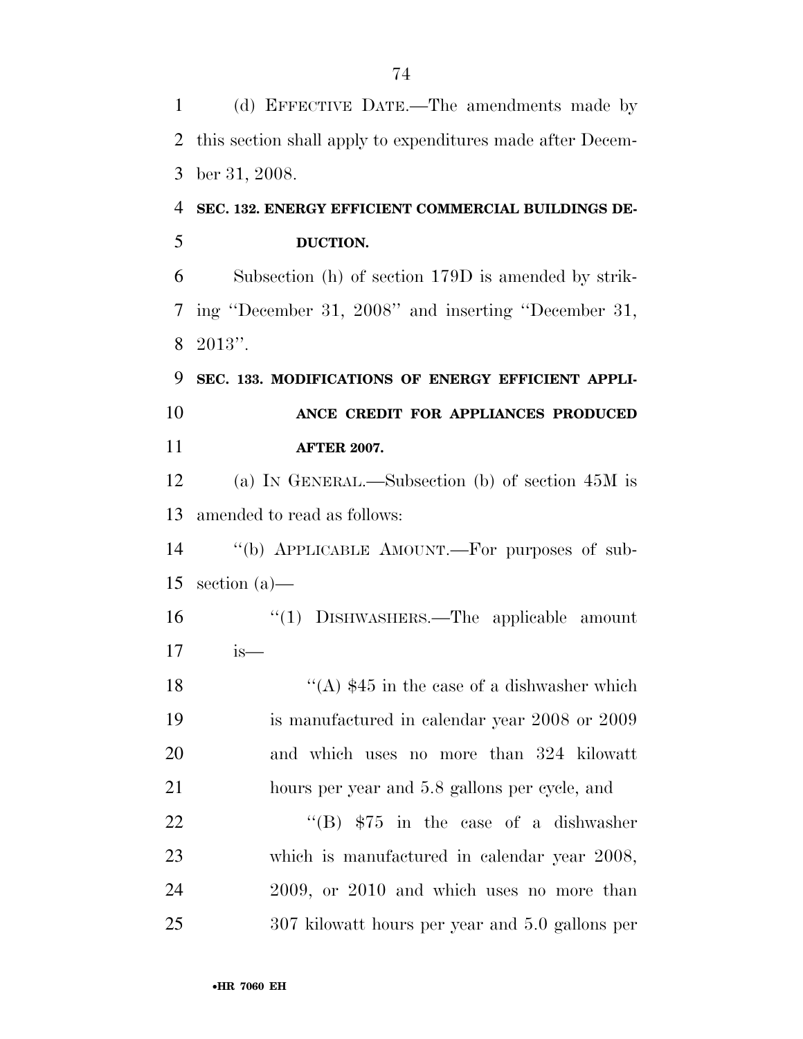(d) EFFECTIVE DATE.—The amendments made by this section shall apply to expenditures made after December 31, 2008.

**SEC. 132. ENERGY EFFICIENT COMMERCIAL BUILDINGS DEDUCTION.**

Subsection (h) of section 179D is amended by striking ''December 31, 2008'' and inserting ''December 31, 2013''.

**SEC. 133. MODIFICATIONS OF ENERGY EFFICIENT APPLIANCE CREDIT FOR APPLIANCES PRODUCED AFTER 2007.**

(a) IN GENERAL.—Subsection (b) of section 45M is amended to read as follows:

''(b) APPLICABLE AMOUNT.—For purposes of subsection (a)—

''(1) DISHWASHERS.—The applicable amount is—

''(A) $45 in the case of a dishwasher which is manufactured in calendar year 2008 or 2009 and which uses no more than 324 kilowatt hours per year and 5.8 gallons per cycle, and

''(B) $75 in the case of a dishwasher which is manufactured in calendar year 2008, 2009, or 2010 and which uses no more than 307 kilowatt hours per year and 5.0 gallons per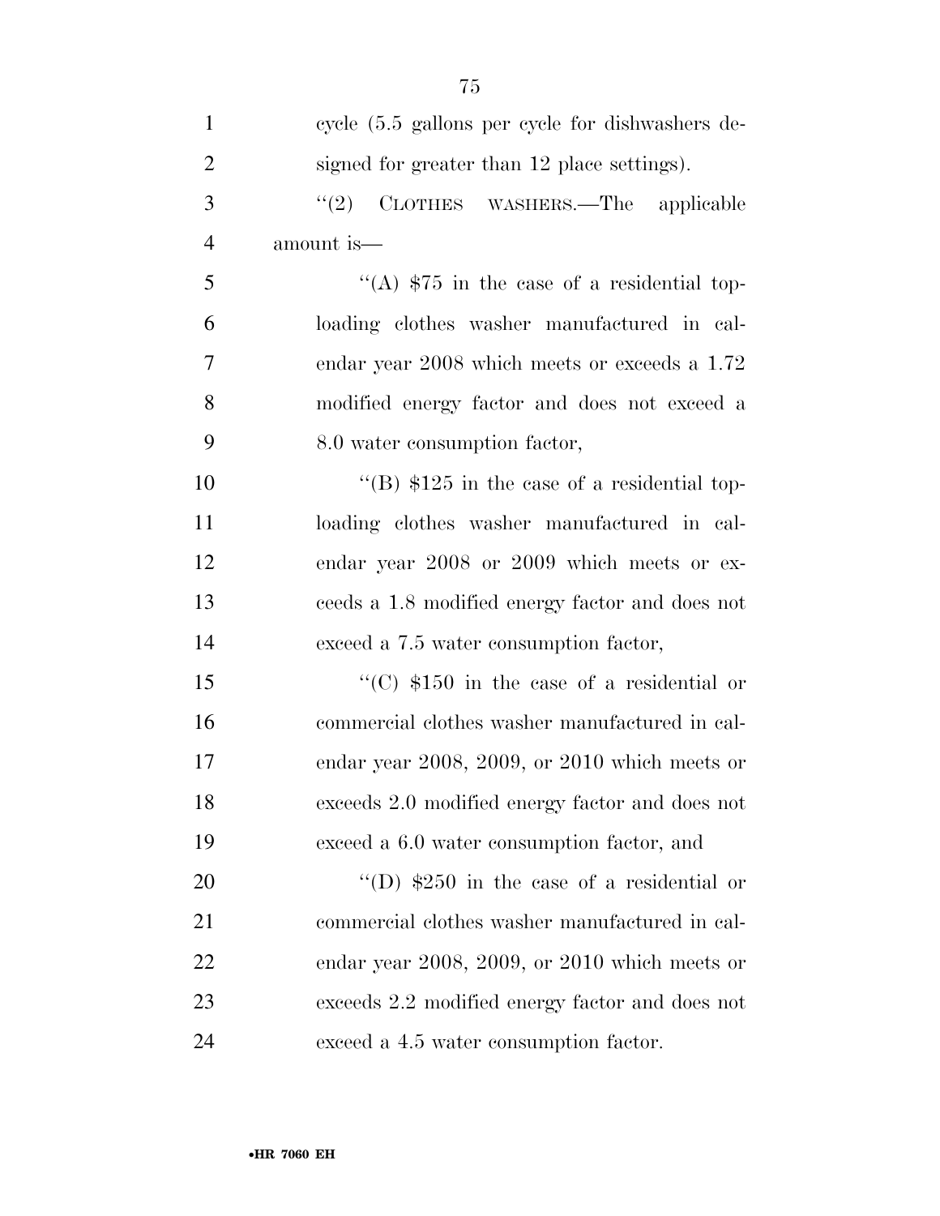cycle (5.5 gallons per cycle for dishwashers designed for greater than 12 place settings).

"(2) CLOTHES WASHERS.—The applicable amount is—

"(A) $75 in the case of a residential top-loading clothes washer manufactured in calendar year 2008 which meets or exceeds a 1.72 modified energy factor and does not exceed a 8.0 water consumption factor,

"(B) $125 in the case of a residential top-loading clothes washer manufactured in calendar year 2008 or 2009 which meets or exceeds a 1.8 modified energy factor and does not exceed a 7.5 water consumption factor,

"(C) $150 in the case of a residential or commercial clothes washer manufactured in calendar year 2008, 2009, or 2010 which meets or exceeds 2.0 modified energy factor and does not exceed a 6.0 water consumption factor, and

"(D) $250 in the case of a residential or commercial clothes washer manufactured in calendar year 2008, 2009, or 2010 which meets or exceeds 2.2 modified energy factor and does not exceed a 4.5 water consumption factor.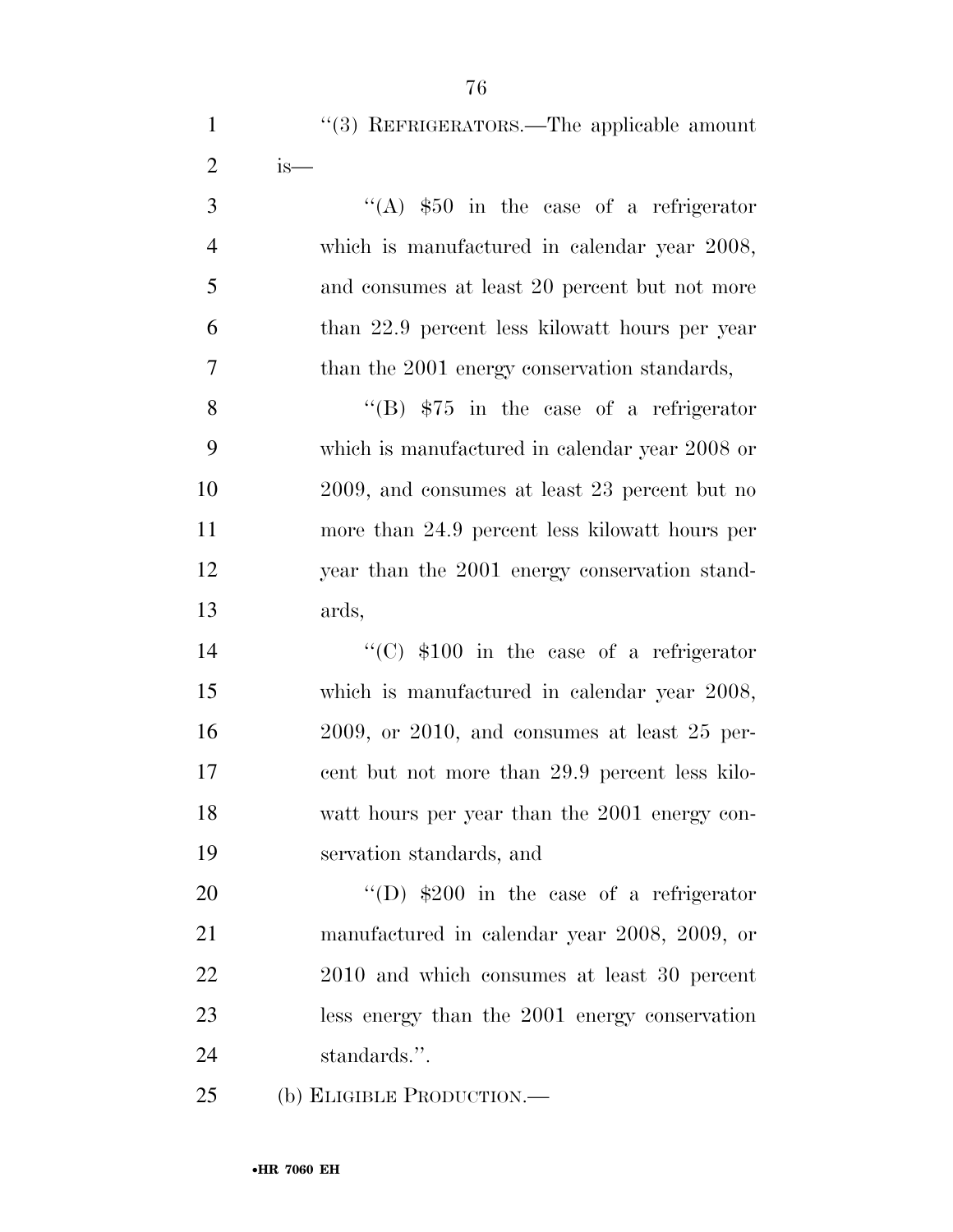''(3) REFRIGERATORS.—The applicable amount is—

''(A) $50 in the case of a refrigerator which is manufactured in calendar year 2008, and consumes at least 20 percent but not more than 22.9 percent less kilowatt hours per year than the 2001 energy conservation standards,

''(B) $75 in the case of a refrigerator which is manufactured in calendar year 2008 or 2009, and consumes at least 23 percent but no more than 24.9 percent less kilowatt hours per year than the 2001 energy conservation standards,

''(C) $100 in the case of a refrigerator which is manufactured in calendar year 2008, 2009, or 2010, and consumes at least 25 percent but not more than 29.9 percent less kilowatt hours per year than the 2001 energy conservation standards, and

''(D) $200 in the case of a refrigerator manufactured in calendar year 2008, 2009, or 2010 and which consumes at least 30 percent less energy than the 2001 energy conservation standards.''.

(b) ELIGIBLE PRODUCTION.—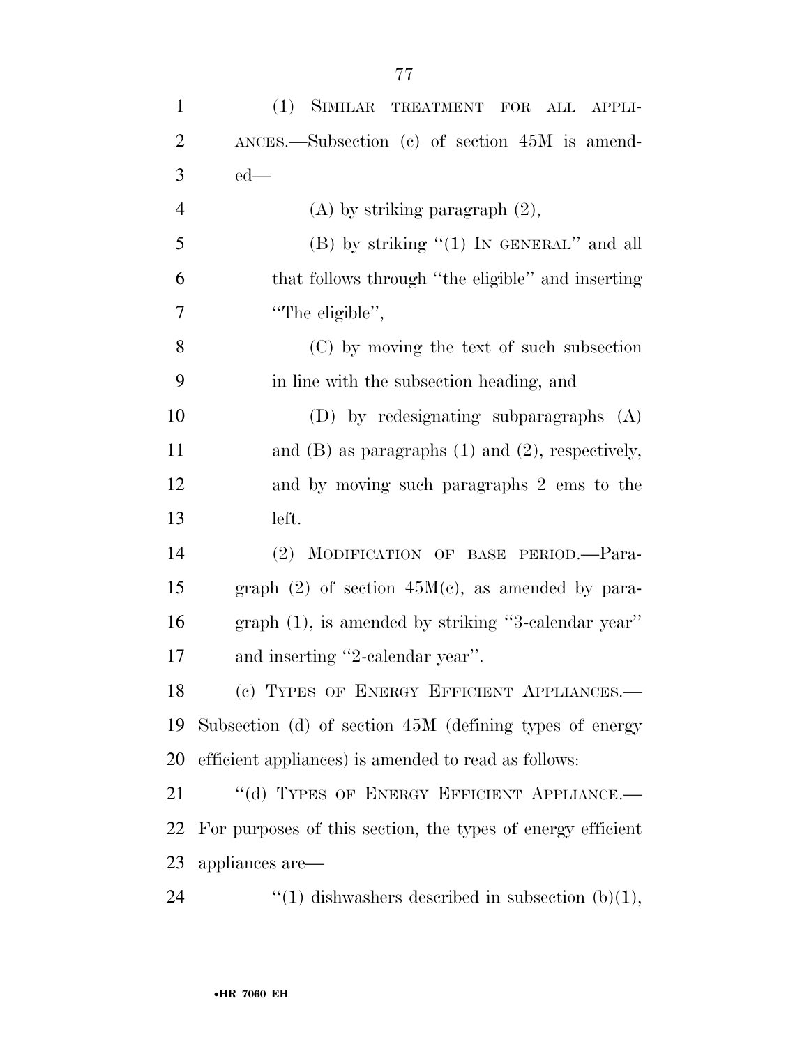(1) SIMILAR TREATMENT FOR ALL APPLIANCES.—Subsection (c) of section 45M is amended—

(A) by striking paragraph (2),

(B) by striking ''(1) IN GENERAL'' and all that follows through ''the eligible'' and inserting ''The eligible'',

(C) by moving the text of such subsection in line with the subsection heading, and

(D) by redesignating subparagraphs (A) and (B) as paragraphs (1) and (2), respectively, and by moving such paragraphs 2 ems to the left.

(2) MODIFICATION OF BASE PERIOD.—Paragraph (2) of section 45M(c), as amended by paragraph (1), is amended by striking ''3-calendar year'' and inserting ''2-calendar year''.

(c) TYPES OF ENERGY EFFICIENT APPLIANCES.—Subsection (d) of section 45M (defining types of energy efficient appliances) is amended to read as follows:

''(d) TYPES OF ENERGY EFFICIENT APPLIANCE.—For purposes of this section, the types of energy efficient appliances are—

''(1) dishwashers described in subsection (b)(1),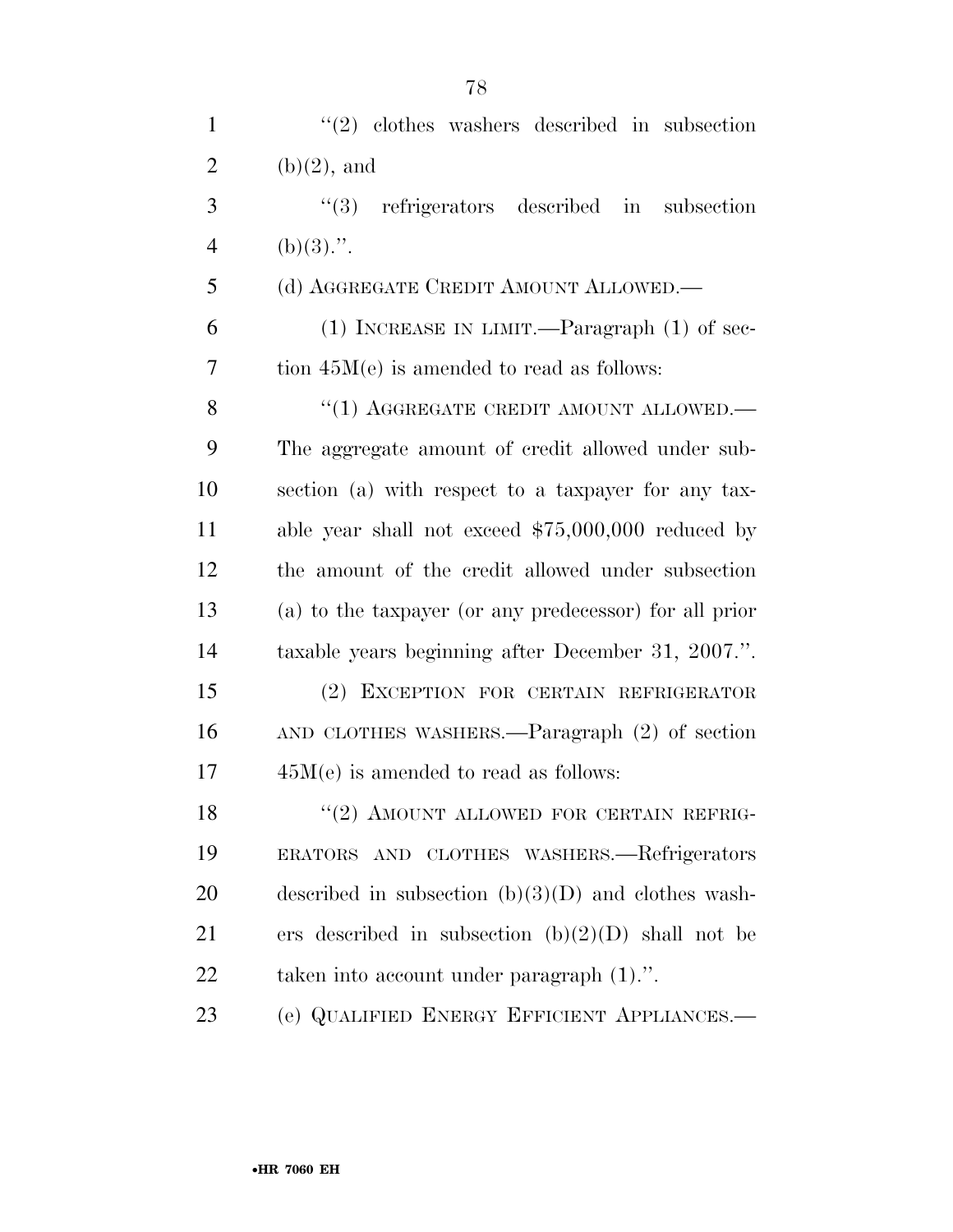''(2) clothes washers described in subsection (b)(2), and

''(3) refrigerators described in subsection (b)(3).''.

(d) AGGREGATE CREDIT AMOUNT ALLOWED.—

(1) INCREASE IN LIMIT.—Paragraph (1) of section 45M(e) is amended to read as follows:

''(1) AGGREGATE CREDIT AMOUNT ALLOWED.—The aggregate amount of credit allowed under subsection (a) with respect to a taxpayer for any taxable year shall not exceed $75,000,000 reduced by the amount of the credit allowed under subsection (a) to the taxpayer (or any predecessor) for all prior taxable years beginning after December 31, 2007.''.

(2) EXCEPTION FOR CERTAIN REFRIGERATOR AND CLOTHES WASHERS.—Paragraph (2) of section 45M(e) is amended to read as follows:

''(2) AMOUNT ALLOWED FOR CERTAIN REFRIGERATORS AND CLOTHES WASHERS.—Refrigerators described in subsection (b)(3)(D) and clothes washers described in subsection (b)(2)(D) shall not be taken into account under paragraph (1).''.

(e) QUALIFIED ENERGY EFFICIENT APPLIANCES.—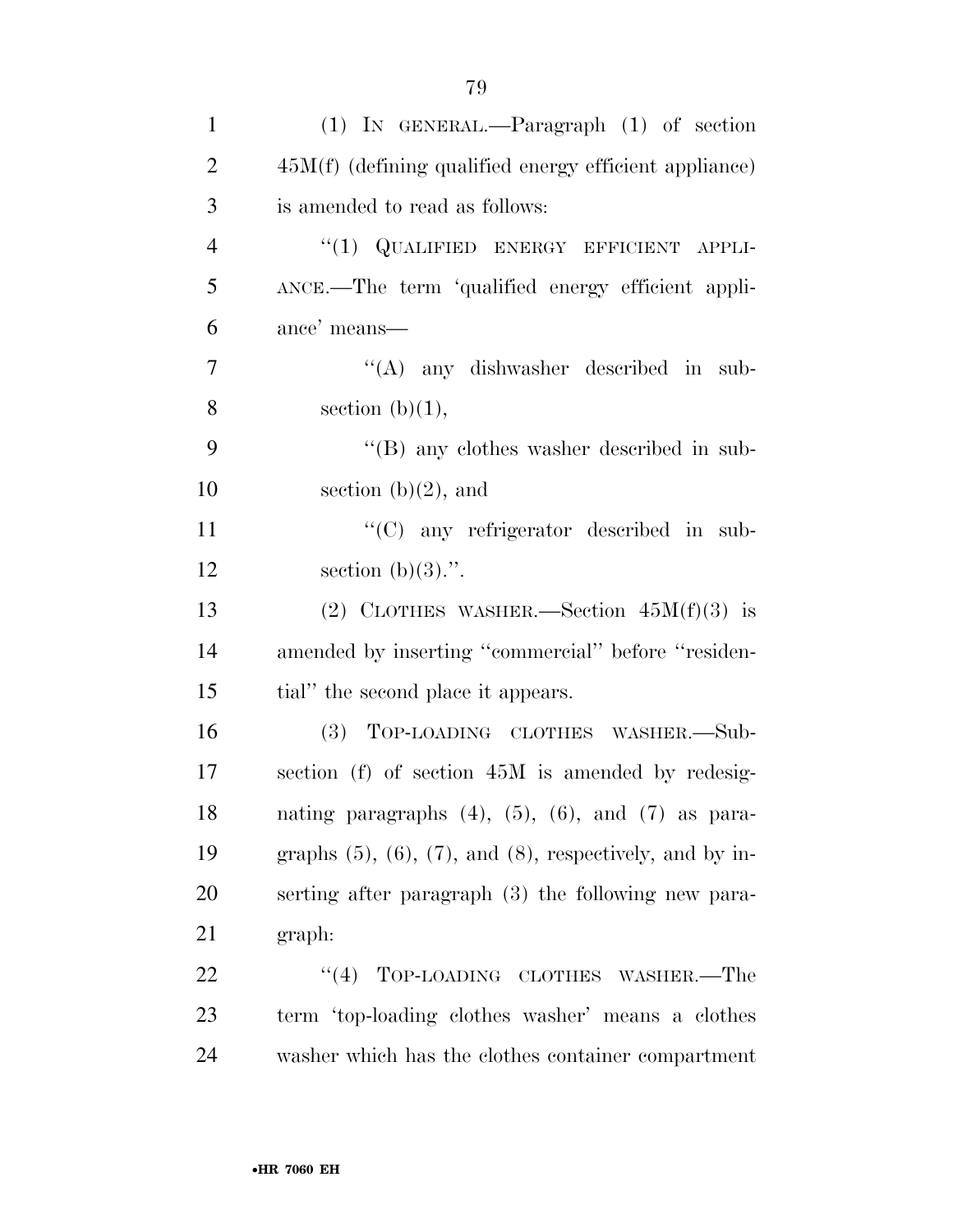(1) IN GENERAL.—Paragraph (1) of section 45M(f) (defining qualified energy efficient appliance) is amended to read as follows:

"(1) QUALIFIED ENERGY EFFICIENT APPLIANCE.—The term 'qualified energy efficient appliance' means—

"(A) any dishwasher described in subsection (b)(1),

"(B) any clothes washer described in subsection (b)(2), and

"(C) any refrigerator described in subsection (b)(3).".

(2) CLOTHES WASHER.—Section 45M(f)(3) is amended by inserting "commercial" before "residential" the second place it appears.

(3) TOP-LOADING CLOTHES WASHER.—Subsection (f) of section 45M is amended by redesignating paragraphs (4), (5), (6), and (7) as paragraphs (5), (6), (7), and (8), respectively, and by inserting after paragraph (3) the following new paragraph:

"(4) TOP-LOADING CLOTHES WASHER.—The term 'top-loading clothes washer' means a clothes washer which has the clothes container compartment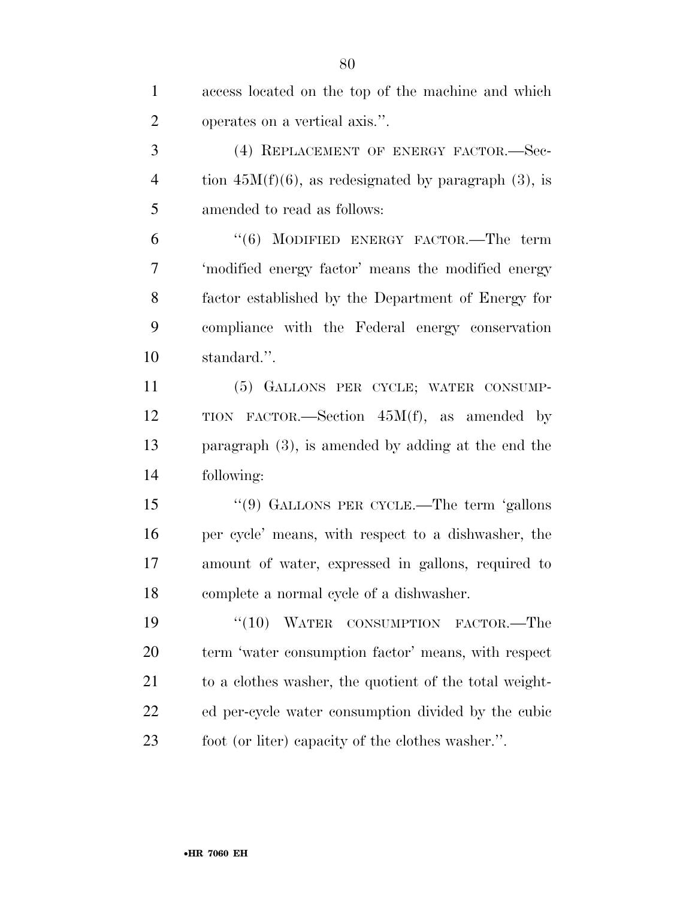access located on the top of the machine and which operates on a vertical axis.''.

(4) REPLACEMENT OF ENERGY FACTOR.—Section 45M(f)(6), as redesignated by paragraph (3), is amended to read as follows:

''(6) MODIFIED ENERGY FACTOR.—The term 'modified energy factor' means the modified energy factor established by the Department of Energy for compliance with the Federal energy conservation standard.''.

(5) GALLONS PER CYCLE; WATER CONSUMPTION FACTOR.—Section 45M(f), as amended by paragraph (3), is amended by adding at the end the following:

''(9) GALLONS PER CYCLE.—The term 'gallons per cycle' means, with respect to a dishwasher, the amount of water, expressed in gallons, required to complete a normal cycle of a dishwasher.

''(10) WATER CONSUMPTION FACTOR.—The term 'water consumption factor' means, with respect to a clothes washer, the quotient of the total weighted per-cycle water consumption divided by the cubic foot (or liter) capacity of the clothes washer.''.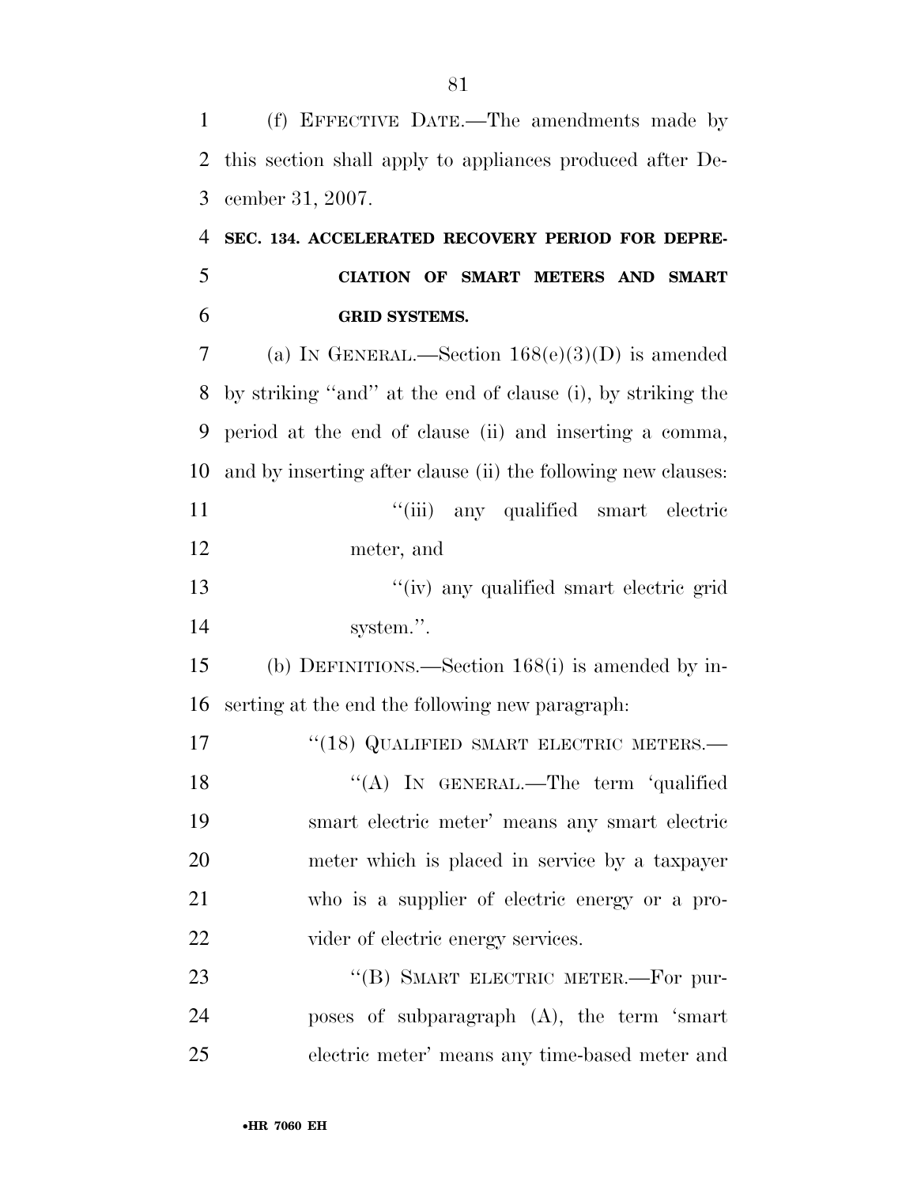(f) EFFECTIVE DATE.—The amendments made by this section shall apply to appliances produced after December 31, 2007.

**SEC. 134. ACCELERATED RECOVERY PERIOD FOR DEPRECIATION OF SMART METERS AND SMART GRID SYSTEMS.**

(a) IN GENERAL.—Section 168(e)(3)(D) is amended by striking ''and'' at the end of clause (i), by striking the period at the end of clause (ii) and inserting a comma, and by inserting after clause (ii) the following new clauses:

''(iii) any qualified smart electric meter, and

''(iv) any qualified smart electric grid system.''.

(b) DEFINITIONS.—Section 168(i) is amended by inserting at the end the following new paragraph:

''(18) QUALIFIED SMART ELECTRIC METERS.—

''(A) IN GENERAL.—The term 'qualified smart electric meter' means any smart electric meter which is placed in service by a taxpayer who is a supplier of electric energy or a provider of electric energy services.

''(B) SMART ELECTRIC METER.—For purposes of subparagraph (A), the term 'smart electric meter' means any time-based meter and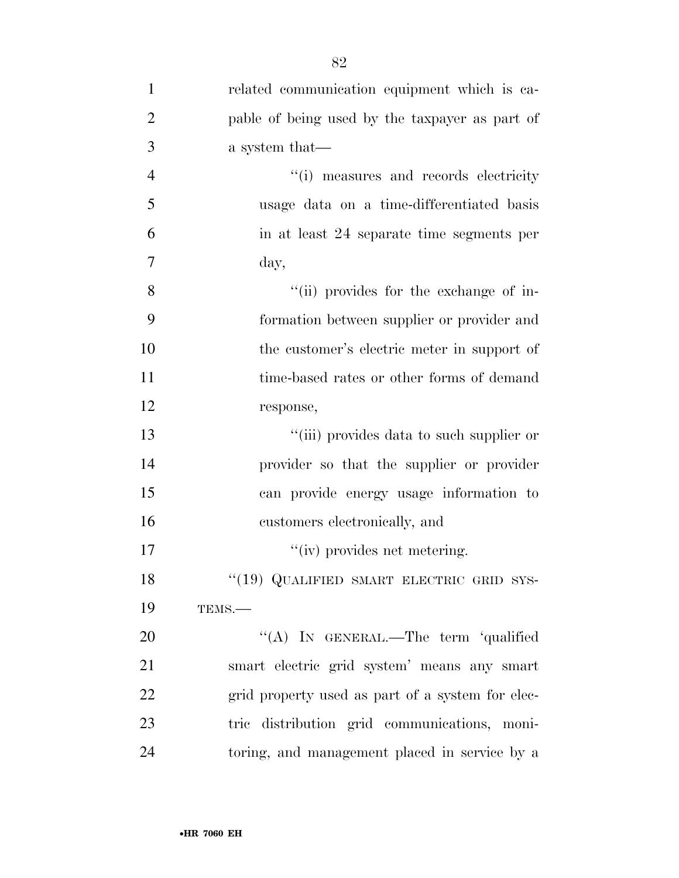related communication equipment which is capable of being used by the taxpayer as part of a system that—

''(i) measures and records electricity usage data on a time-differentiated basis in at least 24 separate time segments per day,

''(ii) provides for the exchange of information between supplier or provider and the customer's electric meter in support of time-based rates or other forms of demand response,

''(iii) provides data to such supplier or provider so that the supplier or provider can provide energy usage information to customers electronically, and

''(iv) provides net metering.

''(19) QUALIFIED SMART ELECTRIC GRID SYSTEMS.—

''(A) IN GENERAL.—The term 'qualified smart electric grid system' means any smart grid property used as part of a system for electric distribution grid communications, monitoring, and management placed in service by a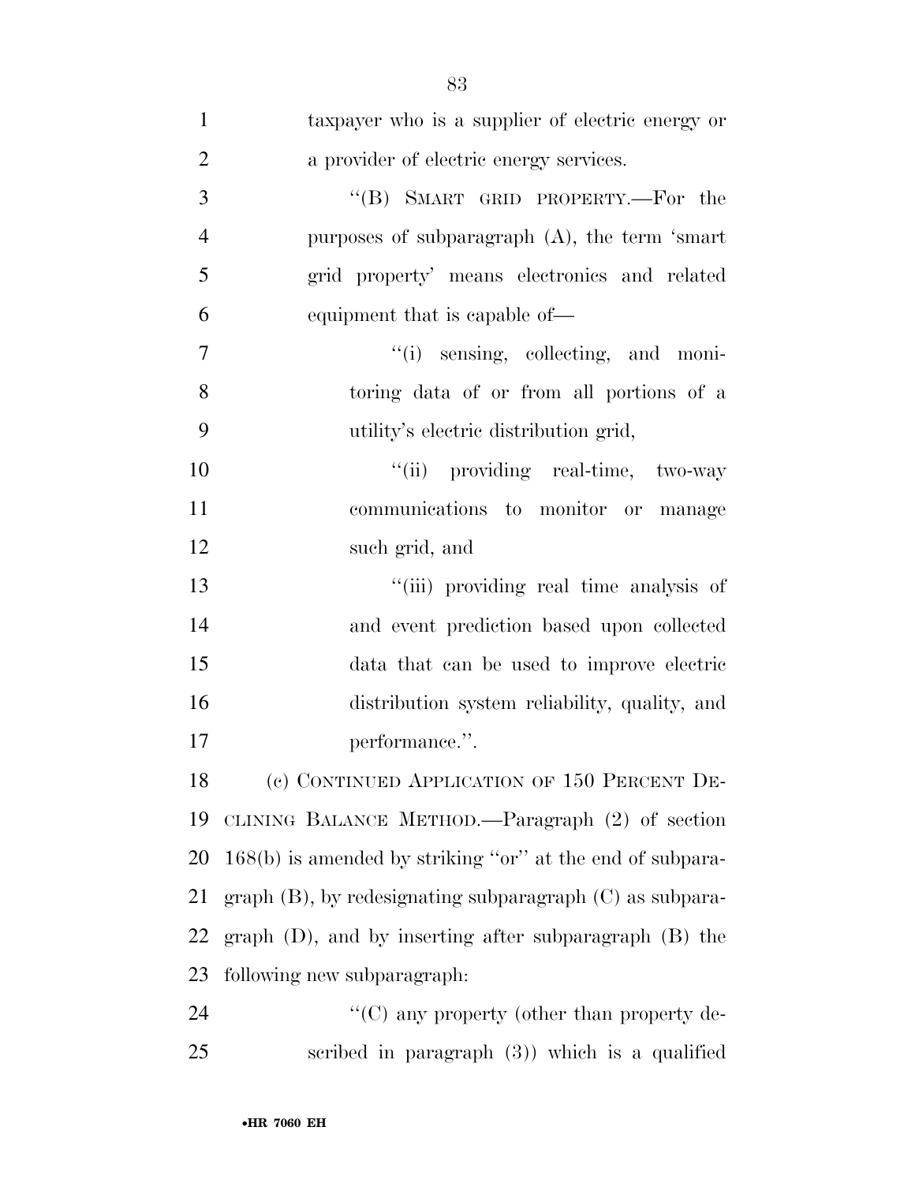taxpayer who is a supplier of electric energy or a provider of electric energy services.

"(B) SMART GRID PROPERTY.—For the purposes of subparagraph (A), the term 'smart grid property' means electronics and related equipment that is capable of—

"(i) sensing, collecting, and monitoring data of or from all portions of a utility's electric distribution grid,

"(ii) providing real-time, two-way communications to monitor or manage such grid, and

"(iii) providing real time analysis of and event prediction based upon collected data that can be used to improve electric distribution system reliability, quality, and performance.".

(c) CONTINUED APPLICATION OF 150 PERCENT DECLINING BALANCE METHOD.—Paragraph (2) of section 168(b) is amended by striking "or" at the end of subparagraph (B), by redesignating subparagraph (C) as subparagraph (D), and by inserting after subparagraph (B) the following new subparagraph:

"(C) any property (other than property described in paragraph (3)) which is a qualified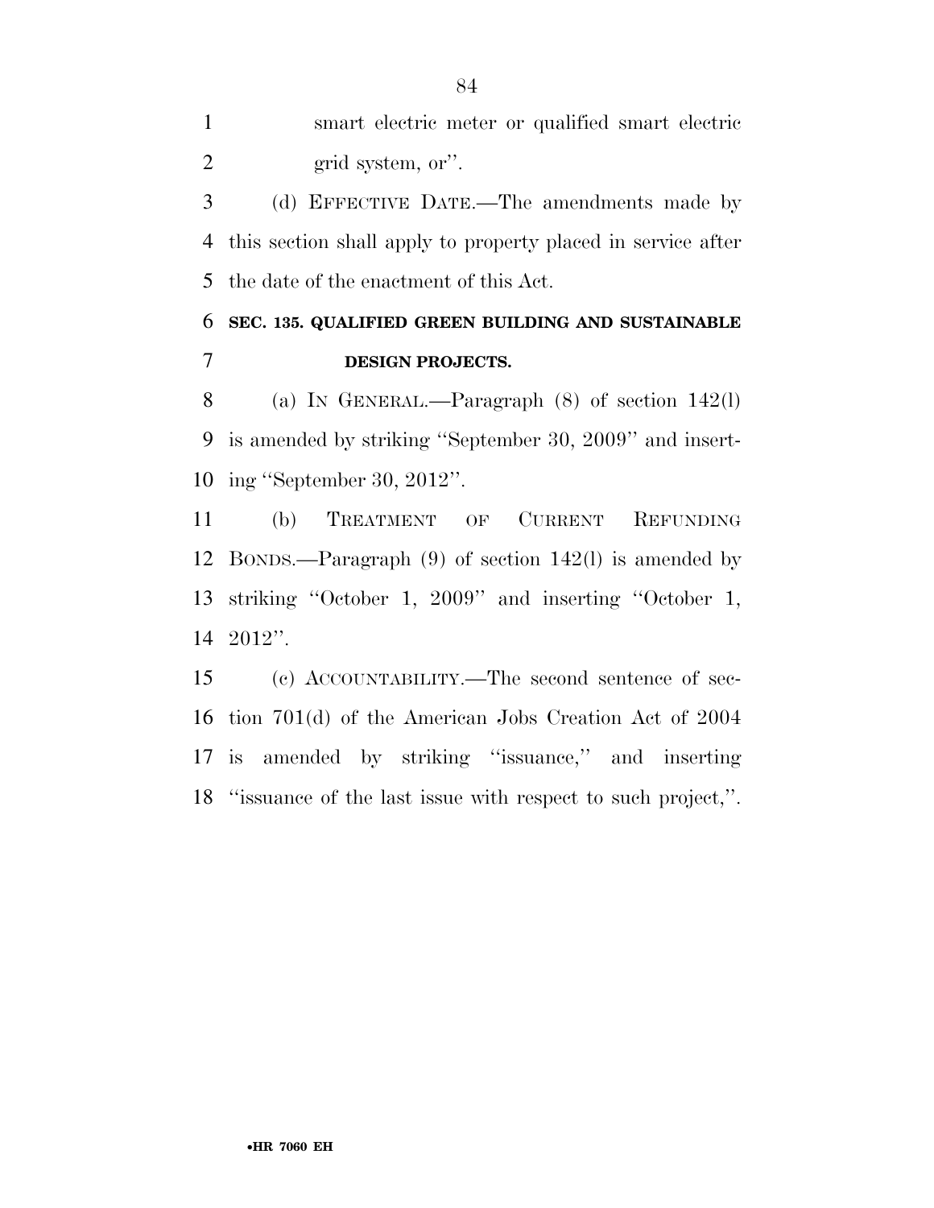smart electric meter or qualified smart electric grid system, or''.

(d) EFFECTIVE DATE.—The amendments made by this section shall apply to property placed in service after the date of the enactment of this Act.

**SEC. 135. QUALIFIED GREEN BUILDING AND SUSTAINABLE DESIGN PROJECTS.**

(a) IN GENERAL.—Paragraph (8) of section 142(l) is amended by striking ''September 30, 2009'' and inserting ''September 30, 2012''.

(b) TREATMENT OF CURRENT REFUNDING BONDS.—Paragraph (9) of section 142(l) is amended by striking ''October 1, 2009'' and inserting ''October 1, 2012''.

(c) ACCOUNTABILITY.—The second sentence of section 701(d) of the American Jobs Creation Act of 2004 is amended by striking ''issuance,'' and inserting ''issuance of the last issue with respect to such project,''.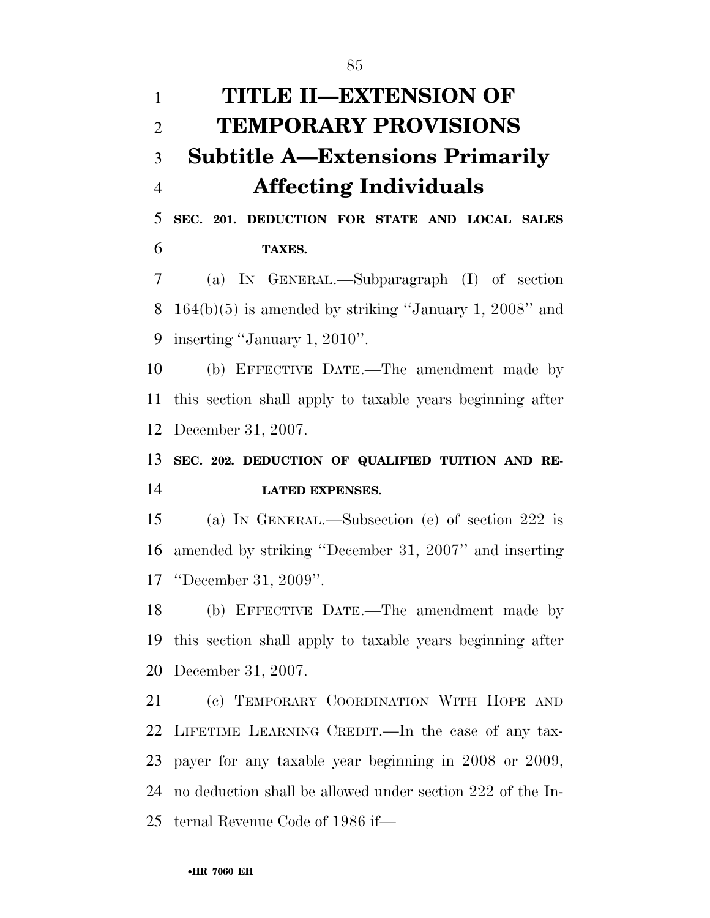# TITLE II—EXTENSION OF TEMPORARY PROVISIONS

## Subtitle A—Extensions Primarily Affecting Individuals

**SEC. 201. DEDUCTION FOR STATE AND LOCAL SALES TAXES.**

(a) IN GENERAL.—Subparagraph (I) of section 164(b)(5) is amended by striking ''January 1, 2008'' and inserting ''January 1, 2010''.

(b) EFFECTIVE DATE.—The amendment made by this section shall apply to taxable years beginning after December 31, 2007.

**SEC. 202. DEDUCTION OF QUALIFIED TUITION AND RELATED EXPENSES.**

(a) IN GENERAL.—Subsection (e) of section 222 is amended by striking ''December 31, 2007'' and inserting ''December 31, 2009''.

(b) EFFECTIVE DATE.—The amendment made by this section shall apply to taxable years beginning after December 31, 2007.

(c) TEMPORARY COORDINATION WITH HOPE AND LIFETIME LEARNING CREDIT.—In the case of any taxpayer for any taxable year beginning in 2008 or 2009, no deduction shall be allowed under section 222 of the Internal Revenue Code of 1986 if—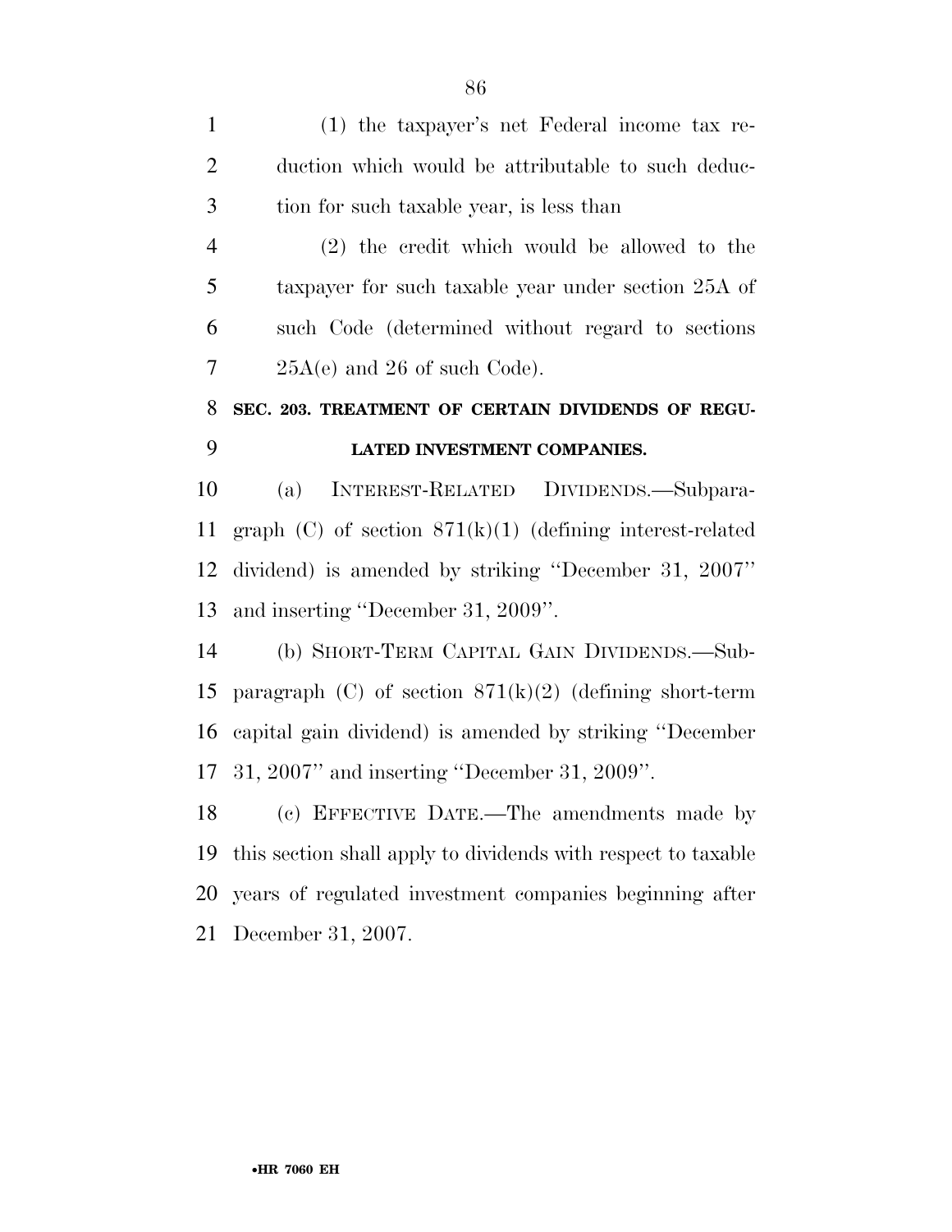(1) the taxpayer's net Federal income tax reduction which would be attributable to such deduction for such taxable year, is less than

(2) the credit which would be allowed to the taxpayer for such taxable year under section 25A of such Code (determined without regard to sections 25A(e) and 26 of such Code).

**SEC. 203. TREATMENT OF CERTAIN DIVIDENDS OF REGULATED INVESTMENT COMPANIES.**

(a) INTEREST-RELATED DIVIDENDS.—Subparagraph (C) of section 871(k)(1) (defining interest-related dividend) is amended by striking ''December 31, 2007'' and inserting ''December 31, 2009''.

(b) SHORT-TERM CAPITAL GAIN DIVIDENDS.—Subparagraph (C) of section 871(k)(2) (defining short-term capital gain dividend) is amended by striking ''December 31, 2007'' and inserting ''December 31, 2009''.

(c) EFFECTIVE DATE.—The amendments made by this section shall apply to dividends with respect to taxable years of regulated investment companies beginning after December 31, 2007.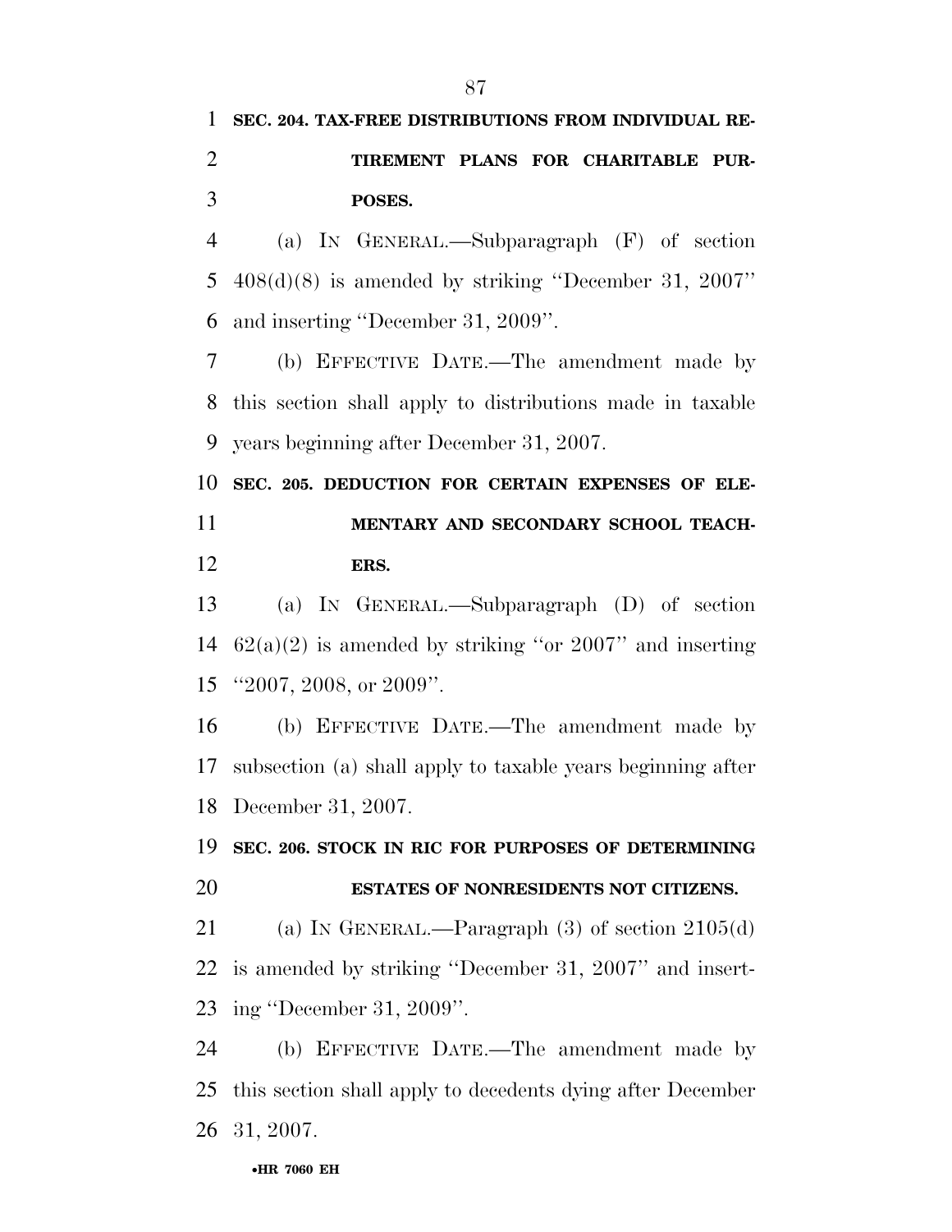**SEC. 204. TAX-FREE DISTRIBUTIONS FROM INDIVIDUAL RETIREMENT PLANS FOR CHARITABLE PURPOSES.**

(a) IN GENERAL.—Subparagraph (F) of section 408(d)(8) is amended by striking "December 31, 2007" and inserting "December 31, 2009".

(b) EFFECTIVE DATE.—The amendment made by this section shall apply to distributions made in taxable years beginning after December 31, 2007.

**SEC. 205. DEDUCTION FOR CERTAIN EXPENSES OF ELEMENTARY AND SECONDARY SCHOOL TEACHERS.**

(a) IN GENERAL.—Subparagraph (D) of section 62(a)(2) is amended by striking "or 2007" and inserting "2007, 2008, or 2009".

(b) EFFECTIVE DATE.—The amendment made by subsection (a) shall apply to taxable years beginning after December 31, 2007.

**SEC. 206. STOCK IN RIC FOR PURPOSES OF DETERMINING ESTATES OF NONRESIDENTS NOT CITIZENS.**

(a) IN GENERAL.—Paragraph (3) of section 2105(d) is amended by striking "December 31, 2007" and inserting "December 31, 2009".

(b) EFFECTIVE DATE.—The amendment made by this section shall apply to decedents dying after December 31, 2007.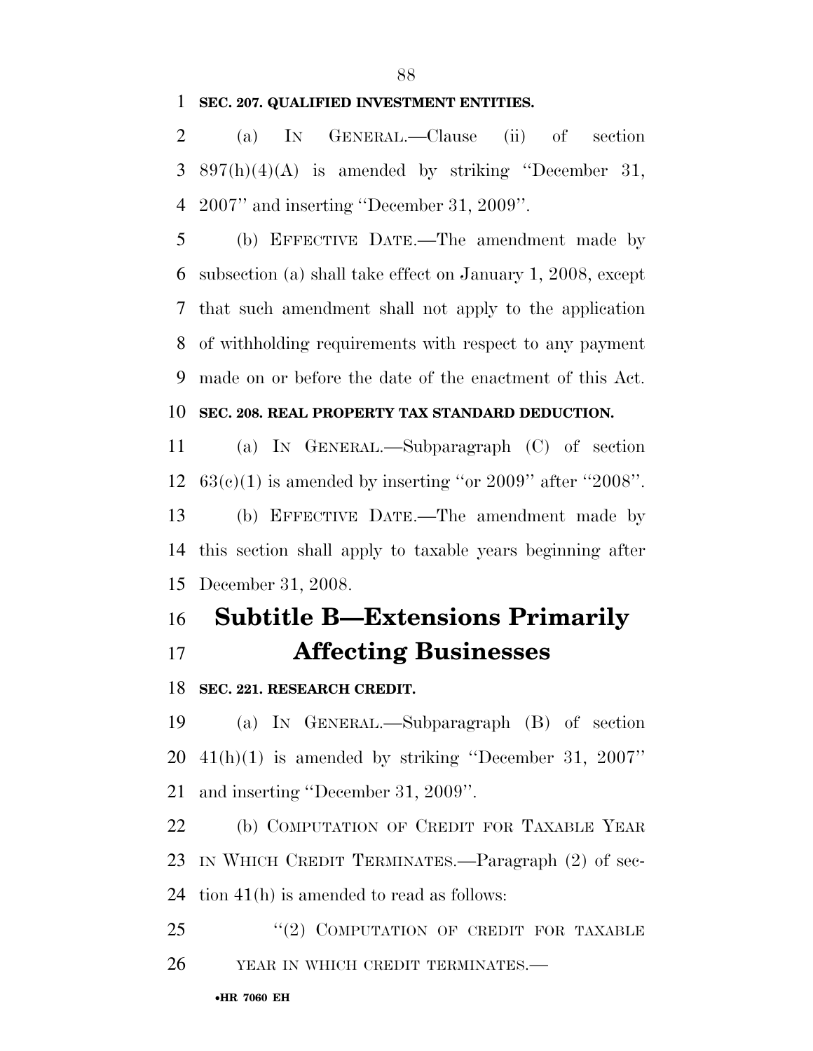**SEC. 207. QUALIFIED INVESTMENT ENTITIES.**

(a) IN GENERAL.—Clause (ii) of section 897(h)(4)(A) is amended by striking ''December 31, 2007'' and inserting ''December 31, 2009''.

(b) EFFECTIVE DATE.—The amendment made by subsection (a) shall take effect on January 1, 2008, except that such amendment shall not apply to the application of withholding requirements with respect to any payment made on or before the date of the enactment of this Act.

**SEC. 208. REAL PROPERTY TAX STANDARD DEDUCTION.**

(a) IN GENERAL.—Subparagraph (C) of section 63(c)(1) is amended by inserting ''or 2009'' after ''2008''.

(b) EFFECTIVE DATE.—The amendment made by this section shall apply to taxable years beginning after December 31, 2008.

# Subtitle B—Extensions Primarily Affecting Businesses

**SEC. 221. RESEARCH CREDIT.**

(a) IN GENERAL.—Subparagraph (B) of section 41(h)(1) is amended by striking ''December 31, 2007'' and inserting ''December 31, 2009''.

(b) COMPUTATION OF CREDIT FOR TAXABLE YEAR IN WHICH CREDIT TERMINATES.—Paragraph (2) of section 41(h) is amended to read as follows:

''(2) COMPUTATION OF CREDIT FOR TAXABLE YEAR IN WHICH CREDIT TERMINATES.—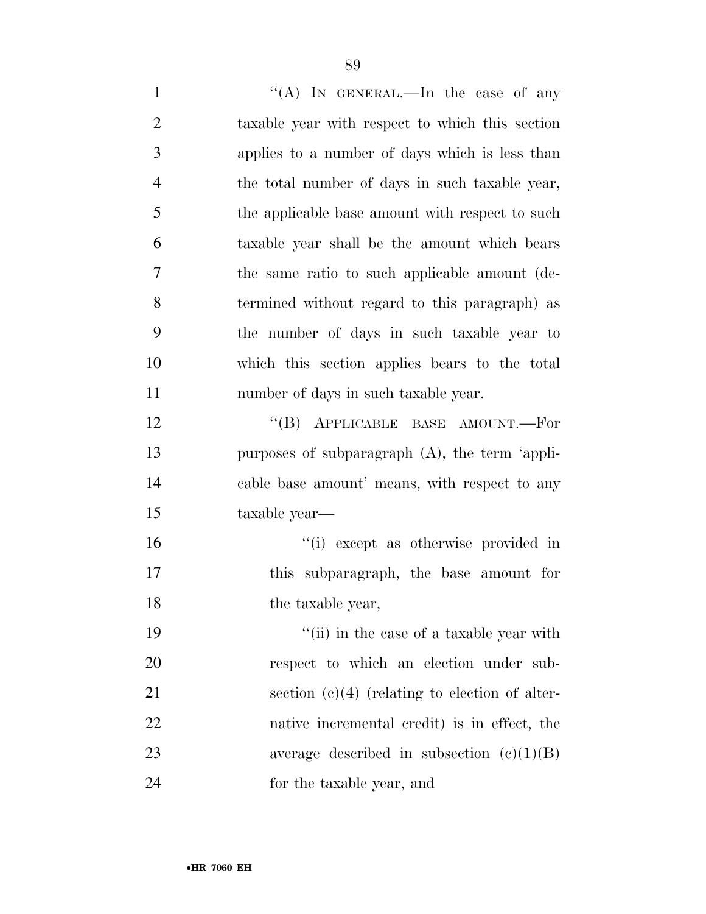''(A) IN GENERAL.—In the case of any taxable year with respect to which this section applies to a number of days which is less than the total number of days in such taxable year, the applicable base amount with respect to such taxable year shall be the amount which bears the same ratio to such applicable amount (determined without regard to this paragraph) as the number of days in such taxable year to which this section applies bears to the total number of days in such taxable year.

''(B) APPLICABLE BASE AMOUNT.—For purposes of subparagraph (A), the term 'applicable base amount' means, with respect to any taxable year—

''(i) except as otherwise provided in this subparagraph, the base amount for the taxable year,

''(ii) in the case of a taxable year with respect to which an election under subsection (c)(4) (relating to election of alternative incremental credit) is in effect, the average described in subsection (c)(1)(B) for the taxable year, and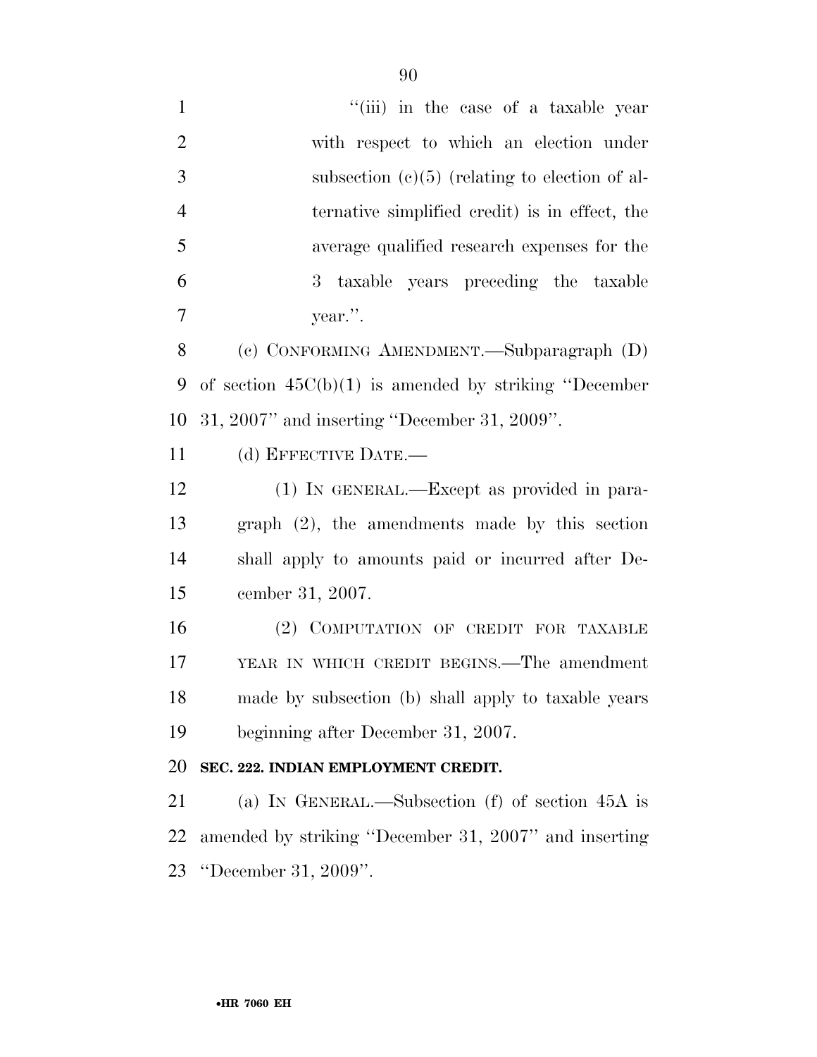"(iii) in the case of a taxable year with respect to which an election under subsection (c)(5) (relating to election of alternative simplified credit) is in effect, the average qualified research expenses for the 3 taxable years preceding the taxable year.".

(c) CONFORMING AMENDMENT.—Subparagraph (D) of section 45C(b)(1) is amended by striking "December 31, 2007" and inserting "December 31, 2009".

(d) EFFECTIVE DATE.—

(1) IN GENERAL.—Except as provided in paragraph (2), the amendments made by this section shall apply to amounts paid or incurred after December 31, 2007.

(2) COMPUTATION OF CREDIT FOR TAXABLE YEAR IN WHICH CREDIT BEGINS.—The amendment made by subsection (b) shall apply to taxable years beginning after December 31, 2007.

**SEC. 222. INDIAN EMPLOYMENT CREDIT.**

(a) IN GENERAL.—Subsection (f) of section 45A is amended by striking "December 31, 2007" and inserting "December 31, 2009".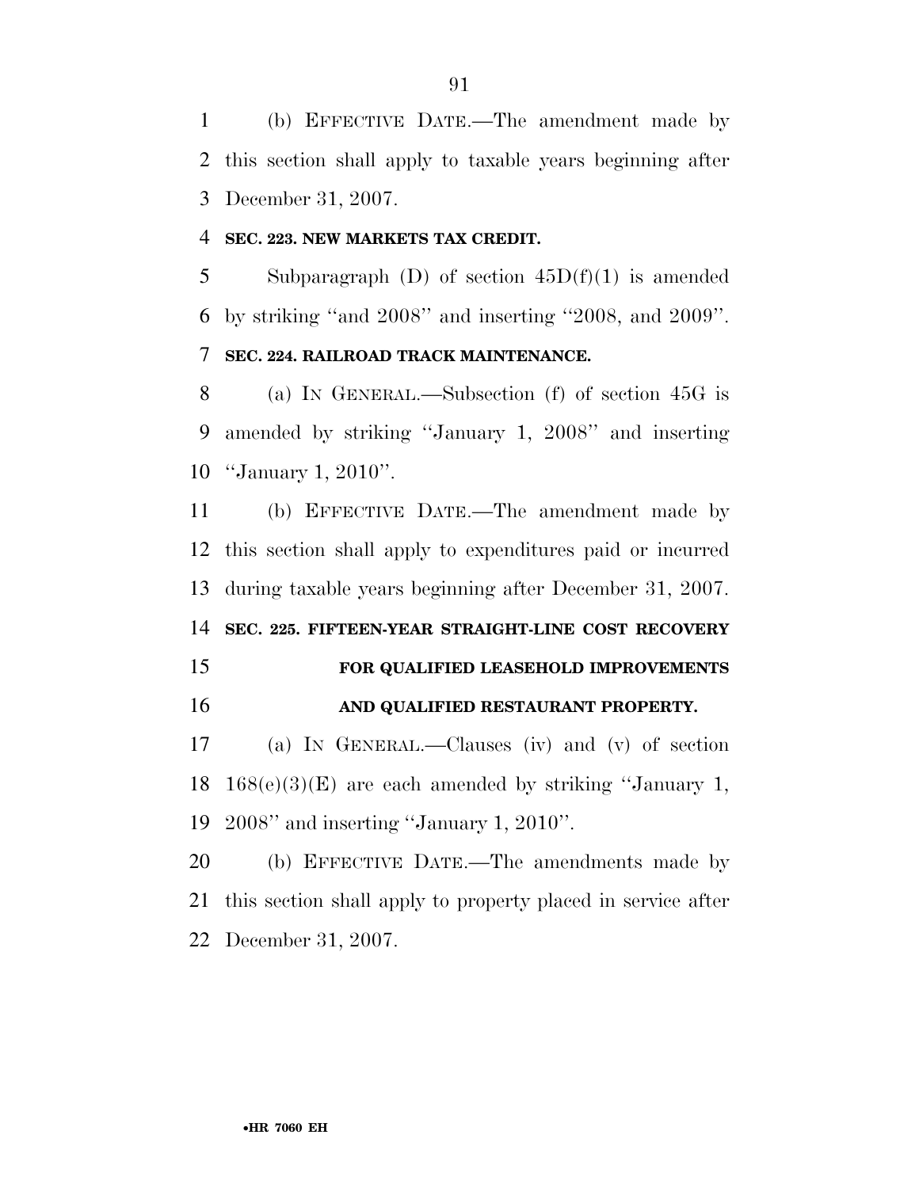(b) EFFECTIVE DATE.—The amendment made by this section shall apply to taxable years beginning after December 31, 2007.

**SEC. 223. NEW MARKETS TAX CREDIT.**

Subparagraph (D) of section 45D(f)(1) is amended by striking "and 2008" and inserting "2008, and 2009".

**SEC. 224. RAILROAD TRACK MAINTENANCE.**

(a) IN GENERAL.—Subsection (f) of section 45G is amended by striking "January 1, 2008" and inserting "January 1, 2010".

(b) EFFECTIVE DATE.—The amendment made by this section shall apply to expenditures paid or incurred during taxable years beginning after December 31, 2007.

**SEC. 225. FIFTEEN-YEAR STRAIGHT-LINE COST RECOVERY FOR QUALIFIED LEASEHOLD IMPROVEMENTS AND QUALIFIED RESTAURANT PROPERTY.**

(a) IN GENERAL.—Clauses (iv) and (v) of section 168(e)(3)(E) are each amended by striking "January 1, 2008" and inserting "January 1, 2010".

(b) EFFECTIVE DATE.—The amendments made by this section shall apply to property placed in service after December 31, 2007.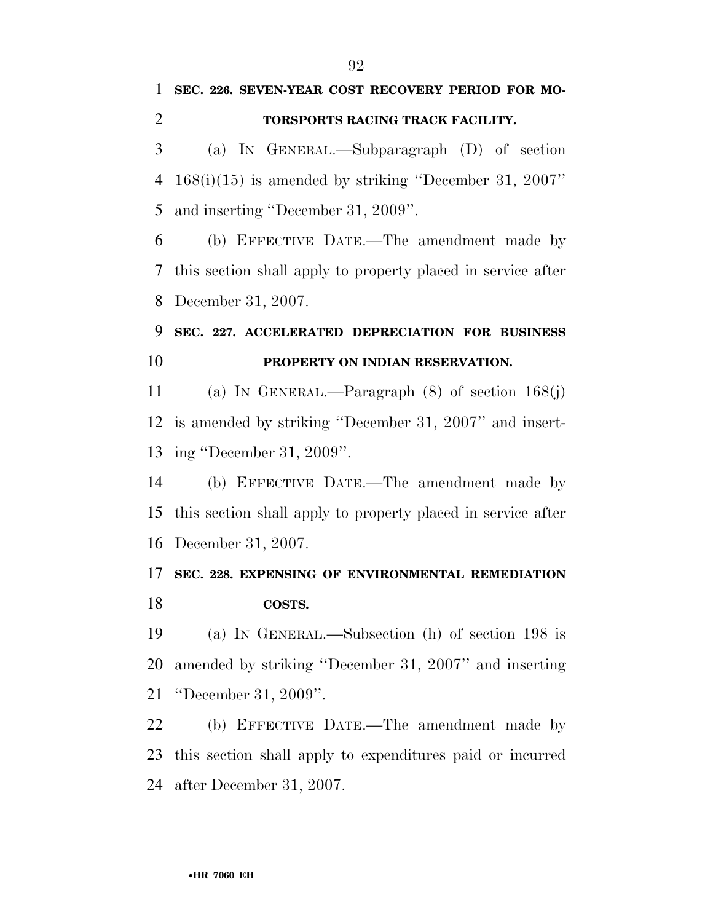**SEC. 226. SEVEN-YEAR COST RECOVERY PERIOD FOR MOTORSPORTS RACING TRACK FACILITY.**

(a) IN GENERAL.—Subparagraph (D) of section 168(i)(15) is amended by striking ''December 31, 2007'' and inserting ''December 31, 2009''.

(b) EFFECTIVE DATE.—The amendment made by this section shall apply to property placed in service after December 31, 2007.

**SEC. 227. ACCELERATED DEPRECIATION FOR BUSINESS PROPERTY ON INDIAN RESERVATION.**

(a) IN GENERAL.—Paragraph (8) of section 168(j) is amended by striking ''December 31, 2007'' and inserting ''December 31, 2009''.

(b) EFFECTIVE DATE.—The amendment made by this section shall apply to property placed in service after December 31, 2007.

**SEC. 228. EXPENSING OF ENVIRONMENTAL REMEDIATION COSTS.**

(a) IN GENERAL.—Subsection (h) of section 198 is amended by striking ''December 31, 2007'' and inserting ''December 31, 2009''.

(b) EFFECTIVE DATE.—The amendment made by this section shall apply to expenditures paid or incurred after December 31, 2007.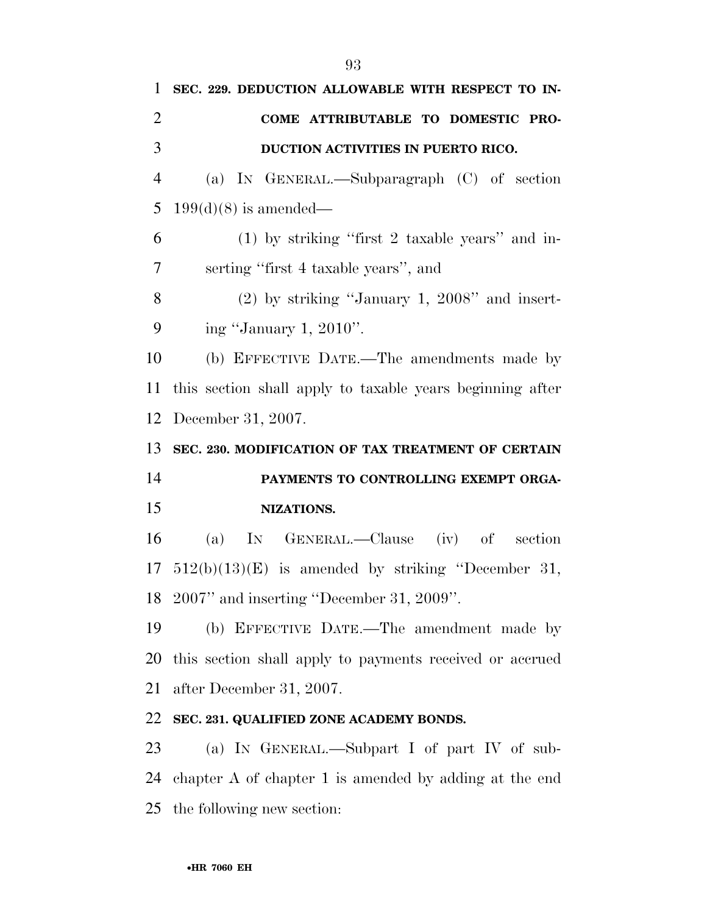**SEC. 229. DEDUCTION ALLOWABLE WITH RESPECT TO INCOME ATTRIBUTABLE TO DOMESTIC PRODUCTION ACTIVITIES IN PUERTO RICO.**

(a) IN GENERAL.—Subparagraph (C) of section 199(d)(8) is amended—

(1) by striking ''first 2 taxable years'' and inserting ''first 4 taxable years'', and

(2) by striking ''January 1, 2008'' and inserting ''January 1, 2010''.

(b) EFFECTIVE DATE.—The amendments made by this section shall apply to taxable years beginning after December 31, 2007.

**SEC. 230. MODIFICATION OF TAX TREATMENT OF CERTAIN PAYMENTS TO CONTROLLING EXEMPT ORGANIZATIONS.**

(a) IN GENERAL.—Clause (iv) of section 512(b)(13)(E) is amended by striking ''December 31, 2007'' and inserting ''December 31, 2009''.

(b) EFFECTIVE DATE.—The amendment made by this section shall apply to payments received or accrued after December 31, 2007.

**SEC. 231. QUALIFIED ZONE ACADEMY BONDS.**

(a) IN GENERAL.—Subpart I of part IV of subchapter A of chapter 1 is amended by adding at the end the following new section: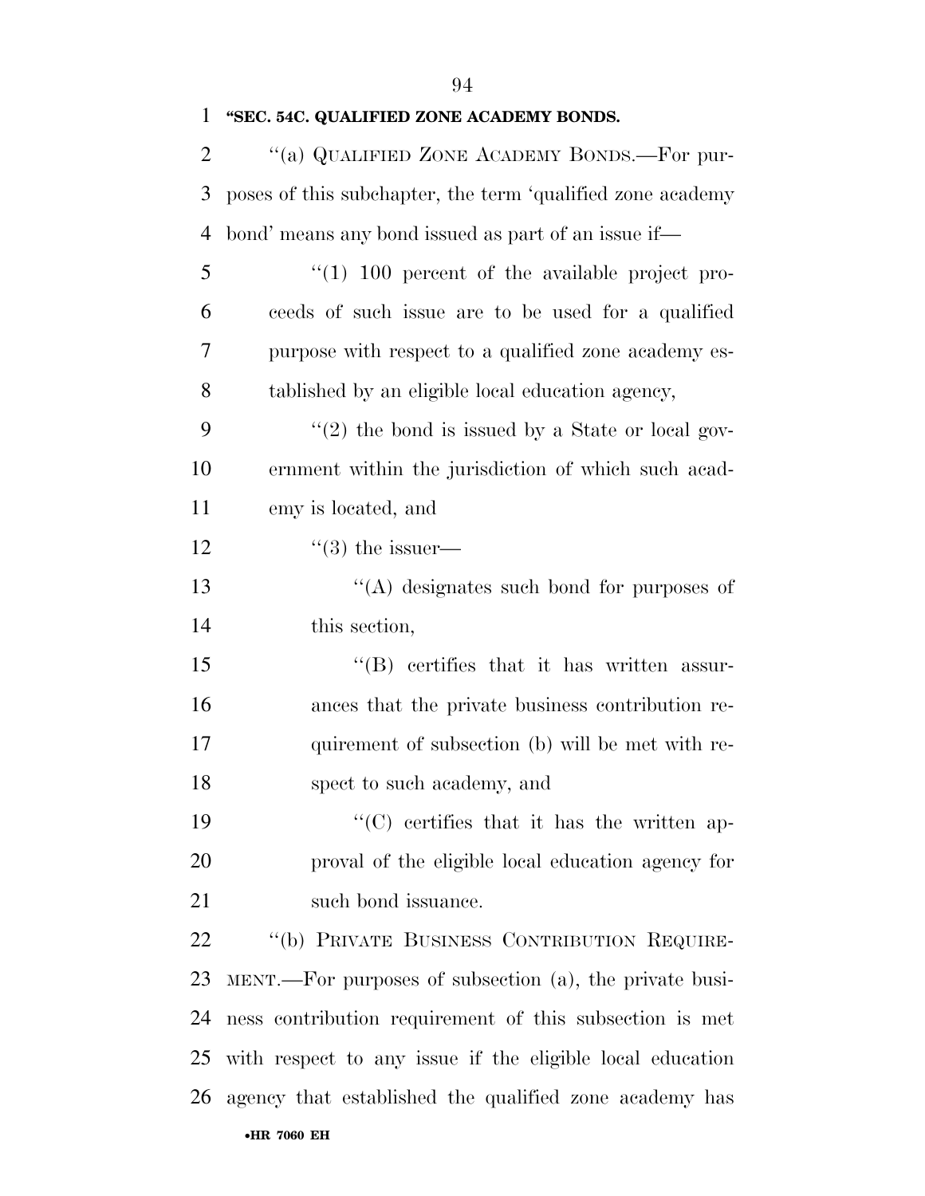**"SEC. 54C. QUALIFIED ZONE ACADEMY BONDS.**

"(a) QUALIFIED ZONE ACADEMY BONDS.—For purposes of this subchapter, the term 'qualified zone academy bond' means any bond issued as part of an issue if—

"(1) 100 percent of the available project proceeds of such issue are to be used for a qualified purpose with respect to a qualified zone academy established by an eligible local education agency,

"(2) the bond is issued by a State or local government within the jurisdiction of which such academy is located, and

"(3) the issuer—

"(A) designates such bond for purposes of this section,

"(B) certifies that it has written assurances that the private business contribution requirement of subsection (b) will be met with respect to such academy, and

"(C) certifies that it has the written approval of the eligible local education agency for such bond issuance.

"(b) PRIVATE BUSINESS CONTRIBUTION REQUIREMENT.—For purposes of subsection (a), the private business contribution requirement of this subsection is met with respect to any issue if the eligible local education agency that established the qualified zone academy has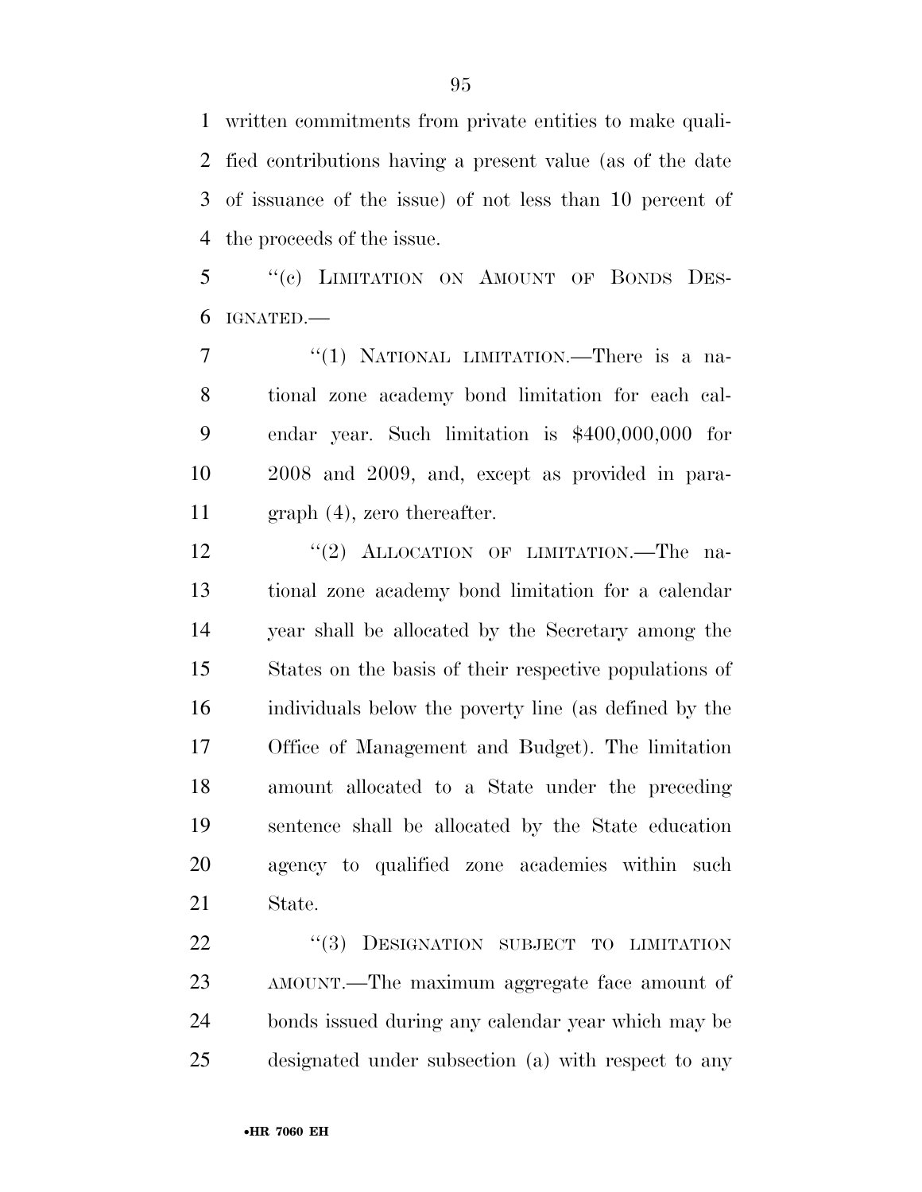written commitments from private entities to make qualified contributions having a present value (as of the date of issuance of the issue) of not less than 10 percent of the proceeds of the issue.

"(c) LIMITATION ON AMOUNT OF BONDS DESIGNATED.—

"(1) NATIONAL LIMITATION.—There is a national zone academy bond limitation for each calendar year. Such limitation is $400,000,000 for 2008 and 2009, and, except as provided in paragraph (4), zero thereafter.

"(2) ALLOCATION OF LIMITATION.—The national zone academy bond limitation for a calendar year shall be allocated by the Secretary among the States on the basis of their respective populations of individuals below the poverty line (as defined by the Office of Management and Budget). The limitation amount allocated to a State under the preceding sentence shall be allocated by the State education agency to qualified zone academies within such State.

"(3) DESIGNATION SUBJECT TO LIMITATION AMOUNT.—The maximum aggregate face amount of bonds issued during any calendar year which may be designated under subsection (a) with respect to any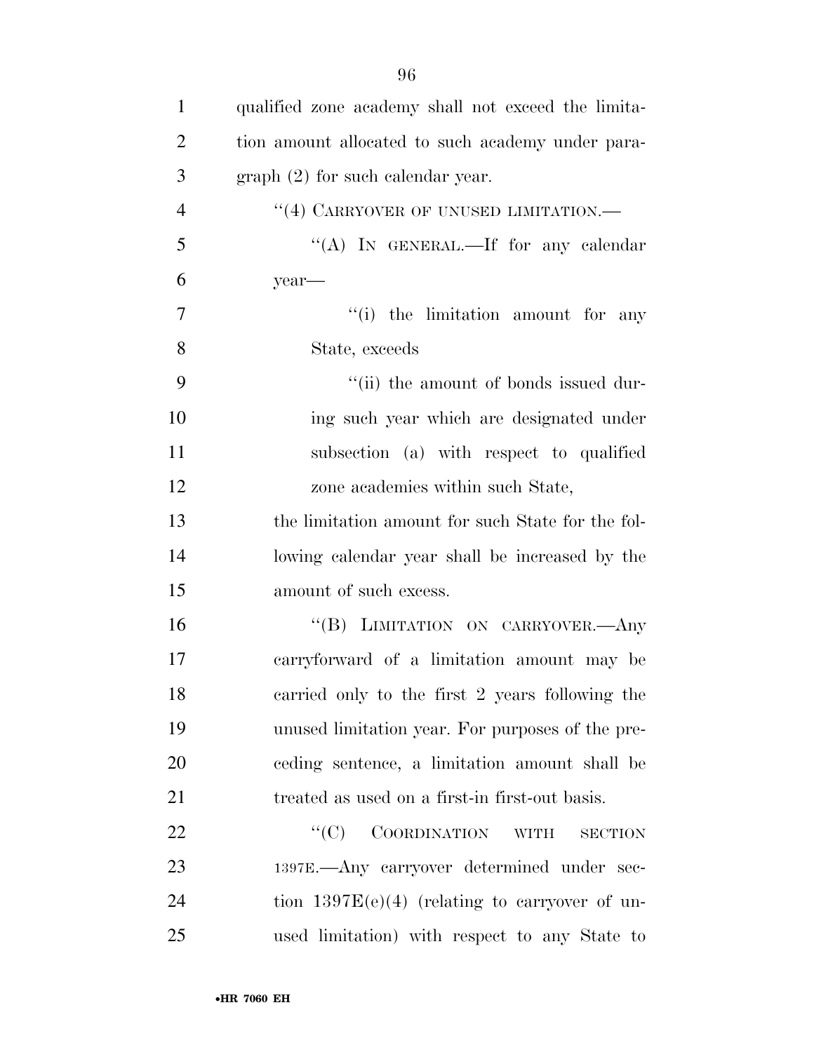qualified zone academy shall not exceed the limitation amount allocated to such academy under paragraph (2) for such calendar year.

"(4) CARRYOVER OF UNUSED LIMITATION.—

"(A) IN GENERAL.—If for any calendar year—

"(i) the limitation amount for any State, exceeds

"(ii) the amount of bonds issued during such year which are designated under subsection (a) with respect to qualified zone academies within such State,

the limitation amount for such State for the following calendar year shall be increased by the amount of such excess.

"(B) LIMITATION ON CARRYOVER.—Any carryforward of a limitation amount may be carried only to the first 2 years following the unused limitation year. For purposes of the preceding sentence, a limitation amount shall be treated as used on a first-in first-out basis.

"(C) COORDINATION WITH SECTION 1397E.—Any carryover determined under section 1397E(e)(4) (relating to carryover of unused limitation) with respect to any State to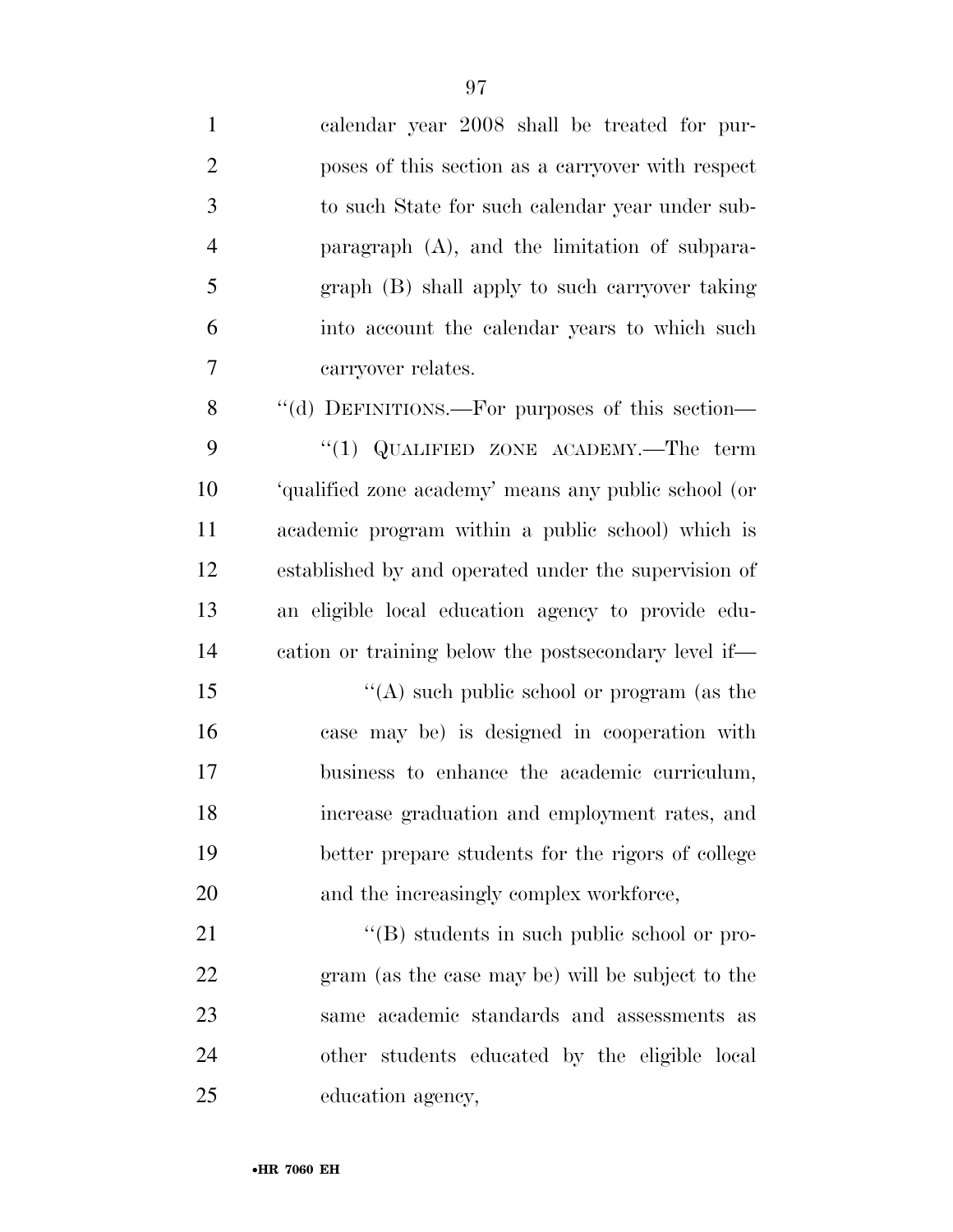calendar year 2008 shall be treated for purposes of this section as a carryover with respect to such State for such calendar year under subparagraph (A), and the limitation of subparagraph (B) shall apply to such carryover taking into account the calendar years to which such carryover relates.

''(d) DEFINITIONS.—For purposes of this section—

''(1) QUALIFIED ZONE ACADEMY.—The term 'qualified zone academy' means any public school (or academic program within a public school) which is established by and operated under the supervision of an eligible local education agency to provide education or training below the postsecondary level if—

''(A) such public school or program (as the case may be) is designed in cooperation with business to enhance the academic curriculum, increase graduation and employment rates, and better prepare students for the rigors of college and the increasingly complex workforce,

''(B) students in such public school or program (as the case may be) will be subject to the same academic standards and assessments as other students educated by the eligible local education agency,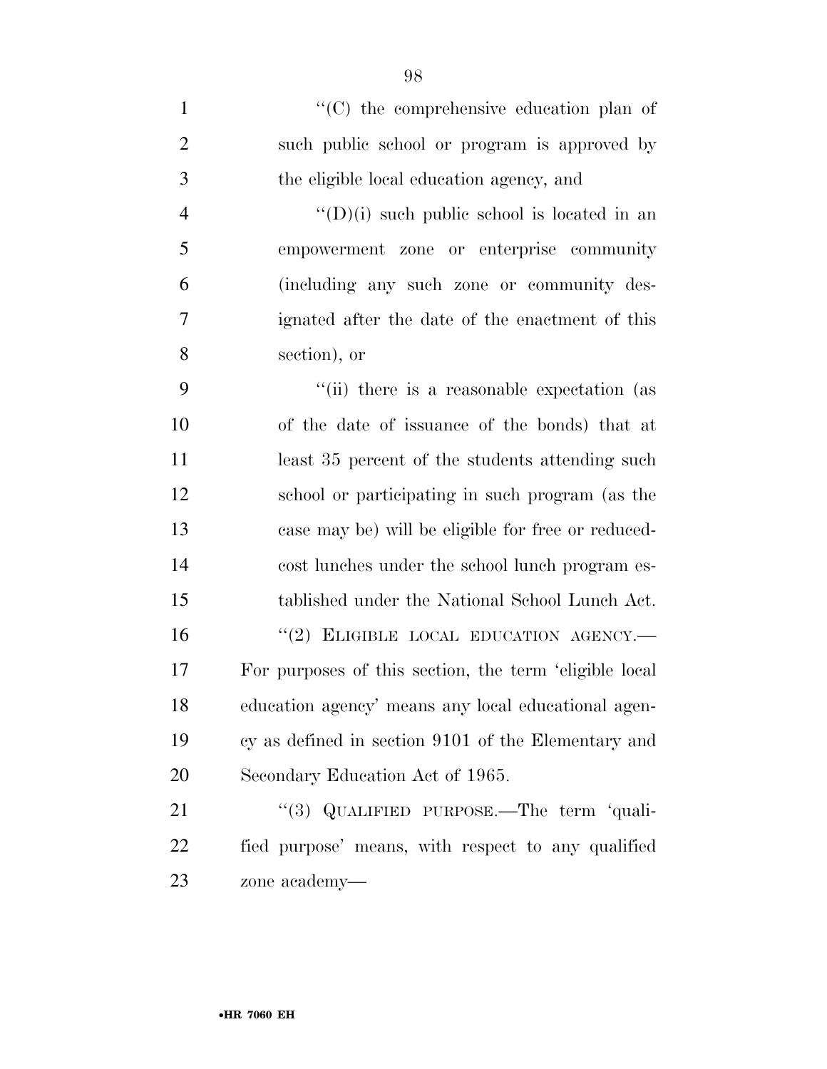''(C) the comprehensive education plan of such public school or program is approved by the eligible local education agency, and

''(D)(i) such public school is located in an empowerment zone or enterprise community (including any such zone or community designated after the date of the enactment of this section), or

''(ii) there is a reasonable expectation (as of the date of issuance of the bonds) that at least 35 percent of the students attending such school or participating in such program (as the case may be) will be eligible for free or reduced-cost lunches under the school lunch program established under the National School Lunch Act.

''(2) ELIGIBLE LOCAL EDUCATION AGENCY.—For purposes of this section, the term 'eligible local education agency' means any local educational agency as defined in section 9101 of the Elementary and Secondary Education Act of 1965.

''(3) QUALIFIED PURPOSE.—The term 'qualified purpose' means, with respect to any qualified zone academy—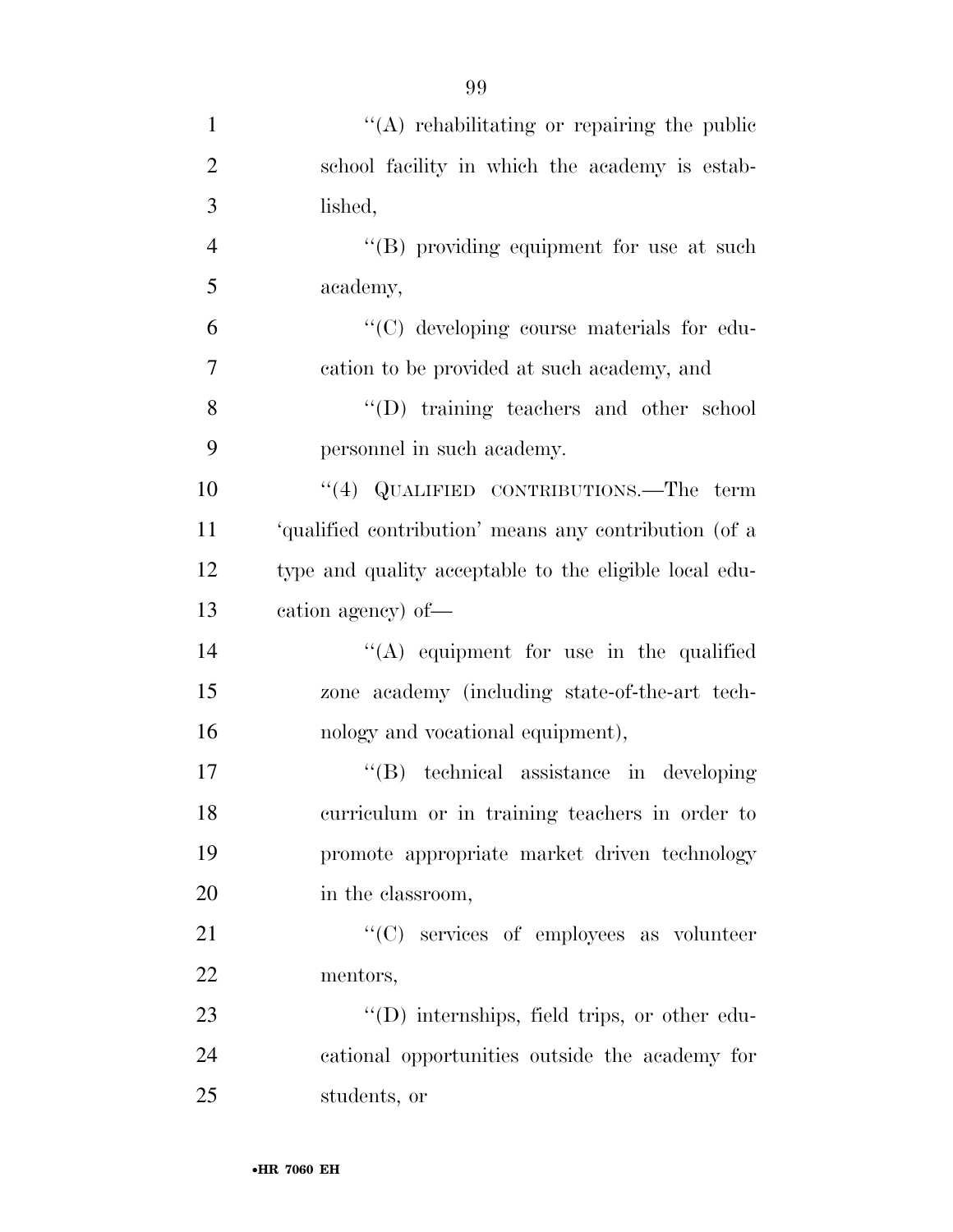''(A) rehabilitating or repairing the public school facility in which the academy is established,

''(B) providing equipment for use at such academy,

''(C) developing course materials for education to be provided at such academy, and

''(D) training teachers and other school personnel in such academy.

''(4) QUALIFIED CONTRIBUTIONS.—The term 'qualified contribution' means any contribution (of a type and quality acceptable to the eligible local education agency) of—

''(A) equipment for use in the qualified zone academy (including state-of-the-art technology and vocational equipment),

''(B) technical assistance in developing curriculum or in training teachers in order to promote appropriate market driven technology in the classroom,

''(C) services of employees as volunteer mentors,

''(D) internships, field trips, or other educational opportunities outside the academy for students, or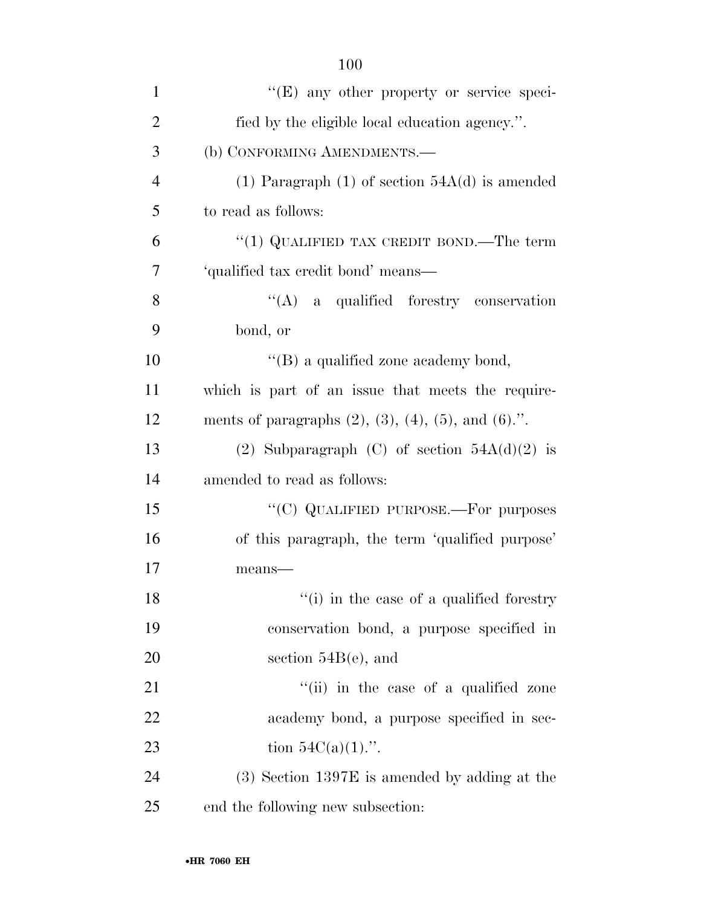''(E) any other property or service specified by the eligible local education agency.''.

(b) CONFORMING AMENDMENTS.—

(1) Paragraph (1) of section 54A(d) is amended to read as follows:

''(1) QUALIFIED TAX CREDIT BOND.—The term 'qualified tax credit bond' means—

''(A) a qualified forestry conservation bond, or

''(B) a qualified zone academy bond,

which is part of an issue that meets the requirements of paragraphs (2), (3), (4), (5), and (6).''.

(2) Subparagraph (C) of section 54A(d)(2) is amended to read as follows:

''(C) QUALIFIED PURPOSE.—For purposes of this paragraph, the term 'qualified purpose' means—

''(i) in the case of a qualified forestry conservation bond, a purpose specified in section 54B(e), and

''(ii) in the case of a qualified zone academy bond, a purpose specified in section 54C(a)(1).''.

(3) Section 1397E is amended by adding at the end the following new subsection: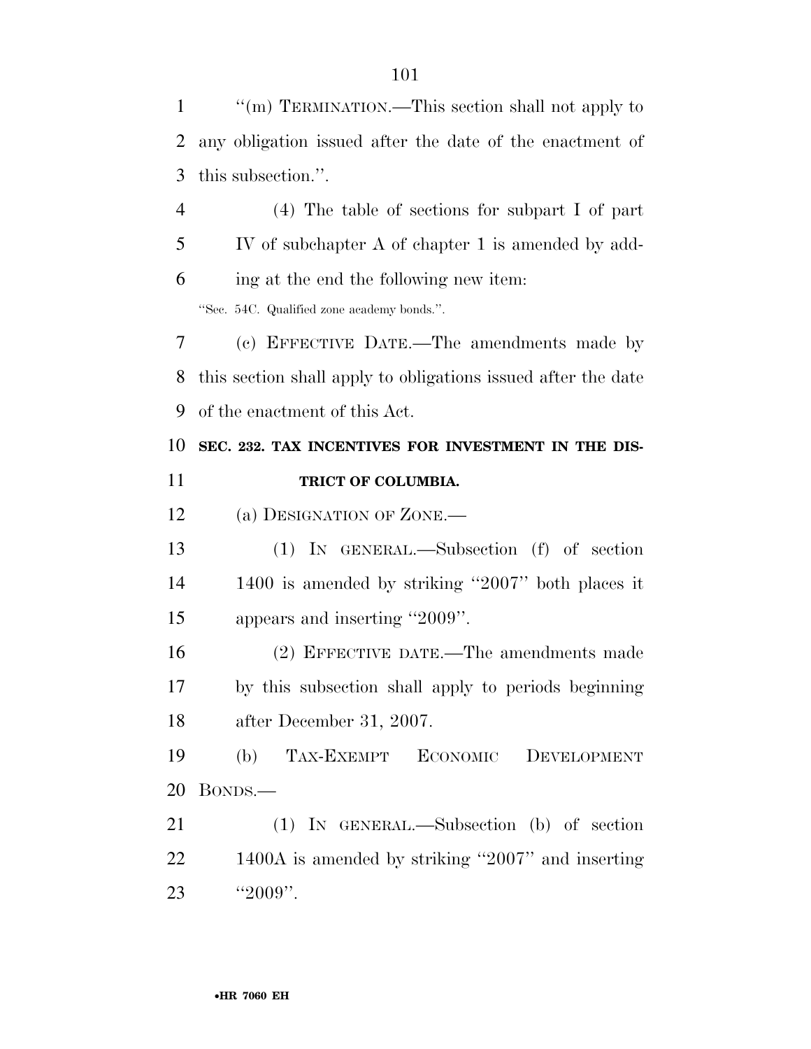''(m) TERMINATION.—This section shall not apply to any obligation issued after the date of the enactment of this subsection.''.

(4) The table of sections for subpart I of part IV of subchapter A of chapter 1 is amended by adding at the end the following new item:

''Sec. 54C. Qualified zone academy bonds.''.

(c) EFFECTIVE DATE.—The amendments made by this section shall apply to obligations issued after the date of the enactment of this Act.

**SEC. 232. TAX INCENTIVES FOR INVESTMENT IN THE DISTRICT OF COLUMBIA.**

(a) DESIGNATION OF ZONE.—

(1) IN GENERAL.—Subsection (f) of section 1400 is amended by striking ''2007'' both places it appears and inserting ''2009''.

(2) EFFECTIVE DATE.—The amendments made by this subsection shall apply to periods beginning after December 31, 2007.

(b) TAX-EXEMPT ECONOMIC DEVELOPMENT BONDS.—

(1) IN GENERAL.—Subsection (b) of section 1400A is amended by striking ''2007'' and inserting ''2009''.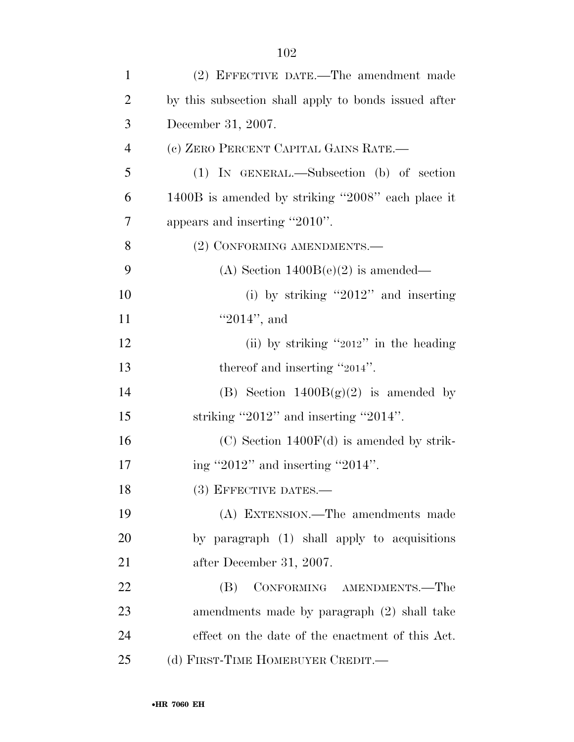(2) EFFECTIVE DATE.—The amendment made by this subsection shall apply to bonds issued after December 31, 2007.

(c) ZERO PERCENT CAPITAL GAINS RATE.—

(1) IN GENERAL.—Subsection (b) of section 1400B is amended by striking ''2008'' each place it appears and inserting ''2010''.

(2) CONFORMING AMENDMENTS.—

(A) Section 1400B(e)(2) is amended—

(i) by striking ''2012'' and inserting ''2014'', and

(ii) by striking ''2012'' in the heading thereof and inserting ''2014''.

(B) Section 1400B(g)(2) is amended by striking ''2012'' and inserting ''2014''.

(C) Section 1400F(d) is amended by striking ''2012'' and inserting ''2014''.

(3) EFFECTIVE DATES.—

(A) EXTENSION.—The amendments made by paragraph (1) shall apply to acquisitions after December 31, 2007.

(B) CONFORMING AMENDMENTS.—The amendments made by paragraph (2) shall take effect on the date of the enactment of this Act.

(d) FIRST-TIME HOMEBUYER CREDIT.—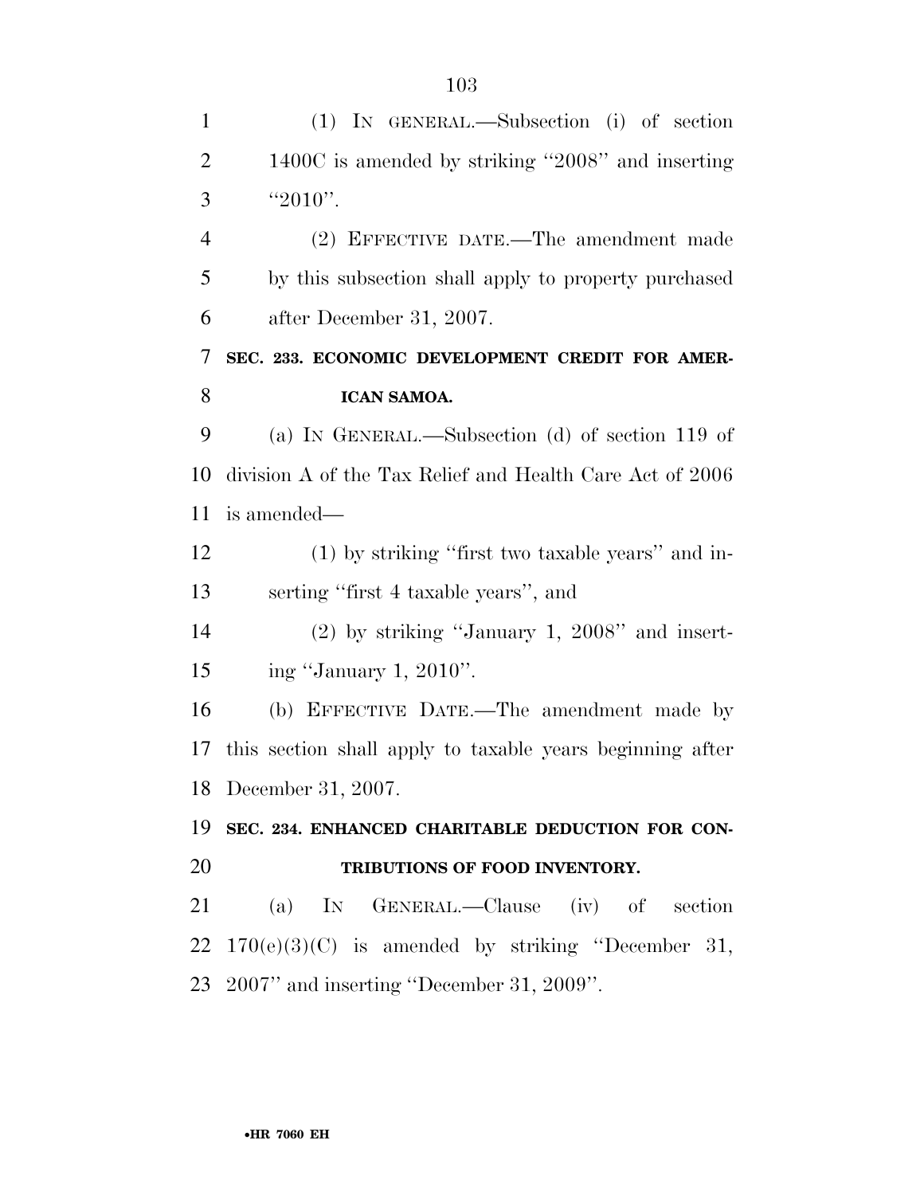(1) IN GENERAL.—Subsection (i) of section 1400C is amended by striking ''2008'' and inserting ''2010''.

(2) EFFECTIVE DATE.—The amendment made by this subsection shall apply to property purchased after December 31, 2007.

### SEC. 233. ECONOMIC DEVELOPMENT CREDIT FOR AMERICAN SAMOA.

(a) IN GENERAL.—Subsection (d) of section 119 of division A of the Tax Relief and Health Care Act of 2006 is amended—

(1) by striking ''first two taxable years'' and inserting ''first 4 taxable years'', and

(2) by striking ''January 1, 2008'' and inserting ''January 1, 2010''.

(b) EFFECTIVE DATE.—The amendment made by this section shall apply to taxable years beginning after December 31, 2007.

### SEC. 234. ENHANCED CHARITABLE DEDUCTION FOR CONTRIBUTIONS OF FOOD INVENTORY.

(a) IN GENERAL.—Clause (iv) of section 170(e)(3)(C) is amended by striking ''December 31, 2007'' and inserting ''December 31, 2009''.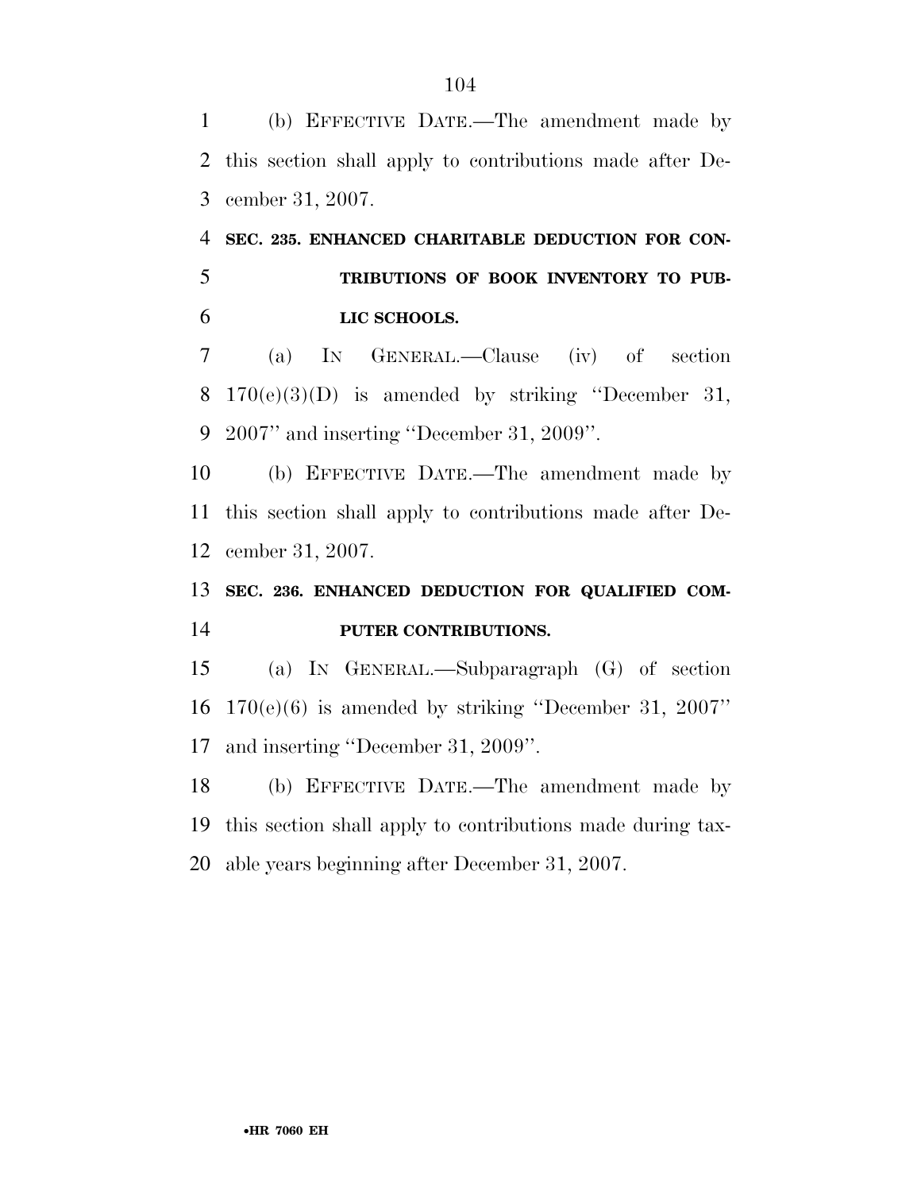(b) EFFECTIVE DATE.—The amendment made by this section shall apply to contributions made after December 31, 2007.

**SEC. 235. ENHANCED CHARITABLE DEDUCTION FOR CONTRIBUTIONS OF BOOK INVENTORY TO PUBLIC SCHOOLS.**

(a) IN GENERAL.—Clause (iv) of section 170(e)(3)(D) is amended by striking ''December 31, 2007'' and inserting ''December 31, 2009''.

(b) EFFECTIVE DATE.—The amendment made by this section shall apply to contributions made after December 31, 2007.

**SEC. 236. ENHANCED DEDUCTION FOR QUALIFIED COMPUTER CONTRIBUTIONS.**

(a) IN GENERAL.—Subparagraph (G) of section 170(e)(6) is amended by striking ''December 31, 2007'' and inserting ''December 31, 2009''.

(b) EFFECTIVE DATE.—The amendment made by this section shall apply to contributions made during taxable years beginning after December 31, 2007.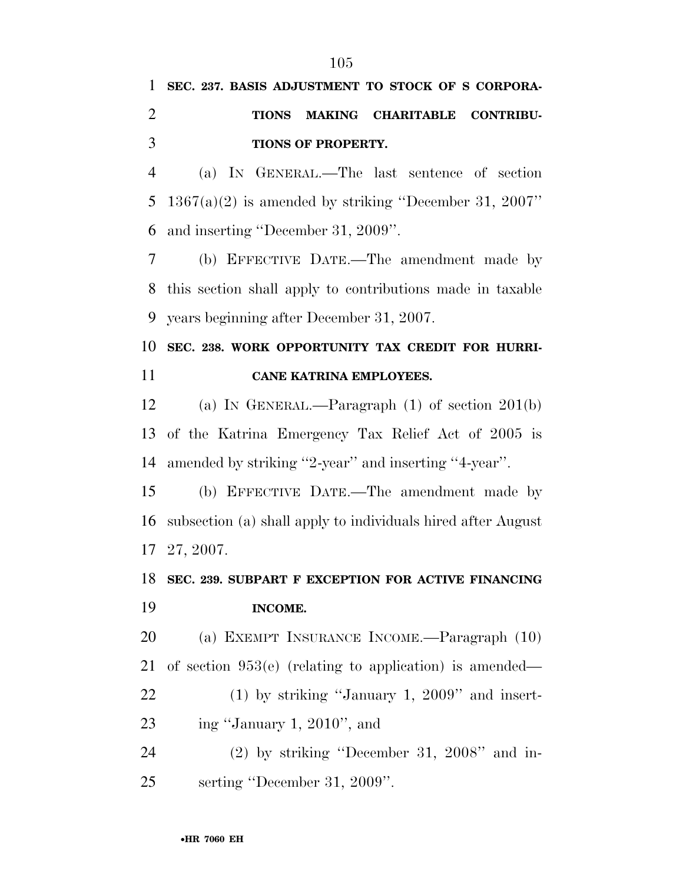**SEC. 237. BASIS ADJUSTMENT TO STOCK OF S CORPORATIONS MAKING CHARITABLE CONTRIBUTIONS OF PROPERTY.**

(a) IN GENERAL.—The last sentence of section 1367(a)(2) is amended by striking ''December 31, 2007'' and inserting ''December 31, 2009''.

(b) EFFECTIVE DATE.—The amendment made by this section shall apply to contributions made in taxable years beginning after December 31, 2007.

**SEC. 238. WORK OPPORTUNITY TAX CREDIT FOR HURRICANE KATRINA EMPLOYEES.**

(a) IN GENERAL.—Paragraph (1) of section 201(b) of the Katrina Emergency Tax Relief Act of 2005 is amended by striking ''2-year'' and inserting ''4-year''.

(b) EFFECTIVE DATE.—The amendment made by subsection (a) shall apply to individuals hired after August 27, 2007.

**SEC. 239. SUBPART F EXCEPTION FOR ACTIVE FINANCING INCOME.**

(a) EXEMPT INSURANCE INCOME.—Paragraph (10) of section 953(e) (relating to application) is amended—

(1) by striking ''January 1, 2009'' and inserting ''January 1, 2010'', and

(2) by striking ''December 31, 2008'' and inserting ''December 31, 2009''.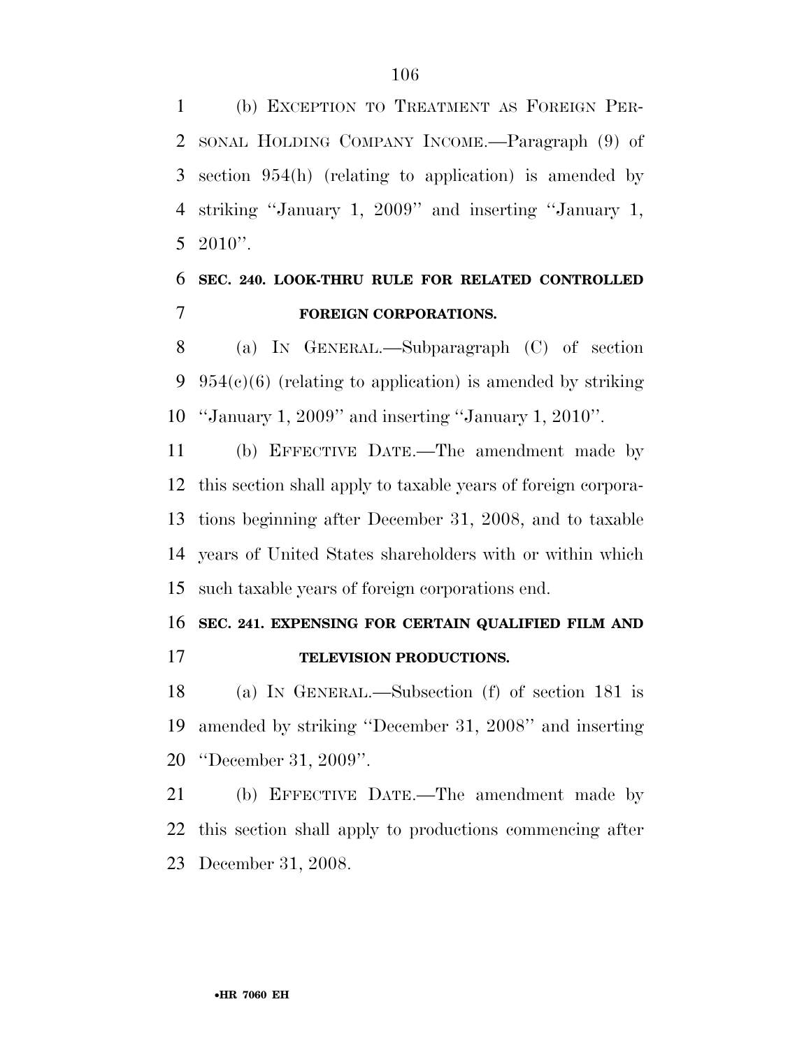(b) EXCEPTION TO TREATMENT AS FOREIGN PERSONAL HOLDING COMPANY INCOME.—Paragraph (9) of section 954(h) (relating to application) is amended by striking ''January 1, 2009'' and inserting ''January 1, 2010''.

**SEC. 240. LOOK-THRU RULE FOR RELATED CONTROLLED FOREIGN CORPORATIONS.**

(a) IN GENERAL.—Subparagraph (C) of section 954(c)(6) (relating to application) is amended by striking ''January 1, 2009'' and inserting ''January 1, 2010''.

(b) EFFECTIVE DATE.—The amendment made by this section shall apply to taxable years of foreign corporations beginning after December 31, 2008, and to taxable years of United States shareholders with or within which such taxable years of foreign corporations end.

**SEC. 241. EXPENSING FOR CERTAIN QUALIFIED FILM AND TELEVISION PRODUCTIONS.**

(a) IN GENERAL.—Subsection (f) of section 181 is amended by striking ''December 31, 2008'' and inserting ''December 31, 2009''.

(b) EFFECTIVE DATE.—The amendment made by this section shall apply to productions commencing after December 31, 2008.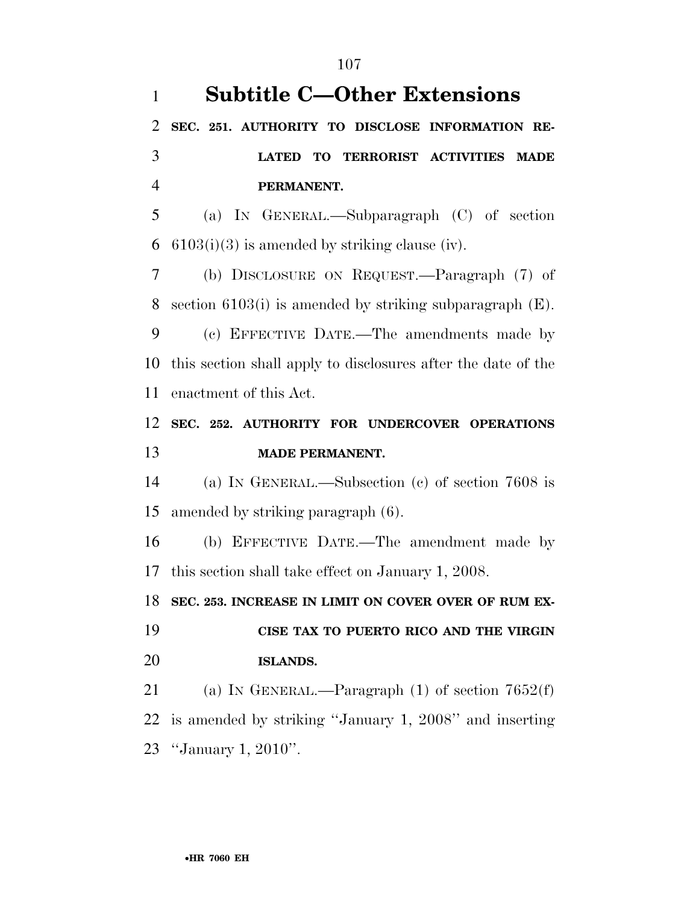# Subtitle C—Other Extensions

**SEC. 251. AUTHORITY TO DISCLOSE INFORMATION RELATED TO TERRORIST ACTIVITIES MADE PERMANENT.**

(a) IN GENERAL.—Subparagraph (C) of section 6103(i)(3) is amended by striking clause (iv).

(b) DISCLOSURE ON REQUEST.—Paragraph (7) of section 6103(i) is amended by striking subparagraph (E).

(c) EFFECTIVE DATE.—The amendments made by this section shall apply to disclosures after the date of the enactment of this Act.

**SEC. 252. AUTHORITY FOR UNDERCOVER OPERATIONS MADE PERMANENT.**

(a) IN GENERAL.—Subsection (c) of section 7608 is amended by striking paragraph (6).

(b) EFFECTIVE DATE.—The amendment made by this section shall take effect on January 1, 2008.

**SEC. 253. INCREASE IN LIMIT ON COVER OVER OF RUM EXCISE TAX TO PUERTO RICO AND THE VIRGIN ISLANDS.**

(a) IN GENERAL.—Paragraph (1) of section 7652(f) is amended by striking ''January 1, 2008'' and inserting ''January 1, 2010''.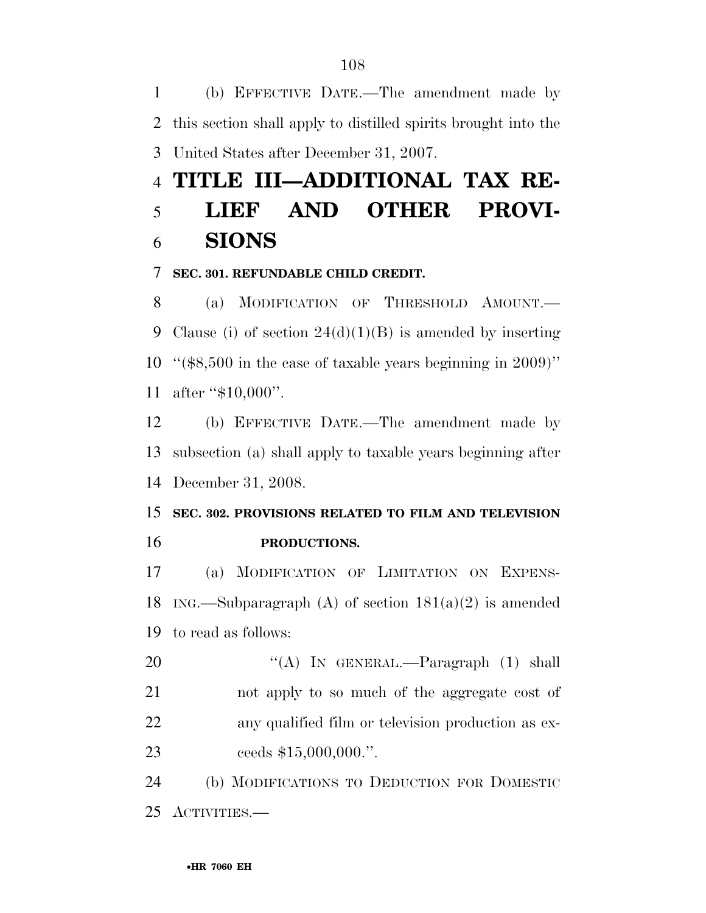(b) EFFECTIVE DATE.—The amendment made by this section shall apply to distilled spirits brought into the United States after December 31, 2007.

# TITLE III—ADDITIONAL TAX RELIEF AND OTHER PROVISIONS

### SEC. 301. REFUNDABLE CHILD CREDIT.

(a) MODIFICATION OF THRESHOLD AMOUNT.—Clause (i) of section 24(d)(1)(B) is amended by inserting ''($8,500 in the case of taxable years beginning in 2009)'' after ''$10,000''.

(b) EFFECTIVE DATE.—The amendment made by subsection (a) shall apply to taxable years beginning after December 31, 2008.

### SEC. 302. PROVISIONS RELATED TO FILM AND TELEVISION PRODUCTIONS.

(a) MODIFICATION OF LIMITATION ON EXPENSING.—Subparagraph (A) of section 181(a)(2) is amended to read as follows:

''(A) IN GENERAL.—Paragraph (1) shall not apply to so much of the aggregate cost of any qualified film or television production as exceeds $15,000,000.''.

(b) MODIFICATIONS TO DEDUCTION FOR DOMESTIC ACTIVITIES.—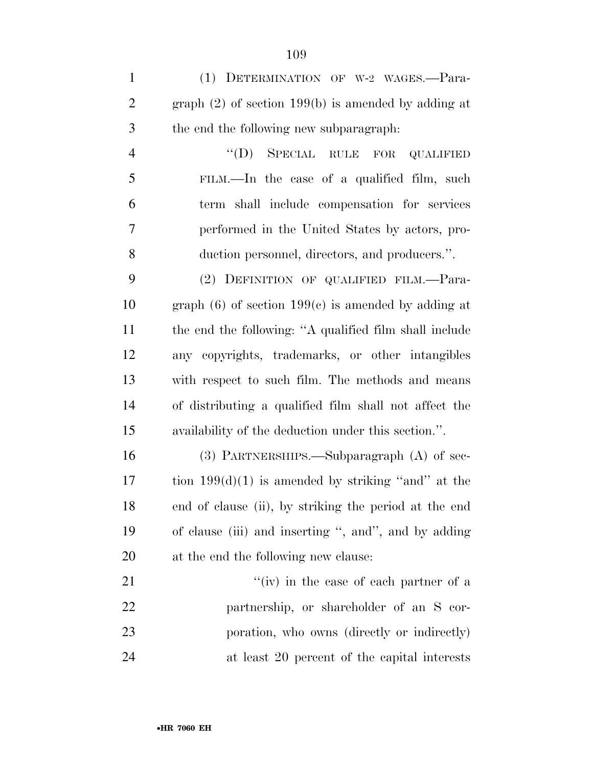(1) DETERMINATION OF W-2 WAGES.—Paragraph (2) of section 199(b) is amended by adding at the end the following new subparagraph:

> "(D) SPECIAL RULE FOR QUALIFIED FILM.—In the case of a qualified film, such term shall include compensation for services performed in the United States by actors, production personnel, directors, and producers.".

(2) DEFINITION OF QUALIFIED FILM.—Paragraph (6) of section 199(c) is amended by adding at the end the following: "A qualified film shall include any copyrights, trademarks, or other intangibles with respect to such film. The methods and means of distributing a qualified film shall not affect the availability of the deduction under this section.".

(3) PARTNERSHIPS.—Subparagraph (A) of section 199(d)(1) is amended by striking "and" at the end of clause (ii), by striking the period at the end of clause (iii) and inserting ", and", and by adding at the end the following new clause:

> "(iv) in the case of each partner of a partnership, or shareholder of an S corporation, who owns (directly or indirectly) at least 20 percent of the capital interests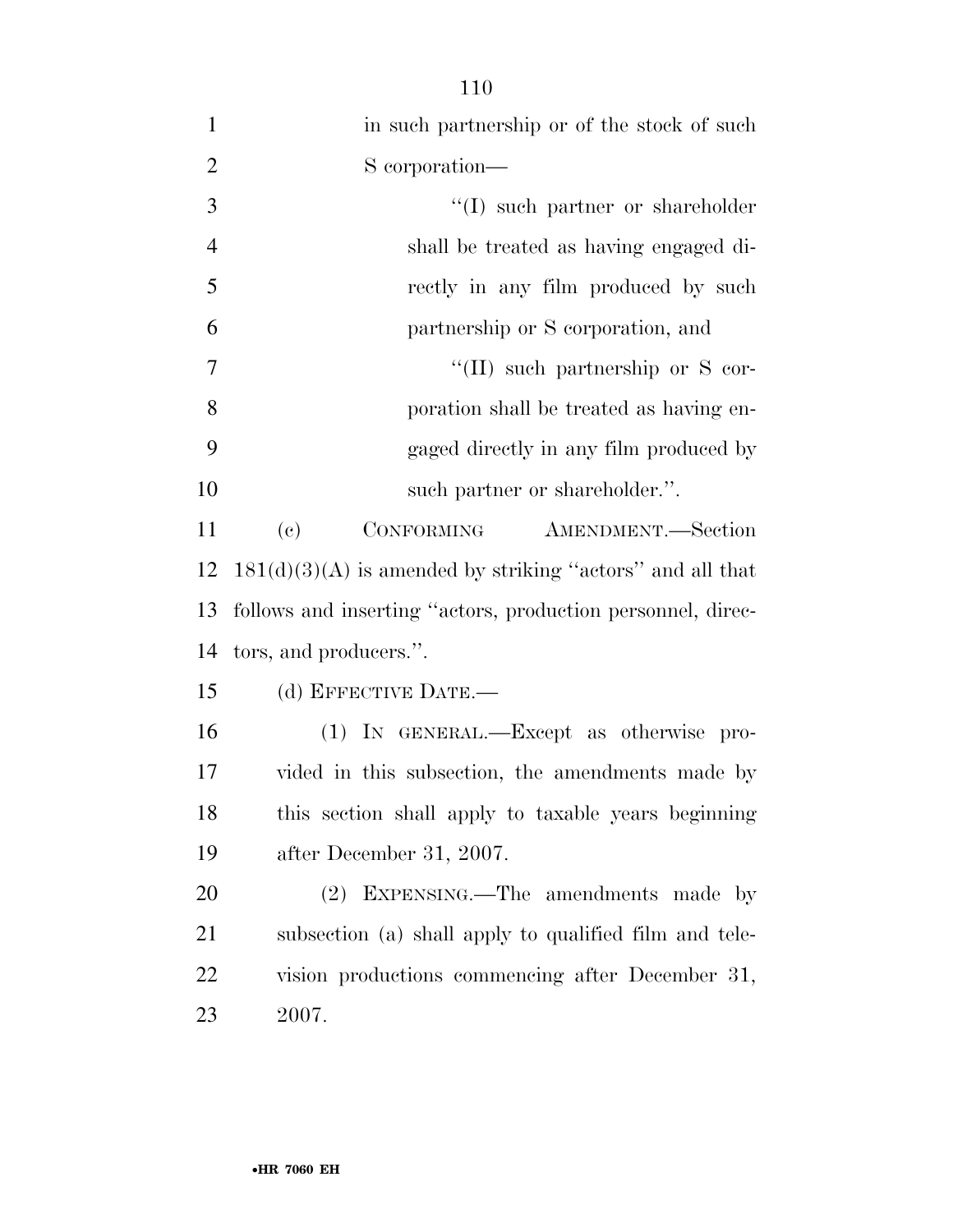in such partnership or of the stock of such S corporation—

''(I) such partner or shareholder shall be treated as having engaged directly in any film produced by such partnership or S corporation, and

''(II) such partnership or S corporation shall be treated as having engaged directly in any film produced by such partner or shareholder.''.

(c) CONFORMING AMENDMENT.—Section 181(d)(3)(A) is amended by striking ''actors'' and all that follows and inserting ''actors, production personnel, directors, and producers.''.

(d) EFFECTIVE DATE.—

(1) IN GENERAL.—Except as otherwise provided in this subsection, the amendments made by this section shall apply to taxable years beginning after December 31, 2007.

(2) EXPENSING.—The amendments made by subsection (a) shall apply to qualified film and television productions commencing after December 31, 2007.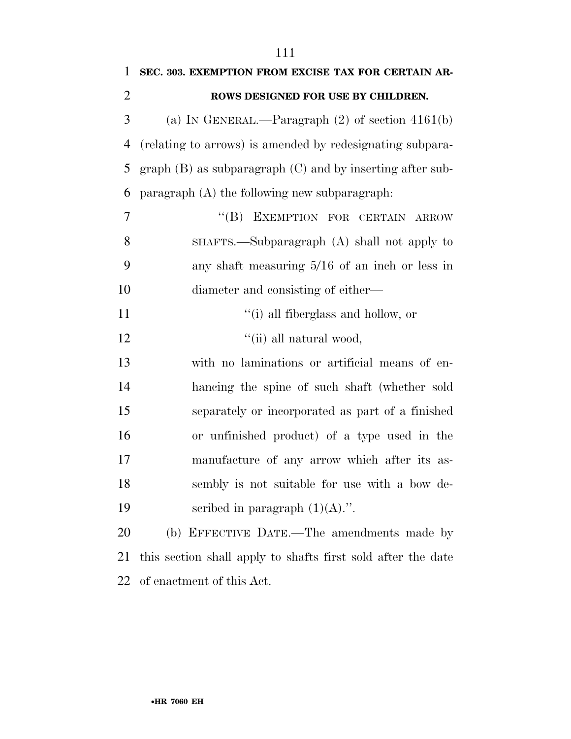**SEC. 303. EXEMPTION FROM EXCISE TAX FOR CERTAIN ARROWS DESIGNED FOR USE BY CHILDREN.**

(a) IN GENERAL.—Paragraph (2) of section 4161(b) (relating to arrows) is amended by redesignating subparagraph (B) as subparagraph (C) and by inserting after subparagraph (A) the following new subparagraph:

> ''(B) EXEMPTION FOR CERTAIN ARROW SHAFTS.—Subparagraph (A) shall not apply to any shaft measuring 5/16 of an inch or less in diameter and consisting of either—
>
> > ''(i) all fiberglass and hollow, or
> >
> > ''(ii) all natural wood,
>
> with no laminations or artificial means of enhancing the spine of such shaft (whether sold separately or incorporated as part of a finished or unfinished product) of a type used in the manufacture of any arrow which after its assembly is not suitable for use with a bow described in paragraph (1)(A).''.

(b) EFFECTIVE DATE.—The amendments made by this section shall apply to shafts first sold after the date of enactment of this Act.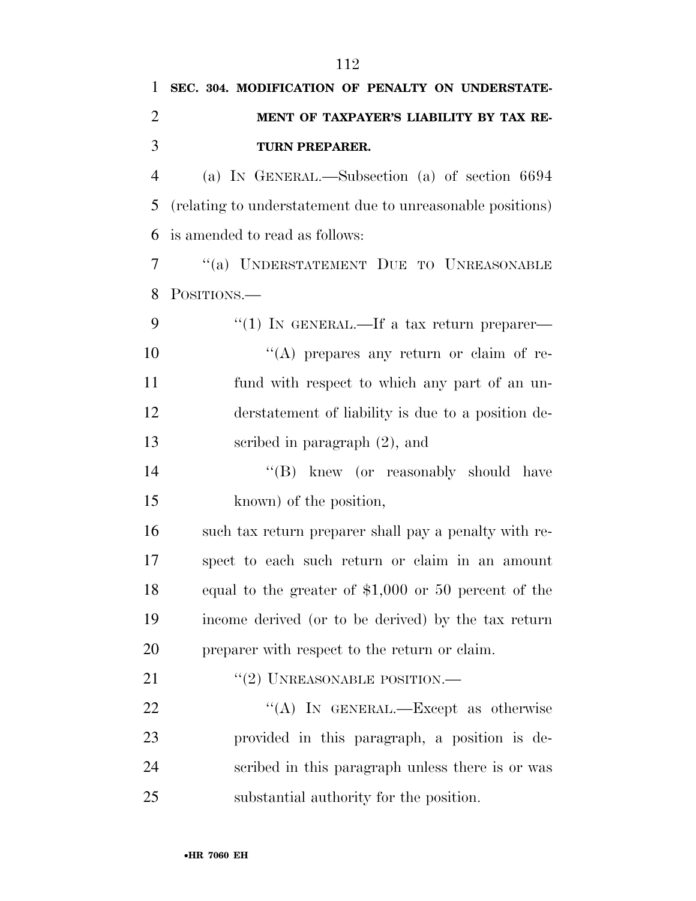**SEC. 304. MODIFICATION OF PENALTY ON UNDERSTATEMENT OF TAXPAYER'S LIABILITY BY TAX RETURN PREPARER.**

(a) IN GENERAL.—Subsection (a) of section 6694 (relating to understatement due to unreasonable positions) is amended to read as follows:

"(a) UNDERSTATEMENT DUE TO UNREASONABLE POSITIONS.—

"(1) IN GENERAL.—If a tax return preparer—

"(A) prepares any return or claim of refund with respect to which any part of an understatement of liability is due to a position described in paragraph (2), and

"(B) knew (or reasonably should have known) of the position,

such tax return preparer shall pay a penalty with respect to each such return or claim in an amount equal to the greater of $1,000 or 50 percent of the income derived (or to be derived) by the tax return preparer with respect to the return or claim.

"(2) UNREASONABLE POSITION.—

"(A) IN GENERAL.—Except as otherwise provided in this paragraph, a position is described in this paragraph unless there is or was substantial authority for the position.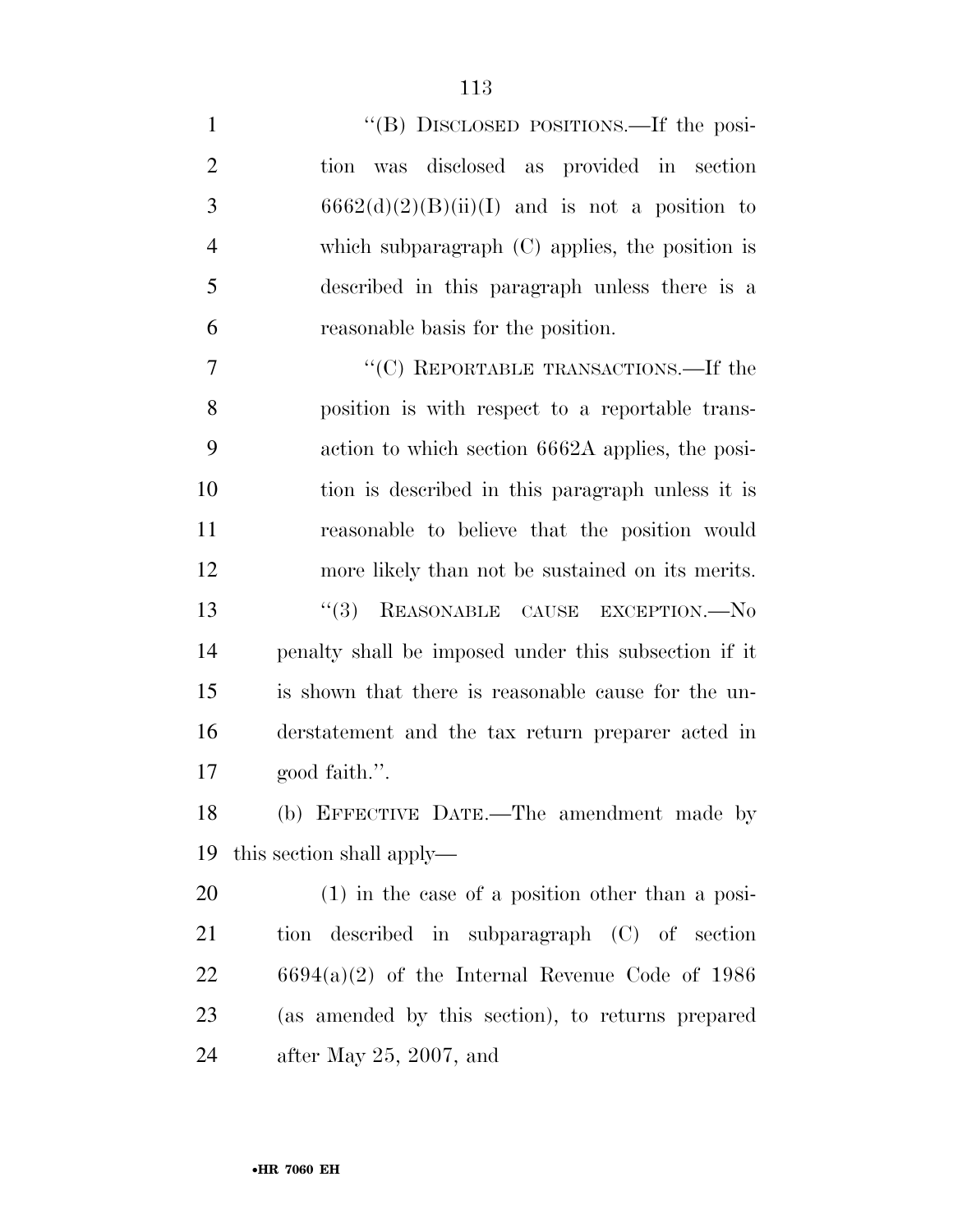"(B) DISCLOSED POSITIONS.—If the position was disclosed as provided in section 6662(d)(2)(B)(ii)(I) and is not a position to which subparagraph (C) applies, the position is described in this paragraph unless there is a reasonable basis for the position.

"(C) REPORTABLE TRANSACTIONS.—If the position is with respect to a reportable transaction to which section 6662A applies, the position is described in this paragraph unless it is reasonable to believe that the position would more likely than not be sustained on its merits.

"(3) REASONABLE CAUSE EXCEPTION.—No penalty shall be imposed under this subsection if it is shown that there is reasonable cause for the understatement and the tax return preparer acted in good faith.".

(b) EFFECTIVE DATE.—The amendment made by this section shall apply—

(1) in the case of a position other than a position described in subparagraph (C) of section 6694(a)(2) of the Internal Revenue Code of 1986 (as amended by this section), to returns prepared after May 25, 2007, and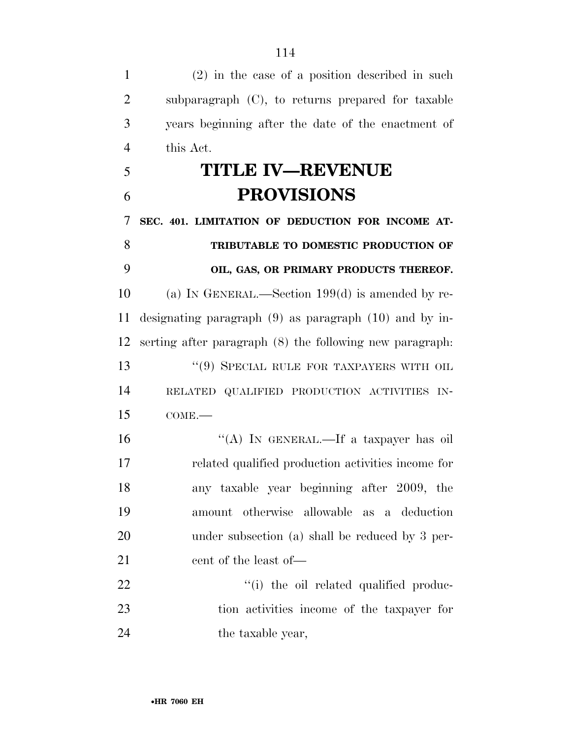(2) in the case of a position described in such subparagraph (C), to returns prepared for taxable years beginning after the date of the enactment of this Act.

# TITLE IV—REVENUE PROVISIONS

**SEC. 401. LIMITATION OF DEDUCTION FOR INCOME ATTRIBUTABLE TO DOMESTIC PRODUCTION OF OIL, GAS, OR PRIMARY PRODUCTS THEREOF.**

(a) IN GENERAL.—Section 199(d) is amended by redesignating paragraph (9) as paragraph (10) and by inserting after paragraph (8) the following new paragraph:

"(9) SPECIAL RULE FOR TAXPAYERS WITH OIL RELATED QUALIFIED PRODUCTION ACTIVITIES INCOME.—

"(A) IN GENERAL.—If a taxpayer has oil related qualified production activities income for any taxable year beginning after 2009, the amount otherwise allowable as a deduction under subsection (a) shall be reduced by 3 percent of the least of—

"(i) the oil related qualified production activities income of the taxpayer for the taxable year,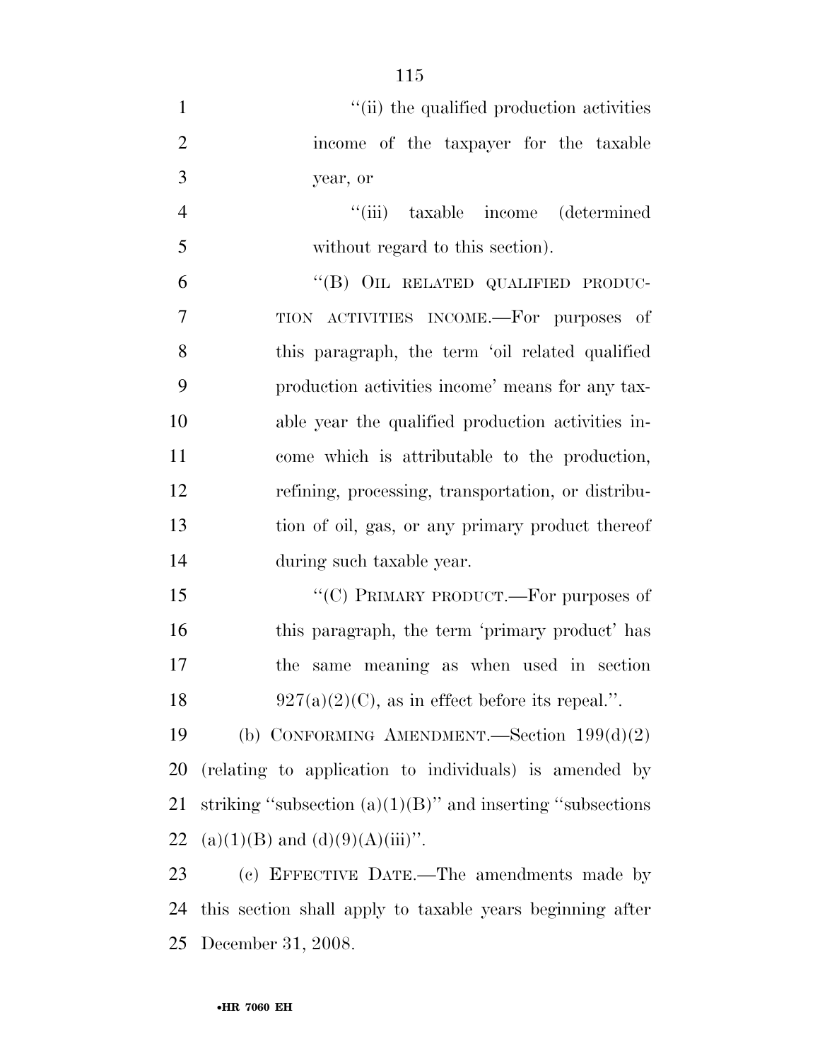"(ii) the qualified production activities income of the taxpayer for the taxable year, or

"(iii) taxable income (determined without regard to this section).

"(B) OIL RELATED QUALIFIED PRODUCTION ACTIVITIES INCOME.—For purposes of this paragraph, the term 'oil related qualified production activities income' means for any taxable year the qualified production activities income which is attributable to the production, refining, processing, transportation, or distribution of oil, gas, or any primary product thereof during such taxable year.

"(C) PRIMARY PRODUCT.—For purposes of this paragraph, the term 'primary product' has the same meaning as when used in section 927(a)(2)(C), as in effect before its repeal.".

(b) CONFORMING AMENDMENT.—Section 199(d)(2) (relating to application to individuals) is amended by striking "subsection (a)(1)(B)" and inserting "subsections (a)(1)(B) and (d)(9)(A)(iii)".

(c) EFFECTIVE DATE.—The amendments made by this section shall apply to taxable years beginning after December 31, 2008.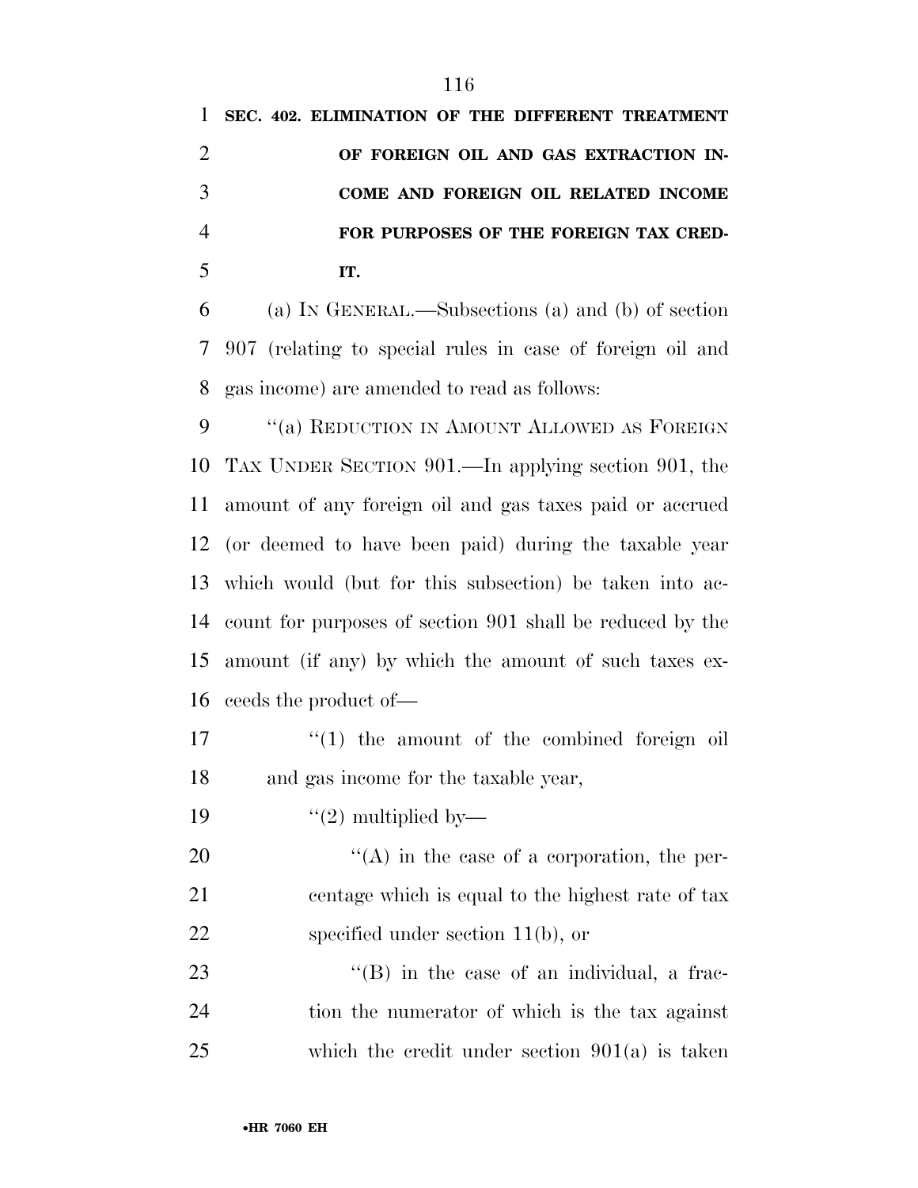**SEC. 402. ELIMINATION OF THE DIFFERENT TREATMENT OF FOREIGN OIL AND GAS EXTRACTION INCOME AND FOREIGN OIL RELATED INCOME FOR PURPOSES OF THE FOREIGN TAX CREDIT.**

(a) IN GENERAL.—Subsections (a) and (b) of section 907 (relating to special rules in case of foreign oil and gas income) are amended to read as follows:

"(a) REDUCTION IN AMOUNT ALLOWED AS FOREIGN TAX UNDER SECTION 901.—In applying section 901, the amount of any foreign oil and gas taxes paid or accrued (or deemed to have been paid) during the taxable year which would (but for this subsection) be taken into account for purposes of section 901 shall be reduced by the amount (if any) by which the amount of such taxes exceeds the product of—

"(1) the amount of the combined foreign oil and gas income for the taxable year,

"(2) multiplied by—

"(A) in the case of a corporation, the percentage which is equal to the highest rate of tax specified under section 11(b), or

"(B) in the case of an individual, a fraction the numerator of which is the tax against which the credit under section 901(a) is taken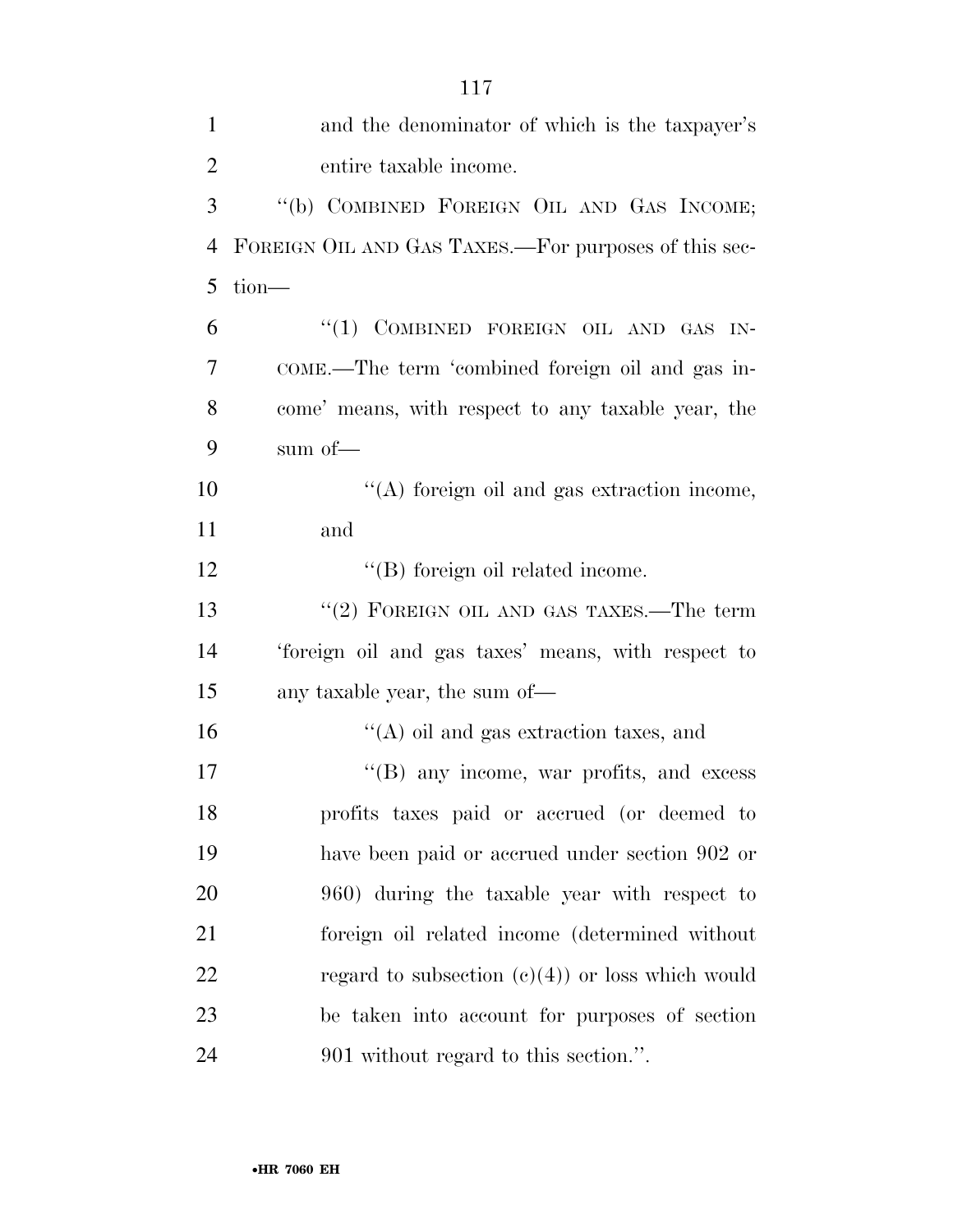and the denominator of which is the taxpayer's entire taxable income.

"(b) COMBINED FOREIGN OIL AND GAS INCOME; FOREIGN OIL AND GAS TAXES.—For purposes of this section—

"(1) COMBINED FOREIGN OIL AND GAS INCOME.—The term 'combined foreign oil and gas income' means, with respect to any taxable year, the sum of—

"(A) foreign oil and gas extraction income, and

"(B) foreign oil related income.

"(2) FOREIGN OIL AND GAS TAXES.—The term 'foreign oil and gas taxes' means, with respect to any taxable year, the sum of—

"(A) oil and gas extraction taxes, and

"(B) any income, war profits, and excess profits taxes paid or accrued (or deemed to have been paid or accrued under section 902 or 960) during the taxable year with respect to foreign oil related income (determined without regard to subsection (c)(4)) or loss which would be taken into account for purposes of section 901 without regard to this section.".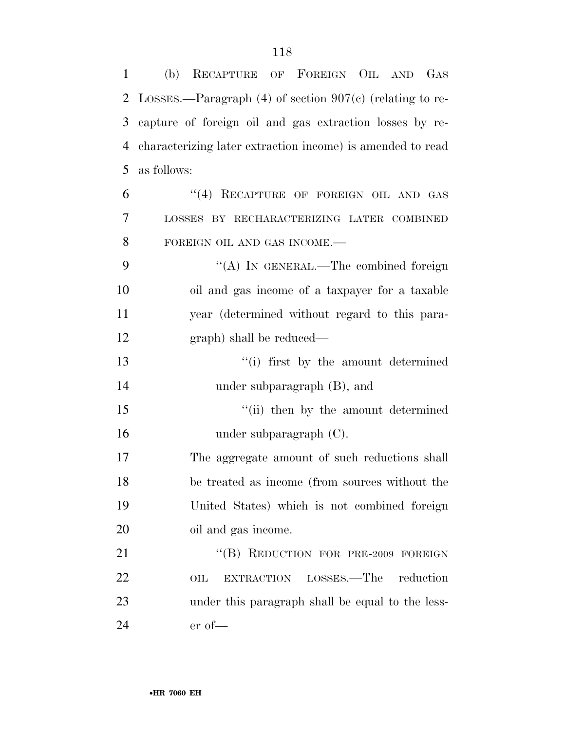(b) RECAPTURE OF FOREIGN OIL AND GAS LOSSES.—Paragraph (4) of section 907(c) (relating to recapture of foreign oil and gas extraction losses by recharacterizing later extraction income) is amended to read as follows:

"(4) RECAPTURE OF FOREIGN OIL AND GAS LOSSES BY RECHARACTERIZING LATER COMBINED FOREIGN OIL AND GAS INCOME.—

"(A) IN GENERAL.—The combined foreign oil and gas income of a taxpayer for a taxable year (determined without regard to this paragraph) shall be reduced—

"(i) first by the amount determined under subparagraph (B), and

"(ii) then by the amount determined under subparagraph (C).

The aggregate amount of such reductions shall be treated as income (from sources without the United States) which is not combined foreign oil and gas income.

"(B) REDUCTION FOR PRE-2009 FOREIGN OIL EXTRACTION LOSSES.—The reduction under this paragraph shall be equal to the lesser of—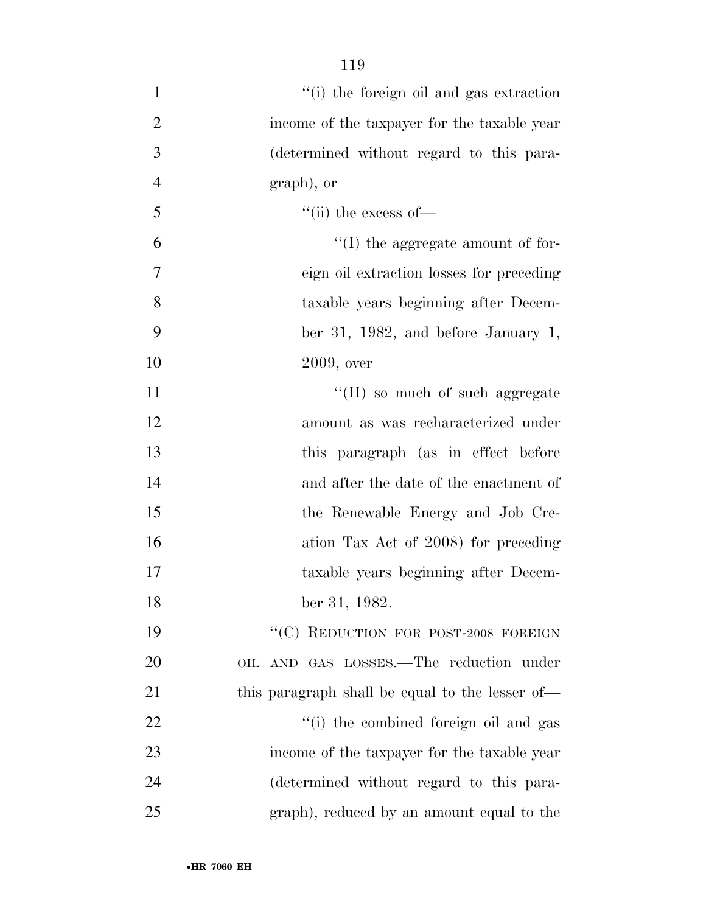''(i) the foreign oil and gas extraction income of the taxpayer for the taxable year (determined without regard to this paragraph), or

''(ii) the excess of—

''(I) the aggregate amount of foreign oil extraction losses for preceding taxable years beginning after December 31, 1982, and before January 1, 2009, over

''(II) so much of such aggregate amount as was recharacterized under this paragraph (as in effect before and after the date of the enactment of the Renewable Energy and Job Creation Tax Act of 2008) for preceding taxable years beginning after December 31, 1982.

''(C) REDUCTION FOR POST-2008 FOREIGN OIL AND GAS LOSSES.—The reduction under this paragraph shall be equal to the lesser of—

''(i) the combined foreign oil and gas income of the taxpayer for the taxable year (determined without regard to this paragraph), reduced by an amount equal to the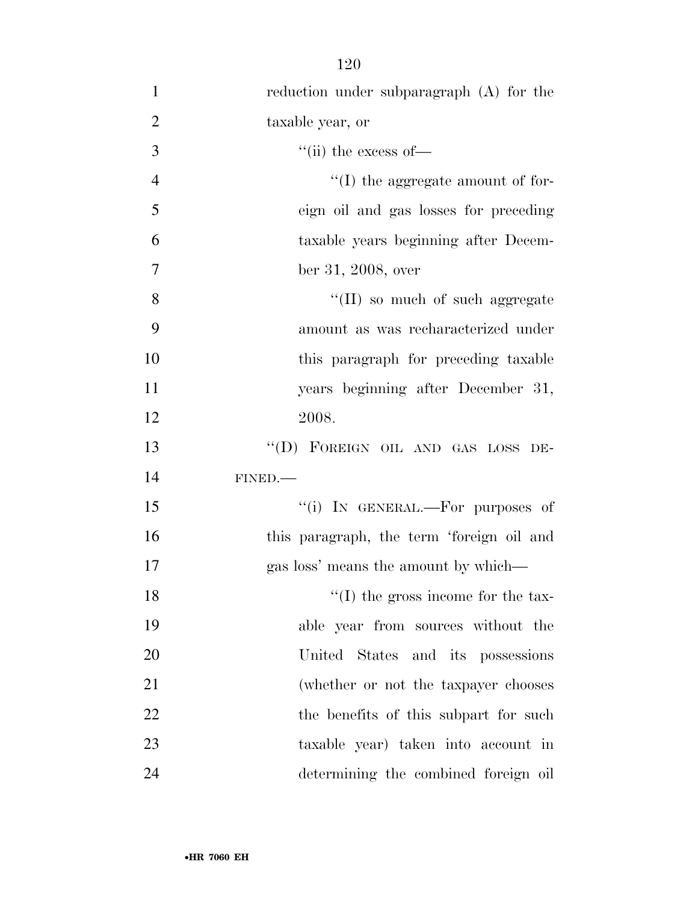reduction under subparagraph (A) for the taxable year, or

"(ii) the excess of—

"(I) the aggregate amount of foreign oil and gas losses for preceding taxable years beginning after December 31, 2008, over

"(II) so much of such aggregate amount as was recharacterized under this paragraph for preceding taxable years beginning after December 31, 2008.

"(D) FOREIGN OIL AND GAS LOSS DEFINED.—

"(i) IN GENERAL.—For purposes of this paragraph, the term 'foreign oil and gas loss' means the amount by which—

"(I) the gross income for the taxable year from sources without the United States and its possessions (whether or not the taxpayer chooses the benefits of this subpart for such taxable year) taken into account in determining the combined foreign oil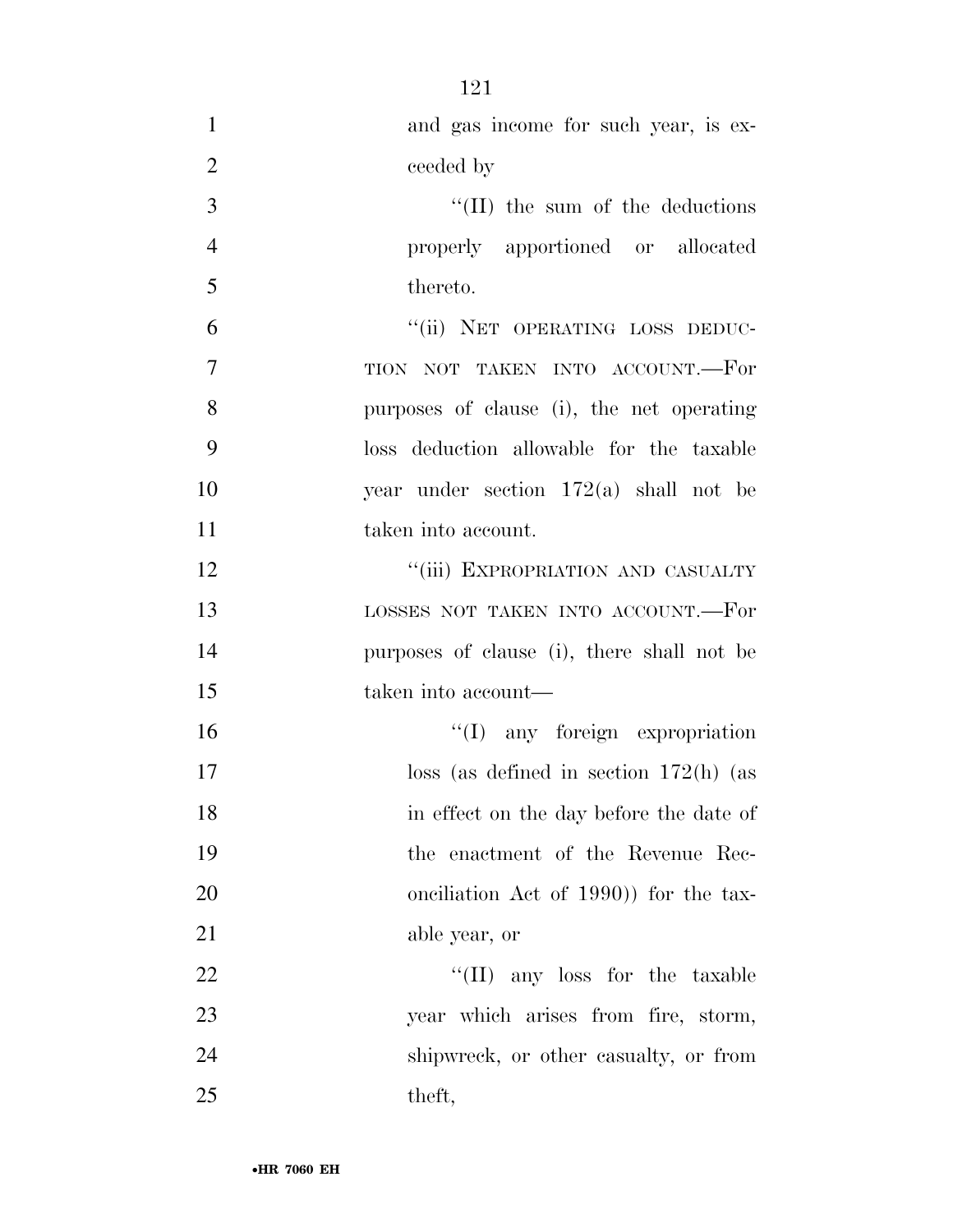and gas income for such year, is exceeded by

"(II) the sum of the deductions properly apportioned or allocated thereto.

"(ii) NET OPERATING LOSS DEDUCTION NOT TAKEN INTO ACCOUNT.—For purposes of clause (i), the net operating loss deduction allowable for the taxable year under section 172(a) shall not be taken into account.

"(iii) EXPROPRIATION AND CASUALTY LOSSES NOT TAKEN INTO ACCOUNT.—For purposes of clause (i), there shall not be taken into account—

"(I) any foreign expropriation loss (as defined in section 172(h) (as in effect on the day before the date of the enactment of the Revenue Reconciliation Act of 1990)) for the taxable year, or

"(II) any loss for the taxable year which arises from fire, storm, shipwreck, or other casualty, or from theft,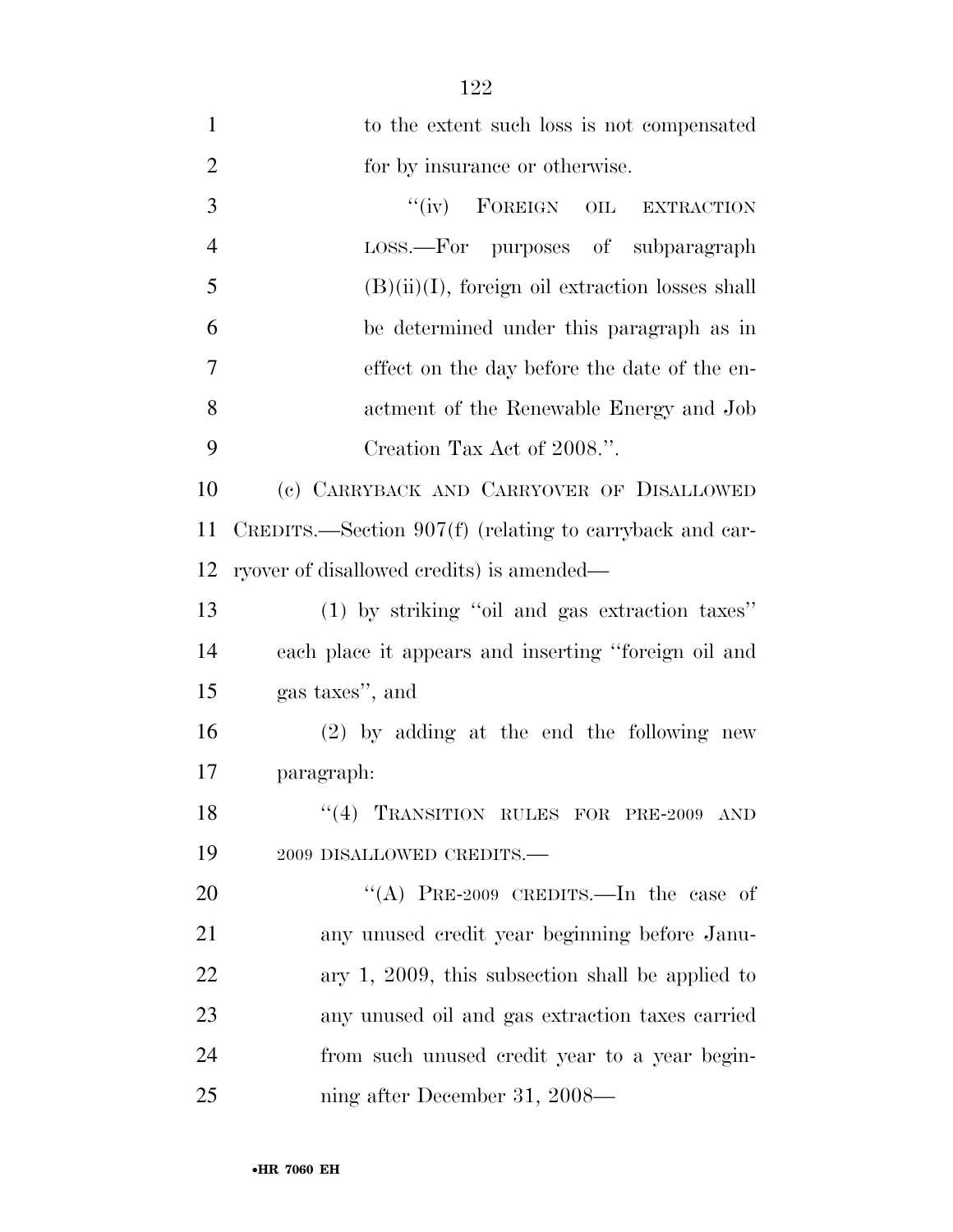to the extent such loss is not compensated for by insurance or otherwise.

"(iv) FOREIGN OIL EXTRACTION LOSS.—For purposes of subparagraph (B)(ii)(I), foreign oil extraction losses shall be determined under this paragraph as in effect on the day before the date of the enactment of the Renewable Energy and Job Creation Tax Act of 2008.".

(c) CARRYBACK AND CARRYOVER OF DISALLOWED CREDITS.—Section 907(f) (relating to carryback and carryover of disallowed credits) is amended—

(1) by striking "oil and gas extraction taxes" each place it appears and inserting "foreign oil and gas taxes", and

(2) by adding at the end the following new paragraph:

"(4) TRANSITION RULES FOR PRE-2009 AND 2009 DISALLOWED CREDITS.—

"(A) PRE-2009 CREDITS.—In the case of any unused credit year beginning before January 1, 2009, this subsection shall be applied to any unused oil and gas extraction taxes carried from such unused credit year to a year beginning after December 31, 2008—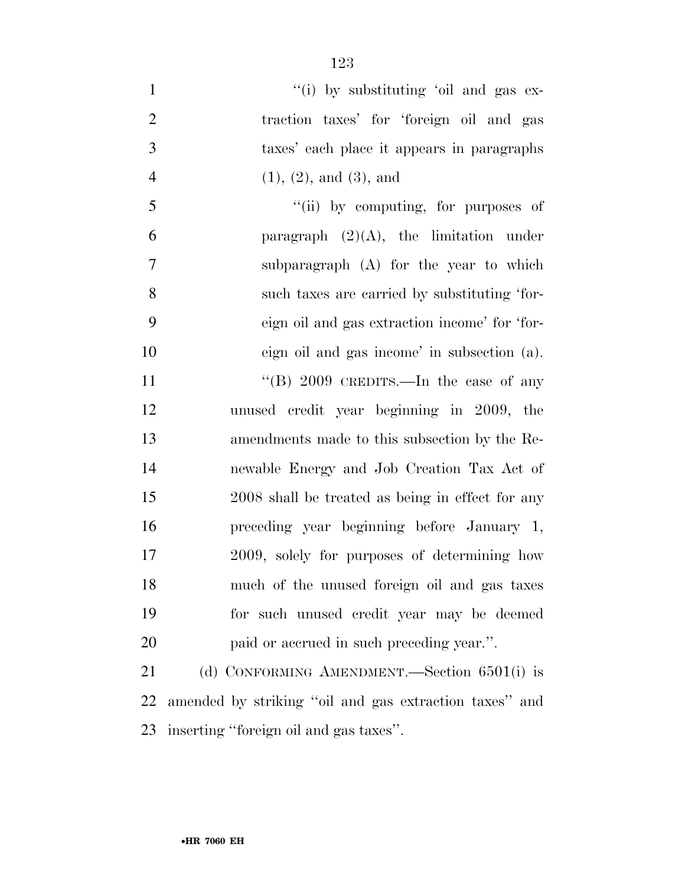''(i) by substituting 'oil and gas extraction taxes' for 'foreign oil and gas taxes' each place it appears in paragraphs (1), (2), and (3), and

''(ii) by computing, for purposes of paragraph (2)(A), the limitation under subparagraph (A) for the year to which such taxes are carried by substituting 'foreign oil and gas extraction income' for 'foreign oil and gas income' in subsection (a).

''(B) 2009 CREDITS.—In the case of any unused credit year beginning in 2009, the amendments made to this subsection by the Renewable Energy and Job Creation Tax Act of 2008 shall be treated as being in effect for any preceding year beginning before January 1, 2009, solely for purposes of determining how much of the unused foreign oil and gas taxes for such unused credit year may be deemed paid or accrued in such preceding year.''.

(d) CONFORMING AMENDMENT.—Section 6501(i) is amended by striking ''oil and gas extraction taxes'' and inserting ''foreign oil and gas taxes''.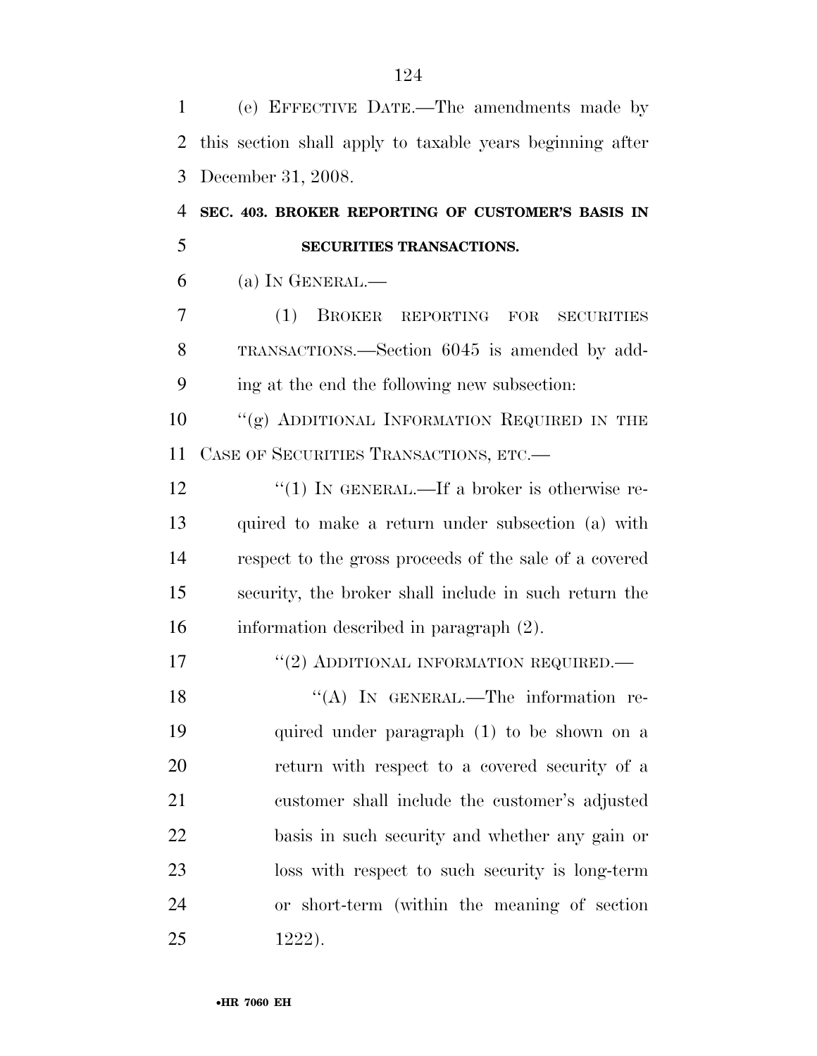(e) EFFECTIVE DATE.—The amendments made by this section shall apply to taxable years beginning after December 31, 2008.

**SEC. 403. BROKER REPORTING OF CUSTOMER'S BASIS IN SECURITIES TRANSACTIONS.**

(a) IN GENERAL.—

(1) BROKER REPORTING FOR SECURITIES TRANSACTIONS.—Section 6045 is amended by adding at the end the following new subsection:

"(g) ADDITIONAL INFORMATION REQUIRED IN THE CASE OF SECURITIES TRANSACTIONS, ETC.—

"(1) IN GENERAL.—If a broker is otherwise required to make a return under subsection (a) with respect to the gross proceeds of the sale of a covered security, the broker shall include in such return the information described in paragraph (2).

"(2) ADDITIONAL INFORMATION REQUIRED.—

"(A) IN GENERAL.—The information required under paragraph (1) to be shown on a return with respect to a covered security of a customer shall include the customer's adjusted basis in such security and whether any gain or loss with respect to such security is long-term or short-term (within the meaning of section 1222).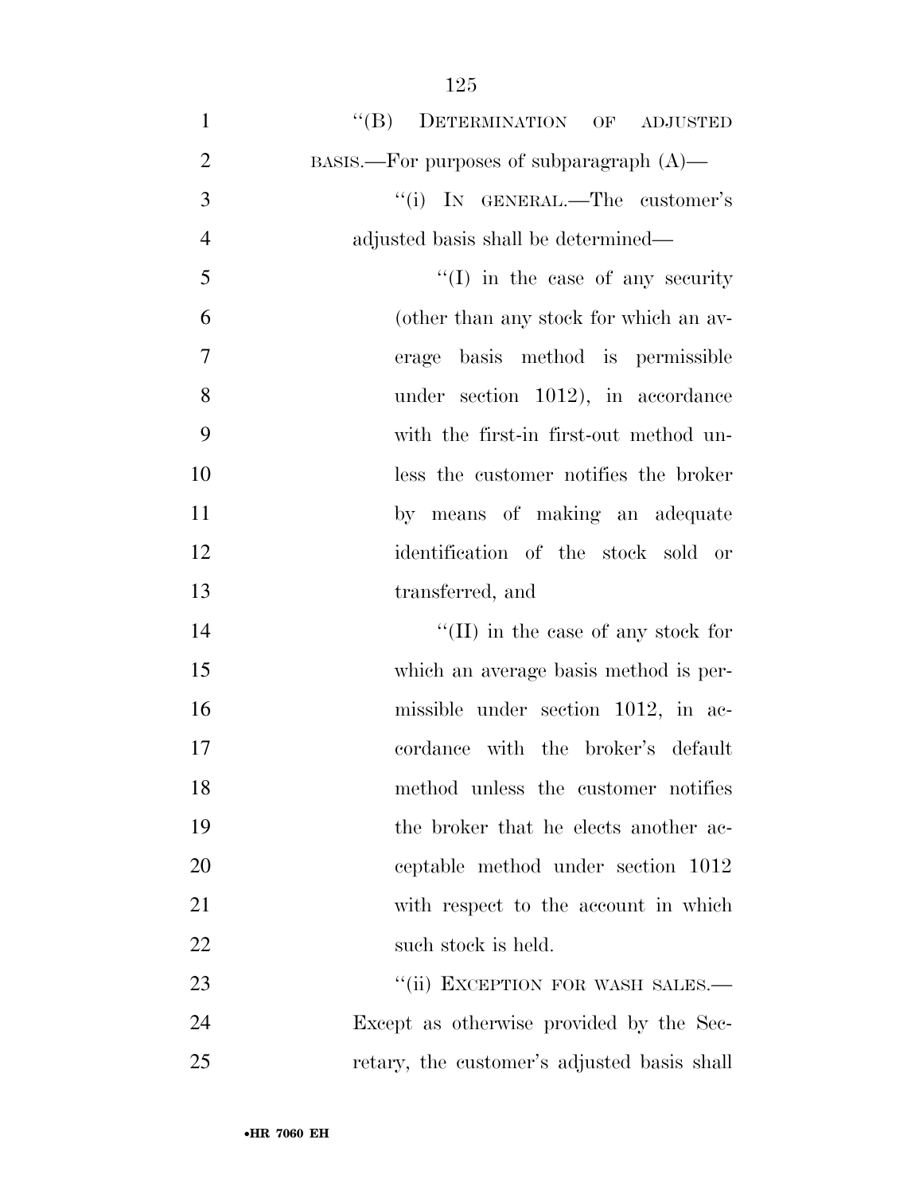"(B) DETERMINATION OF ADJUSTED BASIS.—For purposes of subparagraph (A)—

"(i) IN GENERAL.—The customer's adjusted basis shall be determined—

"(I) in the case of any security (other than any stock for which an average basis method is permissible under section 1012), in accordance with the first-in first-out method unless the customer notifies the broker by means of making an adequate identification of the stock sold or transferred, and

"(II) in the case of any stock for which an average basis method is permissible under section 1012, in accordance with the broker's default method unless the customer notifies the broker that he elects another acceptable method under section 1012 with respect to the account in which such stock is held.

"(ii) EXCEPTION FOR WASH SALES.—Except as otherwise provided by the Secretary, the customer's adjusted basis shall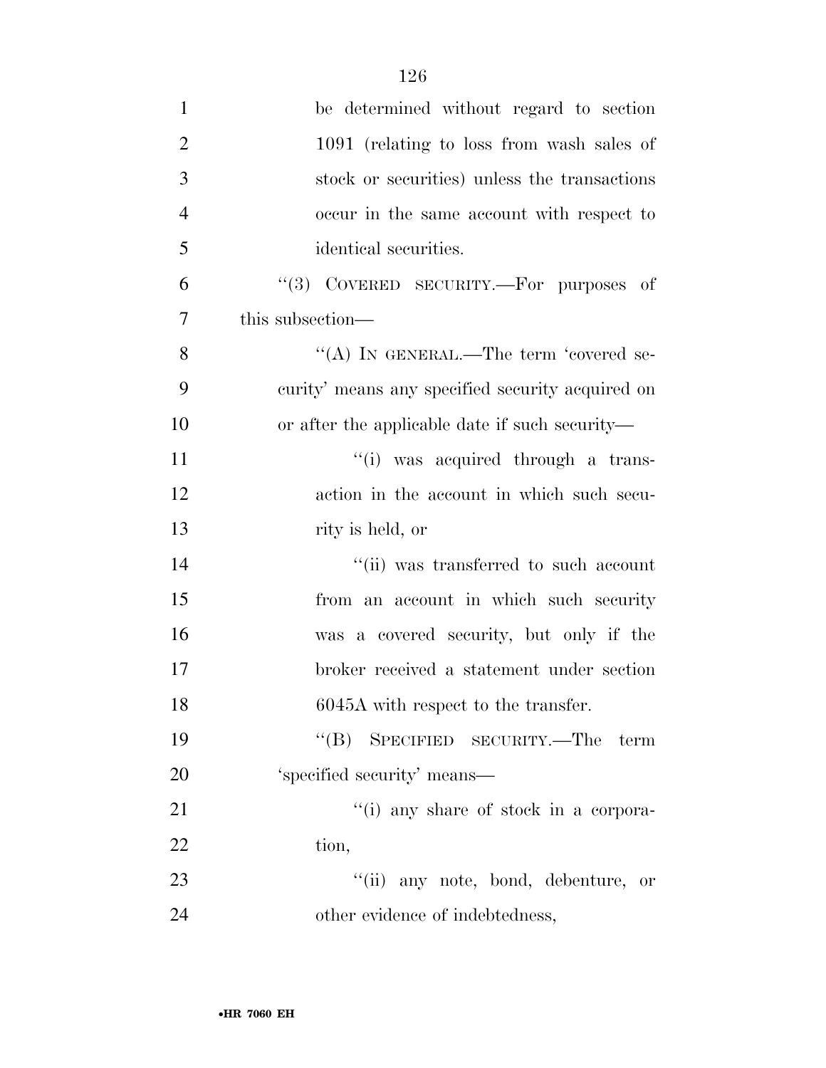be determined without regard to section 1091 (relating to loss from wash sales of stock or securities) unless the transactions occur in the same account with respect to identical securities.

''(3) COVERED SECURITY.—For purposes of this subsection—

''(A) IN GENERAL.—The term 'covered security' means any specified security acquired on or after the applicable date if such security—

''(i) was acquired through a transaction in the account in which such security is held, or

''(ii) was transferred to such account from an account in which such security was a covered security, but only if the broker received a statement under section 6045A with respect to the transfer.

''(B) SPECIFIED SECURITY.—The term 'specified security' means—

''(i) any share of stock in a corporation,

''(ii) any note, bond, debenture, or other evidence of indebtedness,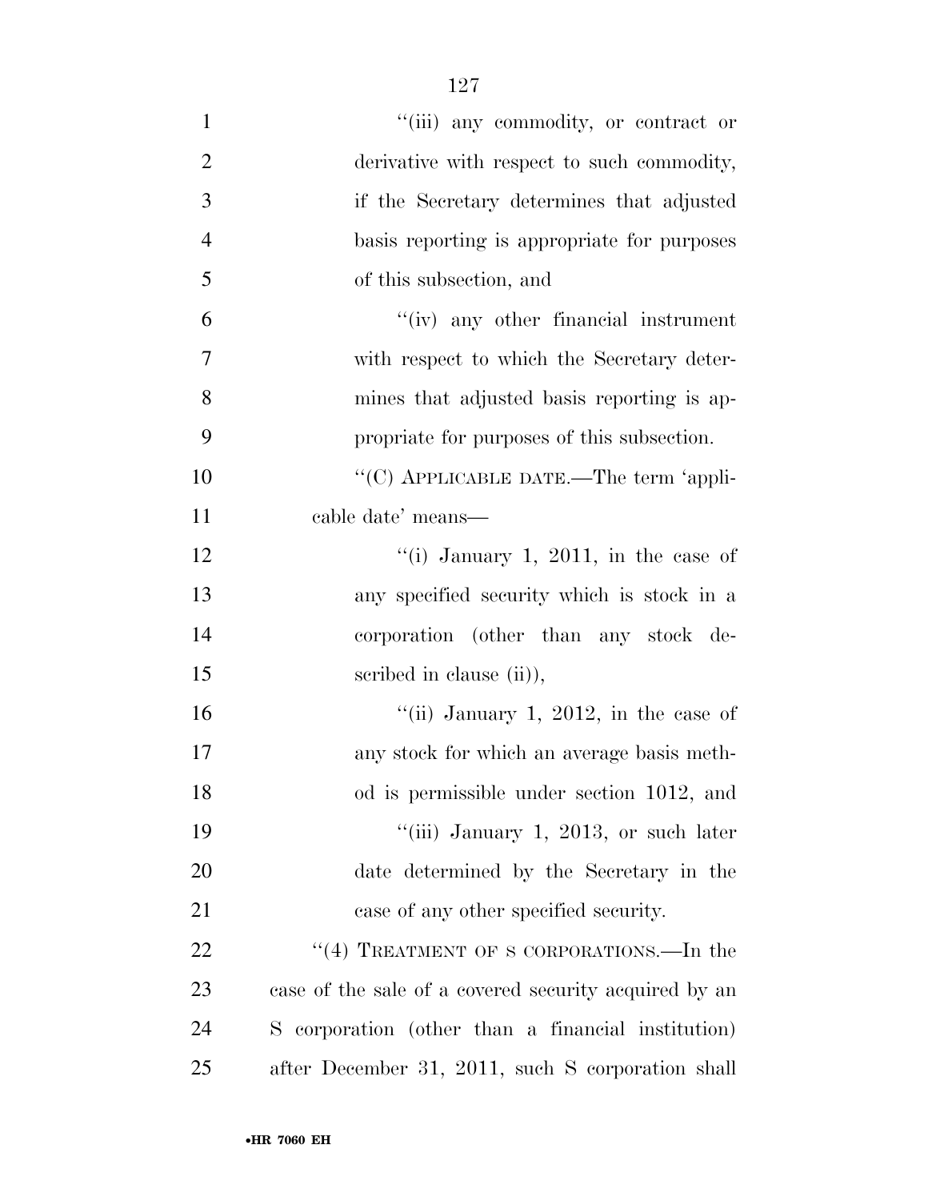"(iii) any commodity, or contract or derivative with respect to such commodity, if the Secretary determines that adjusted basis reporting is appropriate for purposes of this subsection, and

"(iv) any other financial instrument with respect to which the Secretary determines that adjusted basis reporting is appropriate for purposes of this subsection.

"(C) APPLICABLE DATE.—The term 'applicable date' means—

"(i) January 1, 2011, in the case of any specified security which is stock in a corporation (other than any stock described in clause (ii)),

"(ii) January 1, 2012, in the case of any stock for which an average basis method is permissible under section 1012, and

"(iii) January 1, 2013, or such later date determined by the Secretary in the case of any other specified security.

"(4) TREATMENT OF S CORPORATIONS.—In the case of the sale of a covered security acquired by an S corporation (other than a financial institution) after December 31, 2011, such S corporation shall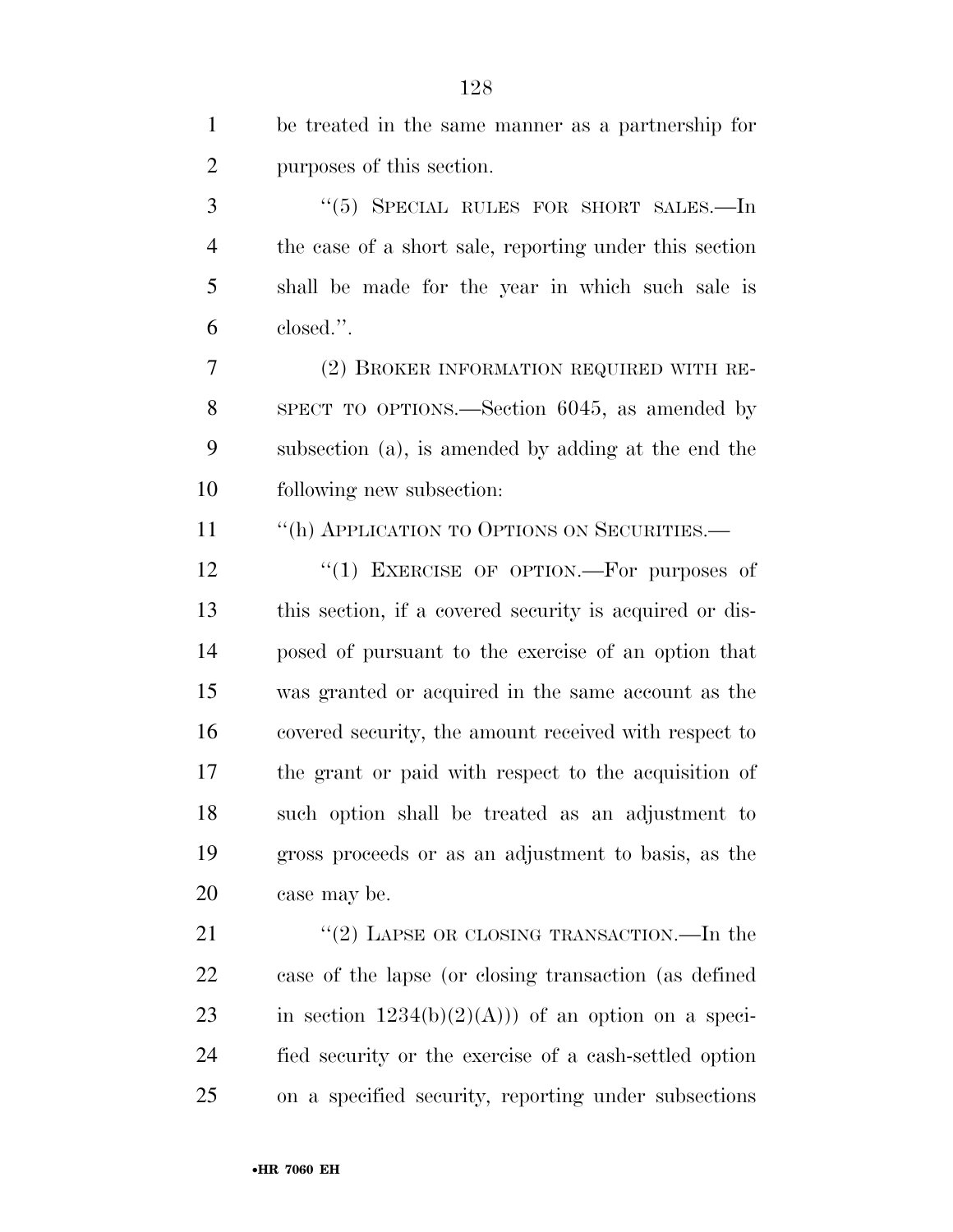be treated in the same manner as a partnership for purposes of this section.

''(5) SPECIAL RULES FOR SHORT SALES.—In the case of a short sale, reporting under this section shall be made for the year in which such sale is closed.''.

(2) BROKER INFORMATION REQUIRED WITH RESPECT TO OPTIONS.—Section 6045, as amended by subsection (a), is amended by adding at the end the following new subsection:

''(h) APPLICATION TO OPTIONS ON SECURITIES.—

''(1) EXERCISE OF OPTION.—For purposes of this section, if a covered security is acquired or disposed of pursuant to the exercise of an option that was granted or acquired in the same account as the covered security, the amount received with respect to the grant or paid with respect to the acquisition of such option shall be treated as an adjustment to gross proceeds or as an adjustment to basis, as the case may be.

''(2) LAPSE OR CLOSING TRANSACTION.—In the case of the lapse (or closing transaction (as defined in section 1234(b)(2)(A))) of an option on a specified security or the exercise of a cash-settled option on a specified security, reporting under subsections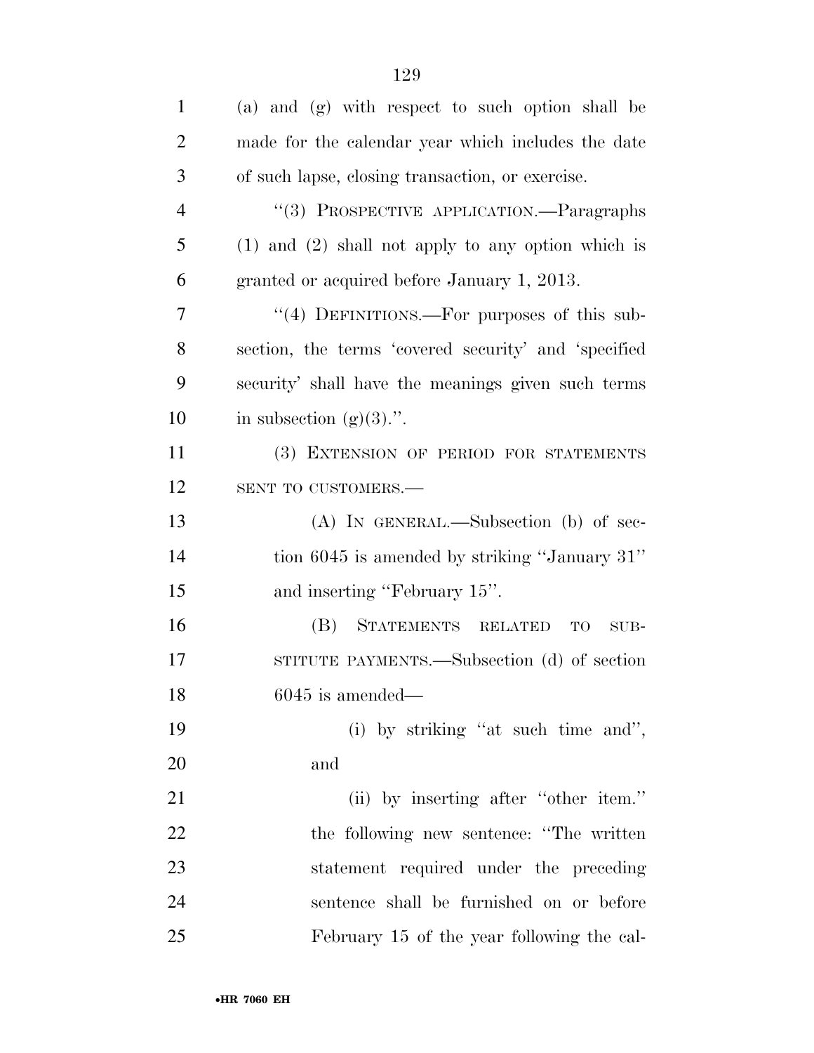(a) and (g) with respect to such option shall be made for the calendar year which includes the date of such lapse, closing transaction, or exercise.

"(3) PROSPECTIVE APPLICATION.—Paragraphs (1) and (2) shall not apply to any option which is granted or acquired before January 1, 2013.

"(4) DEFINITIONS.—For purposes of this subsection, the terms 'covered security' and 'specified security' shall have the meanings given such terms in subsection (g)(3).".

(3) EXTENSION OF PERIOD FOR STATEMENTS SENT TO CUSTOMERS.—

(A) IN GENERAL.—Subsection (b) of section 6045 is amended by striking "January 31" and inserting "February 15".

(B) STATEMENTS RELATED TO SUBSTITUTE PAYMENTS.—Subsection (d) of section 6045 is amended—

(i) by striking "at such time and", and

(ii) by inserting after "other item." the following new sentence: "The written statement required under the preceding sentence shall be furnished on or before February 15 of the year following the cal-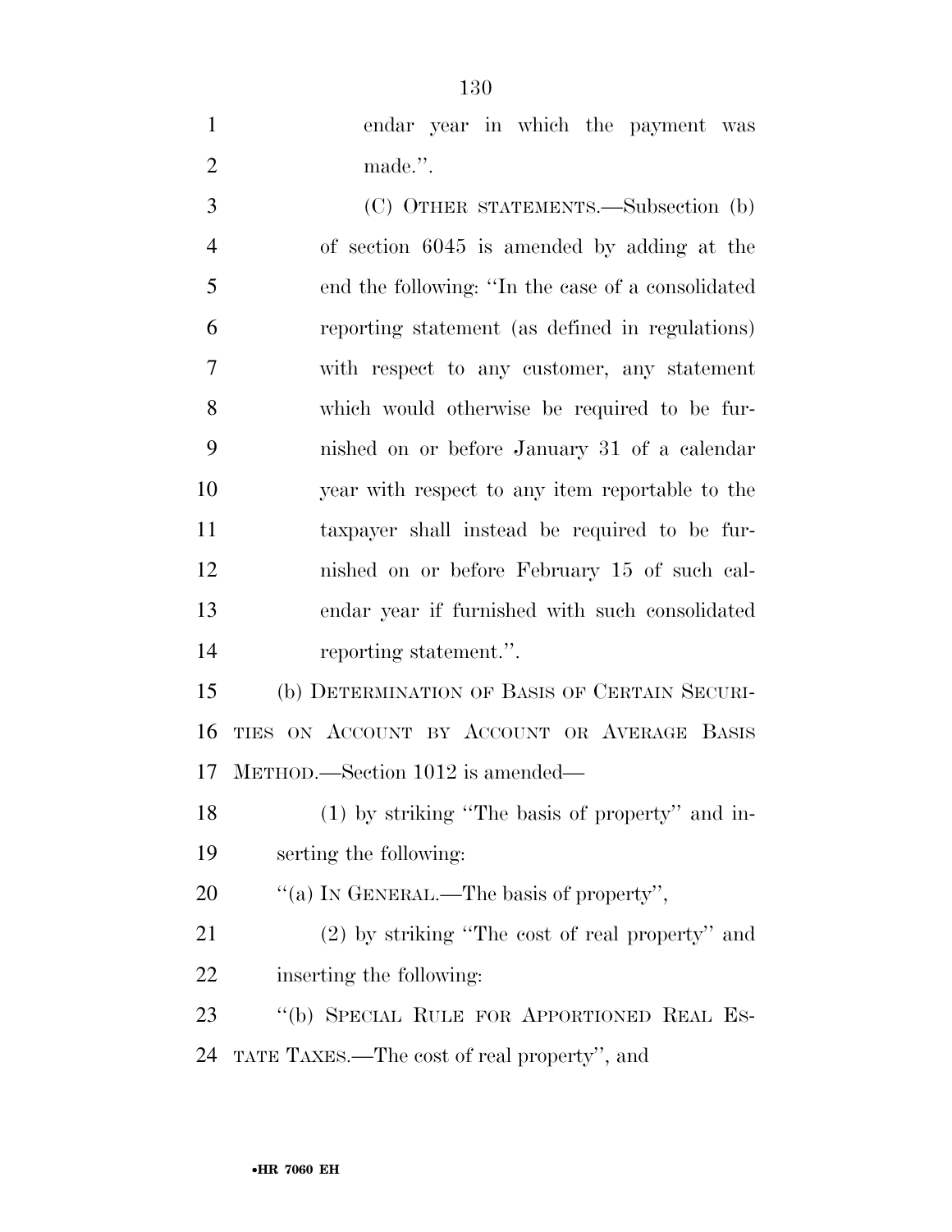endar year in which the payment was made.''.

(C) OTHER STATEMENTS.—Subsection (b) of section 6045 is amended by adding at the end the following: ''In the case of a consolidated reporting statement (as defined in regulations) with respect to any customer, any statement which would otherwise be required to be furnished on or before January 31 of a calendar year with respect to any item reportable to the taxpayer shall instead be required to be furnished on or before February 15 of such calendar year if furnished with such consolidated reporting statement.''.

(b) DETERMINATION OF BASIS OF CERTAIN SECURITIES ON ACCOUNT BY ACCOUNT OR AVERAGE BASIS METHOD.—Section 1012 is amended—

(1) by striking ''The basis of property'' and inserting the following:

''(a) IN GENERAL.—The basis of property'',

(2) by striking ''The cost of real property'' and inserting the following:

''(b) SPECIAL RULE FOR APPORTIONED REAL ESTATE TAXES.—The cost of real property'', and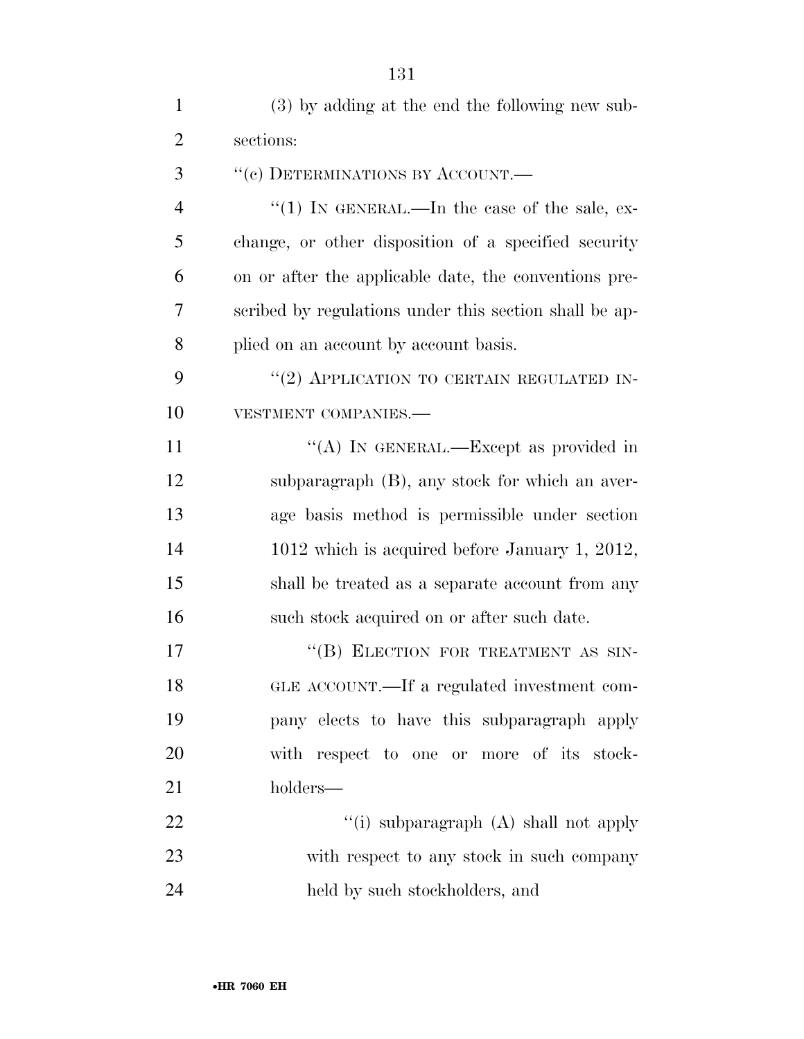(3) by adding at the end the following new subsections:

"(c) DETERMINATIONS BY ACCOUNT.—

"(1) IN GENERAL.—In the case of the sale, exchange, or other disposition of a specified security on or after the applicable date, the conventions prescribed by regulations under this section shall be applied on an account by account basis.

"(2) APPLICATION TO CERTAIN REGULATED INVESTMENT COMPANIES.—

"(A) IN GENERAL.—Except as provided in subparagraph (B), any stock for which an average basis method is permissible under section 1012 which is acquired before January 1, 2012, shall be treated as a separate account from any such stock acquired on or after such date.

"(B) ELECTION FOR TREATMENT AS SINGLE ACCOUNT.—If a regulated investment company elects to have this subparagraph apply with respect to one or more of its stockholders—

"(i) subparagraph (A) shall not apply with respect to any stock in such company held by such stockholders, and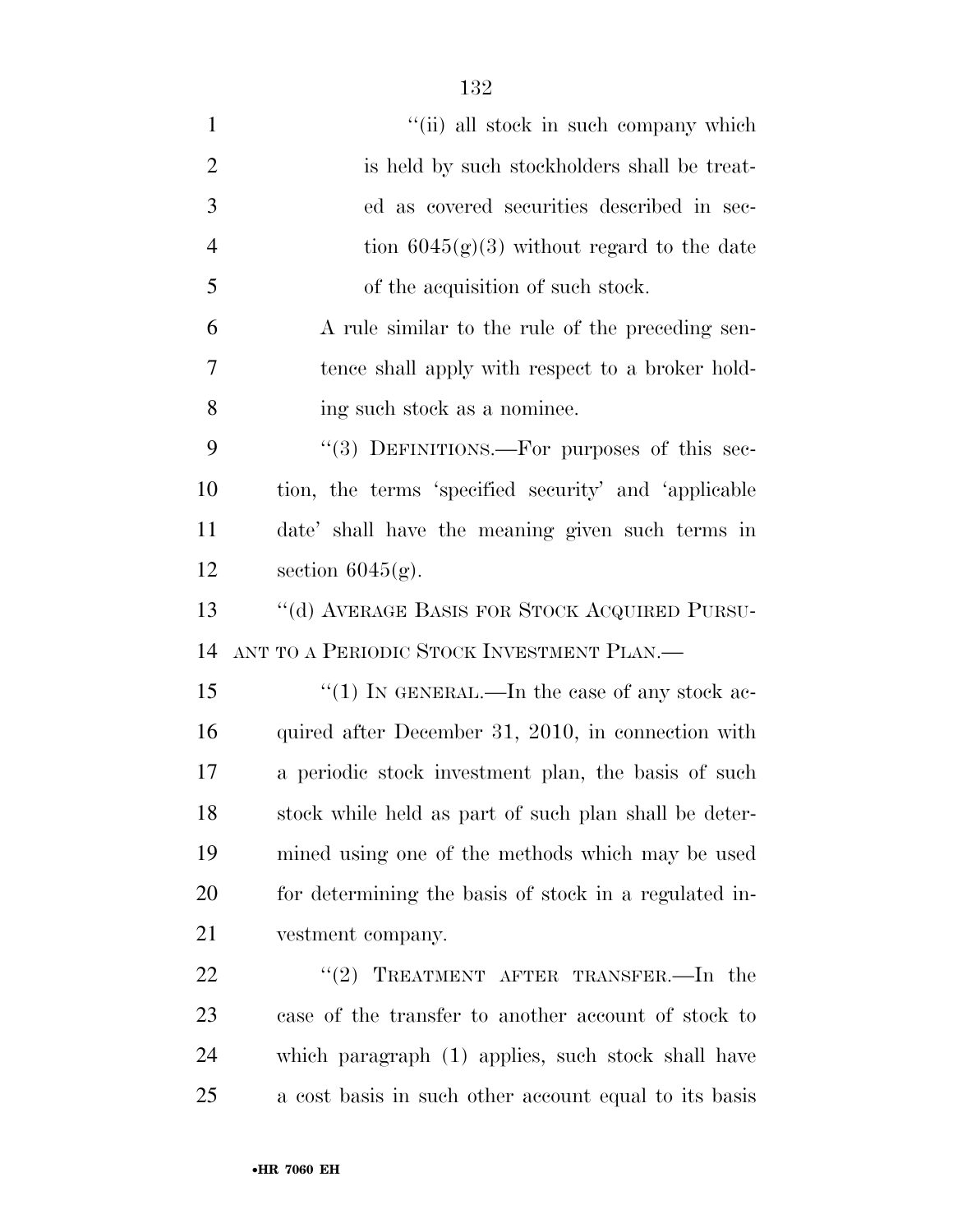"(ii) all stock in such company which is held by such stockholders shall be treated as covered securities described in section 6045(g)(3) without regard to the date of the acquisition of such stock.

A rule similar to the rule of the preceding sentence shall apply with respect to a broker holding such stock as a nominee.

"(3) DEFINITIONS.—For purposes of this section, the terms 'specified security' and 'applicable date' shall have the meaning given such terms in section 6045(g).

"(d) AVERAGE BASIS FOR STOCK ACQUIRED PURSUANT TO A PERIODIC STOCK INVESTMENT PLAN.—

"(1) IN GENERAL.—In the case of any stock acquired after December 31, 2010, in connection with a periodic stock investment plan, the basis of such stock while held as part of such plan shall be determined using one of the methods which may be used for determining the basis of stock in a regulated investment company.

"(2) TREATMENT AFTER TRANSFER.—In the case of the transfer to another account of stock to which paragraph (1) applies, such stock shall have a cost basis in such other account equal to its basis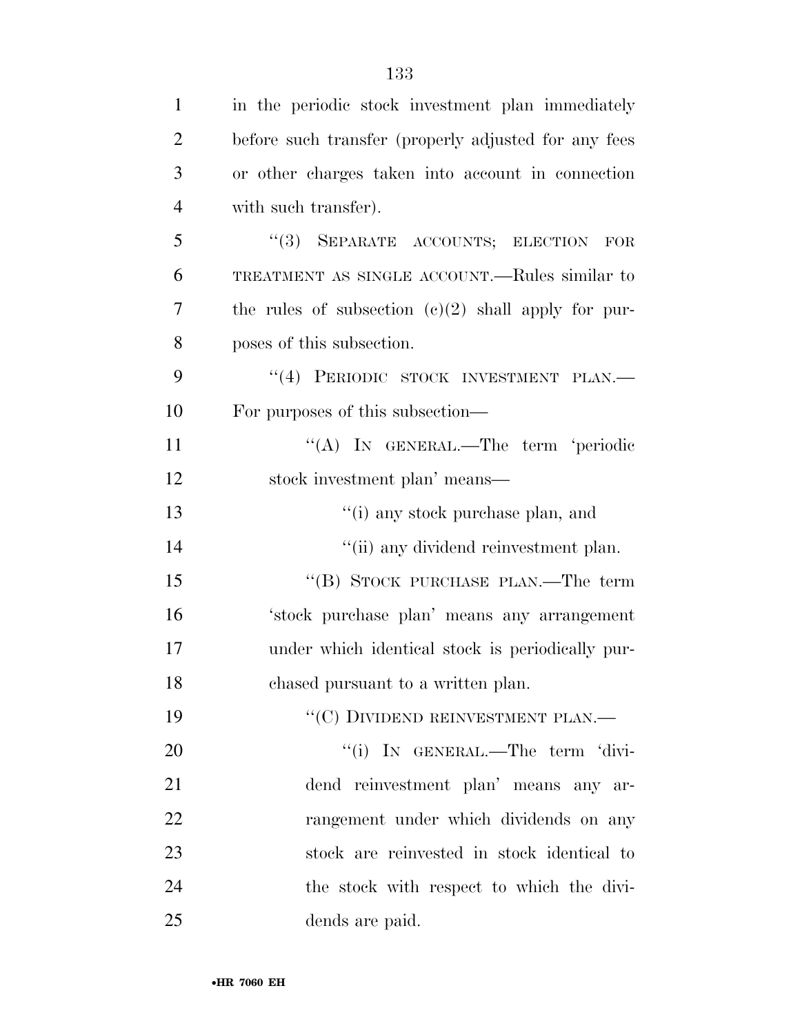in the periodic stock investment plan immediately before such transfer (properly adjusted for any fees or other charges taken into account in connection with such transfer).

"(3) SEPARATE ACCOUNTS; ELECTION FOR TREATMENT AS SINGLE ACCOUNT.—Rules similar to the rules of subsection (c)(2) shall apply for purposes of this subsection.

"(4) PERIODIC STOCK INVESTMENT PLAN.—For purposes of this subsection—

"(A) IN GENERAL.—The term 'periodic stock investment plan' means—

"(i) any stock purchase plan, and

"(ii) any dividend reinvestment plan.

"(B) STOCK PURCHASE PLAN.—The term 'stock purchase plan' means any arrangement under which identical stock is periodically purchased pursuant to a written plan.

"(C) DIVIDEND REINVESTMENT PLAN.—

"(i) IN GENERAL.—The term 'dividend reinvestment plan' means any arrangement under which dividends on any stock are reinvested in stock identical to the stock with respect to which the dividends are paid.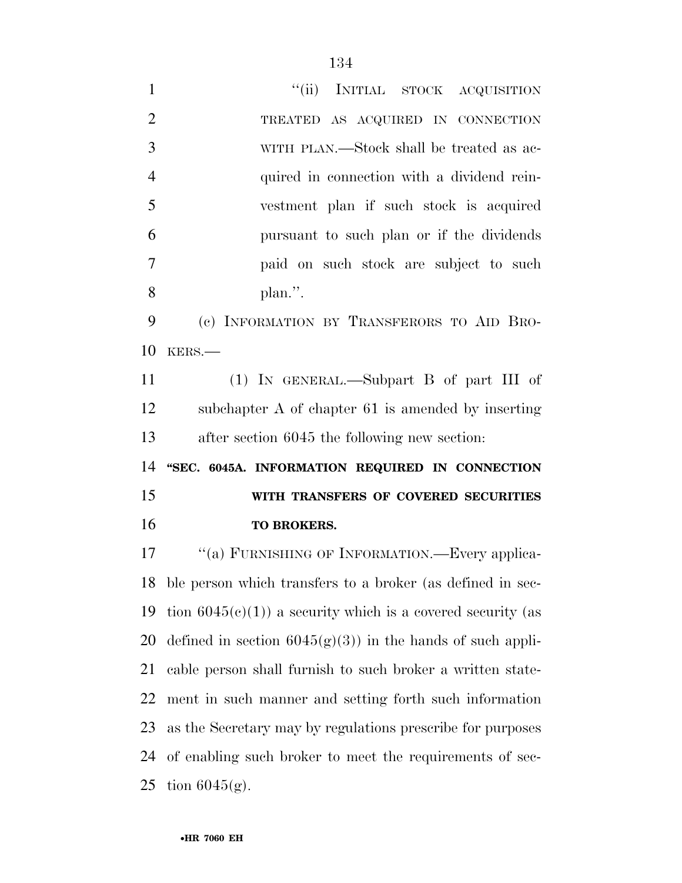"(ii) INITIAL STOCK ACQUISITION TREATED AS ACQUIRED IN CONNECTION WITH PLAN.—Stock shall be treated as acquired in connection with a dividend reinvestment plan if such stock is acquired pursuant to such plan or if the dividends paid on such stock are subject to such plan.".

(c) INFORMATION BY TRANSFERORS TO AID BROKERS.—

(1) IN GENERAL.—Subpart B of part III of subchapter A of chapter 61 is amended by inserting after section 6045 the following new section:

**"SEC. 6045A. INFORMATION REQUIRED IN CONNECTION WITH TRANSFERS OF COVERED SECURITIES TO BROKERS.**

"(a) FURNISHING OF INFORMATION.—Every applicable person which transfers to a broker (as defined in section 6045(c)(1)) a security which is a covered security (as defined in section 6045(g)(3)) in the hands of such applicable person shall furnish to such broker a written statement in such manner and setting forth such information as the Secretary may by regulations prescribe for purposes of enabling such broker to meet the requirements of section 6045(g).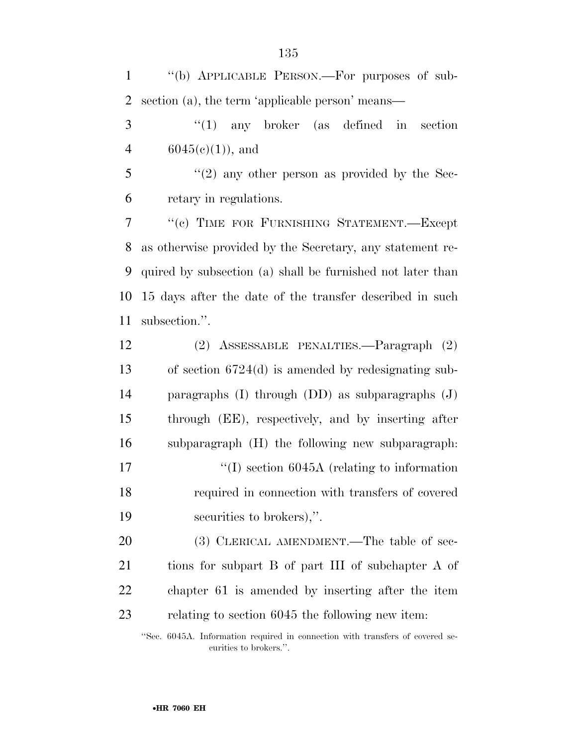"(b) APPLICABLE PERSON.—For purposes of subsection (a), the term 'applicable person' means—

"(1) any broker (as defined in section 6045(c)(1)), and

"(2) any other person as provided by the Secretary in regulations.

"(c) TIME FOR FURNISHING STATEMENT.—Except as otherwise provided by the Secretary, any statement required by subsection (a) shall be furnished not later than 15 days after the date of the transfer described in such subsection.".

(2) ASSESSABLE PENALTIES.—Paragraph (2) of section 6724(d) is amended by redesignating subparagraphs (I) through (DD) as subparagraphs (J) through (EE), respectively, and by inserting after subparagraph (H) the following new subparagraph:

"(I) section 6045A (relating to information required in connection with transfers of covered securities to brokers),".

(3) CLERICAL AMENDMENT.—The table of sections for subpart B of part III of subchapter A of chapter 61 is amended by inserting after the item relating to section 6045 the following new item:

"Sec. 6045A. Information required in connection with transfers of covered securities to brokers.".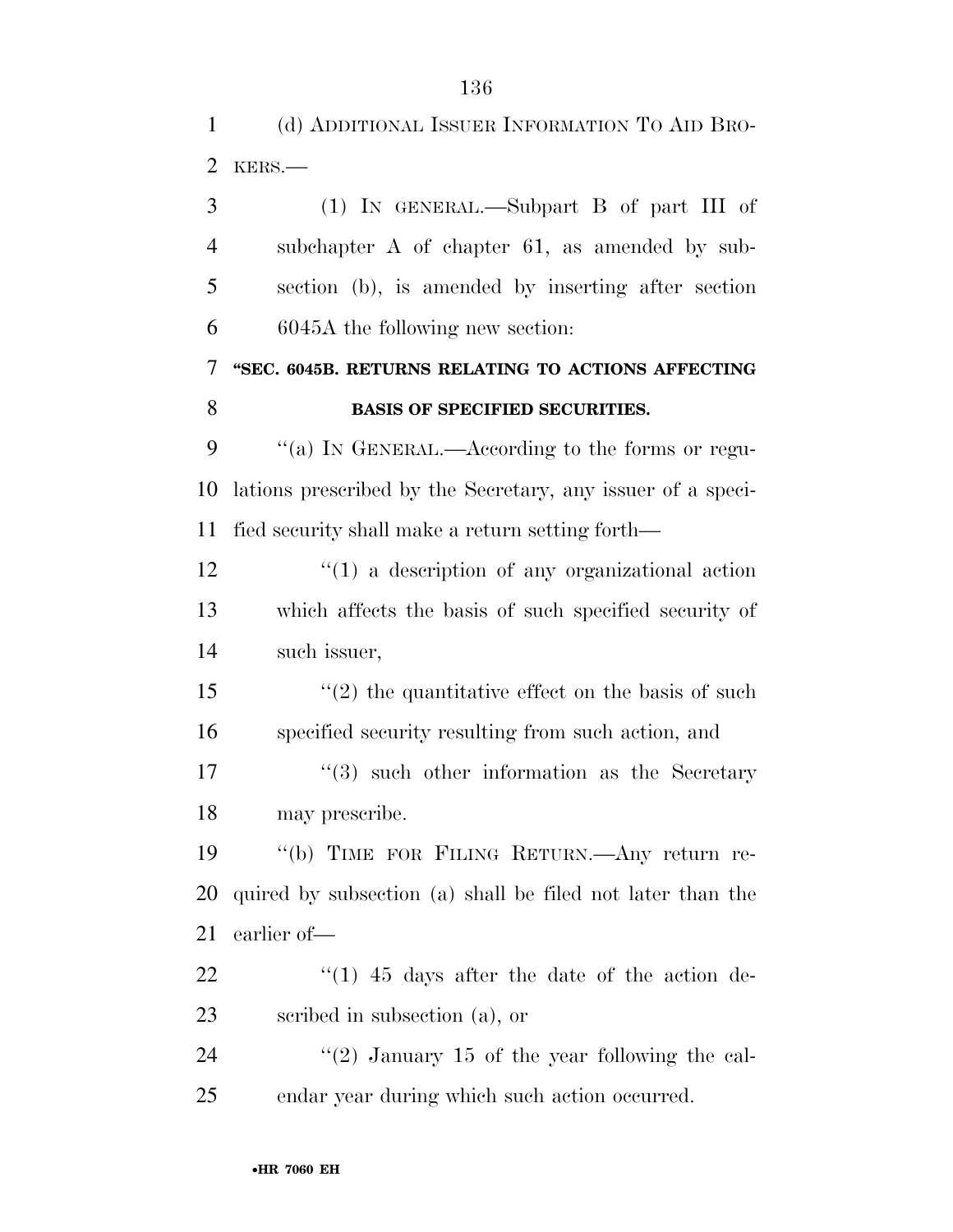(d) ADDITIONAL ISSUER INFORMATION TO AID BROKERS.—

(1) IN GENERAL.—Subpart B of part III of subchapter A of chapter 61, as amended by subsection (b), is amended by inserting after section 6045A the following new section:

**"SEC. 6045B. RETURNS RELATING TO ACTIONS AFFECTING BASIS OF SPECIFIED SECURITIES.**

"(a) IN GENERAL.—According to the forms or regulations prescribed by the Secretary, any issuer of a specified security shall make a return setting forth—

"(1) a description of any organizational action which affects the basis of such specified security of such issuer,

"(2) the quantitative effect on the basis of such specified security resulting from such action, and

"(3) such other information as the Secretary may prescribe.

"(b) TIME FOR FILING RETURN.—Any return required by subsection (a) shall be filed not later than the earlier of—

"(1) 45 days after the date of the action described in subsection (a), or

"(2) January 15 of the year following the calendar year during which such action occurred.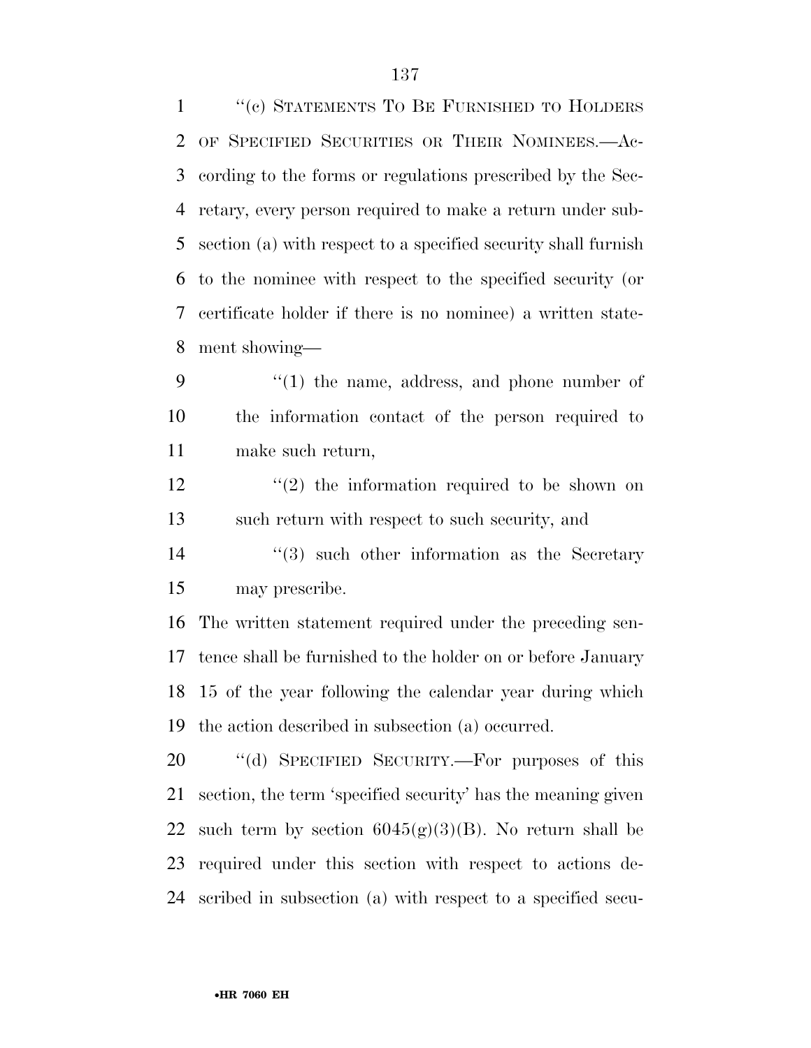"(c) STATEMENTS TO BE FURNISHED TO HOLDERS OF SPECIFIED SECURITIES OR THEIR NOMINEES.—According to the forms or regulations prescribed by the Secretary, every person required to make a return under subsection (a) with respect to a specified security shall furnish to the nominee with respect to the specified security (or certificate holder if there is no nominee) a written statement showing—

"(1) the name, address, and phone number of the information contact of the person required to make such return,

"(2) the information required to be shown on such return with respect to such security, and

"(3) such other information as the Secretary may prescribe.

The written statement required under the preceding sentence shall be furnished to the holder on or before January 15 of the year following the calendar year during which the action described in subsection (a) occurred.

"(d) SPECIFIED SECURITY.—For purposes of this section, the term 'specified security' has the meaning given such term by section 6045(g)(3)(B). No return shall be required under this section with respect to actions described in subsection (a) with respect to a specified secu-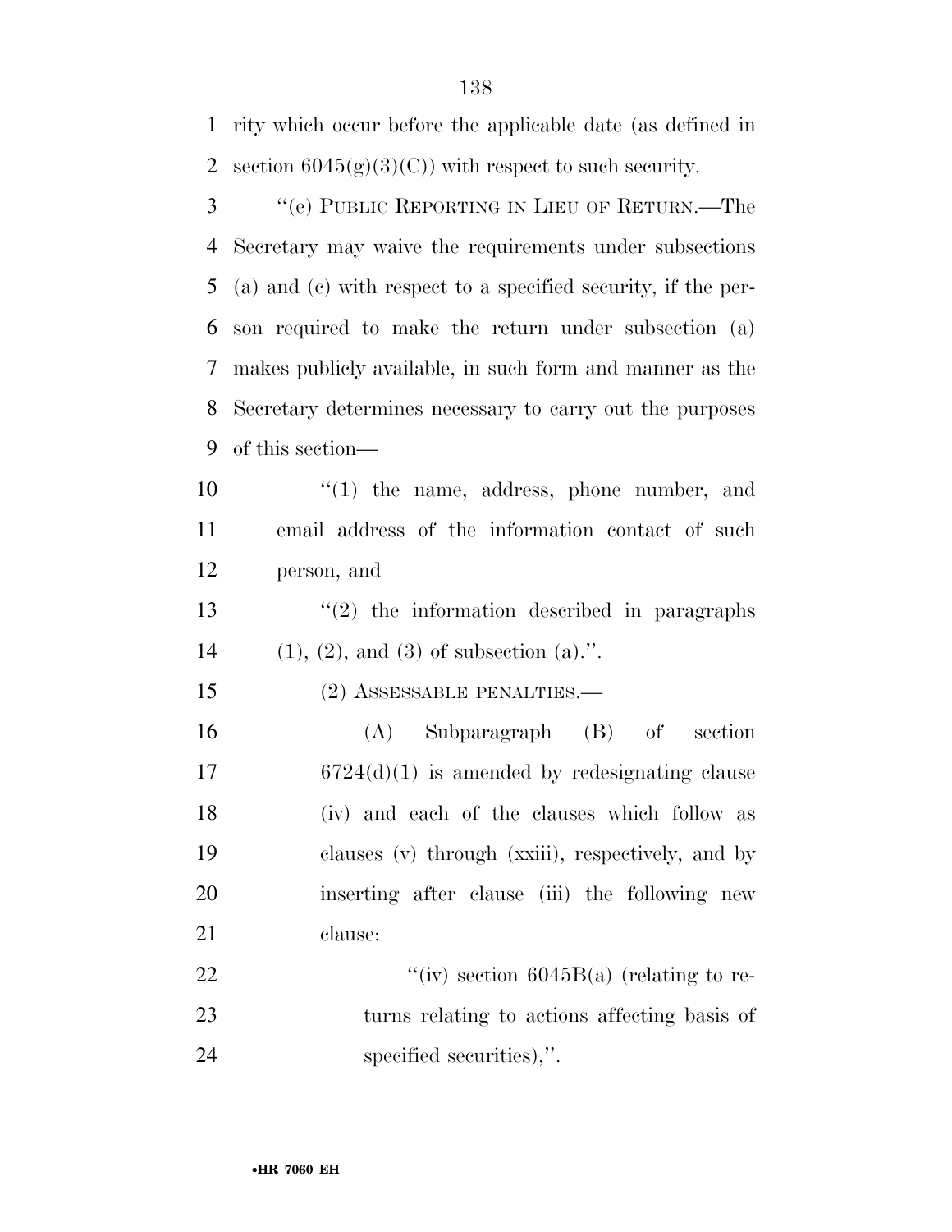rity which occur before the applicable date (as defined in section 6045(g)(3)(C)) with respect to such security.

"(e) PUBLIC REPORTING IN LIEU OF RETURN.—The Secretary may waive the requirements under subsections (a) and (c) with respect to a specified security, if the person required to make the return under subsection (a) makes publicly available, in such form and manner as the Secretary determines necessary to carry out the purposes of this section—

"(1) the name, address, phone number, and email address of the information contact of such person, and

"(2) the information described in paragraphs (1), (2), and (3) of subsection (a).".

(2) ASSESSABLE PENALTIES.—

(A) Subparagraph (B) of section 6724(d)(1) is amended by redesignating clause (iv) and each of the clauses which follow as clauses (v) through (xxiii), respectively, and by inserting after clause (iii) the following new clause:

"(iv) section 6045B(a) (relating to returns relating to actions affecting basis of specified securities),".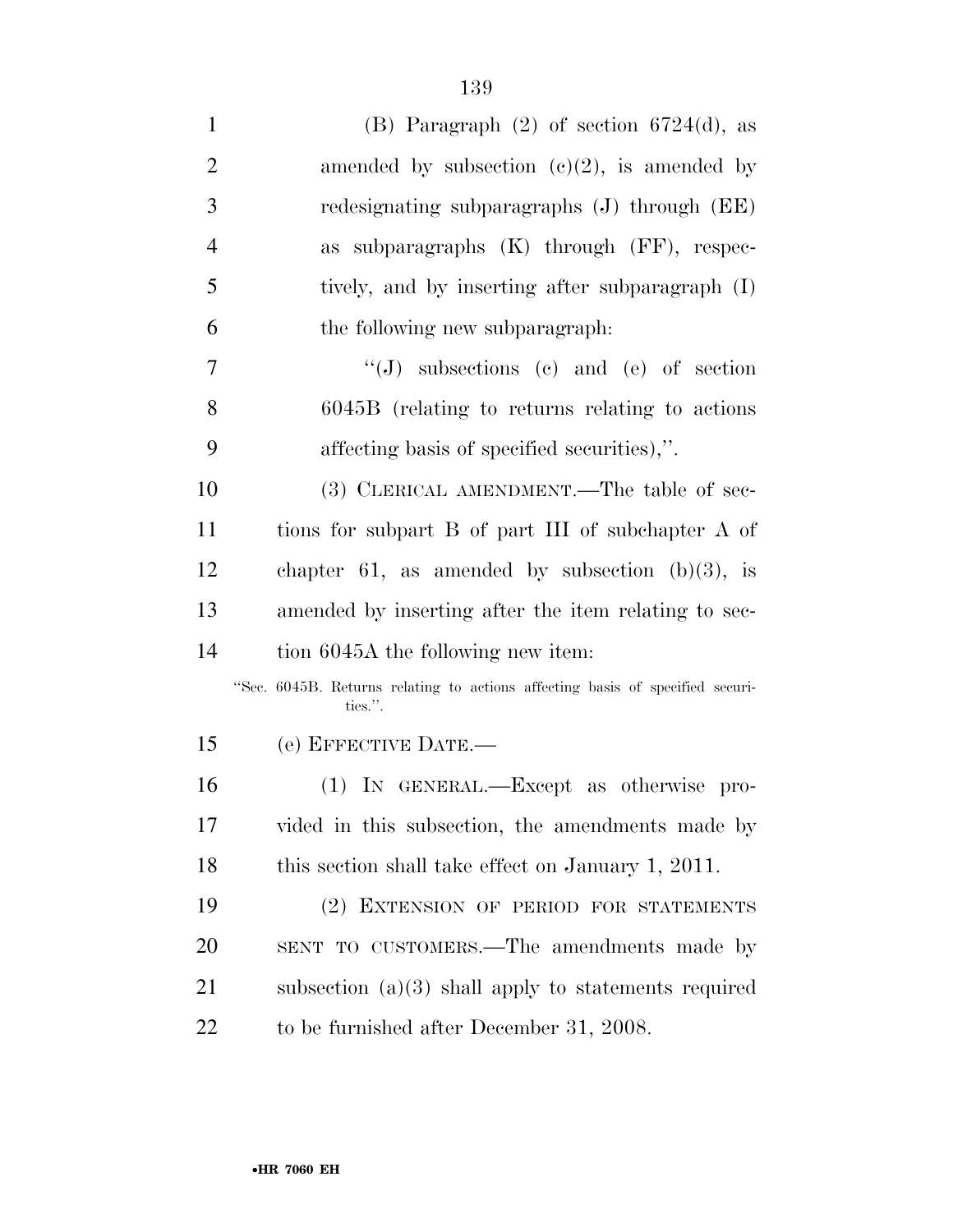(B) Paragraph (2) of section 6724(d), as amended by subsection (c)(2), is amended by redesignating subparagraphs (J) through (EE) as subparagraphs (K) through (FF), respectively, and by inserting after subparagraph (I) the following new subparagraph:

"(J) subsections (c) and (e) of section 6045B (relating to returns relating to actions affecting basis of specified securities),".

(3) CLERICAL AMENDMENT.—The table of sections for subpart B of part III of subchapter A of chapter 61, as amended by subsection (b)(3), is amended by inserting after the item relating to section 6045A the following new item:

"Sec. 6045B. Returns relating to actions affecting basis of specified securities.".

(e) EFFECTIVE DATE.—

(1) IN GENERAL.—Except as otherwise provided in this subsection, the amendments made by this section shall take effect on January 1, 2011.

(2) EXTENSION OF PERIOD FOR STATEMENTS SENT TO CUSTOMERS.—The amendments made by subsection (a)(3) shall apply to statements required to be furnished after December 31, 2008.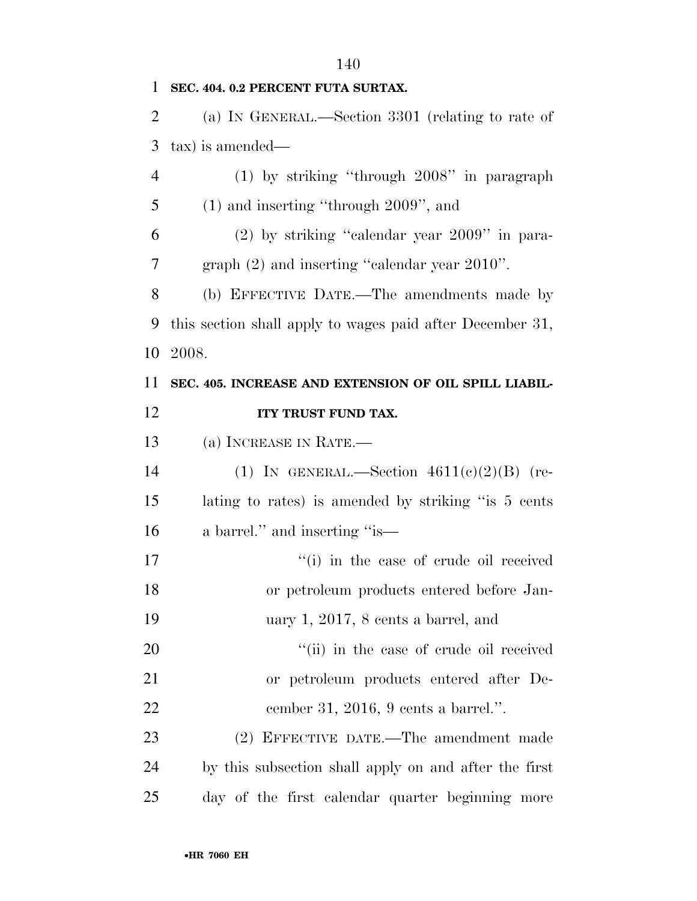**SEC. 404. 0.2 PERCENT FUTA SURTAX.**

(a) IN GENERAL.—Section 3301 (relating to rate of tax) is amended—

(1) by striking "through 2008" in paragraph (1) and inserting "through 2009", and

(2) by striking "calendar year 2009" in paragraph (2) and inserting "calendar year 2010".

(b) EFFECTIVE DATE.—The amendments made by this section shall apply to wages paid after December 31, 2008.

**SEC. 405. INCREASE AND EXTENSION OF OIL SPILL LIABILITY TRUST FUND TAX.**

(a) INCREASE IN RATE.—

(1) IN GENERAL.—Section 4611(c)(2)(B) (relating to rates) is amended by striking "is 5 cents a barrel." and inserting "is—

"(i) in the case of crude oil received or petroleum products entered before January 1, 2017, 8 cents a barrel, and

"(ii) in the case of crude oil received or petroleum products entered after December 31, 2016, 9 cents a barrel.".

(2) EFFECTIVE DATE.—The amendment made by this subsection shall apply on and after the first day of the first calendar quarter beginning more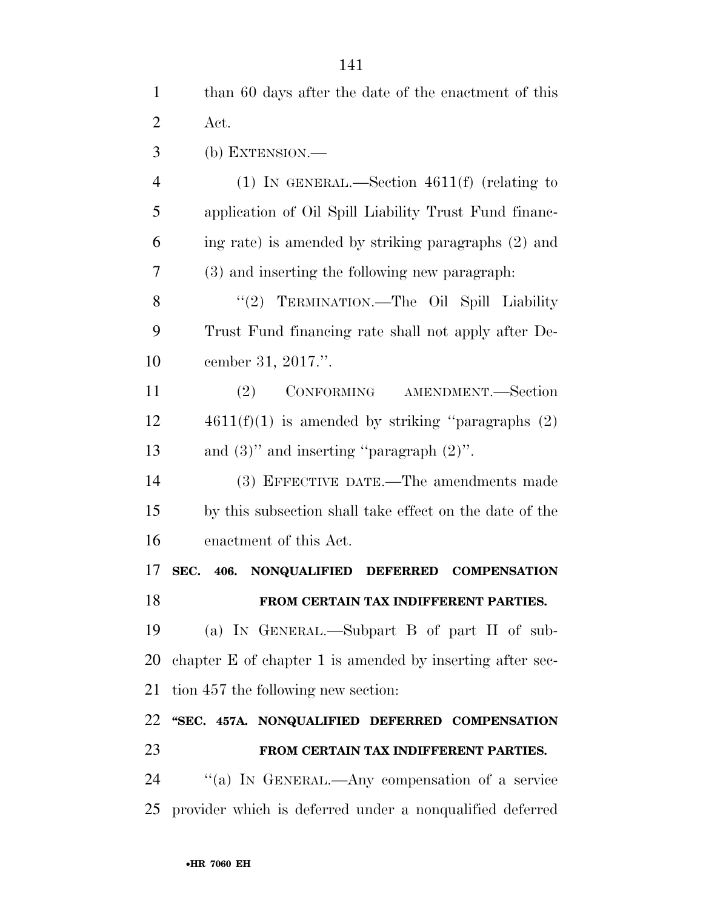than 60 days after the date of the enactment of this Act.

(b) EXTENSION.—

(1) IN GENERAL.—Section 4611(f) (relating to application of Oil Spill Liability Trust Fund financing rate) is amended by striking paragraphs (2) and (3) and inserting the following new paragraph:

"(2) TERMINATION.—The Oil Spill Liability Trust Fund financing rate shall not apply after December 31, 2017.".

(2) CONFORMING AMENDMENT.—Section 4611(f)(1) is amended by striking "paragraphs (2) and (3)" and inserting "paragraph (2)".

(3) EFFECTIVE DATE.—The amendments made by this subsection shall take effect on the date of the enactment of this Act.

**SEC. 406. NONQUALIFIED DEFERRED COMPENSATION FROM CERTAIN TAX INDIFFERENT PARTIES.**

(a) IN GENERAL.—Subpart B of part II of subchapter E of chapter 1 is amended by inserting after section 457 the following new section:

**"SEC. 457A. NONQUALIFIED DEFERRED COMPENSATION FROM CERTAIN TAX INDIFFERENT PARTIES.**

"(a) IN GENERAL.—Any compensation of a service provider which is deferred under a nonqualified deferred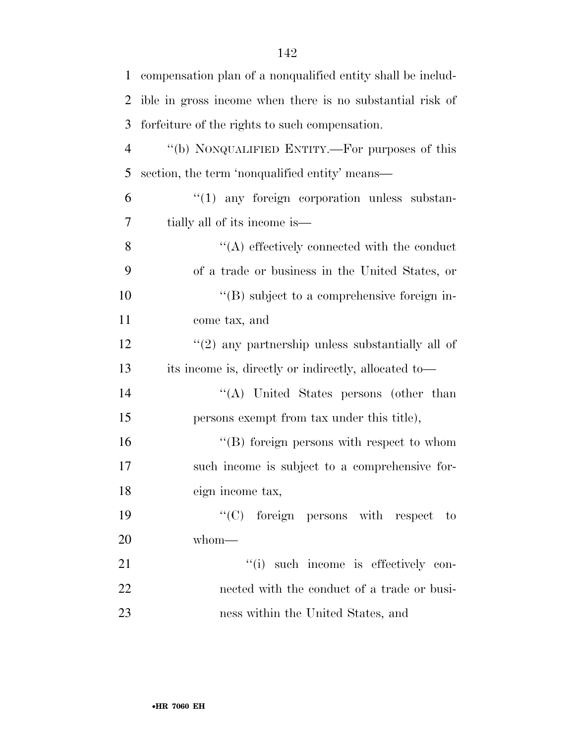compensation plan of a nonqualified entity shall be includible in gross income when there is no substantial risk of forfeiture of the rights to such compensation.

"(b) NONQUALIFIED ENTITY.—For purposes of this section, the term 'nonqualified entity' means—

"(1) any foreign corporation unless substantially all of its income is—

"(A) effectively connected with the conduct of a trade or business in the United States, or

"(B) subject to a comprehensive foreign income tax, and

"(2) any partnership unless substantially all of its income is, directly or indirectly, allocated to—

"(A) United States persons (other than persons exempt from tax under this title),

"(B) foreign persons with respect to whom such income is subject to a comprehensive foreign income tax,

"(C) foreign persons with respect to whom—

"(i) such income is effectively connected with the conduct of a trade or business within the United States, and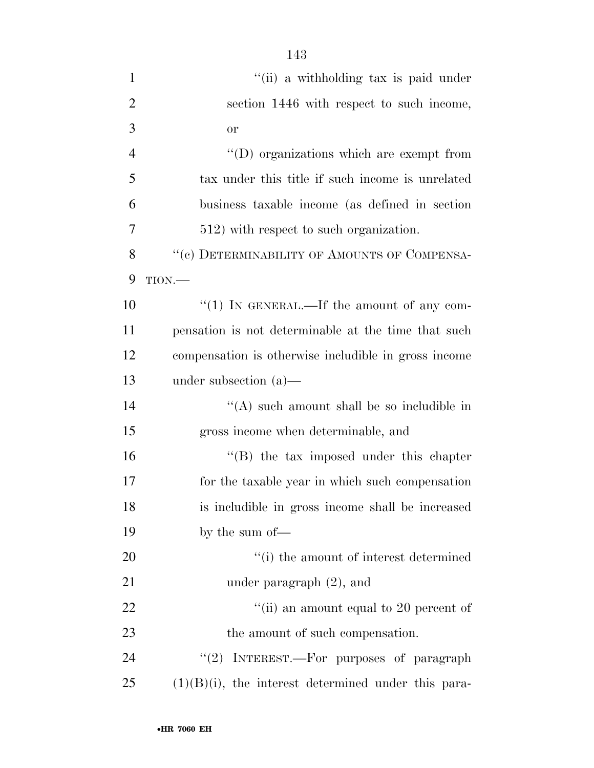''(ii) a withholding tax is paid under section 1446 with respect to such income, or

''(D) organizations which are exempt from tax under this title if such income is unrelated business taxable income (as defined in section 512) with respect to such organization.

''(c) DETERMINABILITY OF AMOUNTS OF COMPENSATION.—

''(1) IN GENERAL.—If the amount of any compensation is not determinable at the time that such compensation is otherwise includible in gross income under subsection (a)—

''(A) such amount shall be so includible in gross income when determinable, and

''(B) the tax imposed under this chapter for the taxable year in which such compensation is includible in gross income shall be increased by the sum of—

''(i) the amount of interest determined under paragraph (2), and

''(ii) an amount equal to 20 percent of the amount of such compensation.

''(2) INTEREST.—For purposes of paragraph (1)(B)(i), the interest determined under this para-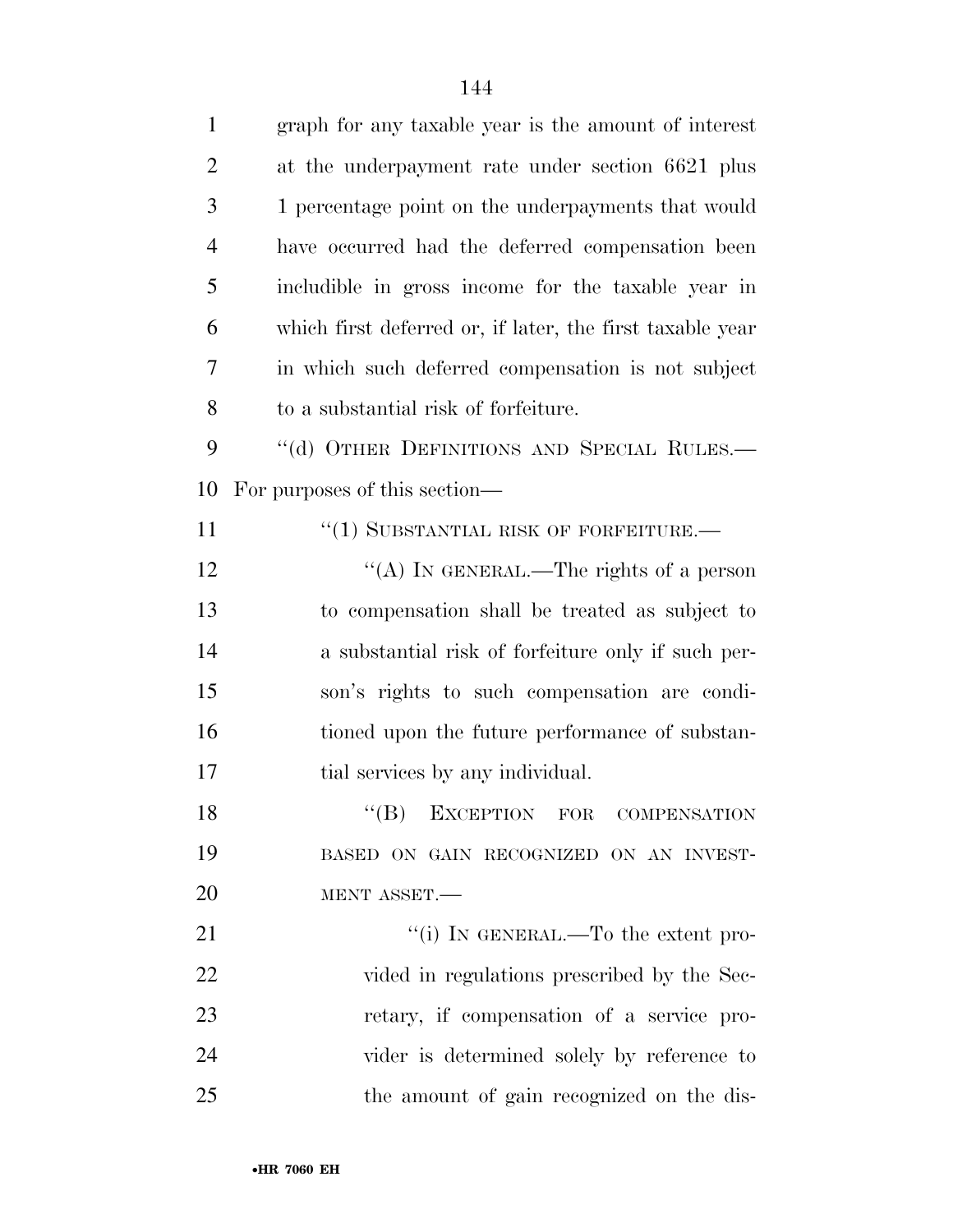graph for any taxable year is the amount of interest at the underpayment rate under section 6621 plus 1 percentage point on the underpayments that would have occurred had the deferred compensation been includible in gross income for the taxable year in which first deferred or, if later, the first taxable year in which such deferred compensation is not subject to a substantial risk of forfeiture.

''(d) OTHER DEFINITIONS AND SPECIAL RULES.—For purposes of this section—

''(1) SUBSTANTIAL RISK OF FORFEITURE.—

''(A) IN GENERAL.—The rights of a person to compensation shall be treated as subject to a substantial risk of forfeiture only if such person's rights to such compensation are conditioned upon the future performance of substantial services by any individual.

''(B) EXCEPTION FOR COMPENSATION BASED ON GAIN RECOGNIZED ON AN INVESTMENT ASSET.—

''(i) IN GENERAL.—To the extent provided in regulations prescribed by the Secretary, if compensation of a service provider is determined solely by reference to the amount of gain recognized on the dis-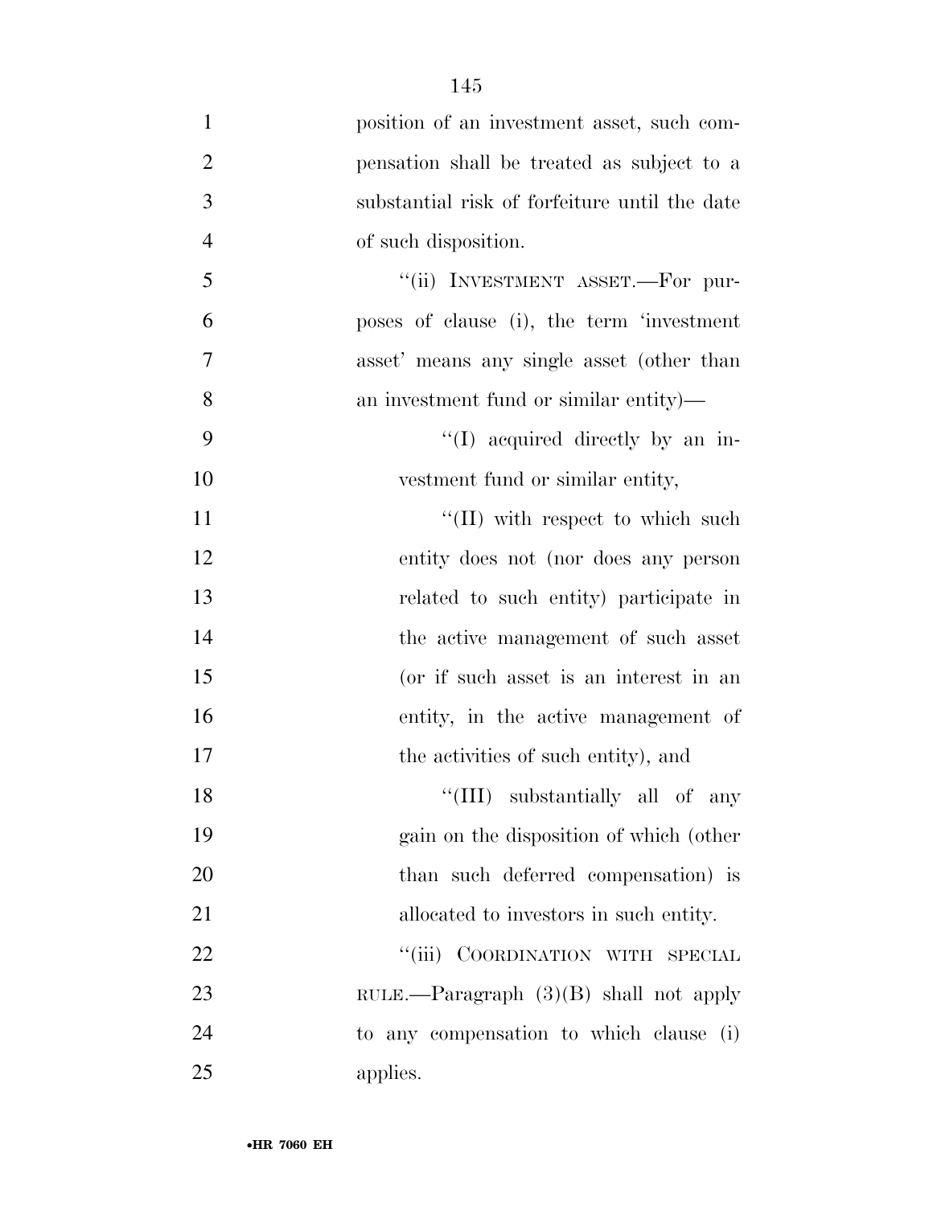position of an investment asset, such compensation shall be treated as subject to a substantial risk of forfeiture until the date of such disposition.

"(ii) INVESTMENT ASSET.—For purposes of clause (i), the term 'investment asset' means any single asset (other than an investment fund or similar entity)—

"(I) acquired directly by an investment fund or similar entity,

"(II) with respect to which such entity does not (nor does any person related to such entity) participate in the active management of such asset (or if such asset is an interest in an entity, in the active management of the activities of such entity), and

"(III) substantially all of any gain on the disposition of which (other than such deferred compensation) is allocated to investors in such entity.

"(iii) COORDINATION WITH SPECIAL RULE.—Paragraph (3)(B) shall not apply to any compensation to which clause (i) applies.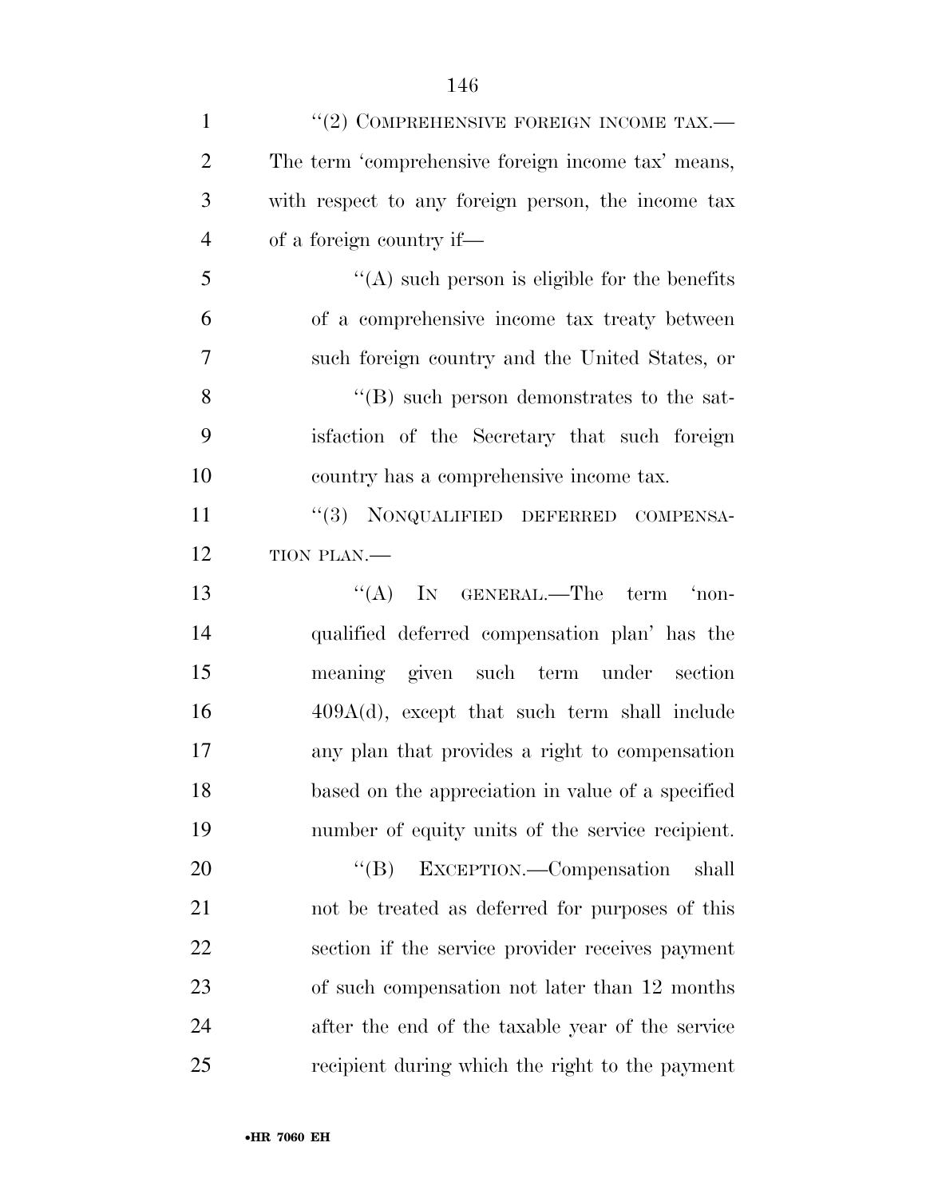"(2) COMPREHENSIVE FOREIGN INCOME TAX.— The term 'comprehensive foreign income tax' means, with respect to any foreign person, the income tax of a foreign country if—

"(A) such person is eligible for the benefits of a comprehensive income tax treaty between such foreign country and the United States, or

"(B) such person demonstrates to the satisfaction of the Secretary that such foreign country has a comprehensive income tax.

"(3) NONQUALIFIED DEFERRED COMPENSATION PLAN.—

"(A) IN GENERAL.—The term 'nonqualified deferred compensation plan' has the meaning given such term under section 409A(d), except that such term shall include any plan that provides a right to compensation based on the appreciation in value of a specified number of equity units of the service recipient.

"(B) EXCEPTION.—Compensation shall not be treated as deferred for purposes of this section if the service provider receives payment of such compensation not later than 12 months after the end of the taxable year of the service recipient during which the right to the payment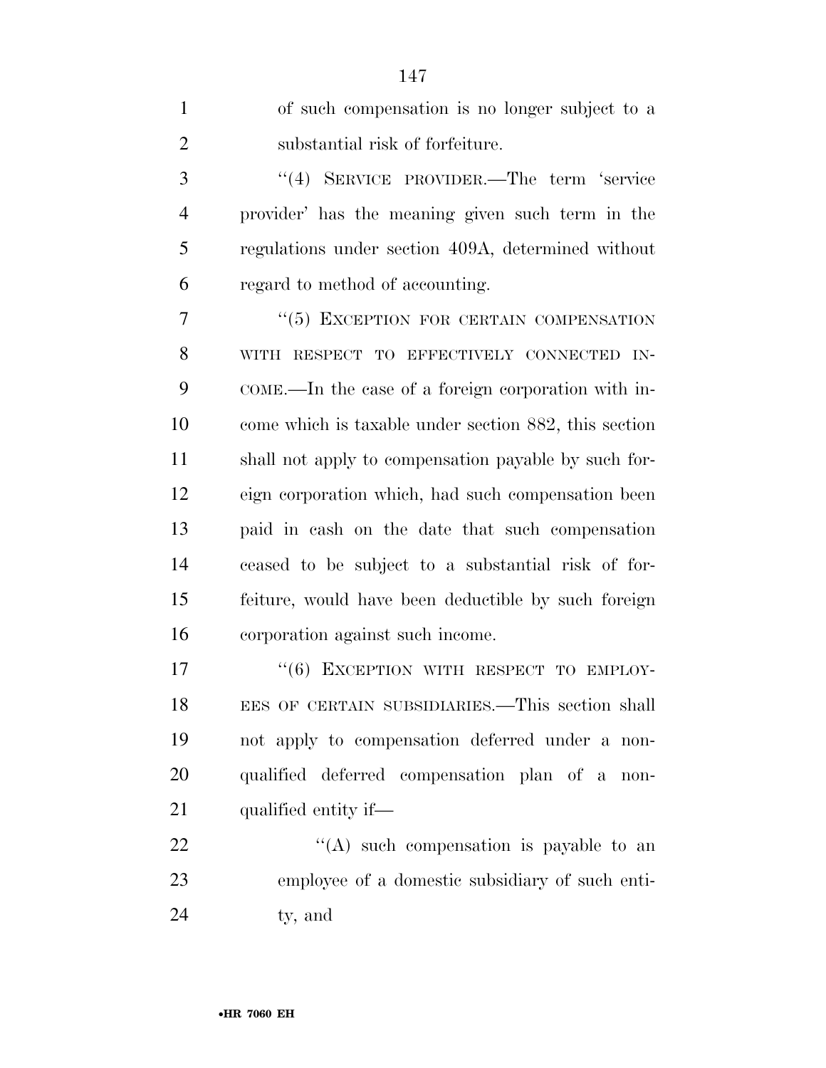of such compensation is no longer subject to a substantial risk of forfeiture.

''(4) SERVICE PROVIDER.—The term 'service provider' has the meaning given such term in the regulations under section 409A, determined without regard to method of accounting.

''(5) EXCEPTION FOR CERTAIN COMPENSATION WITH RESPECT TO EFFECTIVELY CONNECTED INCOME.—In the case of a foreign corporation with income which is taxable under section 882, this section shall not apply to compensation payable by such foreign corporation which, had such compensation been paid in cash on the date that such compensation ceased to be subject to a substantial risk of forfeiture, would have been deductible by such foreign corporation against such income.

''(6) EXCEPTION WITH RESPECT TO EMPLOYEES OF CERTAIN SUBSIDIARIES.—This section shall not apply to compensation deferred under a nonqualified deferred compensation plan of a nonqualified entity if—

''(A) such compensation is payable to an employee of a domestic subsidiary of such entity, and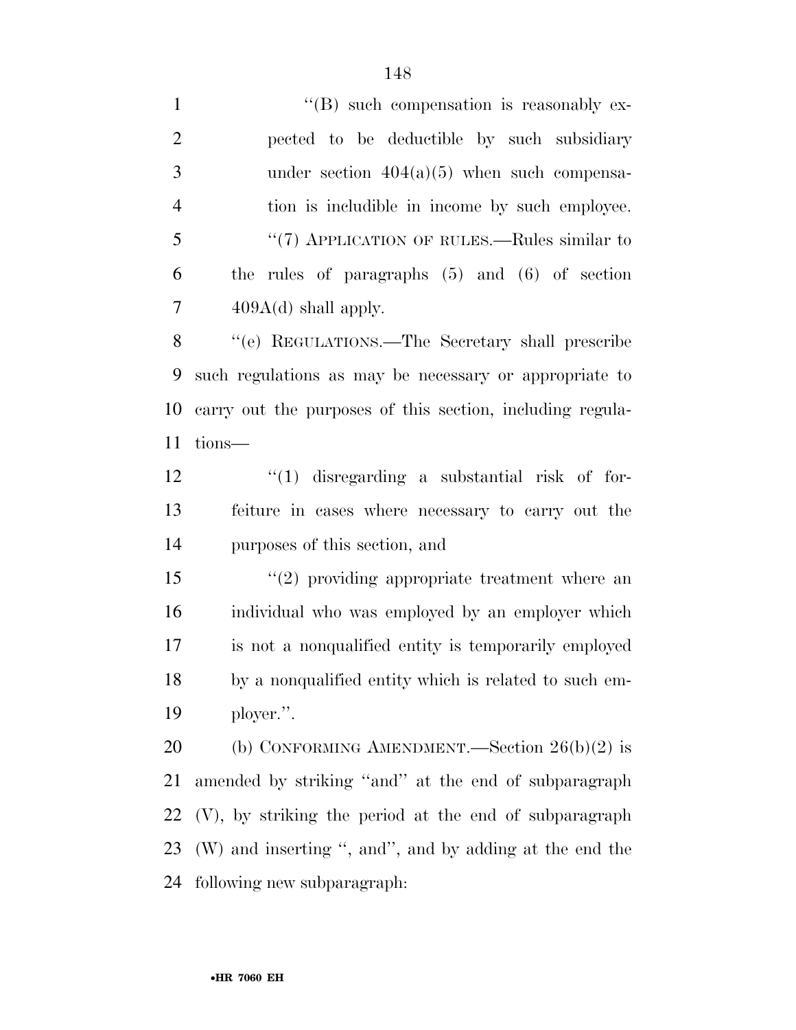''(B) such compensation is reasonably expected to be deductible by such subsidiary under section 404(a)(5) when such compensation is includible in income by such employee.

''(7) APPLICATION OF RULES.—Rules similar to the rules of paragraphs (5) and (6) of section 409A(d) shall apply.

''(e) REGULATIONS.—The Secretary shall prescribe such regulations as may be necessary or appropriate to carry out the purposes of this section, including regulations—

''(1) disregarding a substantial risk of forfeiture in cases where necessary to carry out the purposes of this section, and

''(2) providing appropriate treatment where an individual who was employed by an employer which is not a nonqualified entity is temporarily employed by a nonqualified entity which is related to such employer.''.

(b) CONFORMING AMENDMENT.—Section 26(b)(2) is amended by striking ''and'' at the end of subparagraph (V), by striking the period at the end of subparagraph (W) and inserting '', and'', and by adding at the end the following new subparagraph: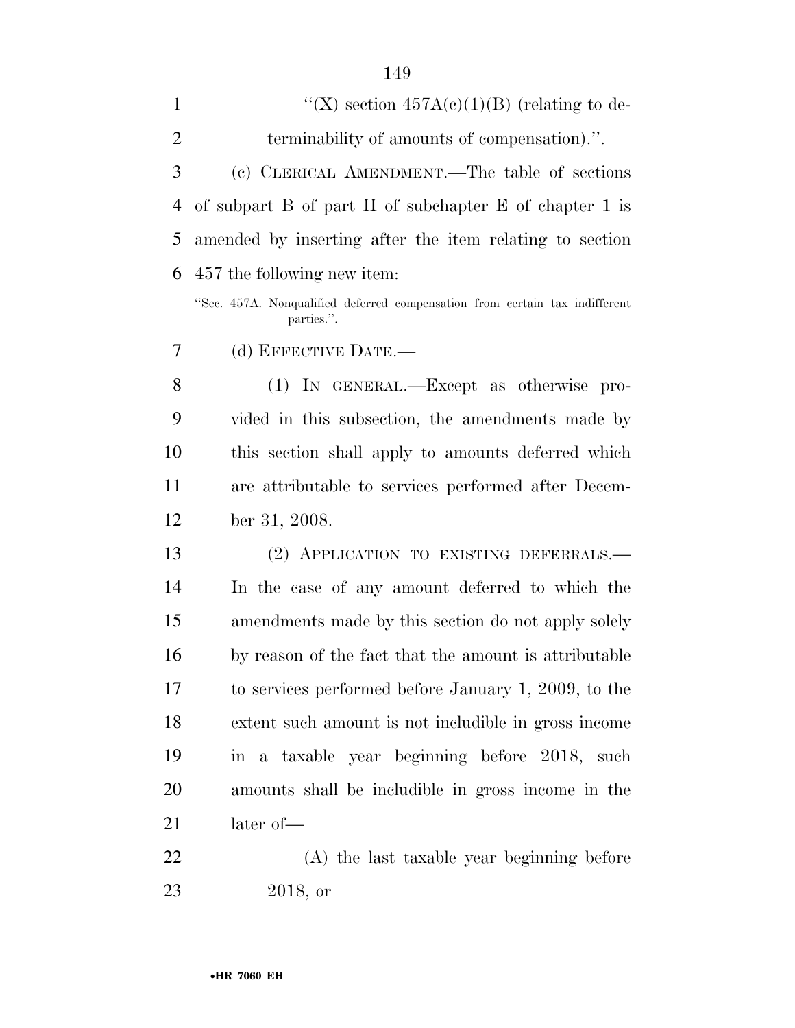"(X) section 457A(c)(1)(B) (relating to determinability of amounts of compensation).".

(c) CLERICAL AMENDMENT.—The table of sections of subpart B of part II of subchapter E of chapter 1 is amended by inserting after the item relating to section 457 the following new item:

"Sec. 457A. Nonqualified deferred compensation from certain tax indifferent parties.".

(d) EFFECTIVE DATE.—

(1) IN GENERAL.—Except as otherwise provided in this subsection, the amendments made by this section shall apply to amounts deferred which are attributable to services performed after December 31, 2008.

(2) APPLICATION TO EXISTING DEFERRALS.—In the case of any amount deferred to which the amendments made by this section do not apply solely by reason of the fact that the amount is attributable to services performed before January 1, 2009, to the extent such amount is not includible in gross income in a taxable year beginning before 2018, such amounts shall be includible in gross income in the later of—

(A) the last taxable year beginning before 2018, or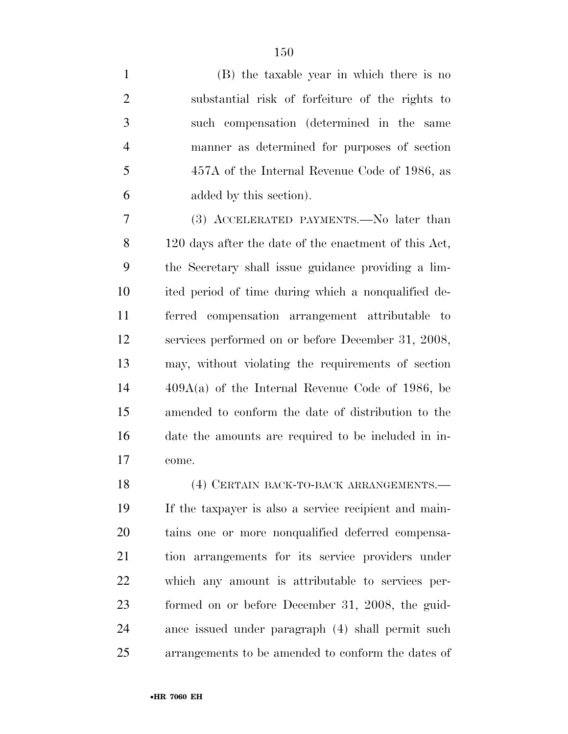(B) the taxable year in which there is no substantial risk of forfeiture of the rights to such compensation (determined in the same manner as determined for purposes of section 457A of the Internal Revenue Code of 1986, as added by this section).

(3) ACCELERATED PAYMENTS.—No later than 120 days after the date of the enactment of this Act, the Secretary shall issue guidance providing a limited period of time during which a nonqualified deferred compensation arrangement attributable to services performed on or before December 31, 2008, may, without violating the requirements of section 409A(a) of the Internal Revenue Code of 1986, be amended to conform the date of distribution to the date the amounts are required to be included in income.

(4) CERTAIN BACK-TO-BACK ARRANGEMENTS.—If the taxpayer is also a service recipient and maintains one or more nonqualified deferred compensation arrangements for its service providers under which any amount is attributable to services performed on or before December 31, 2008, the guidance issued under paragraph (4) shall permit such arrangements to be amended to conform the dates of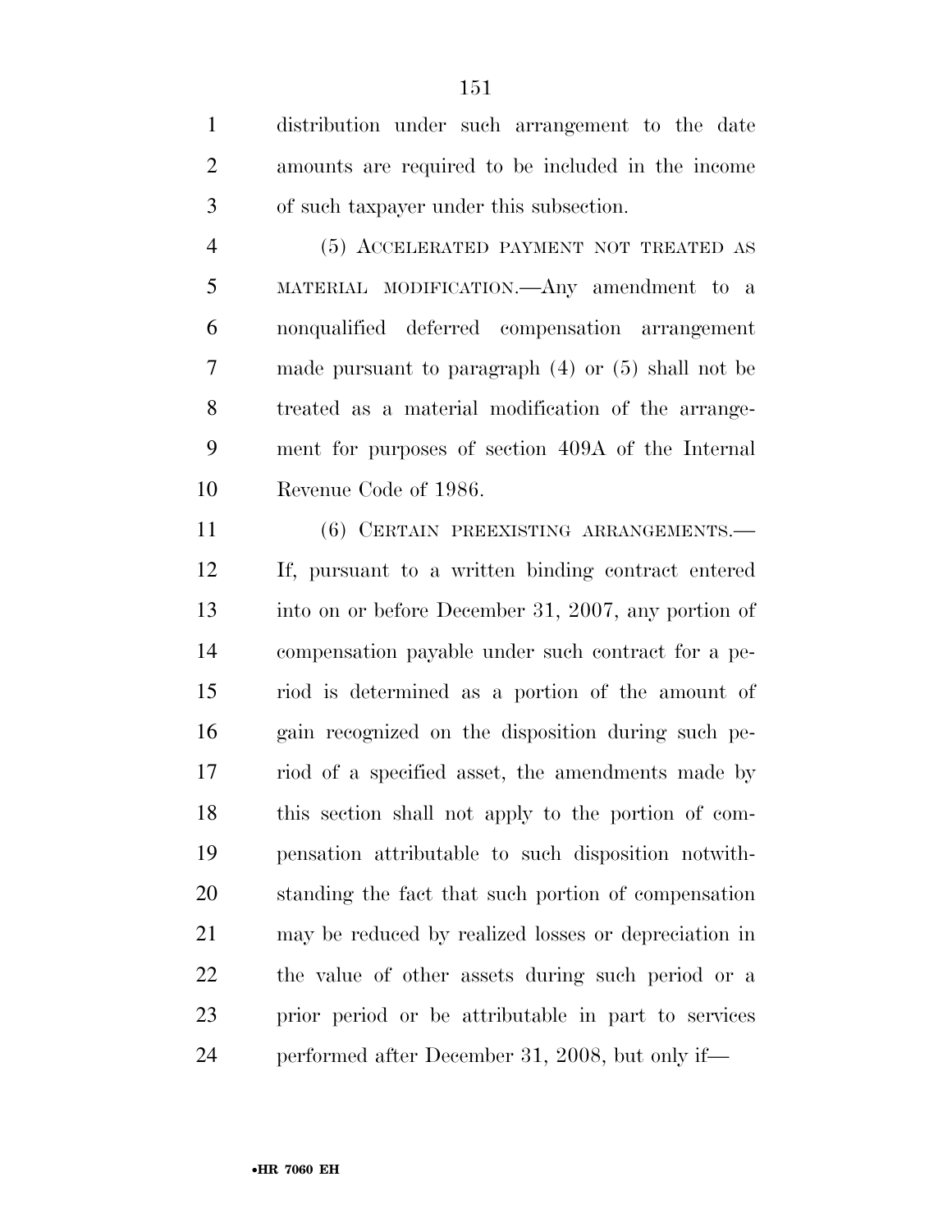distribution under such arrangement to the date amounts are required to be included in the income of such taxpayer under this subsection.

(5) ACCELERATED PAYMENT NOT TREATED AS MATERIAL MODIFICATION.—Any amendment to a nonqualified deferred compensation arrangement made pursuant to paragraph (4) or (5) shall not be treated as a material modification of the arrangement for purposes of section 409A of the Internal Revenue Code of 1986.

(6) CERTAIN PREEXISTING ARRANGEMENTS.—If, pursuant to a written binding contract entered into on or before December 31, 2007, any portion of compensation payable under such contract for a period is determined as a portion of the amount of gain recognized on the disposition during such period of a specified asset, the amendments made by this section shall not apply to the portion of compensation attributable to such disposition notwithstanding the fact that such portion of compensation may be reduced by realized losses or depreciation in the value of other assets during such period or a prior period or be attributable in part to services performed after December 31, 2008, but only if—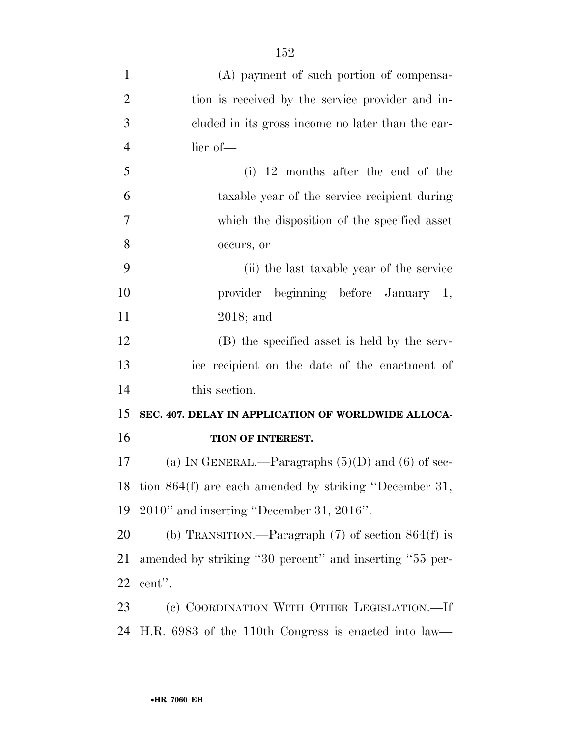(A) payment of such portion of compensation is received by the service provider and included in its gross income no later than the earlier of—

(i) 12 months after the end of the taxable year of the service recipient during which the disposition of the specified asset occurs, or

(ii) the last taxable year of the service provider beginning before January 1, 2018; and

(B) the specified asset is held by the service recipient on the date of the enactment of this section.

**SEC. 407. DELAY IN APPLICATION OF WORLDWIDE ALLOCATION OF INTEREST.**

(a) IN GENERAL.—Paragraphs (5)(D) and (6) of section 864(f) are each amended by striking ''December 31, 2010'' and inserting ''December 31, 2016''.

(b) TRANSITION.—Paragraph (7) of section 864(f) is amended by striking ''30 percent'' and inserting ''55 percent''.

(c) COORDINATION WITH OTHER LEGISLATION.—If H.R. 6983 of the 110th Congress is enacted into law—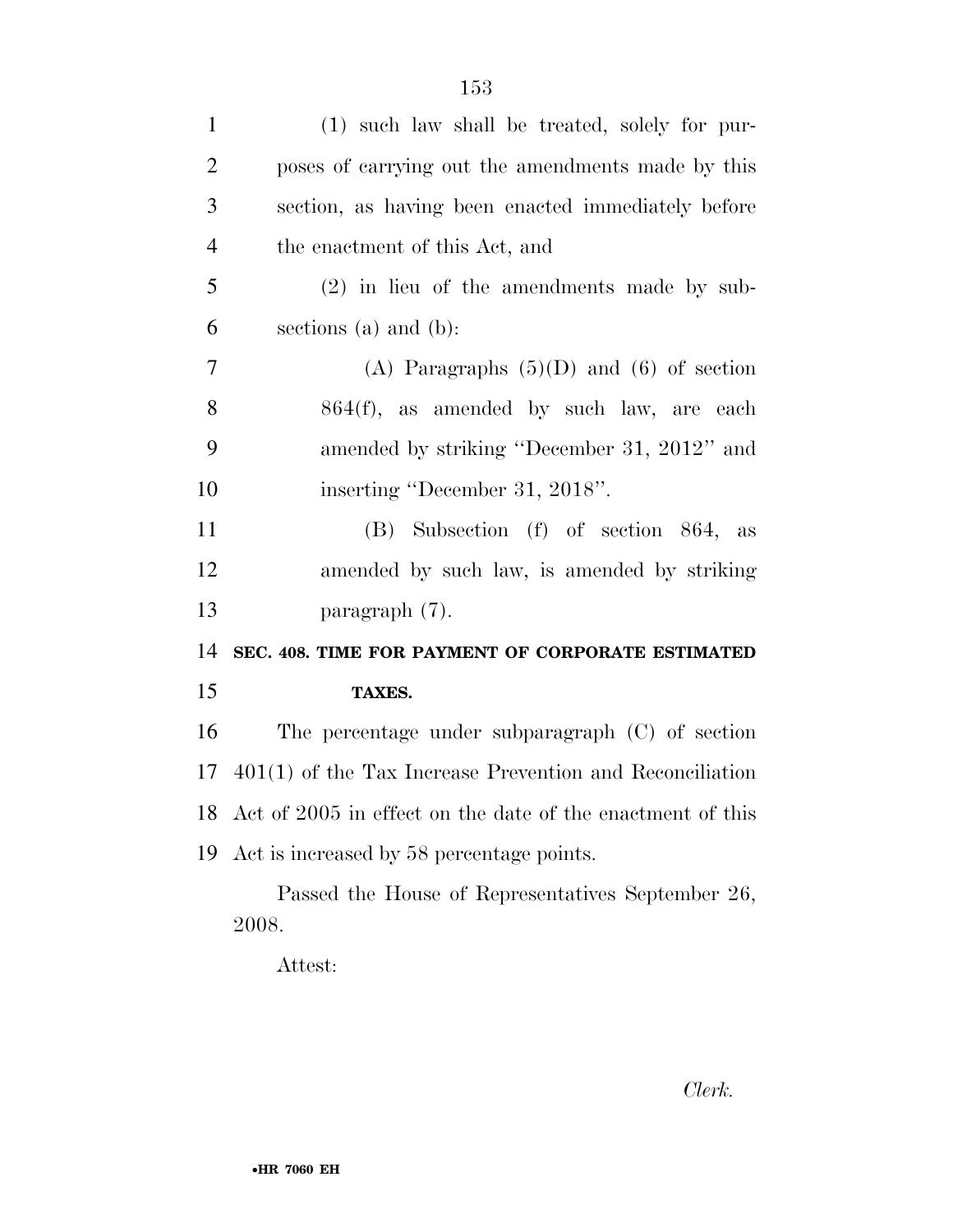(1) such law shall be treated, solely for purposes of carrying out the amendments made by this section, as having been enacted immediately before the enactment of this Act, and

(2) in lieu of the amendments made by subsections (a) and (b):

(A) Paragraphs (5)(D) and (6) of section 864(f), as amended by such law, are each amended by striking ''December 31, 2012'' and inserting ''December 31, 2018''.

(B) Subsection (f) of section 864, as amended by such law, is amended by striking paragraph (7).

## SEC. 408. TIME FOR PAYMENT OF CORPORATE ESTIMATED TAXES.

The percentage under subparagraph (C) of section 401(1) of the Tax Increase Prevention and Reconciliation Act of 2005 in effect on the date of the enactment of this Act is increased by 58 percentage points.

Passed the House of Representatives September 26, 2008.

Attest:

*Clerk.*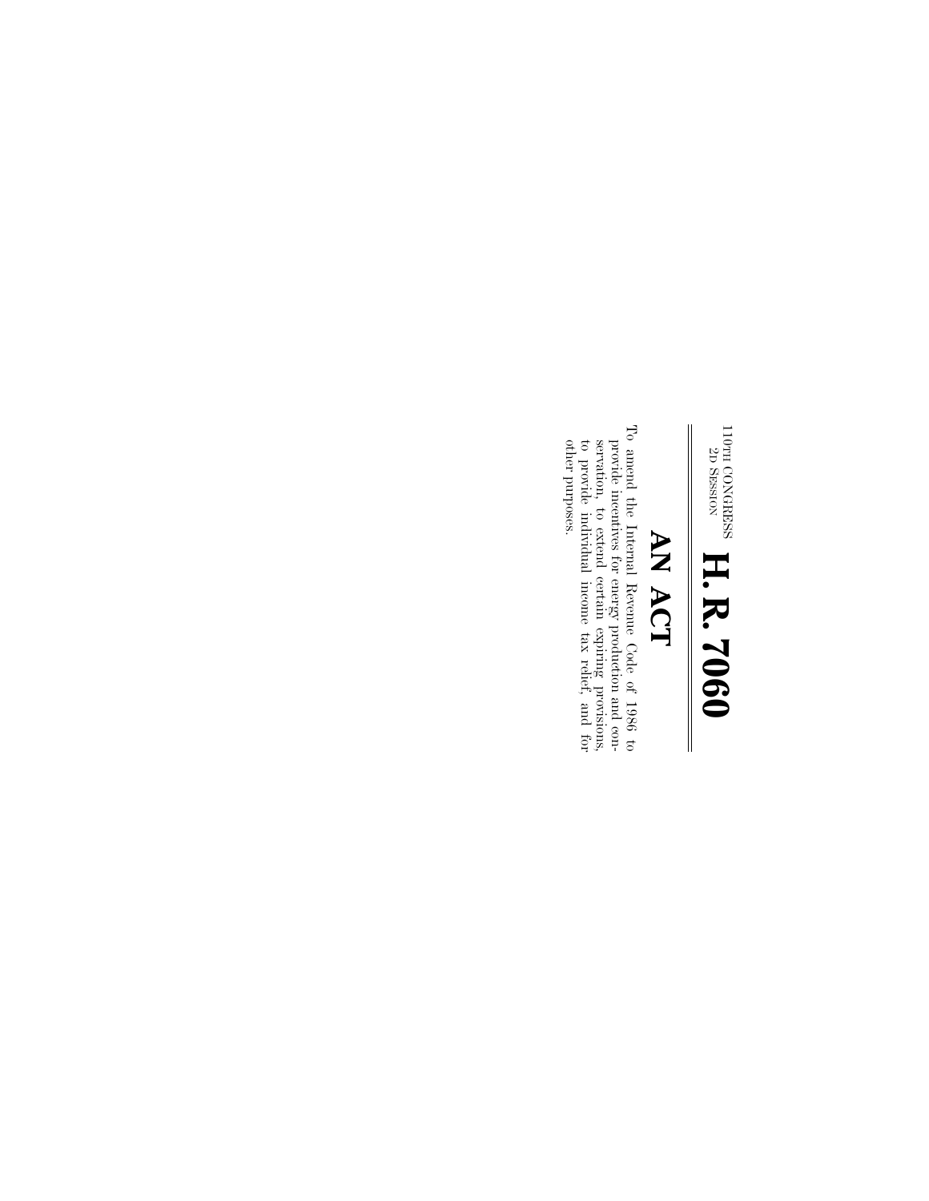110TH CONGRESS
2D SESSION

# H. R. 7060

## AN ACT

To amend the Internal Revenue Code of 1986 to provide incentives for energy production and conservation, to extend certain expiring provisions, to provide individual income tax relief, and for other purposes.